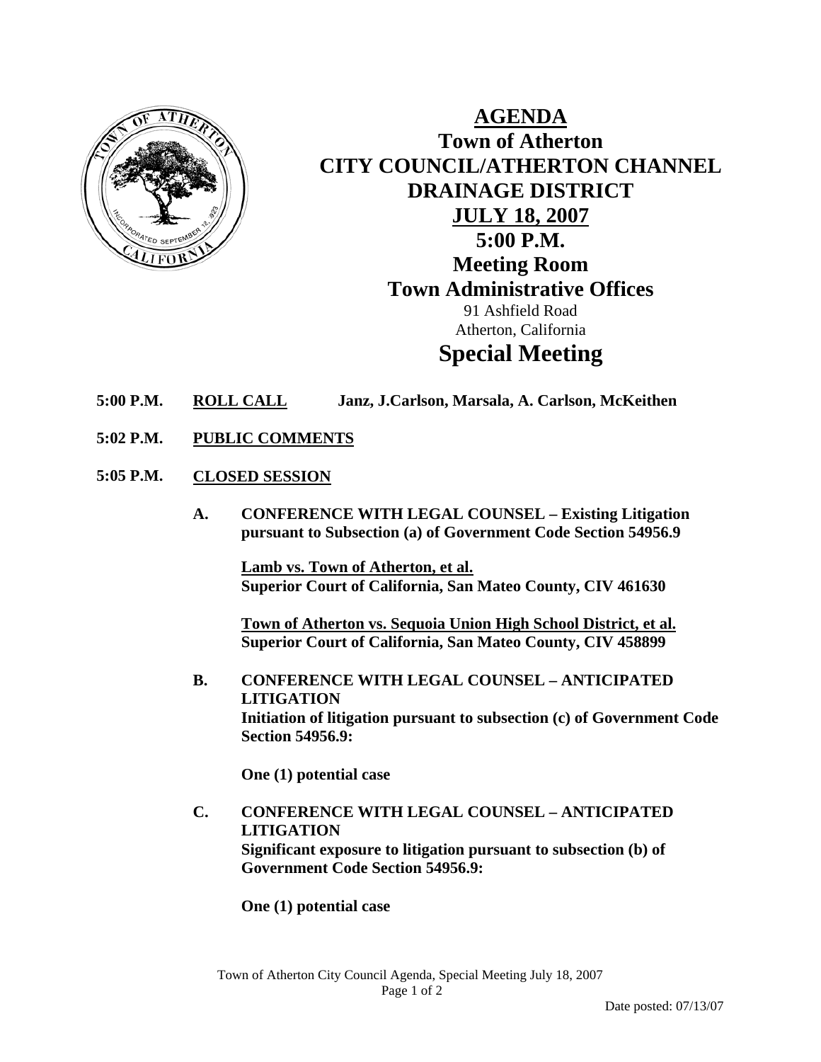# AGENDA

## Town of Atherton
## CITY COUNCIL/ATHERTON CHANNEL DRAINAGE DISTRICT
## JULY 18, 2007
## 5:00 P.M.
## Meeting Room
## Town Administrative Offices

91 Ashfield Road
Atherton, California

# Special Meeting

**5:00 P.M.** **ROLL CALL** **Janz, J.Carlson, Marsala, A. Carlson, McKeithen**

**5:02 P.M.** **PUBLIC COMMENTS**

**5:05 P.M.** **CLOSED SESSION**

**A. CONFERENCE WITH LEGAL COUNSEL – Existing Litigation pursuant to Subsection (a) of Government Code Section 54956.9**

**Lamb vs. Town of Atherton, et al.**
**Superior Court of California, San Mateo County, CIV 461630**

**Town of Atherton vs. Sequoia Union High School District, et al.**
**Superior Court of California, San Mateo County, CIV 458899**

**B. CONFERENCE WITH LEGAL COUNSEL – ANTICIPATED LITIGATION**
**Initiation of litigation pursuant to subsection (c) of Government Code Section 54956.9:**

**One (1) potential case**

**C. CONFERENCE WITH LEGAL COUNSEL – ANTICIPATED LITIGATION**
**Significant exposure to litigation pursuant to subsection (b) of Government Code Section 54956.9:**

**One (1) potential case**

Date posted: 07/13/07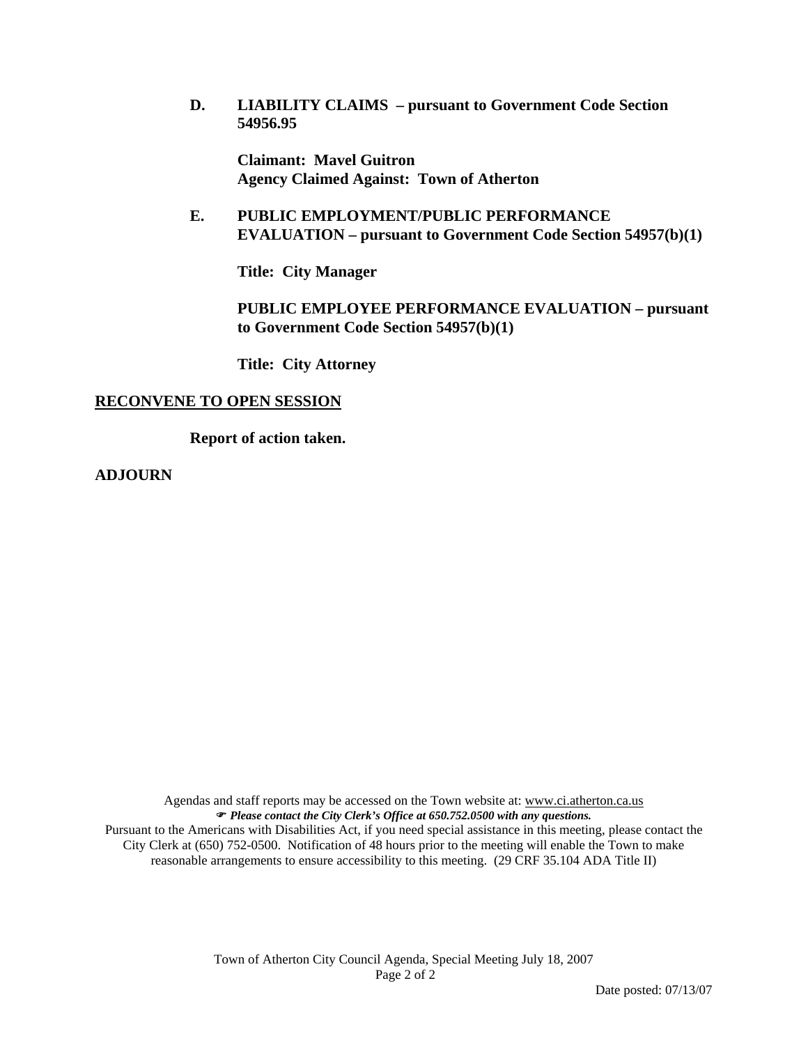**D. LIABILITY CLAIMS – pursuant to Government Code Section 54956.95**

**Claimant: Mavel Guitron**
**Agency Claimed Against: Town of Atherton**

**E. PUBLIC EMPLOYMENT/PUBLIC PERFORMANCE EVALUATION – pursuant to Government Code Section 54957(b)(1)**

**Title: City Manager**

**PUBLIC EMPLOYEE PERFORMANCE EVALUATION – pursuant to Government Code Section 54957(b)(1)**

**Title: City Attorney**

**RECONVENE TO OPEN SESSION**

**Report of action taken.**

**ADJOURN**

Agendas and staff reports may be accessed on the Town website at: www.ci.atherton.ca.us
***Please contact the City Clerk's Office at 650.752.0500 with any questions.***
Pursuant to the Americans with Disabilities Act, if you need special assistance in this meeting, please contact the City Clerk at (650) 752-0500. Notification of 48 hours prior to the meeting will enable the Town to make reasonable arrangements to ensure accessibility to this meeting. (29 CRF 35.104 ADA Title II)

Date posted: 07/13/07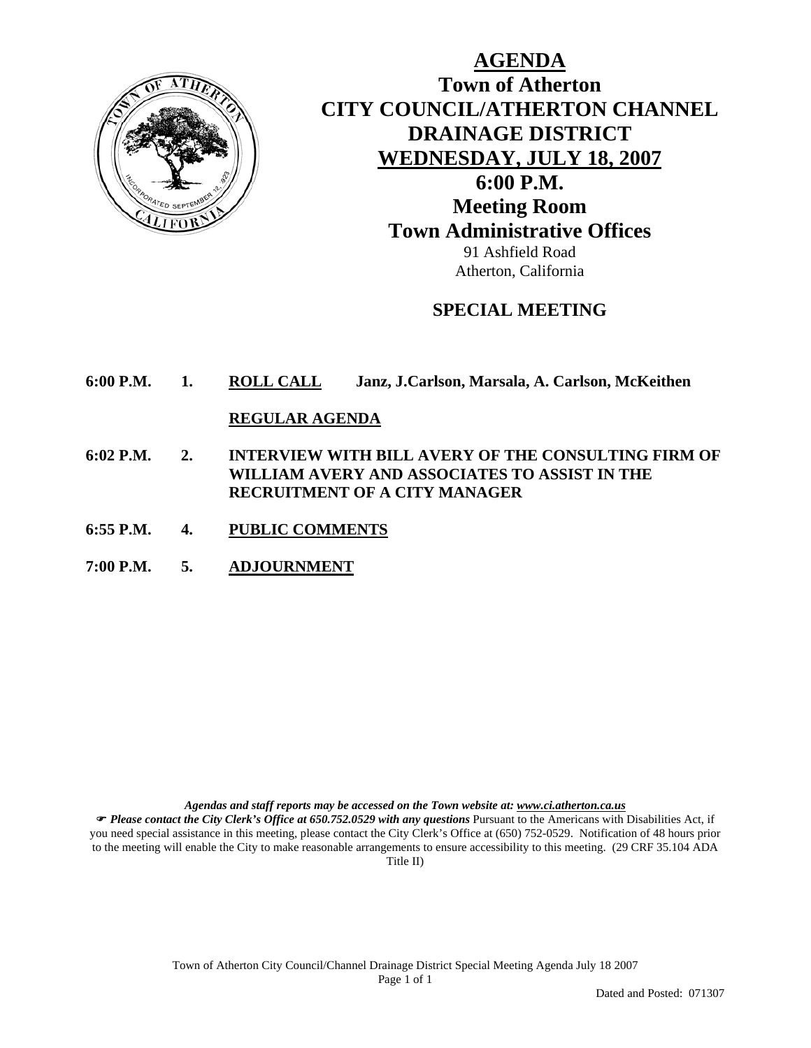# AGENDA

## Town of Atherton
## CITY COUNCIL/ATHERTON CHANNEL DRAINAGE DISTRICT
## WEDNESDAY, JULY 18, 2007
## 6:00 P.M.
## Meeting Room
## Town Administrative Offices

91 Ashfield Road
Atherton, California

### SPECIAL MEETING

**6:00 P.M. 1. ROLL CALL** **Janz, J.Carlson, Marsala, A. Carlson, McKeithen**

**REGULAR AGENDA**

**6:02 P.M. 2. INTERVIEW WITH BILL AVERY OF THE CONSULTING FIRM OF WILLIAM AVERY AND ASSOCIATES TO ASSIST IN THE RECRUITMENT OF A CITY MANAGER**

**6:55 P.M. 4. PUBLIC COMMENTS**

**7:00 P.M. 5. ADJOURNMENT**

***Agendas and staff reports may be accessed on the Town website at: www.ci.atherton.ca.us***

☞ ***Please contact the City Clerk's Office at 650.752.0529 with any questions*** Pursuant to the Americans with Disabilities Act, if you need special assistance in this meeting, please contact the City Clerk's Office at (650) 752-0529. Notification of 48 hours prior to the meeting will enable the City to make reasonable arrangements to ensure accessibility to this meeting. (29 CRF 35.104 ADA Title II)

Dated and Posted: 071307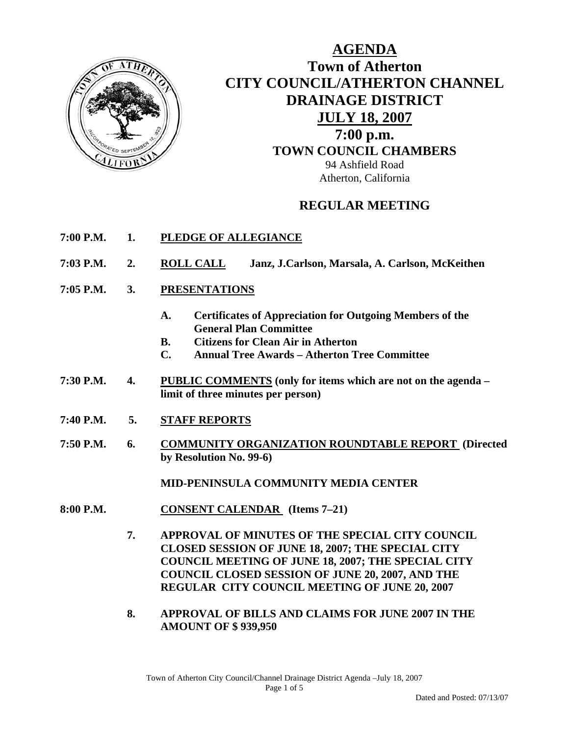# AGENDA

## Town of Atherton

## CITY COUNCIL/ATHERTON CHANNEL DRAINAGE DISTRICT

## JULY 18, 2007

## 7:00 p.m.

**TOWN COUNCIL CHAMBERS**

94 Ashfield Road
Atherton, California

## REGULAR MEETING

**7:00 P.M. 1. PLEDGE OF ALLEGIANCE**

**7:03 P.M. 2. ROLL CALL** Janz, J.Carlson, Marsala, A. Carlson, McKeithen

**7:05 P.M. 3. PRESENTATIONS**

- **A. Certificates of Appreciation for Outgoing Members of the General Plan Committee**
- **B. Citizens for Clean Air in Atherton**
- **C. Annual Tree Awards – Atherton Tree Committee**

**7:30 P.M. 4. PUBLIC COMMENTS (only for items which are not on the agenda – limit of three minutes per person)**

**7:40 P.M. 5. STAFF REPORTS**

**7:50 P.M. 6. COMMUNITY ORGANIZATION ROUNDTABLE REPORT (Directed by Resolution No. 99-6)**

**MID-PENINSULA COMMUNITY MEDIA CENTER**

**8:00 P.M. CONSENT CALENDAR (Items 7–21)**

**7. APPROVAL OF MINUTES OF THE SPECIAL CITY COUNCIL CLOSED SESSION OF JUNE 18, 2007; THE SPECIAL CITY COUNCIL MEETING OF JUNE 18, 2007; THE SPECIAL CITY COUNCIL CLOSED SESSION OF JUNE 20, 2007, AND THE REGULAR CITY COUNCIL MEETING OF JUNE 20, 2007**

**8. APPROVAL OF BILLS AND CLAIMS FOR JUNE 2007 IN THE AMOUNT OF $ 939,950**

Dated and Posted: 07/13/07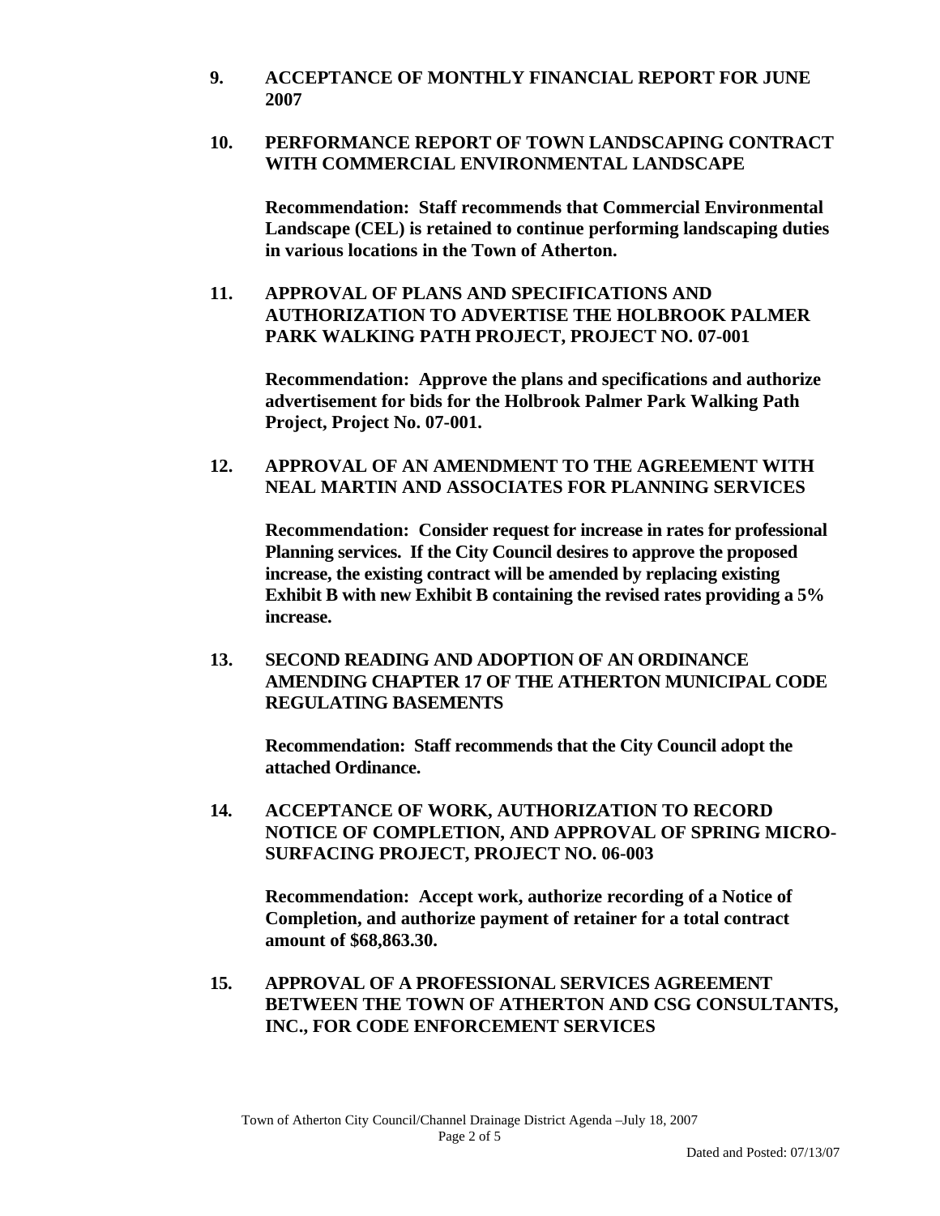**9. ACCEPTANCE OF MONTHLY FINANCIAL REPORT FOR JUNE 2007**

**10. PERFORMANCE REPORT OF TOWN LANDSCAPING CONTRACT WITH COMMERCIAL ENVIRONMENTAL LANDSCAPE**

**Recommendation: Staff recommends that Commercial Environmental Landscape (CEL) is retained to continue performing landscaping duties in various locations in the Town of Atherton.**

**11. APPROVAL OF PLANS AND SPECIFICATIONS AND AUTHORIZATION TO ADVERTISE THE HOLBROOK PALMER PARK WALKING PATH PROJECT, PROJECT NO. 07-001**

**Recommendation: Approve the plans and specifications and authorize advertisement for bids for the Holbrook Palmer Park Walking Path Project, Project No. 07-001.**

**12. APPROVAL OF AN AMENDMENT TO THE AGREEMENT WITH NEAL MARTIN AND ASSOCIATES FOR PLANNING SERVICES**

**Recommendation: Consider request for increase in rates for professional Planning services. If the City Council desires to approve the proposed increase, the existing contract will be amended by replacing existing Exhibit B with new Exhibit B containing the revised rates providing a 5% increase.**

**13. SECOND READING AND ADOPTION OF AN ORDINANCE AMENDING CHAPTER 17 OF THE ATHERTON MUNICIPAL CODE REGULATING BASEMENTS**

**Recommendation: Staff recommends that the City Council adopt the attached Ordinance.**

**14. ACCEPTANCE OF WORK, AUTHORIZATION TO RECORD NOTICE OF COMPLETION, AND APPROVAL OF SPRING MICRO-SURFACING PROJECT, PROJECT NO. 06-003**

**Recommendation: Accept work, authorize recording of a Notice of Completion, and authorize payment of retainer for a total contract amount of $68,863.30.**

**15. APPROVAL OF A PROFESSIONAL SERVICES AGREEMENT BETWEEN THE TOWN OF ATHERTON AND CSG CONSULTANTS, INC., FOR CODE ENFORCEMENT SERVICES**

Dated and Posted: 07/13/07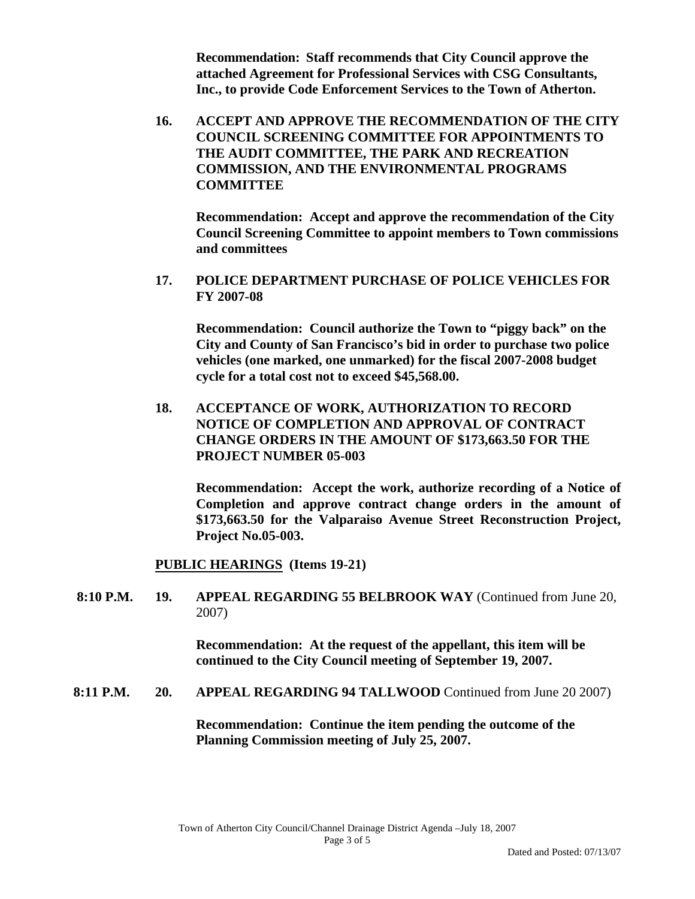**Recommendation: Staff recommends that City Council approve the attached Agreement for Professional Services with CSG Consultants, Inc., to provide Code Enforcement Services to the Town of Atherton.**

**16. ACCEPT AND APPROVE THE RECOMMENDATION OF THE CITY COUNCIL SCREENING COMMITTEE FOR APPOINTMENTS TO THE AUDIT COMMITTEE, THE PARK AND RECREATION COMMISSION, AND THE ENVIRONMENTAL PROGRAMS COMMITTEE**

**Recommendation: Accept and approve the recommendation of the City Council Screening Committee to appoint members to Town commissions and committees**

**17. POLICE DEPARTMENT PURCHASE OF POLICE VEHICLES FOR FY 2007-08**

**Recommendation: Council authorize the Town to "piggy back" on the City and County of San Francisco's bid in order to purchase two police vehicles (one marked, one unmarked) for the fiscal 2007-2008 budget cycle for a total cost not to exceed $45,568.00.**

**18. ACCEPTANCE OF WORK, AUTHORIZATION TO RECORD NOTICE OF COMPLETION AND APPROVAL OF CONTRACT CHANGE ORDERS IN THE AMOUNT OF $173,663.50 FOR THE PROJECT NUMBER 05-003**

**Recommendation: Accept the work, authorize recording of a Notice of Completion and approve contract change orders in the amount of $173,663.50 for the Valparaiso Avenue Street Reconstruction Project, Project No.05-003.**

**PUBLIC HEARINGS (Items 19-21)**

**8:10 P.M. 19. APPEAL REGARDING 55 BELBROOK WAY** (Continued from June 20, 2007)

**Recommendation: At the request of the appellant, this item will be continued to the City Council meeting of September 19, 2007.**

**8:11 P.M. 20. APPEAL REGARDING 94 TALLWOOD** Continued from June 20 2007)

**Recommendation: Continue the item pending the outcome of the Planning Commission meeting of July 25, 2007.**

Town of Atherton City Council/Channel Drainage District Agenda –July 18, 2007

Dated and Posted: 07/13/07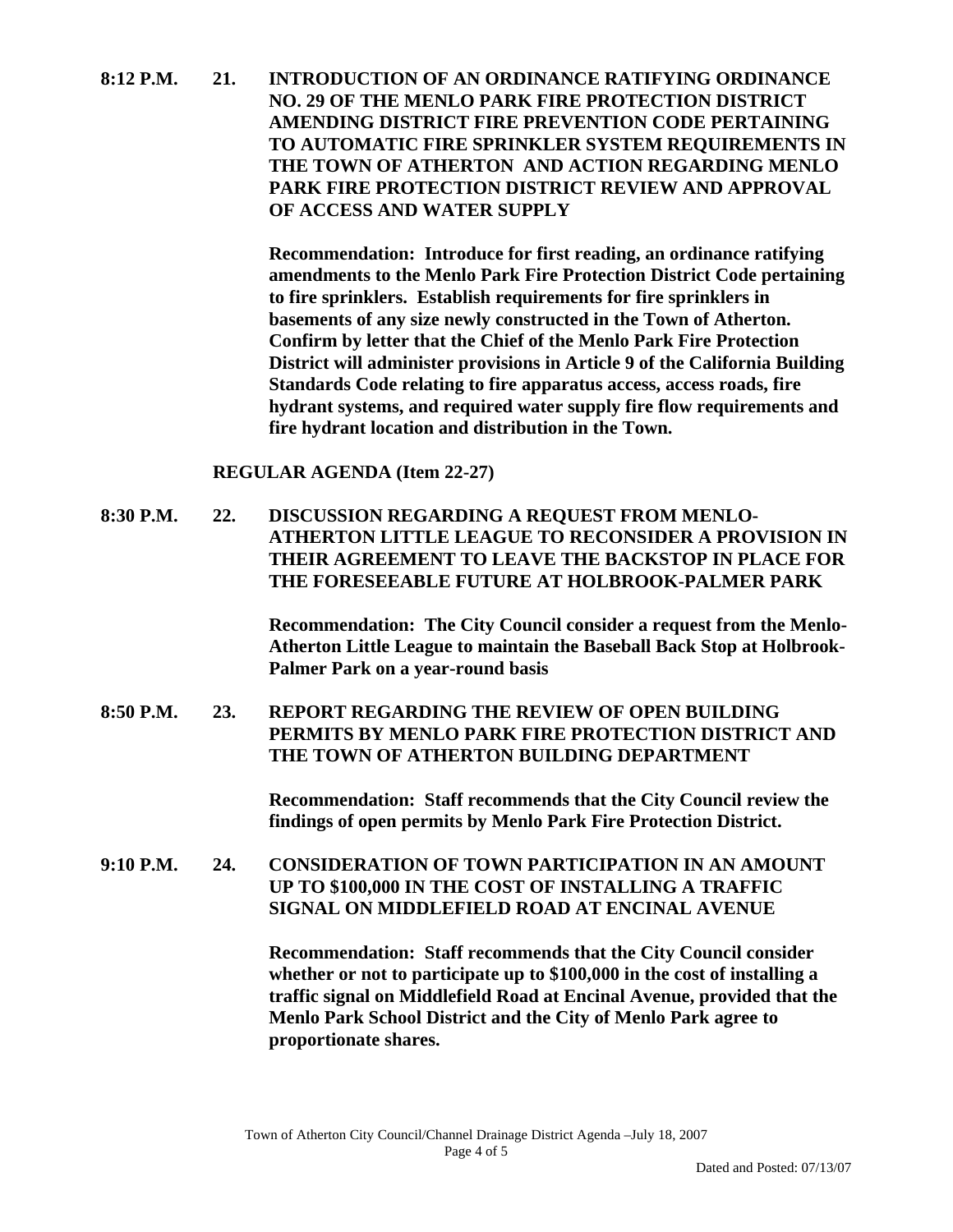**8:12 P.M. 21. INTRODUCTION OF AN ORDINANCE RATIFYING ORDINANCE NO. 29 OF THE MENLO PARK FIRE PROTECTION DISTRICT AMENDING DISTRICT FIRE PREVENTION CODE PERTAINING TO AUTOMATIC FIRE SPRINKLER SYSTEM REQUIREMENTS IN THE TOWN OF ATHERTON AND ACTION REGARDING MENLO PARK FIRE PROTECTION DISTRICT REVIEW AND APPROVAL OF ACCESS AND WATER SUPPLY**

**Recommendation: Introduce for first reading, an ordinance ratifying amendments to the Menlo Park Fire Protection District Code pertaining to fire sprinklers. Establish requirements for fire sprinklers in basements of any size newly constructed in the Town of Atherton. Confirm by letter that the Chief of the Menlo Park Fire Protection District will administer provisions in Article 9 of the California Building Standards Code relating to fire apparatus access, access roads, fire hydrant systems, and required water supply fire flow requirements and fire hydrant location and distribution in the Town.**

**REGULAR AGENDA (Item 22-27)**

**8:30 P.M. 22. DISCUSSION REGARDING A REQUEST FROM MENLO-ATHERTON LITTLE LEAGUE TO RECONSIDER A PROVISION IN THEIR AGREEMENT TO LEAVE THE BACKSTOP IN PLACE FOR THE FORESEEABLE FUTURE AT HOLBROOK-PALMER PARK**

**Recommendation: The City Council consider a request from the Menlo-Atherton Little League to maintain the Baseball Back Stop at Holbrook-Palmer Park on a year-round basis**

**8:50 P.M. 23. REPORT REGARDING THE REVIEW OF OPEN BUILDING PERMITS BY MENLO PARK FIRE PROTECTION DISTRICT AND THE TOWN OF ATHERTON BUILDING DEPARTMENT**

**Recommendation: Staff recommends that the City Council review the findings of open permits by Menlo Park Fire Protection District.**

**9:10 P.M. 24. CONSIDERATION OF TOWN PARTICIPATION IN AN AMOUNT UP TO $100,000 IN THE COST OF INSTALLING A TRAFFIC SIGNAL ON MIDDLEFIELD ROAD AT ENCINAL AVENUE**

**Recommendation: Staff recommends that the City Council consider whether or not to participate up to $100,000 in the cost of installing a traffic signal on Middlefield Road at Encinal Avenue, provided that the Menlo Park School District and the City of Menlo Park agree to proportionate shares.**

Dated and Posted: 07/13/07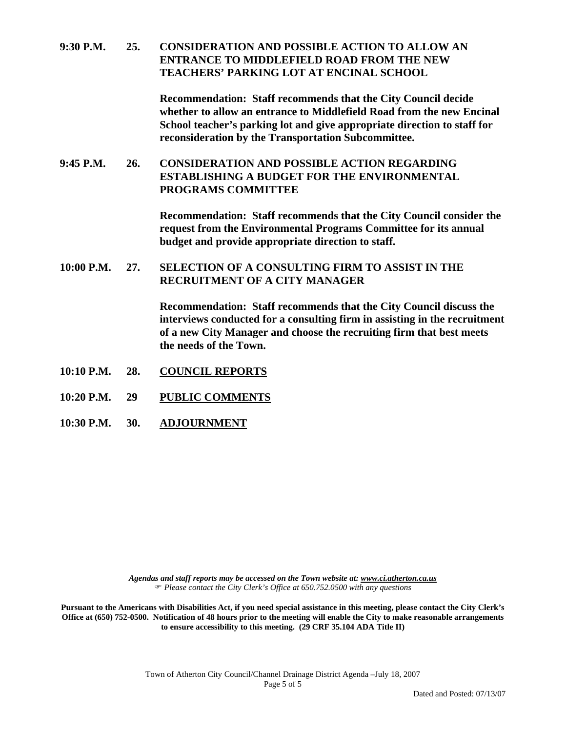**9:30 P.M. 25. CONSIDERATION AND POSSIBLE ACTION TO ALLOW AN ENTRANCE TO MIDDLEFIELD ROAD FROM THE NEW TEACHERS' PARKING LOT AT ENCINAL SCHOOL**

**Recommendation: Staff recommends that the City Council decide whether to allow an entrance to Middlefield Road from the new Encinal School teacher's parking lot and give appropriate direction to staff for reconsideration by the Transportation Subcommittee.**

**9:45 P.M. 26. CONSIDERATION AND POSSIBLE ACTION REGARDING ESTABLISHING A BUDGET FOR THE ENVIRONMENTAL PROGRAMS COMMITTEE**

**Recommendation: Staff recommends that the City Council consider the request from the Environmental Programs Committee for its annual budget and provide appropriate direction to staff.**

**10:00 P.M. 27. SELECTION OF A CONSULTING FIRM TO ASSIST IN THE RECRUITMENT OF A CITY MANAGER**

**Recommendation: Staff recommends that the City Council discuss the interviews conducted for a consulting firm in assisting in the recruitment of a new City Manager and choose the recruiting firm that best meets the needs of the Town.**

**10:10 P.M. 28. COUNCIL REPORTS**

**10:20 P.M. 29 PUBLIC COMMENTS**

**10:30 P.M. 30. ADJOURNMENT**

*Agendas and staff reports may be accessed on the Town website at: www.ci.atherton.ca.us*
*☞ Please contact the City Clerk's Office at 650.752.0500 with any questions*

**Pursuant to the Americans with Disabilities Act, if you need special assistance in this meeting, please contact the City Clerk's Office at (650) 752-0500. Notification of 48 hours prior to the meeting will enable the City to make reasonable arrangements to ensure accessibility to this meeting. (29 CRF 35.104 ADA Title II)**

Town of Atherton City Council/Channel Drainage District Agenda –July 18, 2007

Dated and Posted: 07/13/07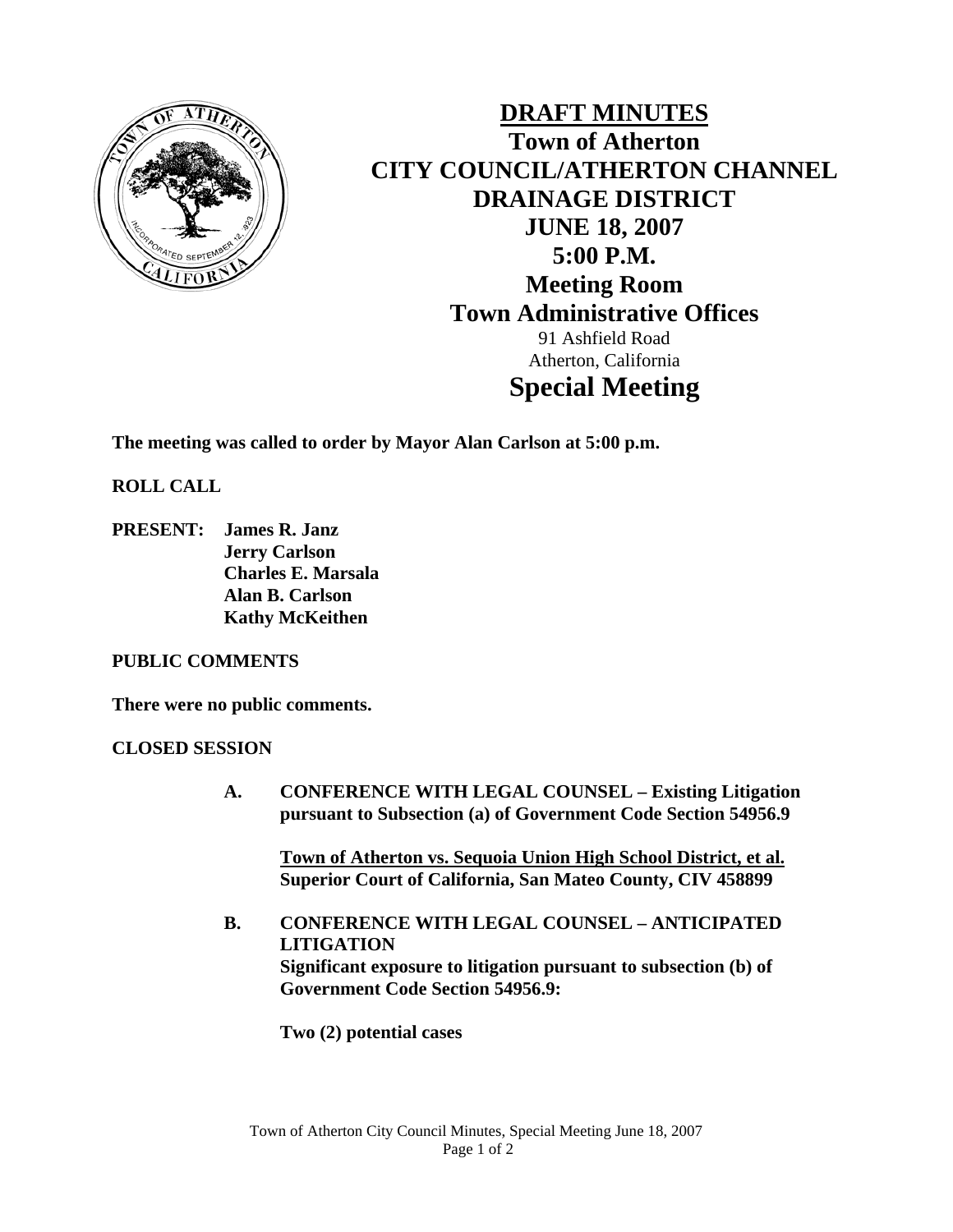# DRAFT MINUTES

## Town of Atherton
## CITY COUNCIL/ATHERTON CHANNEL DRAINAGE DISTRICT
## JUNE 18, 2007
## 5:00 P.M.
## Meeting Room
## Town Administrative Offices

91 Ashfield Road
Atherton, California

## Special Meeting

**The meeting was called to order by Mayor Alan Carlson at 5:00 p.m.**

**ROLL CALL**

**PRESENT: James R. Janz**
**Jerry Carlson**
**Charles E. Marsala**
**Alan B. Carlson**
**Kathy McKeithen**

**PUBLIC COMMENTS**

**There were no public comments.**

**CLOSED SESSION**

**A. CONFERENCE WITH LEGAL COUNSEL – Existing Litigation pursuant to Subsection (a) of Government Code Section 54956.9**

**<u>Town of Atherton vs. Sequoia Union High School District, et al.</u>**
**Superior Court of California, San Mateo County, CIV 458899**

**B. CONFERENCE WITH LEGAL COUNSEL – ANTICIPATED LITIGATION**
**Significant exposure to litigation pursuant to subsection (b) of Government Code Section 54956.9:**

**Two (2) potential cases**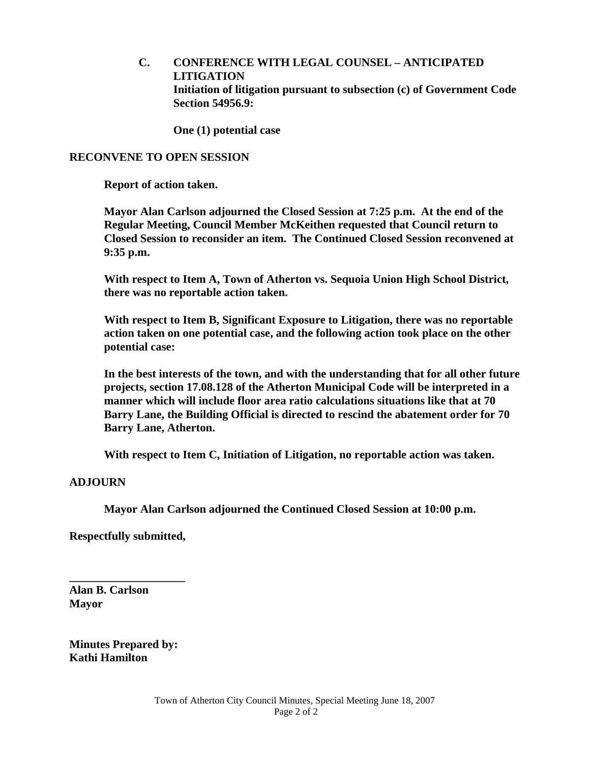**C. CONFERENCE WITH LEGAL COUNSEL – ANTICIPATED LITIGATION**
**Initiation of litigation pursuant to subsection (c) of Government Code Section 54956.9:**

**One (1) potential case**

**RECONVENE TO OPEN SESSION**

**Report of action taken.**

**Mayor Alan Carlson adjourned the Closed Session at 7:25 p.m. At the end of the Regular Meeting, Council Member McKeithen requested that Council return to Closed Session to reconsider an item. The Continued Closed Session reconvened at 9:35 p.m.**

**With respect to Item A, Town of Atherton vs. Sequoia Union High School District, there was no reportable action taken.**

**With respect to Item B, Significant Exposure to Litigation, there was no reportable action taken on one potential case, and the following action took place on the other potential case:**

**In the best interests of the town, and with the understanding that for all other future projects, section 17.08.128 of the Atherton Municipal Code will be interpreted in a manner which will include floor area ratio calculations situations like that at 70 Barry Lane, the Building Official is directed to rescind the abatement order for 70 Barry Lane, Atherton.**

**With respect to Item C, Initiation of Litigation, no reportable action was taken.**

**ADJOURN**

**Mayor Alan Carlson adjourned the Continued Closed Session at 10:00 p.m.**

**Respectfully submitted,**

**____________________**
**Alan B. Carlson**
**Mayor**

**Minutes Prepared by:**
**Kathi Hamilton**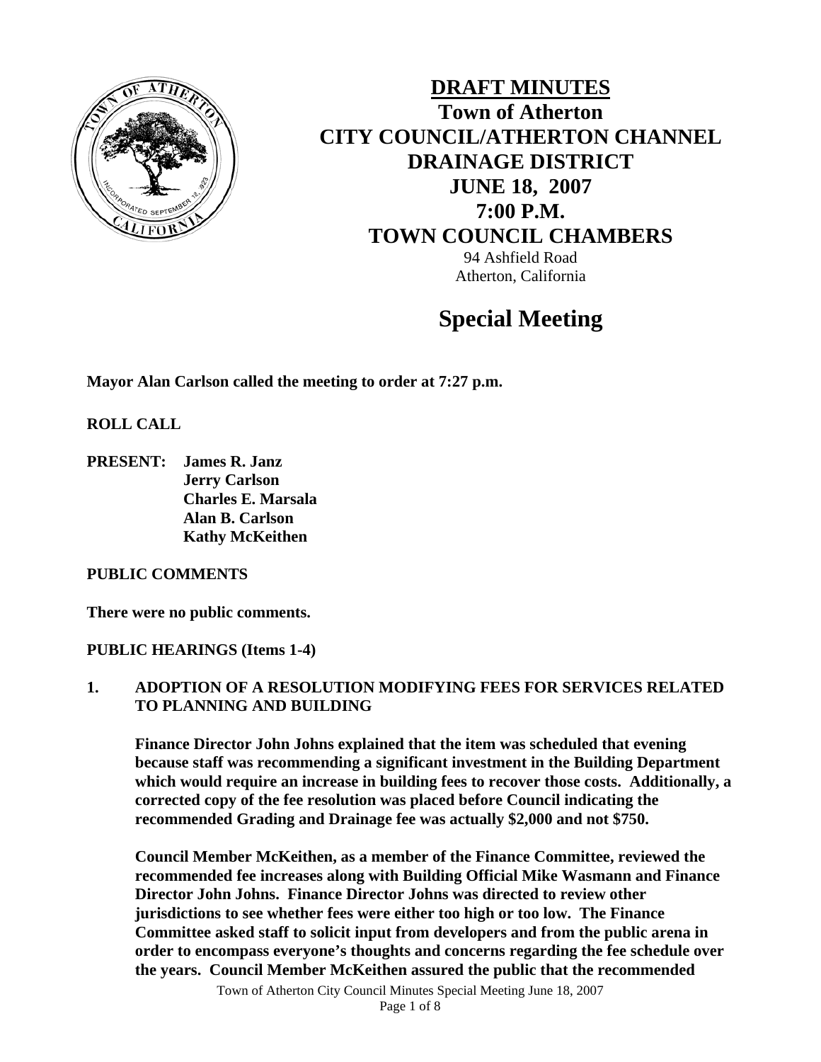# DRAFT MINUTES
# Town of Atherton
# CITY COUNCIL/ATHERTON CHANNEL DRAINAGE DISTRICT
# JUNE 18, 2007
# 7:00 P.M.
# TOWN COUNCIL CHAMBERS

94 Ashfield Road
Atherton, California

## Special Meeting

**Mayor Alan Carlson called the meeting to order at 7:27 p.m.**

**ROLL CALL**

**PRESENT:** **James R. Janz**
**Jerry Carlson**
**Charles E. Marsala**
**Alan B. Carlson**
**Kathy McKeithen**

**PUBLIC COMMENTS**

**There were no public comments.**

**PUBLIC HEARINGS (Items 1-4)**

**1. ADOPTION OF A RESOLUTION MODIFYING FEES FOR SERVICES RELATED TO PLANNING AND BUILDING**

**Finance Director John Johns explained that the item was scheduled that evening because staff was recommending a significant investment in the Building Department which would require an increase in building fees to recover those costs. Additionally, a corrected copy of the fee resolution was placed before Council indicating the recommended Grading and Drainage fee was actually $2,000 and not $750.**

**Council Member McKeithen, as a member of the Finance Committee, reviewed the recommended fee increases along with Building Official Mike Wasmann and Finance Director John Johns. Finance Director Johns was directed to review other jurisdictions to see whether fees were either too high or too low. The Finance Committee asked staff to solicit input from developers and from the public arena in order to encompass everyone's thoughts and concerns regarding the fee schedule over the years. Council Member McKeithen assured the public that the recommended**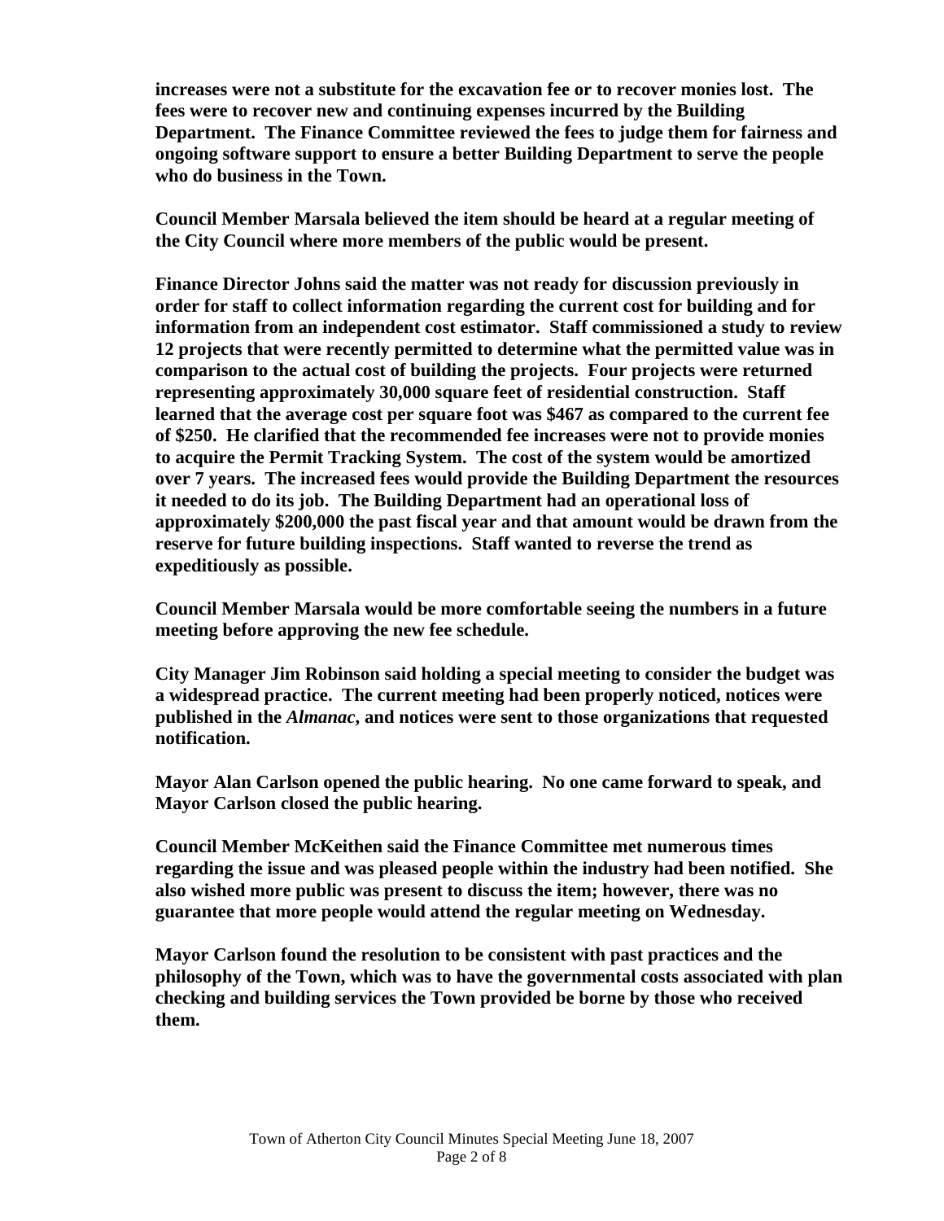**increases were not a substitute for the excavation fee or to recover monies lost. The fees were to recover new and continuing expenses incurred by the Building Department. The Finance Committee reviewed the fees to judge them for fairness and ongoing software support to ensure a better Building Department to serve the people who do business in the Town.**

**Council Member Marsala believed the item should be heard at a regular meeting of the City Council where more members of the public would be present.**

**Finance Director Johns said the matter was not ready for discussion previously in order for staff to collect information regarding the current cost for building and for information from an independent cost estimator. Staff commissioned a study to review 12 projects that were recently permitted to determine what the permitted value was in comparison to the actual cost of building the projects. Four projects were returned representing approximately 30,000 square feet of residential construction. Staff learned that the average cost per square foot was $467 as compared to the current fee of $250. He clarified that the recommended fee increases were not to provide monies to acquire the Permit Tracking System. The cost of the system would be amortized over 7 years. The increased fees would provide the Building Department the resources it needed to do its job. The Building Department had an operational loss of approximately $200,000 the past fiscal year and that amount would be drawn from the reserve for future building inspections. Staff wanted to reverse the trend as expeditiously as possible.**

**Council Member Marsala would be more comfortable seeing the numbers in a future meeting before approving the new fee schedule.**

**City Manager Jim Robinson said holding a special meeting to consider the budget was a widespread practice. The current meeting had been properly noticed, notices were published in the *Almanac*, and notices were sent to those organizations that requested notification.**

**Mayor Alan Carlson opened the public hearing. No one came forward to speak, and Mayor Carlson closed the public hearing.**

**Council Member McKeithen said the Finance Committee met numerous times regarding the issue and was pleased people within the industry had been notified. She also wished more public was present to discuss the item; however, there was no guarantee that more people would attend the regular meeting on Wednesday.**

**Mayor Carlson found the resolution to be consistent with past practices and the philosophy of the Town, which was to have the governmental costs associated with plan checking and building services the Town provided be borne by those who received them.**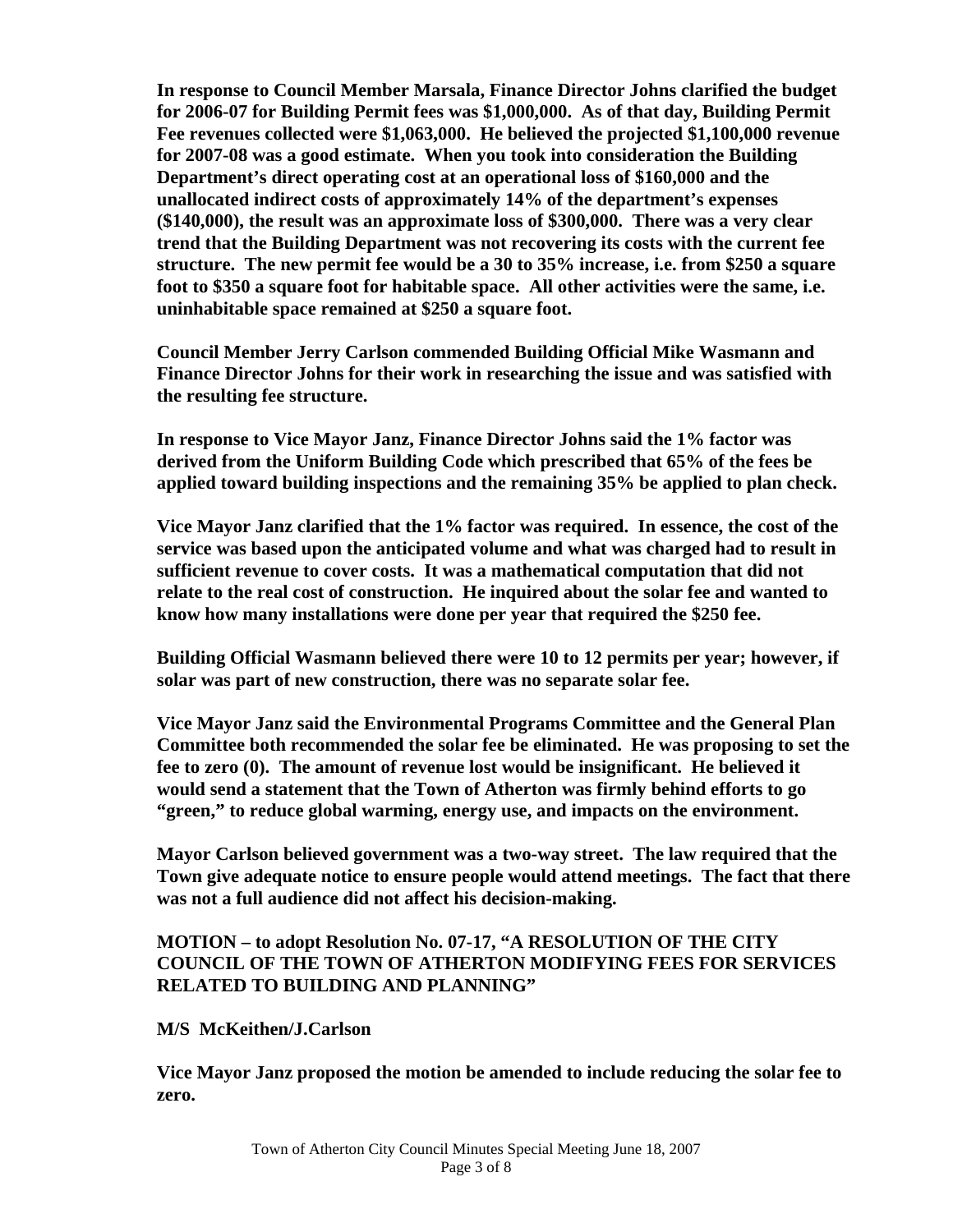**In response to Council Member Marsala, Finance Director Johns clarified the budget for 2006-07 for Building Permit fees was $1,000,000. As of that day, Building Permit Fee revenues collected were $1,063,000. He believed the projected $1,100,000 revenue for 2007-08 was a good estimate. When you took into consideration the Building Department's direct operating cost at an operational loss of $160,000 and the unallocated indirect costs of approximately 14% of the department's expenses ($140,000), the result was an approximate loss of $300,000. There was a very clear trend that the Building Department was not recovering its costs with the current fee structure. The new permit fee would be a 30 to 35% increase, i.e. from $250 a square foot to $350 a square foot for habitable space. All other activities were the same, i.e. uninhabitable space remained at $250 a square foot.**

**Council Member Jerry Carlson commended Building Official Mike Wasmann and Finance Director Johns for their work in researching the issue and was satisfied with the resulting fee structure.**

**In response to Vice Mayor Janz, Finance Director Johns said the 1% factor was derived from the Uniform Building Code which prescribed that 65% of the fees be applied toward building inspections and the remaining 35% be applied to plan check.**

**Vice Mayor Janz clarified that the 1% factor was required. In essence, the cost of the service was based upon the anticipated volume and what was charged had to result in sufficient revenue to cover costs. It was a mathematical computation that did not relate to the real cost of construction. He inquired about the solar fee and wanted to know how many installations were done per year that required the $250 fee.**

**Building Official Wasmann believed there were 10 to 12 permits per year; however, if solar was part of new construction, there was no separate solar fee.**

**Vice Mayor Janz said the Environmental Programs Committee and the General Plan Committee both recommended the solar fee be eliminated. He was proposing to set the fee to zero (0). The amount of revenue lost would be insignificant. He believed it would send a statement that the Town of Atherton was firmly behind efforts to go "green," to reduce global warming, energy use, and impacts on the environment.**

**Mayor Carlson believed government was a two-way street. The law required that the Town give adequate notice to ensure people would attend meetings. The fact that there was not a full audience did not affect his decision-making.**

**MOTION – to adopt Resolution No. 07-17, "A RESOLUTION OF THE CITY COUNCIL OF THE TOWN OF ATHERTON MODIFYING FEES FOR SERVICES RELATED TO BUILDING AND PLANNING"**

**M/S McKeithen/J.Carlson**

**Vice Mayor Janz proposed the motion be amended to include reducing the solar fee to zero.**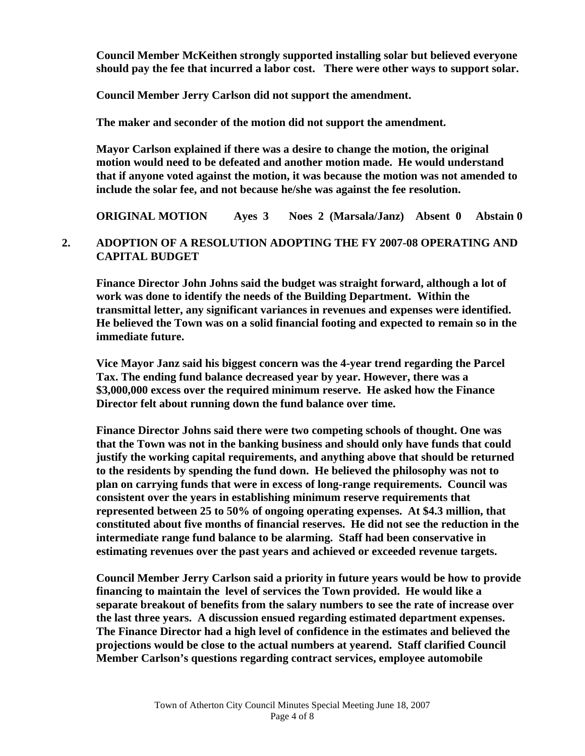**Council Member McKeithen strongly supported installing solar but believed everyone should pay the fee that incurred a labor cost. There were other ways to support solar.**

**Council Member Jerry Carlson did not support the amendment.**

**The maker and seconder of the motion did not support the amendment.**

**Mayor Carlson explained if there was a desire to change the motion, the original motion would need to be defeated and another motion made. He would understand that if anyone voted against the motion, it was because the motion was not amended to include the solar fee, and not because he/she was against the fee resolution.**

**ORIGINAL MOTION Ayes 3 Noes 2 (Marsala/Janz) Absent 0 Abstain 0**

## 2. ADOPTION OF A RESOLUTION ADOPTING THE FY 2007-08 OPERATING AND CAPITAL BUDGET

**Finance Director John Johns said the budget was straight forward, although a lot of work was done to identify the needs of the Building Department. Within the transmittal letter, any significant variances in revenues and expenses were identified. He believed the Town was on a solid financial footing and expected to remain so in the immediate future.**

**Vice Mayor Janz said his biggest concern was the 4-year trend regarding the Parcel Tax. The ending fund balance decreased year by year. However, there was a $3,000,000 excess over the required minimum reserve. He asked how the Finance Director felt about running down the fund balance over time.**

**Finance Director Johns said there were two competing schools of thought. One was that the Town was not in the banking business and should only have funds that could justify the working capital requirements, and anything above that should be returned to the residents by spending the fund down. He believed the philosophy was not to plan on carrying funds that were in excess of long-range requirements. Council was consistent over the years in establishing minimum reserve requirements that represented between 25 to 50% of ongoing operating expenses. At $4.3 million, that constituted about five months of financial reserves. He did not see the reduction in the intermediate range fund balance to be alarming. Staff had been conservative in estimating revenues over the past years and achieved or exceeded revenue targets.**

**Council Member Jerry Carlson said a priority in future years would be how to provide financing to maintain the level of services the Town provided. He would like a separate breakout of benefits from the salary numbers to see the rate of increase over the last three years. A discussion ensued regarding estimated department expenses. The Finance Director had a high level of confidence in the estimates and believed the projections would be close to the actual numbers at yearend. Staff clarified Council Member Carlson's questions regarding contract services, employee automobile**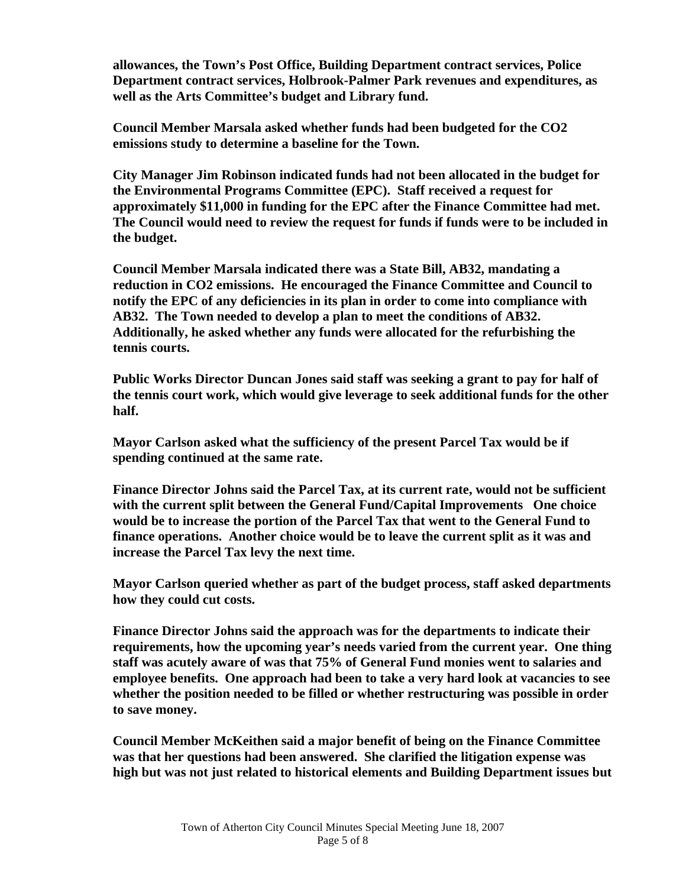**allowances, the Town's Post Office, Building Department contract services, Police Department contract services, Holbrook-Palmer Park revenues and expenditures, as well as the Arts Committee's budget and Library fund.**

**Council Member Marsala asked whether funds had been budgeted for the CO2 emissions study to determine a baseline for the Town.**

**City Manager Jim Robinson indicated funds had not been allocated in the budget for the Environmental Programs Committee (EPC). Staff received a request for approximately $11,000 in funding for the EPC after the Finance Committee had met. The Council would need to review the request for funds if funds were to be included in the budget.**

**Council Member Marsala indicated there was a State Bill, AB32, mandating a reduction in CO2 emissions. He encouraged the Finance Committee and Council to notify the EPC of any deficiencies in its plan in order to come into compliance with AB32. The Town needed to develop a plan to meet the conditions of AB32. Additionally, he asked whether any funds were allocated for the refurbishing the tennis courts.**

**Public Works Director Duncan Jones said staff was seeking a grant to pay for half of the tennis court work, which would give leverage to seek additional funds for the other half.**

**Mayor Carlson asked what the sufficiency of the present Parcel Tax would be if spending continued at the same rate.**

**Finance Director Johns said the Parcel Tax, at its current rate, would not be sufficient with the current split between the General Fund/Capital Improvements One choice would be to increase the portion of the Parcel Tax that went to the General Fund to finance operations. Another choice would be to leave the current split as it was and increase the Parcel Tax levy the next time.**

**Mayor Carlson queried whether as part of the budget process, staff asked departments how they could cut costs.**

**Finance Director Johns said the approach was for the departments to indicate their requirements, how the upcoming year's needs varied from the current year. One thing staff was acutely aware of was that 75% of General Fund monies went to salaries and employee benefits. One approach had been to take a very hard look at vacancies to see whether the position needed to be filled or whether restructuring was possible in order to save money.**

**Council Member McKeithen said a major benefit of being on the Finance Committee was that her questions had been answered. She clarified the litigation expense was high but was not just related to historical elements and Building Department issues but**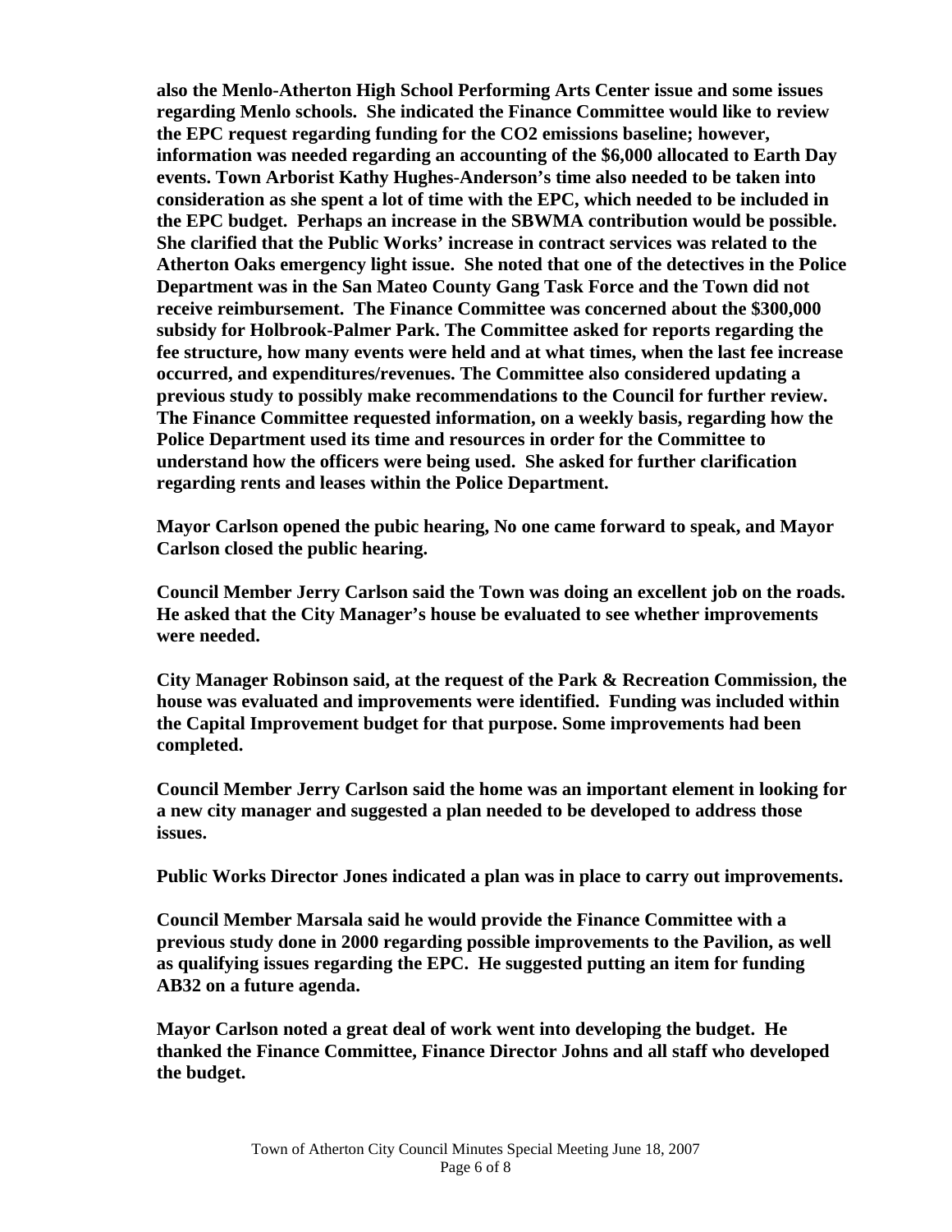**also the Menlo-Atherton High School Performing Arts Center issue and some issues regarding Menlo schools. She indicated the Finance Committee would like to review the EPC request regarding funding for the $CO_2$ emissions baseline; however, information was needed regarding an accounting of the $6,000 allocated to Earth Day events. Town Arborist Kathy Hughes-Anderson's time also needed to be taken into consideration as she spent a lot of time with the EPC, which needed to be included in the EPC budget. Perhaps an increase in the SBWMA contribution would be possible. She clarified that the Public Works' increase in contract services was related to the Atherton Oaks emergency light issue. She noted that one of the detectives in the Police Department was in the San Mateo County Gang Task Force and the Town did not receive reimbursement. The Finance Committee was concerned about the $300,000 subsidy for Holbrook-Palmer Park. The Committee asked for reports regarding the fee structure, how many events were held and at what times, when the last fee increase occurred, and expenditures/revenues. The Committee also considered updating a previous study to possibly make recommendations to the Council for further review. The Finance Committee requested information, on a weekly basis, regarding how the Police Department used its time and resources in order for the Committee to understand how the officers were being used. She asked for further clarification regarding rents and leases within the Police Department.**

**Mayor Carlson opened the pubic hearing, No one came forward to speak, and Mayor Carlson closed the public hearing.**

**Council Member Jerry Carlson said the Town was doing an excellent job on the roads. He asked that the City Manager's house be evaluated to see whether improvements were needed.**

**City Manager Robinson said, at the request of the Park & Recreation Commission, the house was evaluated and improvements were identified. Funding was included within the Capital Improvement budget for that purpose. Some improvements had been completed.**

**Council Member Jerry Carlson said the home was an important element in looking for a new city manager and suggested a plan needed to be developed to address those issues.**

**Public Works Director Jones indicated a plan was in place to carry out improvements.**

**Council Member Marsala said he would provide the Finance Committee with a previous study done in 2000 regarding possible improvements to the Pavilion, as well as qualifying issues regarding the EPC. He suggested putting an item for funding AB32 on a future agenda.**

**Mayor Carlson noted a great deal of work went into developing the budget. He thanked the Finance Committee, Finance Director Johns and all staff who developed the budget.**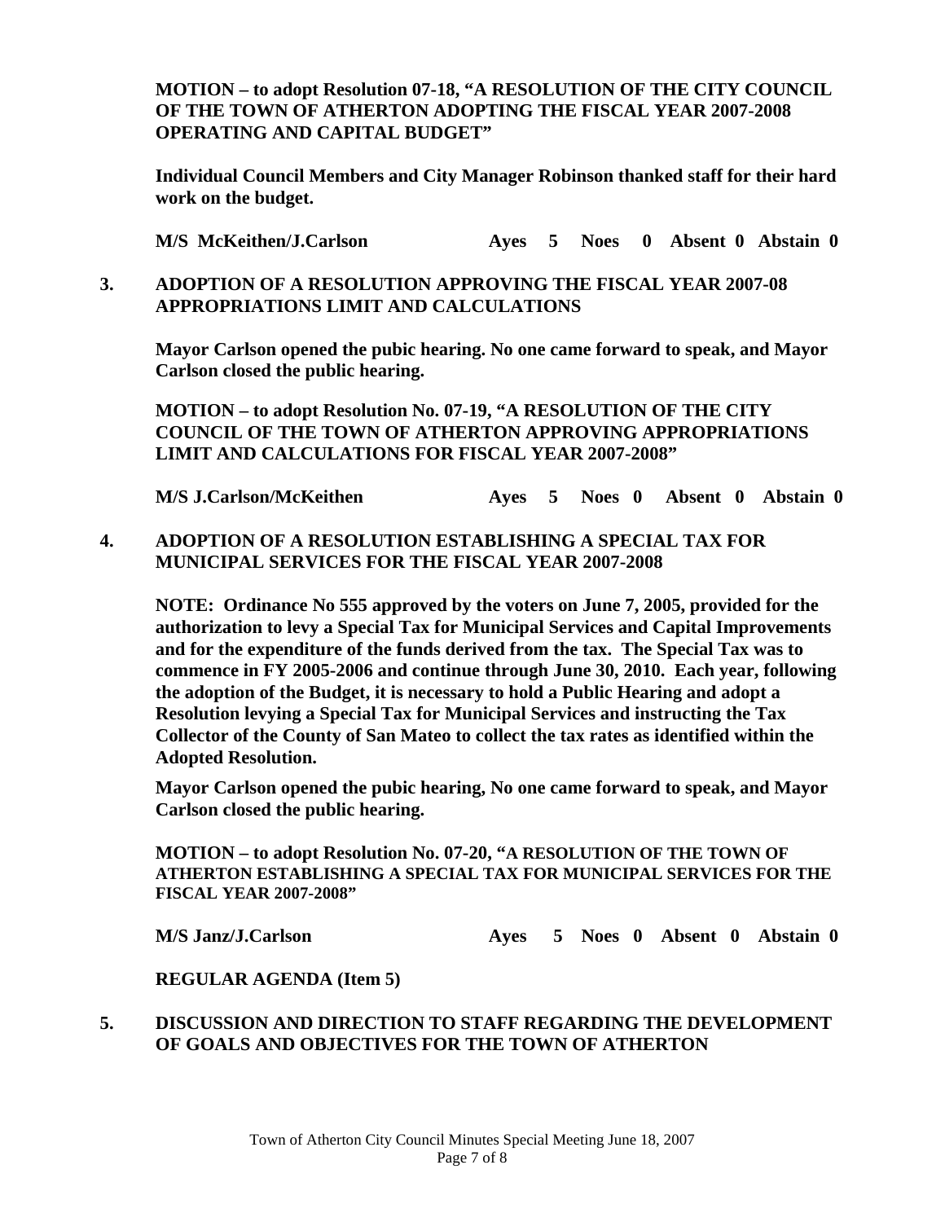**MOTION – to adopt Resolution 07-18, "A RESOLUTION OF THE CITY COUNCIL OF THE TOWN OF ATHERTON ADOPTING THE FISCAL YEAR 2007-2008 OPERATING AND CAPITAL BUDGET"**

**Individual Council Members and City Manager Robinson thanked staff for their hard work on the budget.**

**M/S McKeithen/J.Carlson Ayes 5 Noes 0 Absent 0 Abstain 0**

**3. ADOPTION OF A RESOLUTION APPROVING THE FISCAL YEAR 2007-08 APPROPRIATIONS LIMIT AND CALCULATIONS**

**Mayor Carlson opened the pubic hearing. No one came forward to speak, and Mayor Carlson closed the public hearing.**

**MOTION – to adopt Resolution No. 07-19, "A RESOLUTION OF THE CITY COUNCIL OF THE TOWN OF ATHERTON APPROVING APPROPRIATIONS LIMIT AND CALCULATIONS FOR FISCAL YEAR 2007-2008"**

**M/S J.Carlson/McKeithen Ayes 5 Noes 0 Absent 0 Abstain 0**

**4. ADOPTION OF A RESOLUTION ESTABLISHING A SPECIAL TAX FOR MUNICIPAL SERVICES FOR THE FISCAL YEAR 2007-2008**

**NOTE: Ordinance No 555 approved by the voters on June 7, 2005, provided for the authorization to levy a Special Tax for Municipal Services and Capital Improvements and for the expenditure of the funds derived from the tax. The Special Tax was to commence in FY 2005-2006 and continue through June 30, 2010. Each year, following the adoption of the Budget, it is necessary to hold a Public Hearing and adopt a Resolution levying a Special Tax for Municipal Services and instructing the Tax Collector of the County of San Mateo to collect the tax rates as identified within the Adopted Resolution.**

**Mayor Carlson opened the pubic hearing, No one came forward to speak, and Mayor Carlson closed the public hearing.**

**MOTION – to adopt Resolution No. 07-20, "A RESOLUTION OF THE TOWN OF ATHERTON ESTABLISHING A SPECIAL TAX FOR MUNICIPAL SERVICES FOR THE FISCAL YEAR 2007-2008"**

**M/S Janz/J.Carlson Ayes 5 Noes 0 Absent 0 Abstain 0**

**REGULAR AGENDA (Item 5)**

**5. DISCUSSION AND DIRECTION TO STAFF REGARDING THE DEVELOPMENT OF GOALS AND OBJECTIVES FOR THE TOWN OF ATHERTON**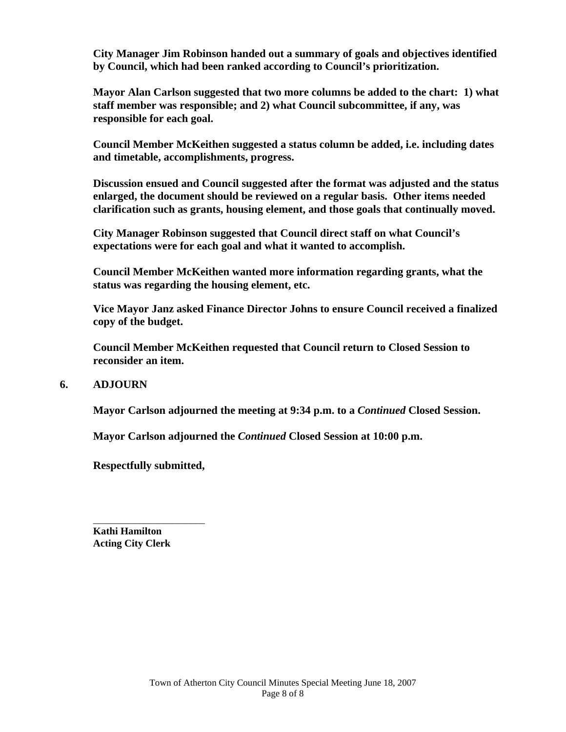**City Manager Jim Robinson handed out a summary of goals and objectives identified by Council, which had been ranked according to Council's prioritization.**

**Mayor Alan Carlson suggested that two more columns be added to the chart: 1) what staff member was responsible; and 2) what Council subcommittee, if any, was responsible for each goal.**

**Council Member McKeithen suggested a status column be added, i.e. including dates and timetable, accomplishments, progress.**

**Discussion ensued and Council suggested after the format was adjusted and the status enlarged, the document should be reviewed on a regular basis. Other items needed clarification such as grants, housing element, and those goals that continually moved.**

**City Manager Robinson suggested that Council direct staff on what Council's expectations were for each goal and what it wanted to accomplish.**

**Council Member McKeithen wanted more information regarding grants, what the status was regarding the housing element, etc.**

**Vice Mayor Janz asked Finance Director Johns to ensure Council received a finalized copy of the budget.**

**Council Member McKeithen requested that Council return to Closed Session to reconsider an item.**

## 6. ADJOURN

**Mayor Carlson adjourned the meeting at 9:34 p.m. to a *Continued* Closed Session.**

**Mayor Carlson adjourned the *Continued* Closed Session at 10:00 p.m.**

**Respectfully submitted,**

______________________

**Kathi Hamilton**
**Acting City Clerk**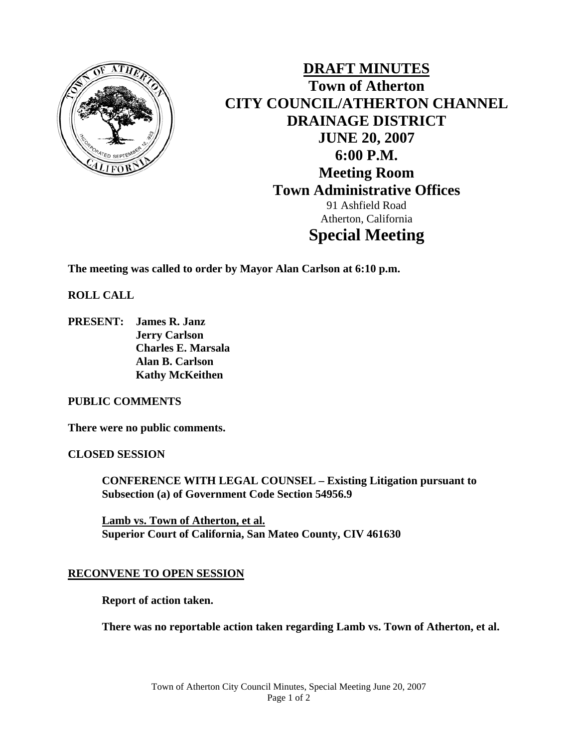# DRAFT MINUTES
## Town of Atherton
## CITY COUNCIL/ATHERTON CHANNEL DRAINAGE DISTRICT
## JUNE 20, 2007
## 6:00 P.M.
## Meeting Room
## Town Administrative Offices

91 Ashfield Road
Atherton, California

## Special Meeting

**The meeting was called to order by Mayor Alan Carlson at 6:10 p.m.**

**ROLL CALL**

**PRESENT: James R. Janz**
**Jerry Carlson**
**Charles E. Marsala**
**Alan B. Carlson**
**Kathy McKeithen**

**PUBLIC COMMENTS**

**There were no public comments.**

**CLOSED SESSION**

**CONFERENCE WITH LEGAL COUNSEL – Existing Litigation pursuant to Subsection (a) of Government Code Section 54956.9**

**Lamb vs. Town of Atherton, et al.**
**Superior Court of California, San Mateo County, CIV 461630**

**RECONVENE TO OPEN SESSION**

**Report of action taken.**

**There was no reportable action taken regarding Lamb vs. Town of Atherton, et al.**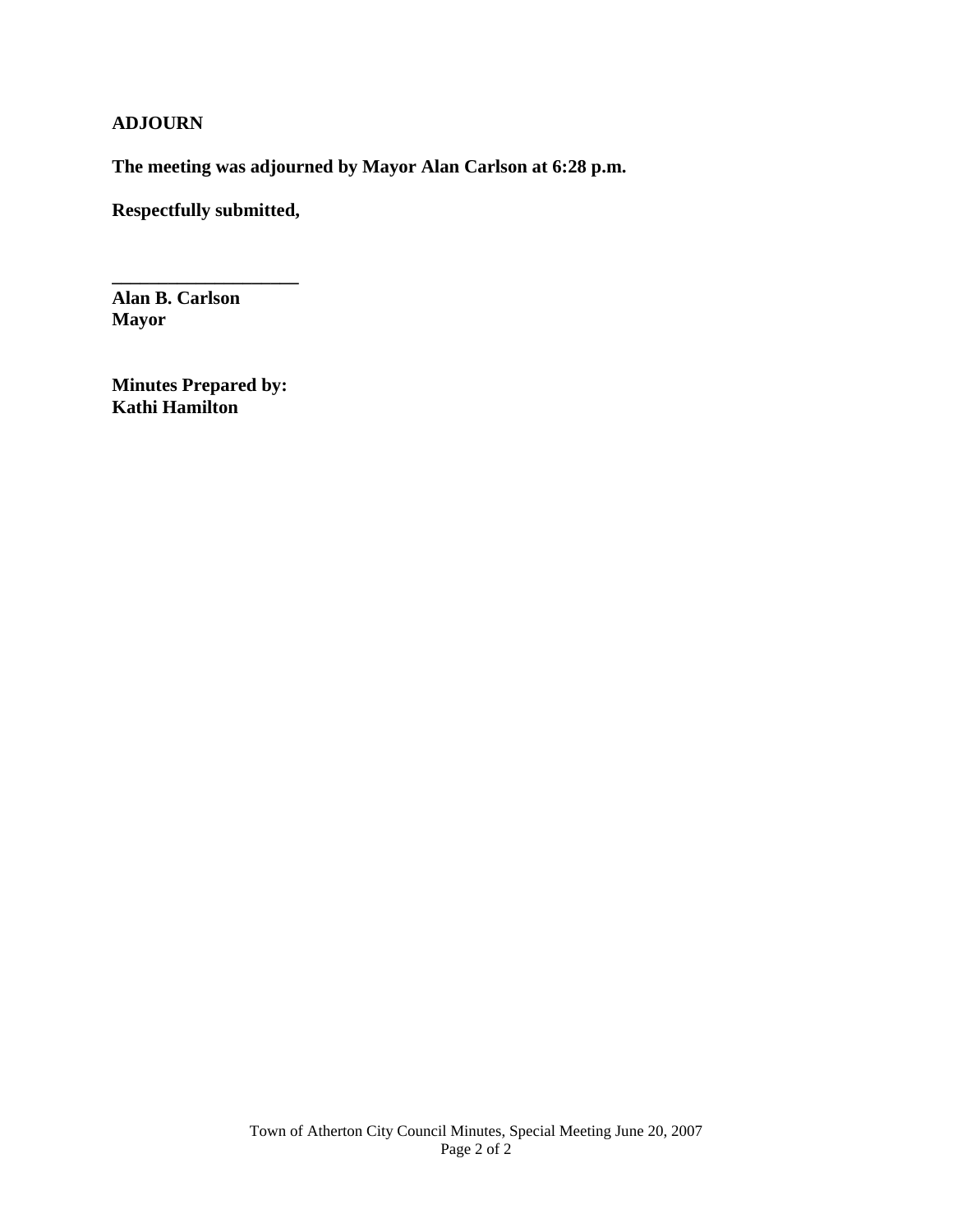**ADJOURN**

**The meeting was adjourned by Mayor Alan Carlson at 6:28 p.m.**

**Respectfully submitted,**

**____________________**
**Alan B. Carlson**
**Mayor**

**Minutes Prepared by:**
**Kathi Hamilton**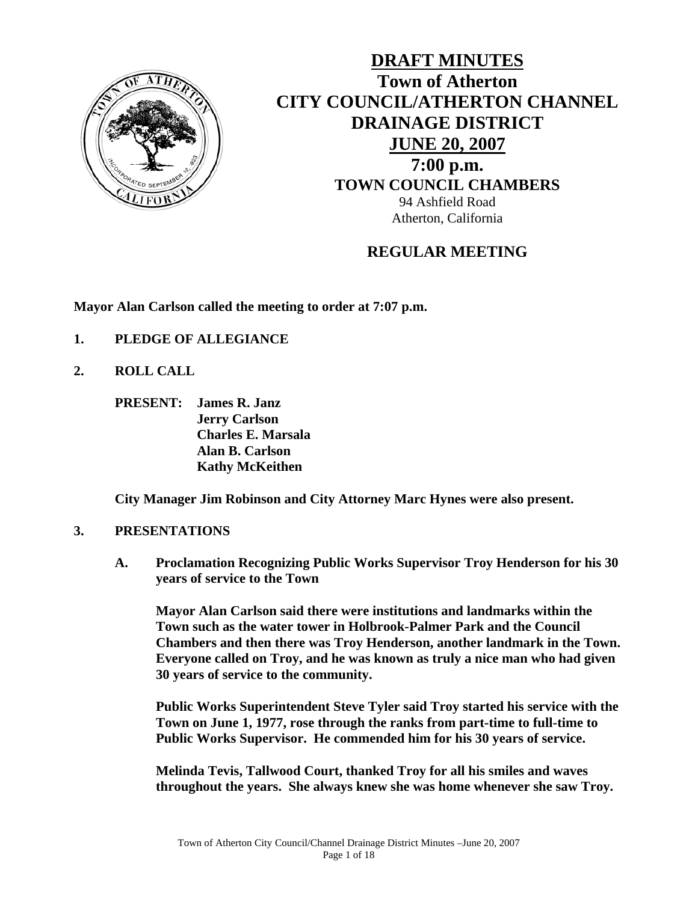# DRAFT MINUTES

## Town of Atherton
## CITY COUNCIL/ATHERTON CHANNEL DRAINAGE DISTRICT
## JUNE 20, 2007
## 7:00 p.m.
## TOWN COUNCIL CHAMBERS

94 Ashfield Road
Atherton, California

## REGULAR MEETING

**Mayor Alan Carlson called the meeting to order at 7:07 p.m.**

**1. PLEDGE OF ALLEGIANCE**

**2. ROLL CALL**

**PRESENT: James R. Janz**
**Jerry Carlson**
**Charles E. Marsala**
**Alan B. Carlson**
**Kathy McKeithen**

**City Manager Jim Robinson and City Attorney Marc Hynes were also present.**

**3. PRESENTATIONS**

**A. Proclamation Recognizing Public Works Supervisor Troy Henderson for his 30 years of service to the Town**

**Mayor Alan Carlson said there were institutions and landmarks within the Town such as the water tower in Holbrook-Palmer Park and the Council Chambers and then there was Troy Henderson, another landmark in the Town. Everyone called on Troy, and he was known as truly a nice man who had given 30 years of service to the community.**

**Public Works Superintendent Steve Tyler said Troy started his service with the Town on June 1, 1977, rose through the ranks from part-time to full-time to Public Works Supervisor. He commended him for his 30 years of service.**

**Melinda Tevis, Tallwood Court, thanked Troy for all his smiles and waves throughout the years. She always knew she was home whenever she saw Troy.**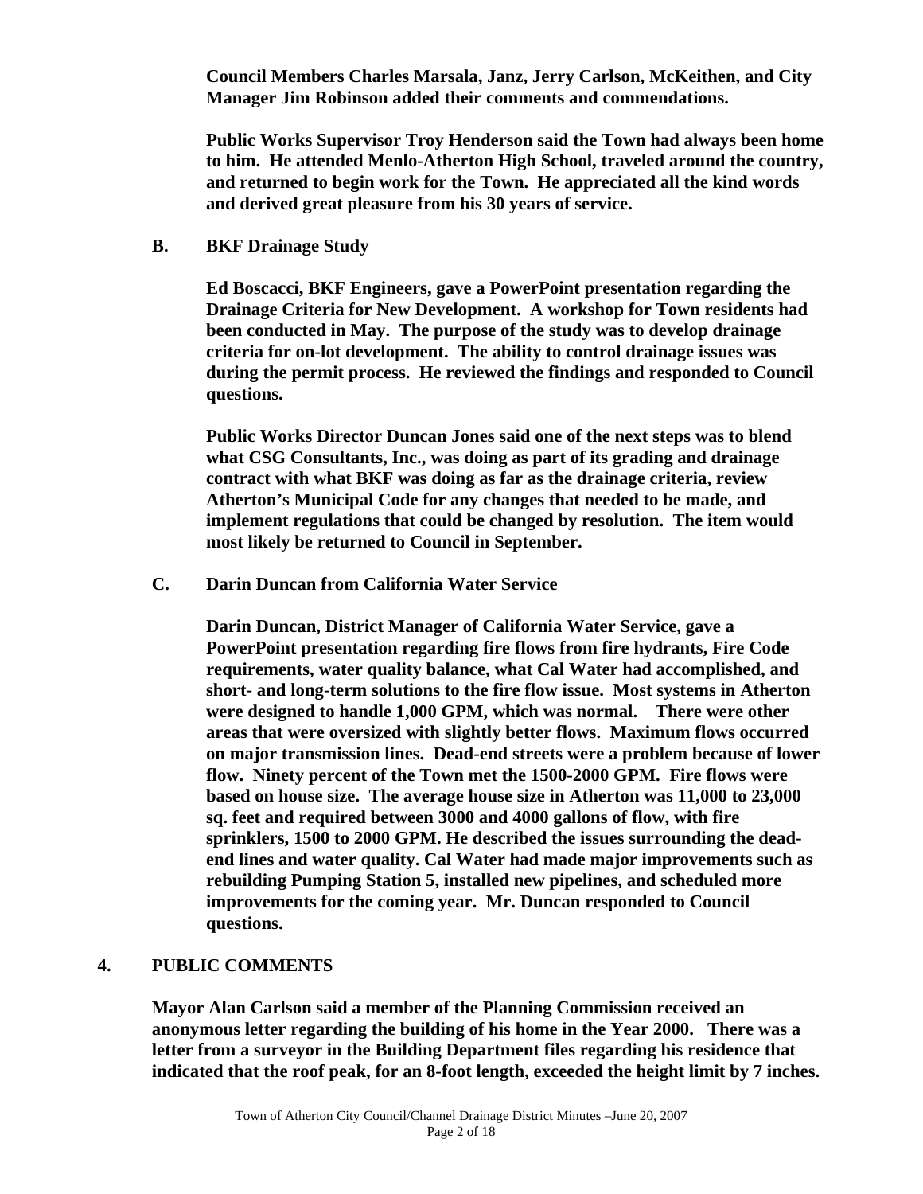**Council Members Charles Marsala, Janz, Jerry Carlson, McKeithen, and City Manager Jim Robinson added their comments and commendations.**

**Public Works Supervisor Troy Henderson said the Town had always been home to him. He attended Menlo-Atherton High School, traveled around the country, and returned to begin work for the Town. He appreciated all the kind words and derived great pleasure from his 30 years of service.**

**B. BKF Drainage Study**

**Ed Boscacci, BKF Engineers, gave a PowerPoint presentation regarding the Drainage Criteria for New Development. A workshop for Town residents had been conducted in May. The purpose of the study was to develop drainage criteria for on-lot development. The ability to control drainage issues was during the permit process. He reviewed the findings and responded to Council questions.**

**Public Works Director Duncan Jones said one of the next steps was to blend what CSG Consultants, Inc., was doing as part of its grading and drainage contract with what BKF was doing as far as the drainage criteria, review Atherton's Municipal Code for any changes that needed to be made, and implement regulations that could be changed by resolution. The item would most likely be returned to Council in September.**

**C. Darin Duncan from California Water Service**

**Darin Duncan, District Manager of California Water Service, gave a PowerPoint presentation regarding fire flows from fire hydrants, Fire Code requirements, water quality balance, what Cal Water had accomplished, and short- and long-term solutions to the fire flow issue. Most systems in Atherton were designed to handle 1,000 GPM, which was normal. There were other areas that were oversized with slightly better flows. Maximum flows occurred on major transmission lines. Dead-end streets were a problem because of lower flow. Ninety percent of the Town met the 1500-2000 GPM. Fire flows were based on house size. The average house size in Atherton was 11,000 to 23,000 sq. feet and required between 3000 and 4000 gallons of flow, with fire sprinklers, 1500 to 2000 GPM. He described the issues surrounding the dead-end lines and water quality. Cal Water had made major improvements such as rebuilding Pumping Station 5, installed new pipelines, and scheduled more improvements for the coming year. Mr. Duncan responded to Council questions.**

**4. PUBLIC COMMENTS**

**Mayor Alan Carlson said a member of the Planning Commission received an anonymous letter regarding the building of his home in the Year 2000. There was a letter from a surveyor in the Building Department files regarding his residence that indicated that the roof peak, for an 8-foot length, exceeded the height limit by 7 inches.**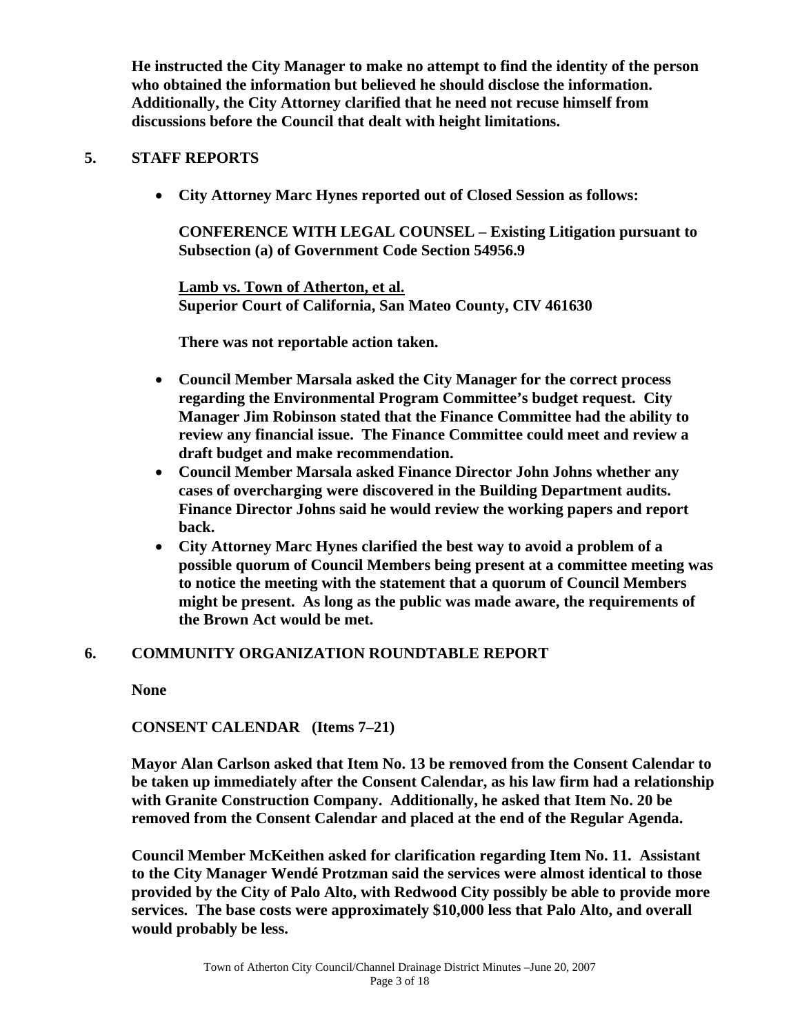**He instructed the City Manager to make no attempt to find the identity of the person who obtained the information but believed he should disclose the information. Additionally, the City Attorney clarified that he need not recuse himself from discussions before the Council that dealt with height limitations.**

## 5. STAFF REPORTS

- **City Attorney Marc Hynes reported out of Closed Session as follows:**

  **CONFERENCE WITH LEGAL COUNSEL – Existing Litigation pursuant to Subsection (a) of Government Code Section 54956.9**

  **Lamb vs. Town of Atherton, et al.**
  **Superior Court of California, San Mateo County, CIV 461630**

  **There was not reportable action taken.**

- **Council Member Marsala asked the City Manager for the correct process regarding the Environmental Program Committee's budget request. City Manager Jim Robinson stated that the Finance Committee had the ability to review any financial issue. The Finance Committee could meet and review a draft budget and make recommendation.**
- **Council Member Marsala asked Finance Director John Johns whether any cases of overcharging were discovered in the Building Department audits. Finance Director Johns said he would review the working papers and report back.**
- **City Attorney Marc Hynes clarified the best way to avoid a problem of a possible quorum of Council Members being present at a committee meeting was to notice the meeting with the statement that a quorum of Council Members might be present. As long as the public was made aware, the requirements of the Brown Act would be met.**

## 6. COMMUNITY ORGANIZATION ROUNDTABLE REPORT

**None**

**CONSENT CALENDAR (Items 7–21)**

**Mayor Alan Carlson asked that Item No. 13 be removed from the Consent Calendar to be taken up immediately after the Consent Calendar, as his law firm had a relationship with Granite Construction Company. Additionally, he asked that Item No. 20 be removed from the Consent Calendar and placed at the end of the Regular Agenda.**

**Council Member McKeithen asked for clarification regarding Item No. 11. Assistant to the City Manager Wendé Protzman said the services were almost identical to those provided by the City of Palo Alto, with Redwood City possibly be able to provide more services. The base costs were approximately $10,000 less that Palo Alto, and overall would probably be less.**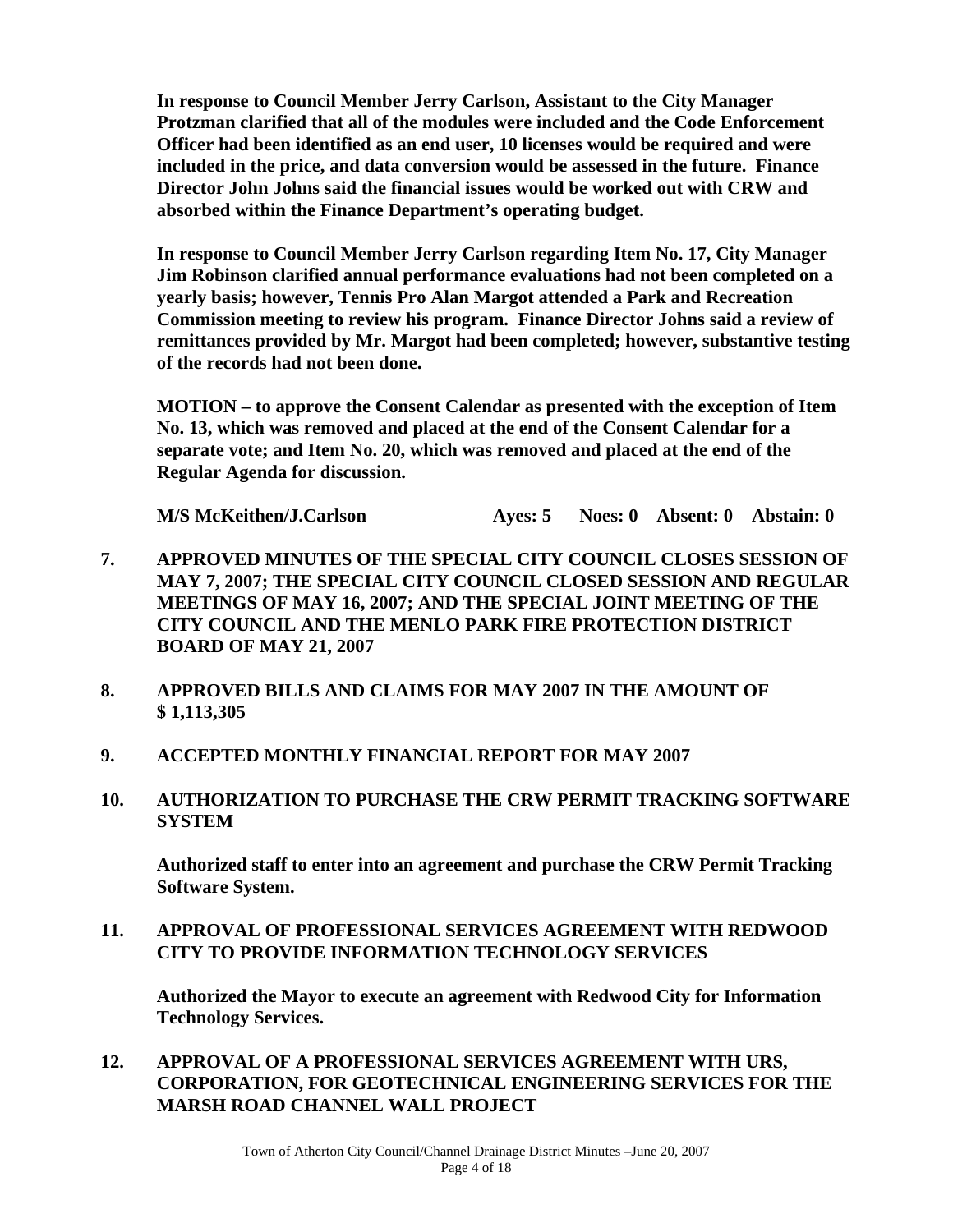**In response to Council Member Jerry Carlson, Assistant to the City Manager Protzman clarified that all of the modules were included and the Code Enforcement Officer had been identified as an end user, 10 licenses would be required and were included in the price, and data conversion would be assessed in the future. Finance Director John Johns said the financial issues would be worked out with CRW and absorbed within the Finance Department's operating budget.**

**In response to Council Member Jerry Carlson regarding Item No. 17, City Manager Jim Robinson clarified annual performance evaluations had not been completed on a yearly basis; however, Tennis Pro Alan Margot attended a Park and Recreation Commission meeting to review his program. Finance Director Johns said a review of remittances provided by Mr. Margot had been completed; however, substantive testing of the records had not been done.**

**MOTION – to approve the Consent Calendar as presented with the exception of Item No. 13, which was removed and placed at the end of the Consent Calendar for a separate vote; and Item No. 20, which was removed and placed at the end of the Regular Agenda for discussion.**

**M/S McKeithen/J.Carlson Ayes: 5 Noes: 0 Absent: 0 Abstain: 0**

**7. APPROVED MINUTES OF THE SPECIAL CITY COUNCIL CLOSES SESSION OF MAY 7, 2007; THE SPECIAL CITY COUNCIL CLOSED SESSION AND REGULAR MEETINGS OF MAY 16, 2007; AND THE SPECIAL JOINT MEETING OF THE CITY COUNCIL AND THE MENLO PARK FIRE PROTECTION DISTRICT BOARD OF MAY 21, 2007**

**8. APPROVED BILLS AND CLAIMS FOR MAY 2007 IN THE AMOUNT OF $ 1,113,305**

**9. ACCEPTED MONTHLY FINANCIAL REPORT FOR MAY 2007**

**10. AUTHORIZATION TO PURCHASE THE CRW PERMIT TRACKING SOFTWARE SYSTEM**

**Authorized staff to enter into an agreement and purchase the CRW Permit Tracking Software System.**

**11. APPROVAL OF PROFESSIONAL SERVICES AGREEMENT WITH REDWOOD CITY TO PROVIDE INFORMATION TECHNOLOGY SERVICES**

**Authorized the Mayor to execute an agreement with Redwood City for Information Technology Services.**

**12. APPROVAL OF A PROFESSIONAL SERVICES AGREEMENT WITH URS, CORPORATION, FOR GEOTECHNICAL ENGINEERING SERVICES FOR THE MARSH ROAD CHANNEL WALL PROJECT**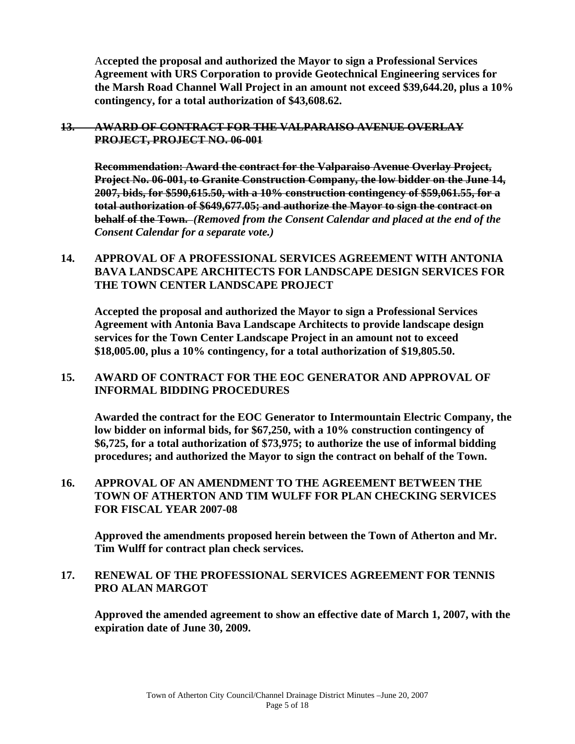**Accepted the proposal and authorized the Mayor to sign a Professional Services Agreement with URS Corporation to provide Geotechnical Engineering services for the Marsh Road Channel Wall Project in an amount not exceed $39,644.20, plus a 10% contingency, for a total authorization of $43,608.62.**

**~~13. AWARD OF CONTRACT FOR THE VALPARAISO AVENUE OVERLAY PROJECT, PROJECT NO. 06-001~~**

**~~Recommendation: Award the contract for the Valparaiso Avenue Overlay Project, Project No. 06-001, to Granite Construction Company, the low bidder on the June 14, 2007, bids, for $590,615.50, with a 10% construction contingency of $59,061.55, for a total authorization of $649,677.05; and authorize the Mayor to sign the contract on behalf of the Town.~~** ***(Removed from the Consent Calendar and placed at the end of the Consent Calendar for a separate vote.)***

**14. APPROVAL OF A PROFESSIONAL SERVICES AGREEMENT WITH ANTONIA BAVA LANDSCAPE ARCHITECTS FOR LANDSCAPE DESIGN SERVICES FOR THE TOWN CENTER LANDSCAPE PROJECT**

**Accepted the proposal and authorized the Mayor to sign a Professional Services Agreement with Antonia Bava Landscape Architects to provide landscape design services for the Town Center Landscape Project in an amount not to exceed $18,005.00, plus a 10% contingency, for a total authorization of $19,805.50.**

**15. AWARD OF CONTRACT FOR THE EOC GENERATOR AND APPROVAL OF INFORMAL BIDDING PROCEDURES**

**Awarded the contract for the EOC Generator to Intermountain Electric Company, the low bidder on informal bids, for $67,250, with a 10% construction contingency of $6,725, for a total authorization of $73,975; to authorize the use of informal bidding procedures; and authorized the Mayor to sign the contract on behalf of the Town.**

**16. APPROVAL OF AN AMENDMENT TO THE AGREEMENT BETWEEN THE TOWN OF ATHERTON AND TIM WULFF FOR PLAN CHECKING SERVICES FOR FISCAL YEAR 2007-08**

**Approved the amendments proposed herein between the Town of Atherton and Mr. Tim Wulff for contract plan check services.**

**17. RENEWAL OF THE PROFESSIONAL SERVICES AGREEMENT FOR TENNIS PRO ALAN MARGOT**

**Approved the amended agreement to show an effective date of March 1, 2007, with the expiration date of June 30, 2009.**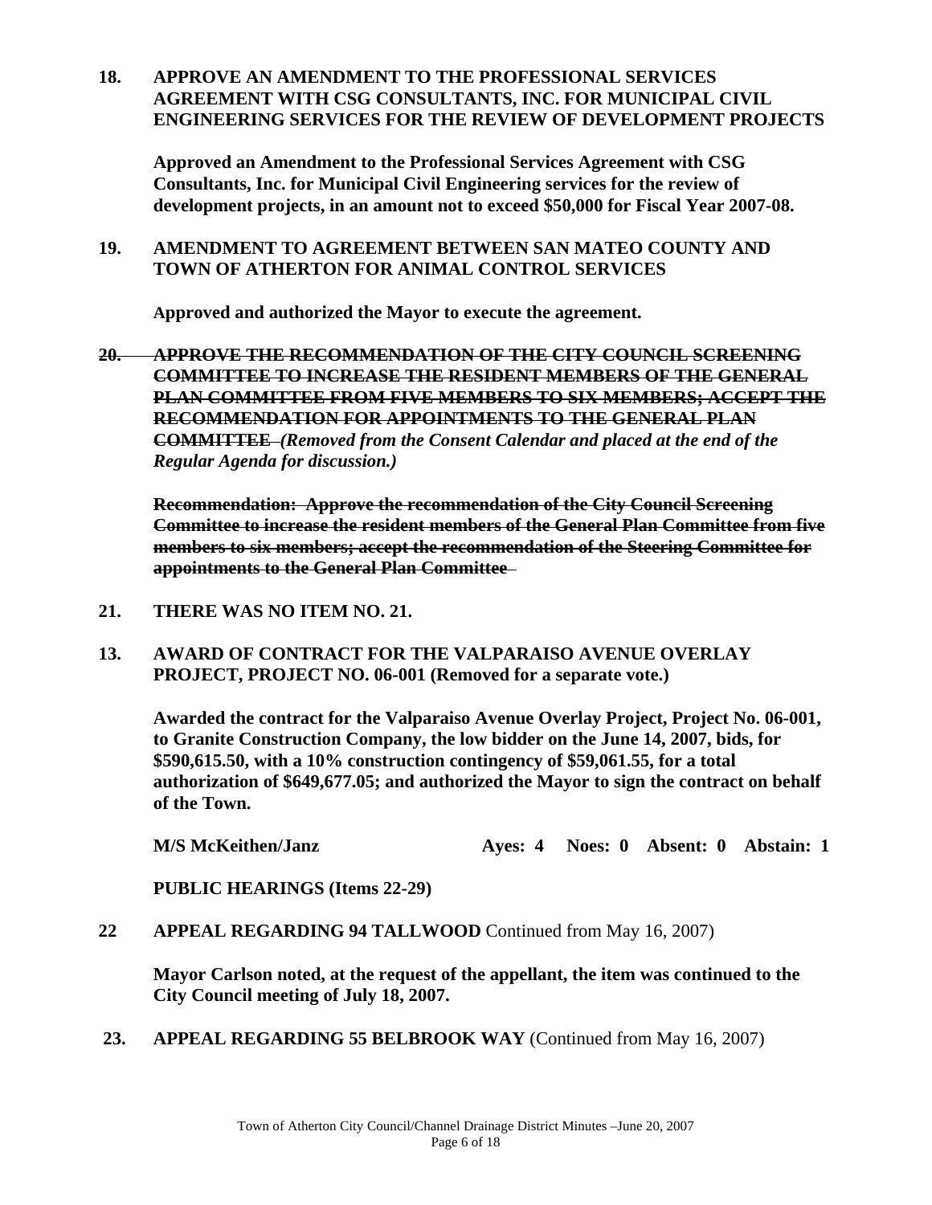**18. APPROVE AN AMENDMENT TO THE PROFESSIONAL SERVICES AGREEMENT WITH CSG CONSULTANTS, INC. FOR MUNICIPAL CIVIL ENGINEERING SERVICES FOR THE REVIEW OF DEVELOPMENT PROJECTS**

**Approved an Amendment to the Professional Services Agreement with CSG Consultants, Inc. for Municipal Civil Engineering services for the review of development projects, in an amount not to exceed $50,000 for Fiscal Year 2007-08.**

**19. AMENDMENT TO AGREEMENT BETWEEN SAN MATEO COUNTY AND TOWN OF ATHERTON FOR ANIMAL CONTROL SERVICES**

**Approved and authorized the Mayor to execute the agreement.**

~~**20. APPROVE THE RECOMMENDATION OF THE CITY COUNCIL SCREENING COMMITTEE TO INCREASE THE RESIDENT MEMBERS OF THE GENERAL PLAN COMMITTEE FROM FIVE MEMBERS TO SIX MEMBERS; ACCEPT THE RECOMMENDATION FOR APPOINTMENTS TO THE GENERAL PLAN COMMITTEE**~~ ***(Removed from the Consent Calendar and placed at the end of the Regular Agenda for discussion.)***

~~**Recommendation: Approve the recommendation of the City Council Screening Committee to increase the resident members of the General Plan Committee from five members to six members; accept the recommendation of the Steering Committee for appointments to the General Plan Committee**~~

**21. THERE WAS NO ITEM NO. 21.**

**13. AWARD OF CONTRACT FOR THE VALPARAISO AVENUE OVERLAY PROJECT, PROJECT NO. 06-001 (Removed for a separate vote.)**

**Awarded the contract for the Valparaiso Avenue Overlay Project, Project No. 06-001, to Granite Construction Company, the low bidder on the June 14, 2007, bids, for $590,615.50, with a 10% construction contingency of $59,061.55, for a total authorization of $649,677.05; and authorized the Mayor to sign the contract on behalf of the Town.**

**M/S McKeithen/Janz Ayes: 4 Noes: 0 Absent: 0 Abstain: 1**

**PUBLIC HEARINGS (Items 22-29)**

**22 APPEAL REGARDING 94 TALLWOOD** Continued from May 16, 2007)

**Mayor Carlson noted, at the request of the appellant, the item was continued to the City Council meeting of July 18, 2007.**

**23. APPEAL REGARDING 55 BELBROOK WAY** (Continued from May 16, 2007)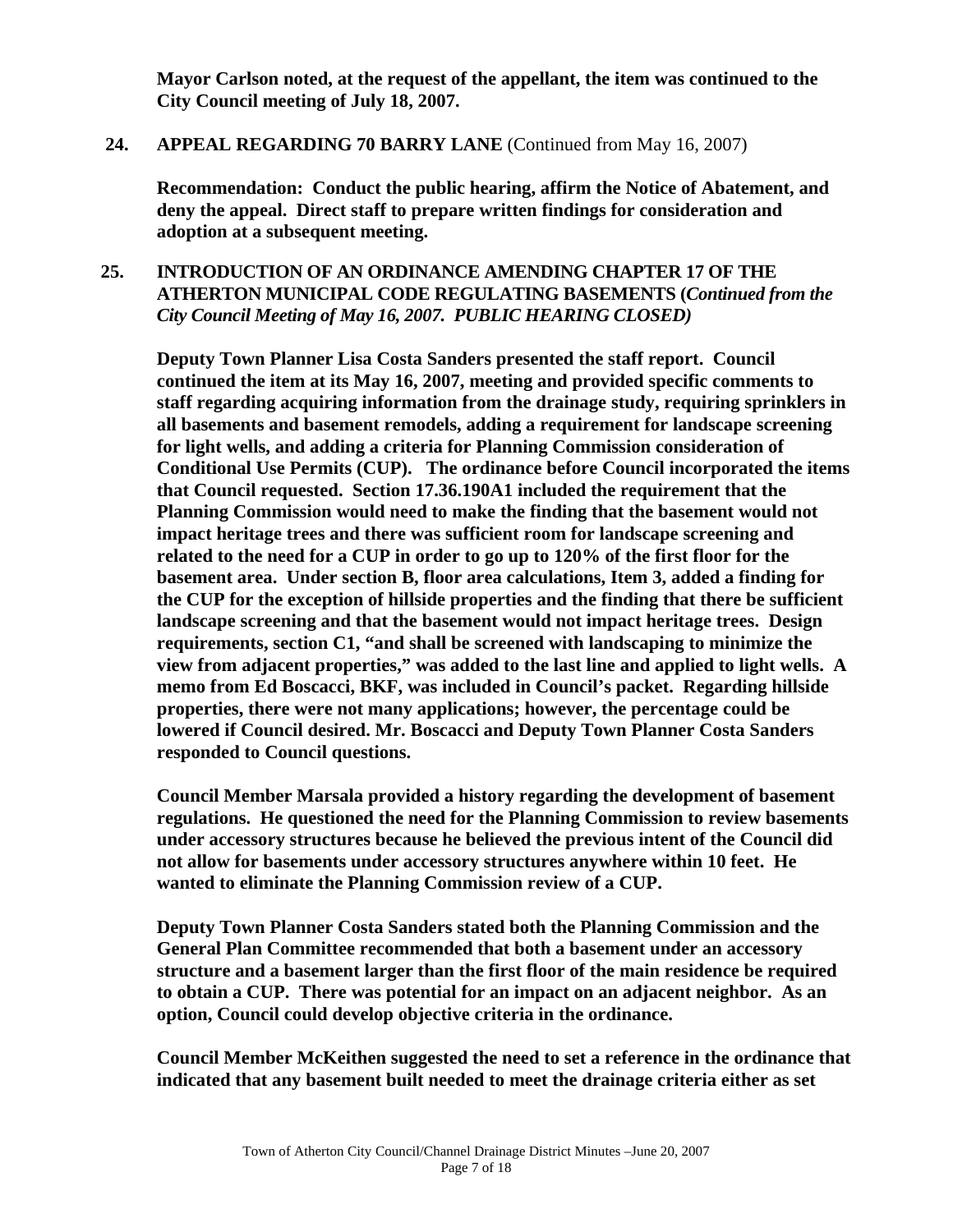**Mayor Carlson noted, at the request of the appellant, the item was continued to the City Council meeting of July 18, 2007.**

**24. APPEAL REGARDING 70 BARRY LANE** (Continued from May 16, 2007)

**Recommendation: Conduct the public hearing, affirm the Notice of Abatement, and deny the appeal. Direct staff to prepare written findings for consideration and adoption at a subsequent meeting.**

**25. INTRODUCTION OF AN ORDINANCE AMENDING CHAPTER 17 OF THE ATHERTON MUNICIPAL CODE REGULATING BASEMENTS (*Continued from the City Council Meeting of May 16, 2007. PUBLIC HEARING CLOSED)***

**Deputy Town Planner Lisa Costa Sanders presented the staff report. Council continued the item at its May 16, 2007, meeting and provided specific comments to staff regarding acquiring information from the drainage study, requiring sprinklers in all basements and basement remodels, adding a requirement for landscape screening for light wells, and adding a criteria for Planning Commission consideration of Conditional Use Permits (CUP). The ordinance before Council incorporated the items that Council requested. Section 17.36.190A1 included the requirement that the Planning Commission would need to make the finding that the basement would not impact heritage trees and there was sufficient room for landscape screening and related to the need for a CUP in order to go up to 120% of the first floor for the basement area. Under section B, floor area calculations, Item 3, added a finding for the CUP for the exception of hillside properties and the finding that there be sufficient landscape screening and that the basement would not impact heritage trees. Design requirements, section C1, "and shall be screened with landscaping to minimize the view from adjacent properties," was added to the last line and applied to light wells. A memo from Ed Boscacci, BKF, was included in Council's packet. Regarding hillside properties, there were not many applications; however, the percentage could be lowered if Council desired. Mr. Boscacci and Deputy Town Planner Costa Sanders responded to Council questions.**

**Council Member Marsala provided a history regarding the development of basement regulations. He questioned the need for the Planning Commission to review basements under accessory structures because he believed the previous intent of the Council did not allow for basements under accessory structures anywhere within 10 feet. He wanted to eliminate the Planning Commission review of a CUP.**

**Deputy Town Planner Costa Sanders stated both the Planning Commission and the General Plan Committee recommended that both a basement under an accessory structure and a basement larger than the first floor of the main residence be required to obtain a CUP. There was potential for an impact on an adjacent neighbor. As an option, Council could develop objective criteria in the ordinance.**

**Council Member McKeithen suggested the need to set a reference in the ordinance that indicated that any basement built needed to meet the drainage criteria either as set**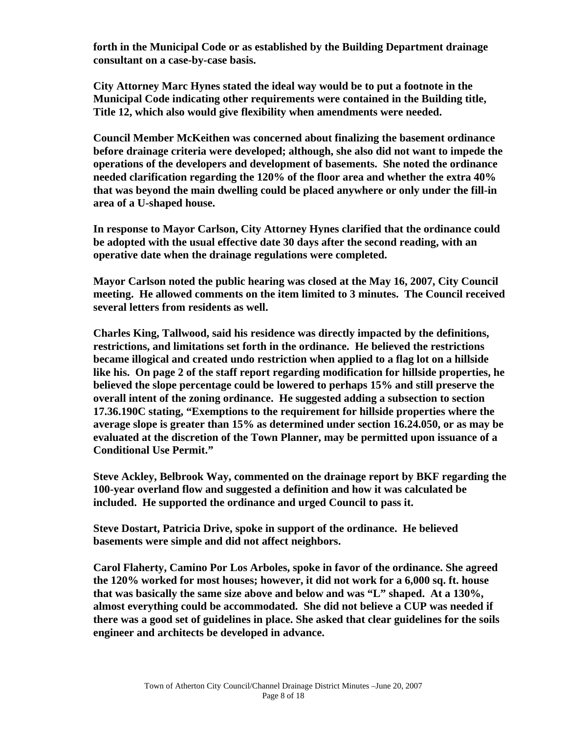**forth in the Municipal Code or as established by the Building Department drainage consultant on a case-by-case basis.**

**City Attorney Marc Hynes stated the ideal way would be to put a footnote in the Municipal Code indicating other requirements were contained in the Building title, Title 12, which also would give flexibility when amendments were needed.**

**Council Member McKeithen was concerned about finalizing the basement ordinance before drainage criteria were developed; although, she also did not want to impede the operations of the developers and development of basements. She noted the ordinance needed clarification regarding the 120% of the floor area and whether the extra 40% that was beyond the main dwelling could be placed anywhere or only under the fill-in area of a U-shaped house.**

**In response to Mayor Carlson, City Attorney Hynes clarified that the ordinance could be adopted with the usual effective date 30 days after the second reading, with an operative date when the drainage regulations were completed.**

**Mayor Carlson noted the public hearing was closed at the May 16, 2007, City Council meeting. He allowed comments on the item limited to 3 minutes. The Council received several letters from residents as well.**

**Charles King, Tallwood, said his residence was directly impacted by the definitions, restrictions, and limitations set forth in the ordinance. He believed the restrictions became illogical and created undo restriction when applied to a flag lot on a hillside like his. On page 2 of the staff report regarding modification for hillside properties, he believed the slope percentage could be lowered to perhaps 15% and still preserve the overall intent of the zoning ordinance. He suggested adding a subsection to section 17.36.190C stating, "Exemptions to the requirement for hillside properties where the average slope is greater than 15% as determined under section 16.24.050, or as may be evaluated at the discretion of the Town Planner, may be permitted upon issuance of a Conditional Use Permit."**

**Steve Ackley, Belbrook Way, commented on the drainage report by BKF regarding the 100-year overland flow and suggested a definition and how it was calculated be included. He supported the ordinance and urged Council to pass it.**

**Steve Dostart, Patricia Drive, spoke in support of the ordinance. He believed basements were simple and did not affect neighbors.**

**Carol Flaherty, Camino Por Los Arboles, spoke in favor of the ordinance. She agreed the 120% worked for most houses; however, it did not work for a 6,000 sq. ft. house that was basically the same size above and below and was "L" shaped. At a 130%, almost everything could be accommodated. She did not believe a CUP was needed if there was a good set of guidelines in place. She asked that clear guidelines for the soils engineer and architects be developed in advance.**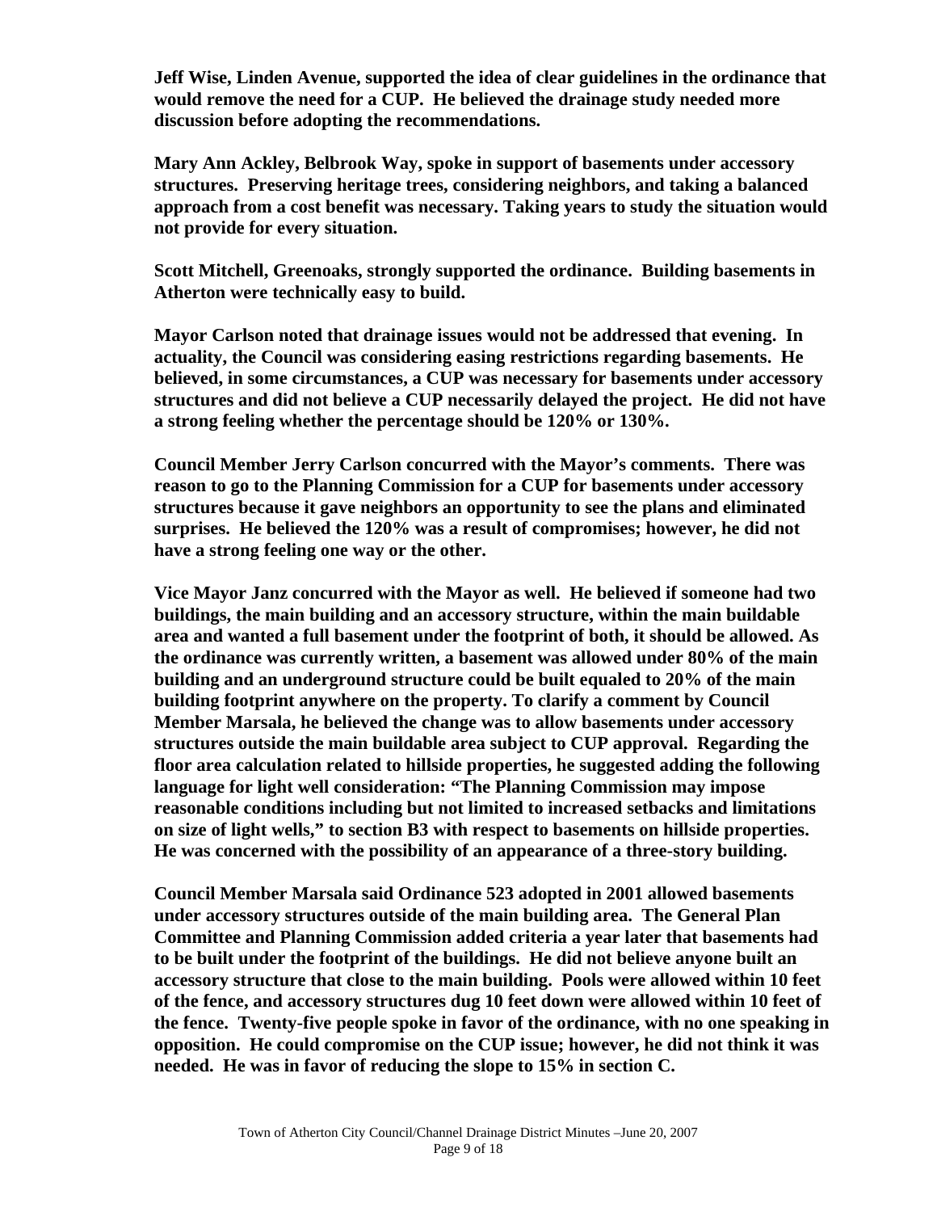**Jeff Wise, Linden Avenue, supported the idea of clear guidelines in the ordinance that would remove the need for a CUP. He believed the drainage study needed more discussion before adopting the recommendations.**

**Mary Ann Ackley, Belbrook Way, spoke in support of basements under accessory structures. Preserving heritage trees, considering neighbors, and taking a balanced approach from a cost benefit was necessary. Taking years to study the situation would not provide for every situation.**

**Scott Mitchell, Greenoaks, strongly supported the ordinance. Building basements in Atherton were technically easy to build.**

**Mayor Carlson noted that drainage issues would not be addressed that evening. In actuality, the Council was considering easing restrictions regarding basements. He believed, in some circumstances, a CUP was necessary for basements under accessory structures and did not believe a CUP necessarily delayed the project. He did not have a strong feeling whether the percentage should be 120% or 130%.**

**Council Member Jerry Carlson concurred with the Mayor's comments. There was reason to go to the Planning Commission for a CUP for basements under accessory structures because it gave neighbors an opportunity to see the plans and eliminated surprises. He believed the 120% was a result of compromises; however, he did not have a strong feeling one way or the other.**

**Vice Mayor Janz concurred with the Mayor as well. He believed if someone had two buildings, the main building and an accessory structure, within the main buildable area and wanted a full basement under the footprint of both, it should be allowed. As the ordinance was currently written, a basement was allowed under 80% of the main building and an underground structure could be built equaled to 20% of the main building footprint anywhere on the property. To clarify a comment by Council Member Marsala, he believed the change was to allow basements under accessory structures outside the main buildable area subject to CUP approval. Regarding the floor area calculation related to hillside properties, he suggested adding the following language for light well consideration: "The Planning Commission may impose reasonable conditions including but not limited to increased setbacks and limitations on size of light wells," to section B3 with respect to basements on hillside properties. He was concerned with the possibility of an appearance of a three-story building.**

**Council Member Marsala said Ordinance 523 adopted in 2001 allowed basements under accessory structures outside of the main building area. The General Plan Committee and Planning Commission added criteria a year later that basements had to be built under the footprint of the buildings. He did not believe anyone built an accessory structure that close to the main building. Pools were allowed within 10 feet of the fence, and accessory structures dug 10 feet down were allowed within 10 feet of the fence. Twenty-five people spoke in favor of the ordinance, with no one speaking in opposition. He could compromise on the CUP issue; however, he did not think it was needed. He was in favor of reducing the slope to 15% in section C.**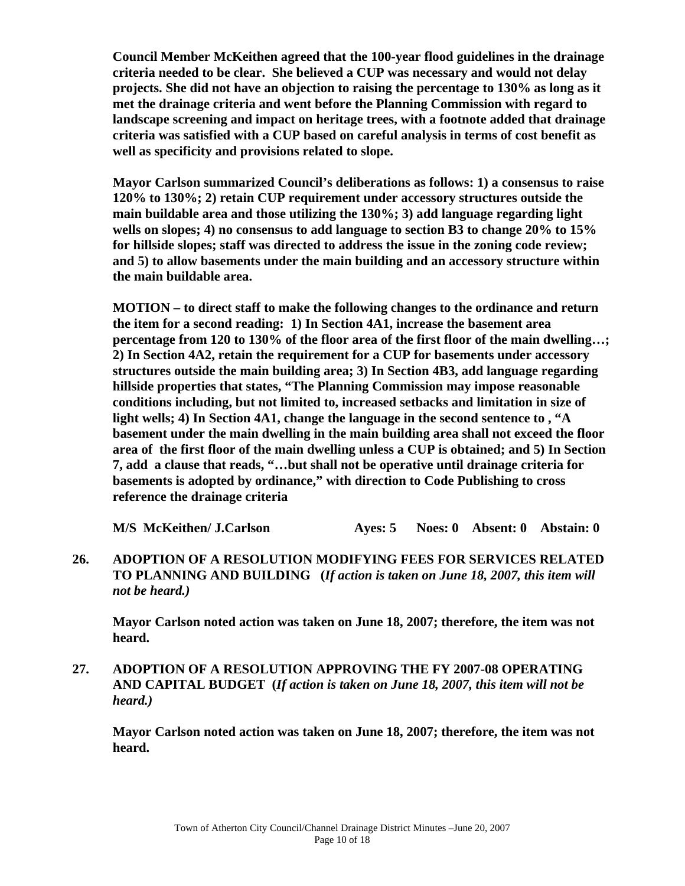**Council Member McKeithen agreed that the 100-year flood guidelines in the drainage criteria needed to be clear. She believed a CUP was necessary and would not delay projects. She did not have an objection to raising the percentage to 130% as long as it met the drainage criteria and went before the Planning Commission with regard to landscape screening and impact on heritage trees, with a footnote added that drainage criteria was satisfied with a CUP based on careful analysis in terms of cost benefit as well as specificity and provisions related to slope.**

**Mayor Carlson summarized Council's deliberations as follows: 1) a consensus to raise 120% to 130%; 2) retain CUP requirement under accessory structures outside the main buildable area and those utilizing the 130%; 3) add language regarding light wells on slopes; 4) no consensus to add language to section B3 to change 20% to 15% for hillside slopes; staff was directed to address the issue in the zoning code review; and 5) to allow basements under the main building and an accessory structure within the main buildable area.**

**MOTION – to direct staff to make the following changes to the ordinance and return the item for a second reading: 1) In Section 4A1, increase the basement area percentage from 120 to 130% of the floor area of the first floor of the main dwelling…; 2) In Section 4A2, retain the requirement for a CUP for basements under accessory structures outside the main building area; 3) In Section 4B3, add language regarding hillside properties that states, "The Planning Commission may impose reasonable conditions including, but not limited to, increased setbacks and limitation in size of light wells; 4) In Section 4A1, change the language in the second sentence to , "A basement under the main dwelling in the main building area shall not exceed the floor area of the first floor of the main dwelling unless a CUP is obtained; and 5) In Section 7, add a clause that reads, "…but shall not be operative until drainage criteria for basements is adopted by ordinance," with direction to Code Publishing to cross reference the drainage criteria**

**M/S McKeithen/ J.Carlson Ayes: 5 Noes: 0 Absent: 0 Abstain: 0**

**26. ADOPTION OF A RESOLUTION MODIFYING FEES FOR SERVICES RELATED TO PLANNING AND BUILDING (*If action is taken on June 18, 2007, this item will not be heard.)***

**Mayor Carlson noted action was taken on June 18, 2007; therefore, the item was not heard.**

**27. ADOPTION OF A RESOLUTION APPROVING THE FY 2007-08 OPERATING AND CAPITAL BUDGET (*If action is taken on June 18, 2007, this item will not be heard.)***

**Mayor Carlson noted action was taken on June 18, 2007; therefore, the item was not heard.**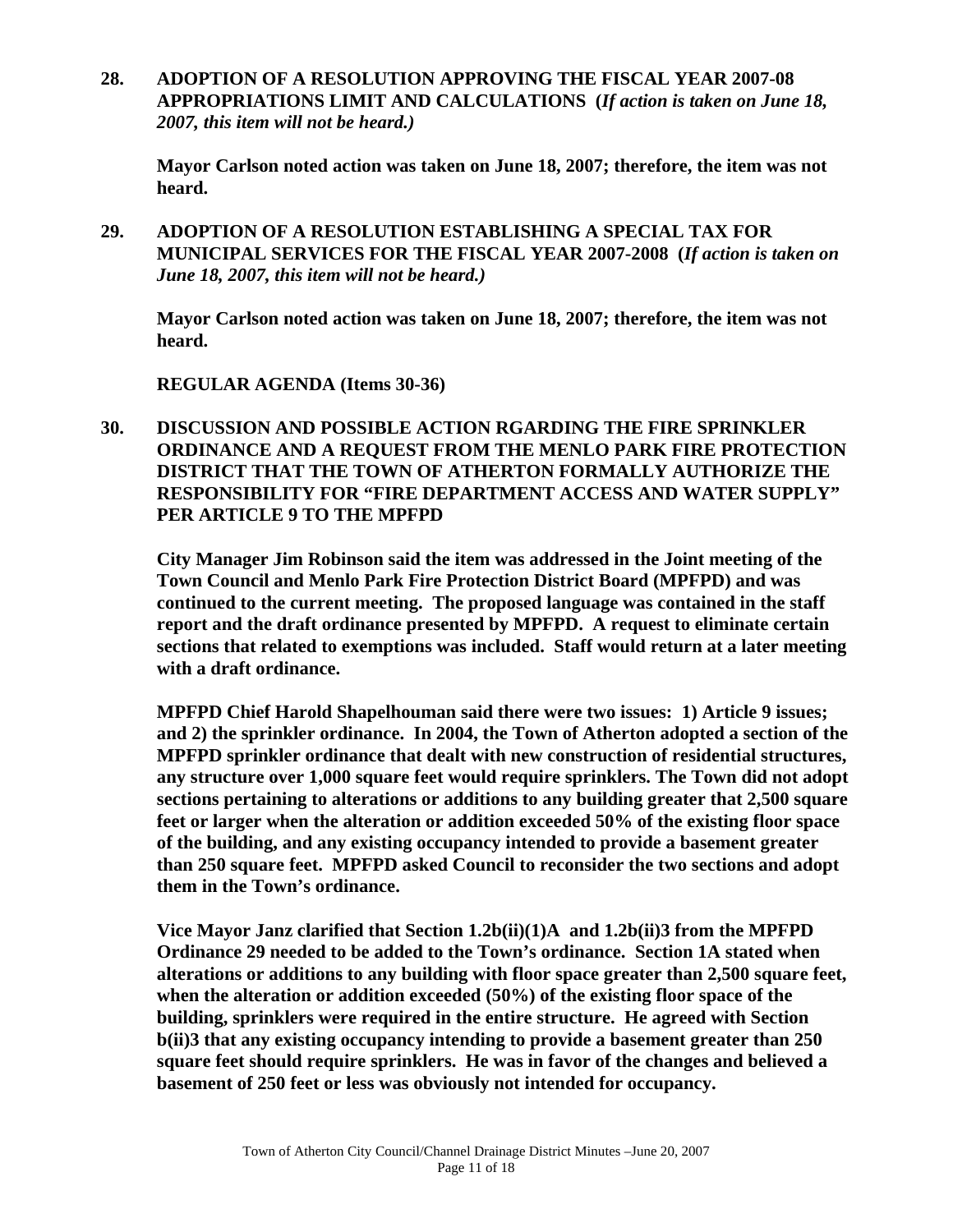**28. ADOPTION OF A RESOLUTION APPROVING THE FISCAL YEAR 2007-08 APPROPRIATIONS LIMIT AND CALCULATIONS (*If action is taken on June 18, 2007, this item will not be heard.)***

**Mayor Carlson noted action was taken on June 18, 2007; therefore, the item was not heard.**

**29. ADOPTION OF A RESOLUTION ESTABLISHING A SPECIAL TAX FOR MUNICIPAL SERVICES FOR THE FISCAL YEAR 2007-2008 (*If action is taken on June 18, 2007, this item will not be heard.)***

**Mayor Carlson noted action was taken on June 18, 2007; therefore, the item was not heard.**

**REGULAR AGENDA (Items 30-36)**

**30. DISCUSSION AND POSSIBLE ACTION RGARDING THE FIRE SPRINKLER ORDINANCE AND A REQUEST FROM THE MENLO PARK FIRE PROTECTION DISTRICT THAT THE TOWN OF ATHERTON FORMALLY AUTHORIZE THE RESPONSIBILITY FOR "FIRE DEPARTMENT ACCESS AND WATER SUPPLY" PER ARTICLE 9 TO THE MPFPD**

**City Manager Jim Robinson said the item was addressed in the Joint meeting of the Town Council and Menlo Park Fire Protection District Board (MPFPD) and was continued to the current meeting. The proposed language was contained in the staff report and the draft ordinance presented by MPFPD. A request to eliminate certain sections that related to exemptions was included. Staff would return at a later meeting with a draft ordinance.**

**MPFPD Chief Harold Shapelhouman said there were two issues: 1) Article 9 issues; and 2) the sprinkler ordinance. In 2004, the Town of Atherton adopted a section of the MPFPD sprinkler ordinance that dealt with new construction of residential structures, any structure over 1,000 square feet would require sprinklers. The Town did not adopt sections pertaining to alterations or additions to any building greater that 2,500 square feet or larger when the alteration or addition exceeded 50% of the existing floor space of the building, and any existing occupancy intended to provide a basement greater than 250 square feet. MPFPD asked Council to reconsider the two sections and adopt them in the Town's ordinance.**

**Vice Mayor Janz clarified that Section 1.2b(ii)(1)A and 1.2b(ii)3 from the MPFPD Ordinance 29 needed to be added to the Town's ordinance. Section 1A stated when alterations or additions to any building with floor space greater than 2,500 square feet, when the alteration or addition exceeded (50%) of the existing floor space of the building, sprinklers were required in the entire structure. He agreed with Section b(ii)3 that any existing occupancy intending to provide a basement greater than 250 square feet should require sprinklers. He was in favor of the changes and believed a basement of 250 feet or less was obviously not intended for occupancy.**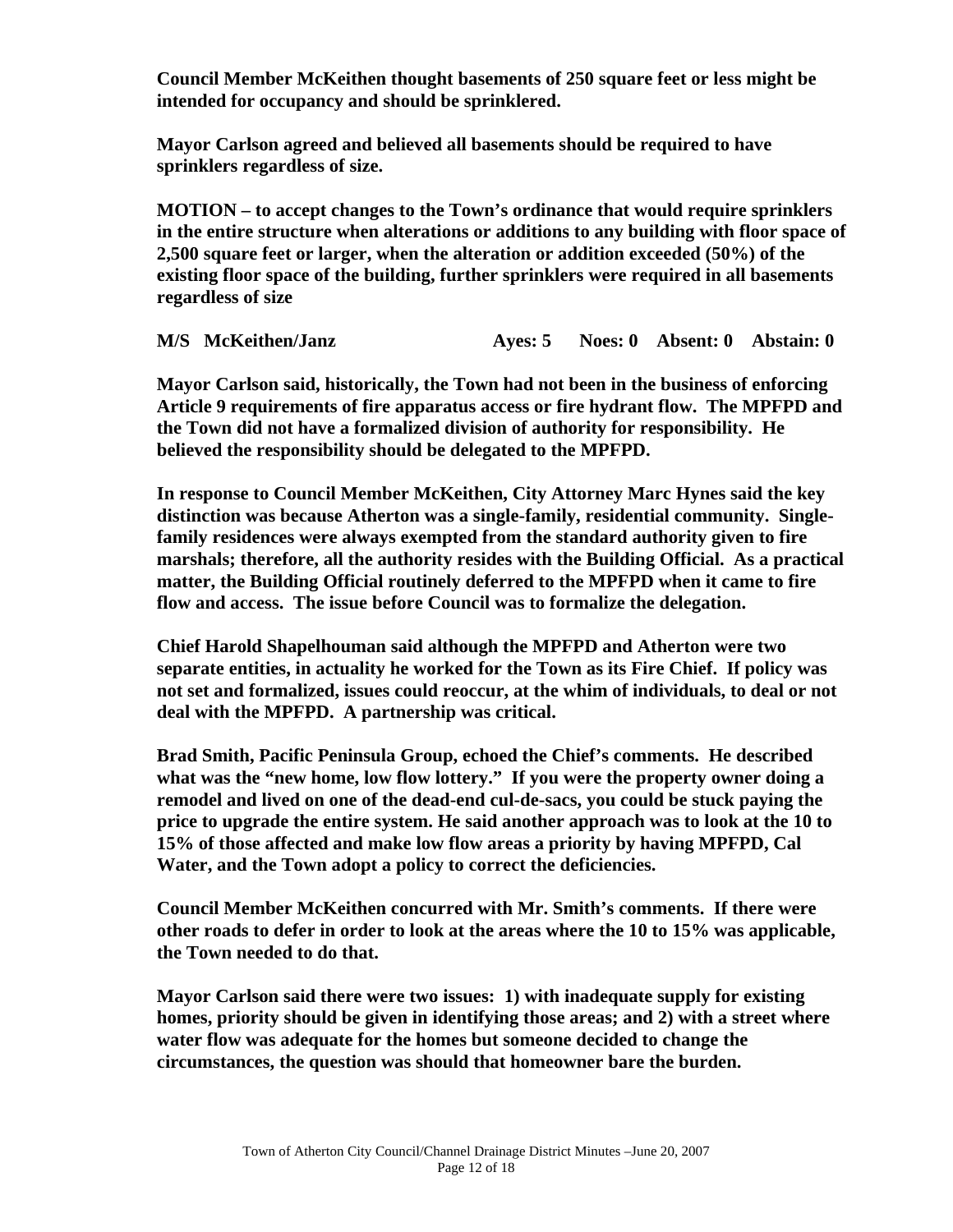**Council Member McKeithen thought basements of 250 square feet or less might be intended for occupancy and should be sprinklered.**

**Mayor Carlson agreed and believed all basements should be required to have sprinklers regardless of size.**

**MOTION – to accept changes to the Town's ordinance that would require sprinklers in the entire structure when alterations or additions to any building with floor space of 2,500 square feet or larger, when the alteration or addition exceeded (50%) of the existing floor space of the building, further sprinklers were required in all basements regardless of size**

**M/S McKeithen/Janz Ayes: 5 Noes: 0 Absent: 0 Abstain: 0**

**Mayor Carlson said, historically, the Town had not been in the business of enforcing Article 9 requirements of fire apparatus access or fire hydrant flow. The MPFPD and the Town did not have a formalized division of authority for responsibility. He believed the responsibility should be delegated to the MPFPD.**

**In response to Council Member McKeithen, City Attorney Marc Hynes said the key distinction was because Atherton was a single-family, residential community. Single-family residences were always exempted from the standard authority given to fire marshals; therefore, all the authority resides with the Building Official. As a practical matter, the Building Official routinely deferred to the MPFPD when it came to fire flow and access. The issue before Council was to formalize the delegation.**

**Chief Harold Shapelhouman said although the MPFPD and Atherton were two separate entities, in actuality he worked for the Town as its Fire Chief. If policy was not set and formalized, issues could reoccur, at the whim of individuals, to deal or not deal with the MPFPD. A partnership was critical.**

**Brad Smith, Pacific Peninsula Group, echoed the Chief's comments. He described what was the "new home, low flow lottery." If you were the property owner doing a remodel and lived on one of the dead-end cul-de-sacs, you could be stuck paying the price to upgrade the entire system. He said another approach was to look at the 10 to 15% of those affected and make low flow areas a priority by having MPFPD, Cal Water, and the Town adopt a policy to correct the deficiencies.**

**Council Member McKeithen concurred with Mr. Smith's comments. If there were other roads to defer in order to look at the areas where the 10 to 15% was applicable, the Town needed to do that.**

**Mayor Carlson said there were two issues: 1) with inadequate supply for existing homes, priority should be given in identifying those areas; and 2) with a street where water flow was adequate for the homes but someone decided to change the circumstances, the question was should that homeowner bare the burden.**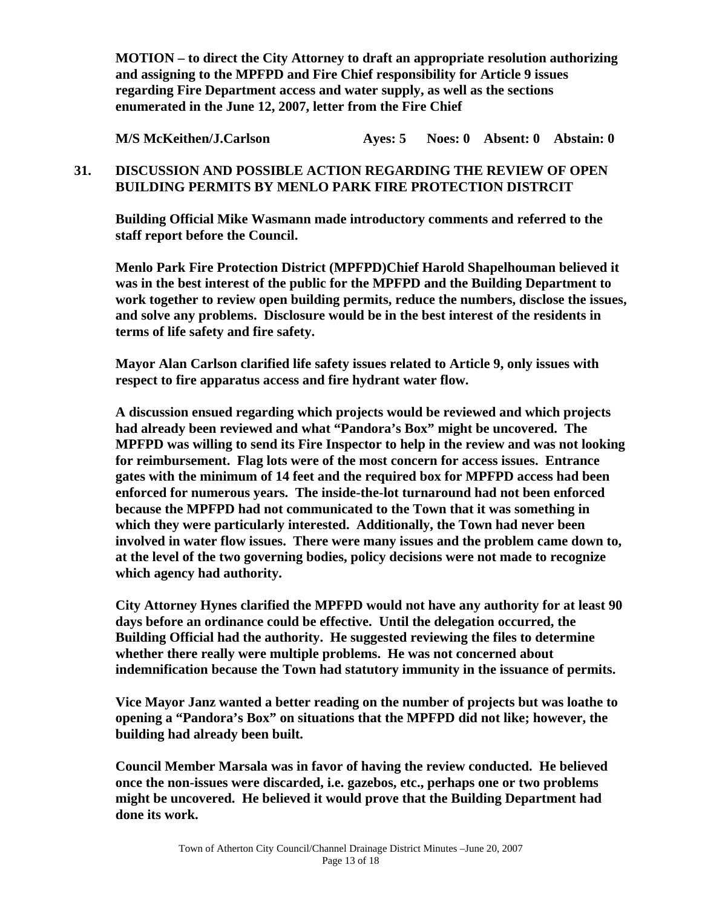**MOTION – to direct the City Attorney to draft an appropriate resolution authorizing and assigning to the MPFPD and Fire Chief responsibility for Article 9 issues regarding Fire Department access and water supply, as well as the sections enumerated in the June 12, 2007, letter from the Fire Chief**

**M/S McKeithen/J.Carlson Ayes: 5 Noes: 0 Absent: 0 Abstain: 0**

**31. DISCUSSION AND POSSIBLE ACTION REGARDING THE REVIEW OF OPEN BUILDING PERMITS BY MENLO PARK FIRE PROTECTION DISTRCIT**

**Building Official Mike Wasmann made introductory comments and referred to the staff report before the Council.**

**Menlo Park Fire Protection District (MPFPD)Chief Harold Shapelhouman believed it was in the best interest of the public for the MPFPD and the Building Department to work together to review open building permits, reduce the numbers, disclose the issues, and solve any problems. Disclosure would be in the best interest of the residents in terms of life safety and fire safety.**

**Mayor Alan Carlson clarified life safety issues related to Article 9, only issues with respect to fire apparatus access and fire hydrant water flow.**

**A discussion ensued regarding which projects would be reviewed and which projects had already been reviewed and what "Pandora's Box" might be uncovered. The MPFPD was willing to send its Fire Inspector to help in the review and was not looking for reimbursement. Flag lots were of the most concern for access issues. Entrance gates with the minimum of 14 feet and the required box for MPFPD access had been enforced for numerous years. The inside-the-lot turnaround had not been enforced because the MPFPD had not communicated to the Town that it was something in which they were particularly interested. Additionally, the Town had never been involved in water flow issues. There were many issues and the problem came down to, at the level of the two governing bodies, policy decisions were not made to recognize which agency had authority.**

**City Attorney Hynes clarified the MPFPD would not have any authority for at least 90 days before an ordinance could be effective. Until the delegation occurred, the Building Official had the authority. He suggested reviewing the files to determine whether there really were multiple problems. He was not concerned about indemnification because the Town had statutory immunity in the issuance of permits.**

**Vice Mayor Janz wanted a better reading on the number of projects but was loathe to opening a "Pandora's Box" on situations that the MPFPD did not like; however, the building had already been built.**

**Council Member Marsala was in favor of having the review conducted. He believed once the non-issues were discarded, i.e. gazebos, etc., perhaps one or two problems might be uncovered. He believed it would prove that the Building Department had done its work.**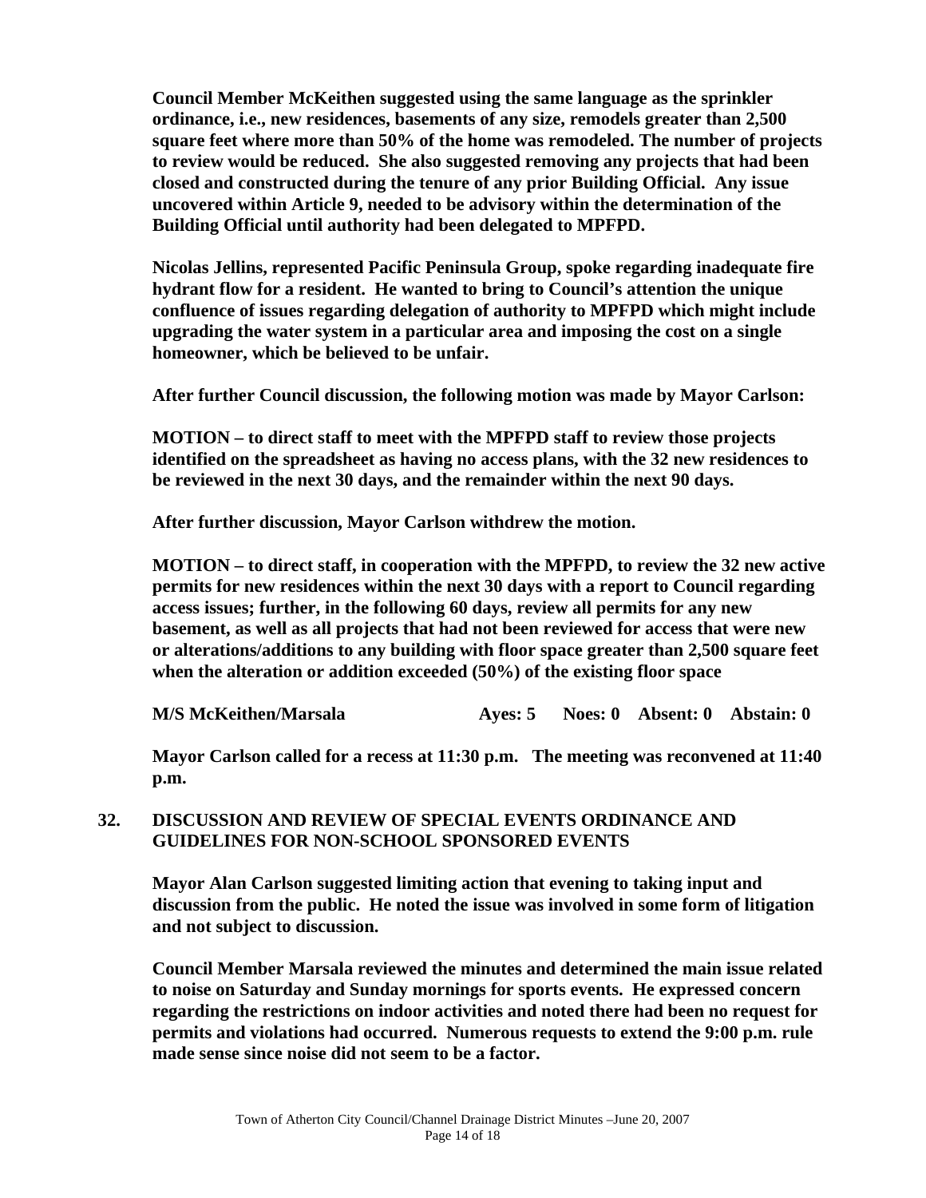**Council Member McKeithen suggested using the same language as the sprinkler ordinance, i.e., new residences, basements of any size, remodels greater than 2,500 square feet where more than 50% of the home was remodeled. The number of projects to review would be reduced. She also suggested removing any projects that had been closed and constructed during the tenure of any prior Building Official. Any issue uncovered within Article 9, needed to be advisory within the determination of the Building Official until authority had been delegated to MPFPD.**

**Nicolas Jellins, represented Pacific Peninsula Group, spoke regarding inadequate fire hydrant flow for a resident. He wanted to bring to Council's attention the unique confluence of issues regarding delegation of authority to MPFPD which might include upgrading the water system in a particular area and imposing the cost on a single homeowner, which be believed to be unfair.**

**After further Council discussion, the following motion was made by Mayor Carlson:**

**MOTION – to direct staff to meet with the MPFPD staff to review those projects identified on the spreadsheet as having no access plans, with the 32 new residences to be reviewed in the next 30 days, and the remainder within the next 90 days.**

**After further discussion, Mayor Carlson withdrew the motion.**

**MOTION – to direct staff, in cooperation with the MPFPD, to review the 32 new active permits for new residences within the next 30 days with a report to Council regarding access issues; further, in the following 60 days, review all permits for any new basement, as well as all projects that had not been reviewed for access that were new or alterations/additions to any building with floor space greater than 2,500 square feet when the alteration or addition exceeded (50%) of the existing floor space**

**M/S McKeithen/Marsala Ayes: 5 Noes: 0 Absent: 0 Abstain: 0**

**Mayor Carlson called for a recess at 11:30 p.m. The meeting was reconvened at 11:40 p.m.**

## 32. DISCUSSION AND REVIEW OF SPECIAL EVENTS ORDINANCE AND GUIDELINES FOR NON-SCHOOL SPONSORED EVENTS

**Mayor Alan Carlson suggested limiting action that evening to taking input and discussion from the public. He noted the issue was involved in some form of litigation and not subject to discussion.**

**Council Member Marsala reviewed the minutes and determined the main issue related to noise on Saturday and Sunday mornings for sports events. He expressed concern regarding the restrictions on indoor activities and noted there had been no request for permits and violations had occurred. Numerous requests to extend the 9:00 p.m. rule made sense since noise did not seem to be a factor.**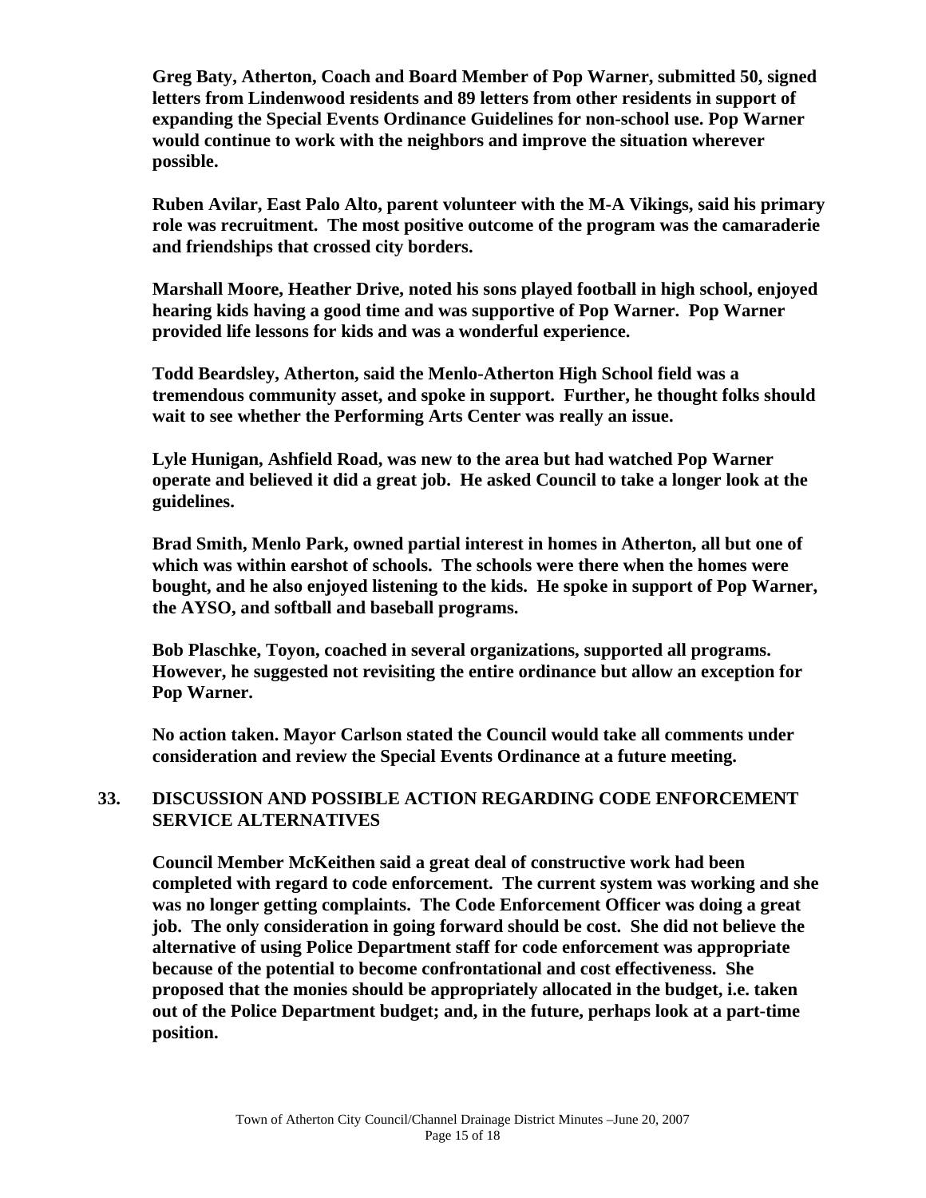**Greg Baty, Atherton, Coach and Board Member of Pop Warner, submitted 50, signed letters from Lindenwood residents and 89 letters from other residents in support of expanding the Special Events Ordinance Guidelines for non-school use. Pop Warner would continue to work with the neighbors and improve the situation wherever possible.**

**Ruben Avilar, East Palo Alto, parent volunteer with the M-A Vikings, said his primary role was recruitment. The most positive outcome of the program was the camaraderie and friendships that crossed city borders.**

**Marshall Moore, Heather Drive, noted his sons played football in high school, enjoyed hearing kids having a good time and was supportive of Pop Warner. Pop Warner provided life lessons for kids and was a wonderful experience.**

**Todd Beardsley, Atherton, said the Menlo-Atherton High School field was a tremendous community asset, and spoke in support. Further, he thought folks should wait to see whether the Performing Arts Center was really an issue.**

**Lyle Hunigan, Ashfield Road, was new to the area but had watched Pop Warner operate and believed it did a great job. He asked Council to take a longer look at the guidelines.**

**Brad Smith, Menlo Park, owned partial interest in homes in Atherton, all but one of which was within earshot of schools. The schools were there when the homes were bought, and he also enjoyed listening to the kids. He spoke in support of Pop Warner, the AYSO, and softball and baseball programs.**

**Bob Plaschke, Toyon, coached in several organizations, supported all programs. However, he suggested not revisiting the entire ordinance but allow an exception for Pop Warner.**

**No action taken. Mayor Carlson stated the Council would take all comments under consideration and review the Special Events Ordinance at a future meeting.**

## 33. DISCUSSION AND POSSIBLE ACTION REGARDING CODE ENFORCEMENT SERVICE ALTERNATIVES

**Council Member McKeithen said a great deal of constructive work had been completed with regard to code enforcement. The current system was working and she was no longer getting complaints. The Code Enforcement Officer was doing a great job. The only consideration in going forward should be cost. She did not believe the alternative of using Police Department staff for code enforcement was appropriate because of the potential to become confrontational and cost effectiveness. She proposed that the monies should be appropriately allocated in the budget, i.e. taken out of the Police Department budget; and, in the future, perhaps look at a part-time position.**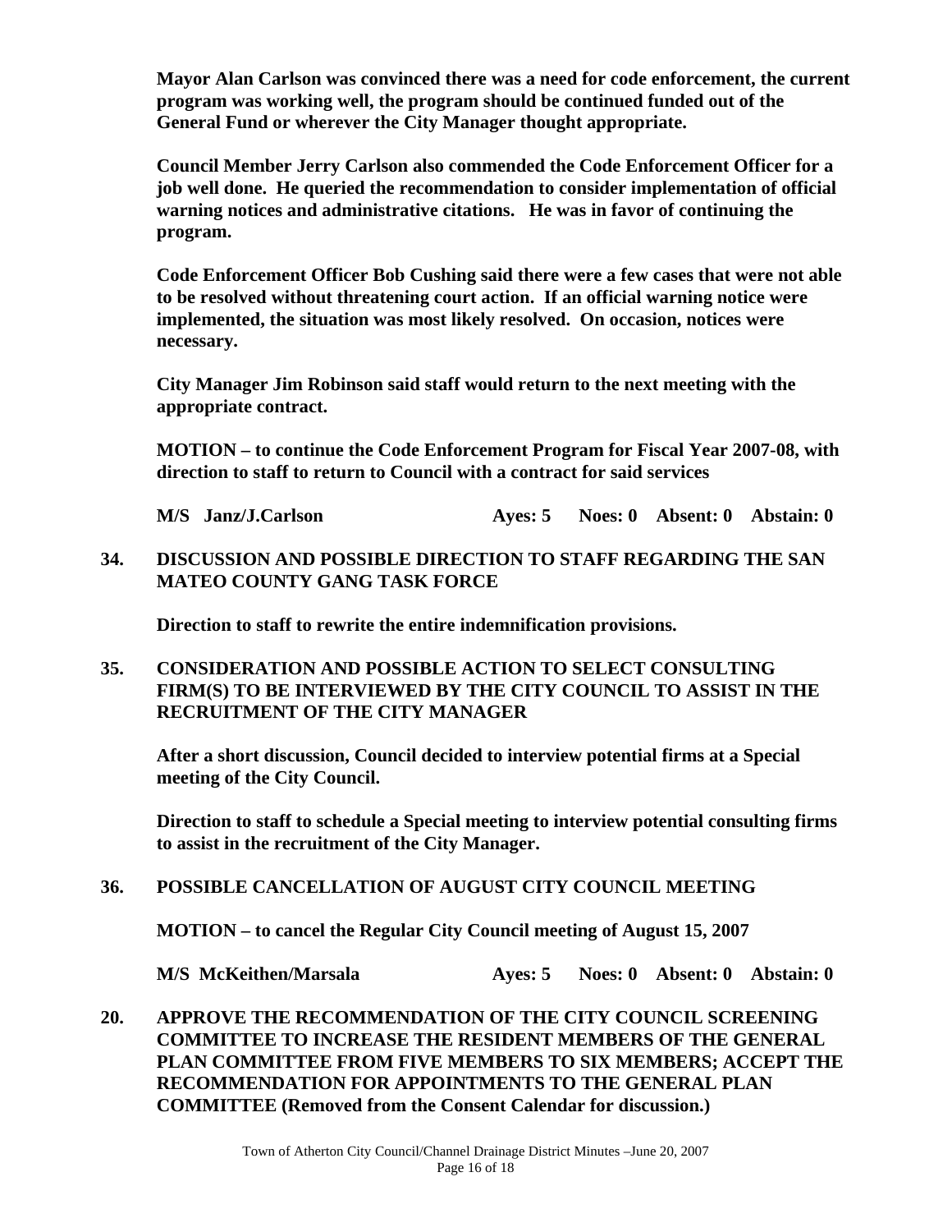**Mayor Alan Carlson was convinced there was a need for code enforcement, the current program was working well, the program should be continued funded out of the General Fund or wherever the City Manager thought appropriate.**

**Council Member Jerry Carlson also commended the Code Enforcement Officer for a job well done. He queried the recommendation to consider implementation of official warning notices and administrative citations. He was in favor of continuing the program.**

**Code Enforcement Officer Bob Cushing said there were a few cases that were not able to be resolved without threatening court action. If an official warning notice were implemented, the situation was most likely resolved. On occasion, notices were necessary.**

**City Manager Jim Robinson said staff would return to the next meeting with the appropriate contract.**

**MOTION – to continue the Code Enforcement Program for Fiscal Year 2007-08, with direction to staff to return to Council with a contract for said services**

**M/S Janz/J.Carlson Ayes: 5 Noes: 0 Absent: 0 Abstain: 0**

**34. DISCUSSION AND POSSIBLE DIRECTION TO STAFF REGARDING THE SAN MATEO COUNTY GANG TASK FORCE**

**Direction to staff to rewrite the entire indemnification provisions.**

**35. CONSIDERATION AND POSSIBLE ACTION TO SELECT CONSULTING FIRM(S) TO BE INTERVIEWED BY THE CITY COUNCIL TO ASSIST IN THE RECRUITMENT OF THE CITY MANAGER**

**After a short discussion, Council decided to interview potential firms at a Special meeting of the City Council.**

**Direction to staff to schedule a Special meeting to interview potential consulting firms to assist in the recruitment of the City Manager.**

**36. POSSIBLE CANCELLATION OF AUGUST CITY COUNCIL MEETING**

**MOTION – to cancel the Regular City Council meeting of August 15, 2007**

**M/S McKeithen/Marsala Ayes: 5 Noes: 0 Absent: 0 Abstain: 0**

**20. APPROVE THE RECOMMENDATION OF THE CITY COUNCIL SCREENING COMMITTEE TO INCREASE THE RESIDENT MEMBERS OF THE GENERAL PLAN COMMITTEE FROM FIVE MEMBERS TO SIX MEMBERS; ACCEPT THE RECOMMENDATION FOR APPOINTMENTS TO THE GENERAL PLAN COMMITTEE (Removed from the Consent Calendar for discussion.)**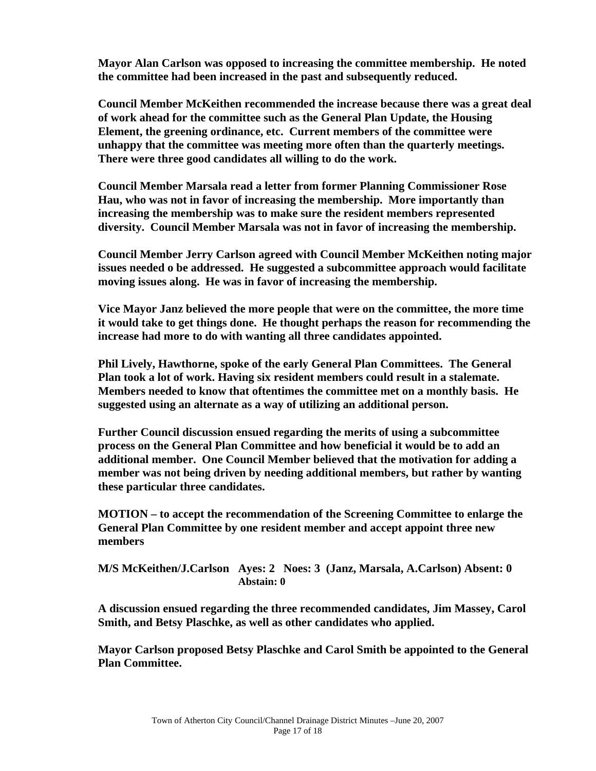**Mayor Alan Carlson was opposed to increasing the committee membership. He noted the committee had been increased in the past and subsequently reduced.**

**Council Member McKeithen recommended the increase because there was a great deal of work ahead for the committee such as the General Plan Update, the Housing Element, the greening ordinance, etc. Current members of the committee were unhappy that the committee was meeting more often than the quarterly meetings. There were three good candidates all willing to do the work.**

**Council Member Marsala read a letter from former Planning Commissioner Rose Hau, who was not in favor of increasing the membership. More importantly than increasing the membership was to make sure the resident members represented diversity. Council Member Marsala was not in favor of increasing the membership.**

**Council Member Jerry Carlson agreed with Council Member McKeithen noting major issues needed o be addressed. He suggested a subcommittee approach would facilitate moving issues along. He was in favor of increasing the membership.**

**Vice Mayor Janz believed the more people that were on the committee, the more time it would take to get things done. He thought perhaps the reason for recommending the increase had more to do with wanting all three candidates appointed.**

**Phil Lively, Hawthorne, spoke of the early General Plan Committees. The General Plan took a lot of work. Having six resident members could result in a stalemate. Members needed to know that oftentimes the committee met on a monthly basis. He suggested using an alternate as a way of utilizing an additional person.**

**Further Council discussion ensued regarding the merits of using a subcommittee process on the General Plan Committee and how beneficial it would be to add an additional member. One Council Member believed that the motivation for adding a member was not being driven by needing additional members, but rather by wanting these particular three candidates.**

**MOTION – to accept the recommendation of the Screening Committee to enlarge the General Plan Committee by one resident member and accept appoint three new members**

**M/S McKeithen/J.Carlson Ayes: 2 Noes: 3 (Janz, Marsala, A.Carlson) Absent: 0 Abstain: 0**

**A discussion ensued regarding the three recommended candidates, Jim Massey, Carol Smith, and Betsy Plaschke, as well as other candidates who applied.**

**Mayor Carlson proposed Betsy Plaschke and Carol Smith be appointed to the General Plan Committee.**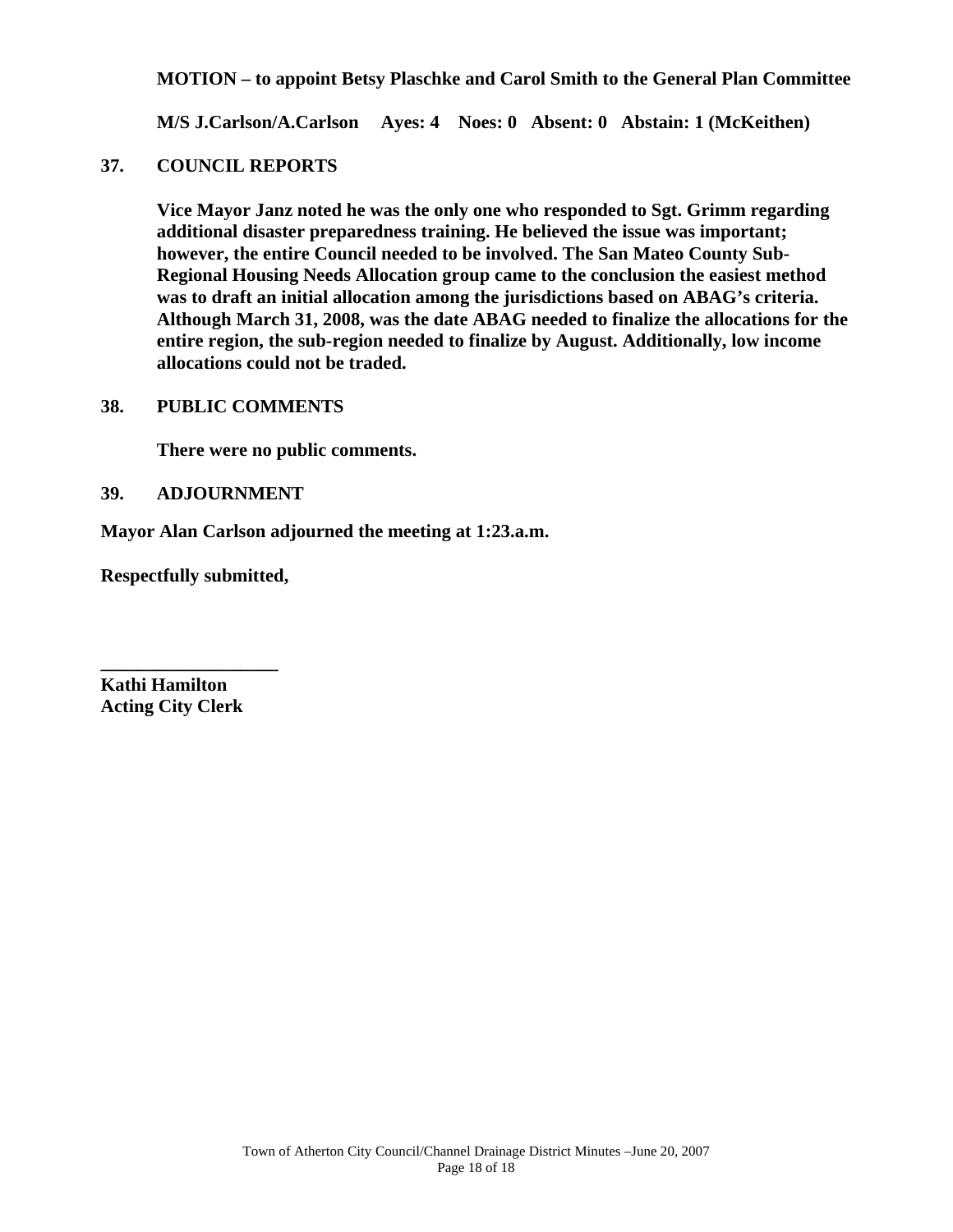**MOTION – to appoint Betsy Plaschke and Carol Smith to the General Plan Committee**

**M/S J.Carlson/A.Carlson Ayes: 4 Noes: 0 Absent: 0 Abstain: 1 (McKeithen)**

**37. COUNCIL REPORTS**

**Vice Mayor Janz noted he was the only one who responded to Sgt. Grimm regarding additional disaster preparedness training. He believed the issue was important; however, the entire Council needed to be involved. The San Mateo County Sub-Regional Housing Needs Allocation group came to the conclusion the easiest method was to draft an initial allocation among the jurisdictions based on ABAG's criteria. Although March 31, 2008, was the date ABAG needed to finalize the allocations for the entire region, the sub-region needed to finalize by August. Additionally, low income allocations could not be traded.**

**38. PUBLIC COMMENTS**

**There were no public comments.**

**39. ADJOURNMENT**

**Mayor Alan Carlson adjourned the meeting at 1:23.a.m.**

**Respectfully submitted,**

**___________________**
**Kathi Hamilton**
**Acting City Clerk**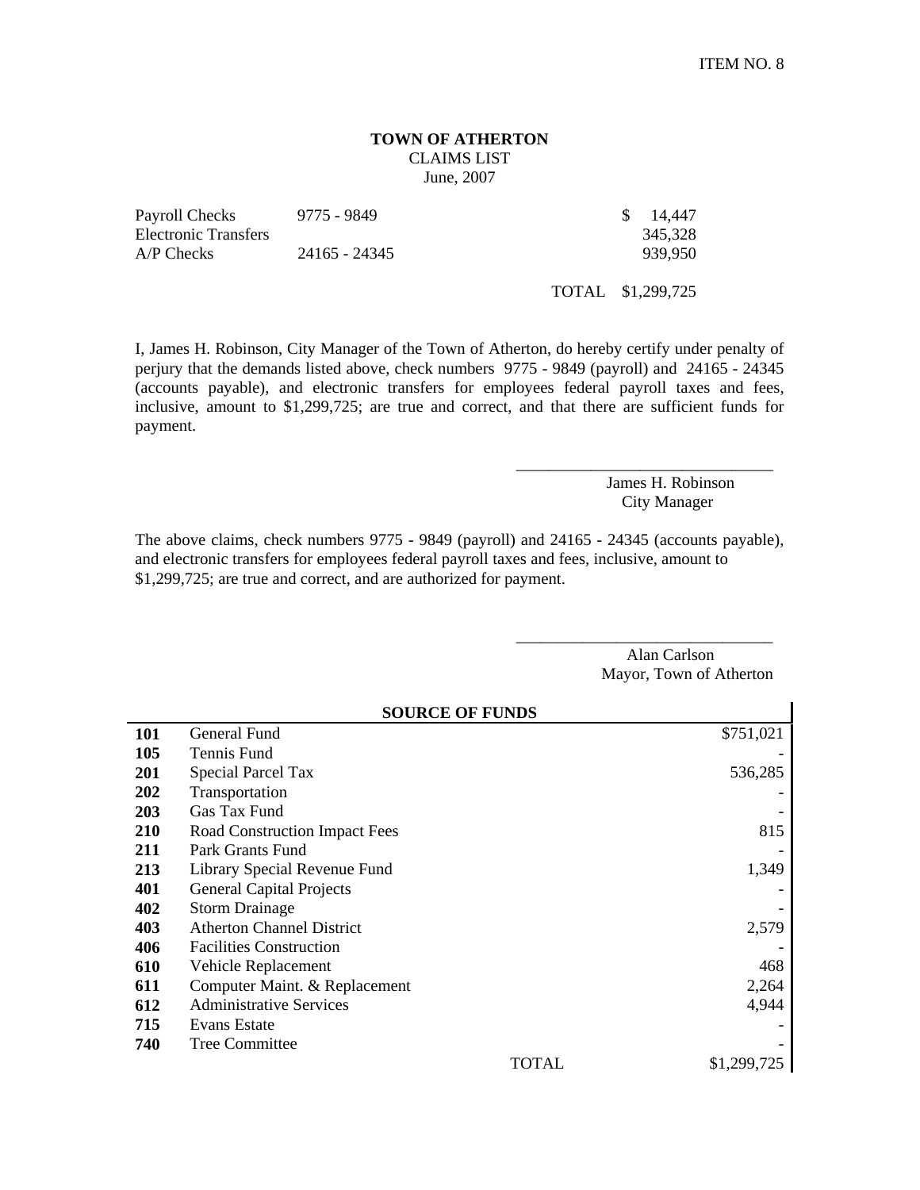ITEM NO. 8

**TOWN OF ATHERTON**
CLAIMS LIST
June, 2007

| | | |
|---|---|---|
| Payroll Checks | 9775 - 9849 | $ 14,447 |
| Electronic Transfers | | 345,328 |
| A/P Checks | 24165 - 24345 | 939,950 |
| | TOTAL | $1,299,725 |

I, James H. Robinson, City Manager of the Town of Atherton, do hereby certify under penalty of perjury that the demands listed above, check numbers 9775 - 9849 (payroll) and 24165 - 24345 (accounts payable), and electronic transfers for employees federal payroll taxes and fees, inclusive, amount to $1,299,725; are true and correct, and that there are sufficient funds for payment.

_______________________________
James H. Robinson
City Manager

The above claims, check numbers 9775 - 9849 (payroll) and 24165 - 24345 (accounts payable), and electronic transfers for employees federal payroll taxes and fees, inclusive, amount to $1,299,725; are true and correct, and are authorized for payment.

_______________________________
Alan Carlson
Mayor, Town of Atherton

| | SOURCE OF FUNDS | |
|---|---|---|
| **101** | General Fund | $751,021 |
| **105** | Tennis Fund | - |
| **201** | Special Parcel Tax | 536,285 |
| **202** | Transportation | - |
| **203** | Gas Tax Fund | - |
| **210** | Road Construction Impact Fees | 815 |
| **211** | Park Grants Fund | - |
| **213** | Library Special Revenue Fund | 1,349 |
| **401** | General Capital Projects | - |
| **402** | Storm Drainage | - |
| **403** | Atherton Channel District | 2,579 |
| **406** | Facilities Construction | - |
| **610** | Vehicle Replacement | 468 |
| **611** | Computer Maint. & Replacement | 2,264 |
| **612** | Administrative Services | 4,944 |
| **715** | Evans Estate | - |
| **740** | Tree Committee | - |
| | TOTAL | $1,299,725 |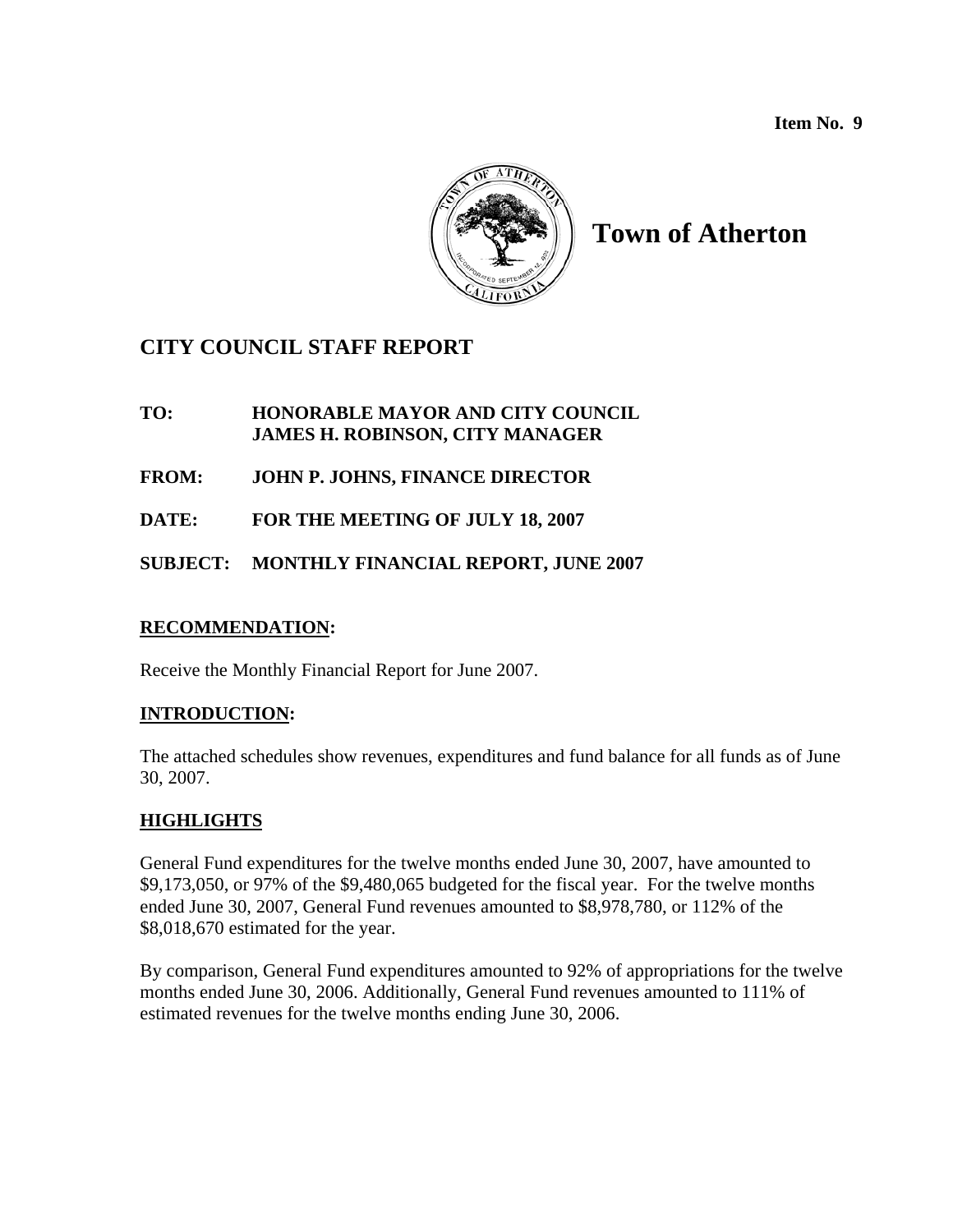**Item No. 9**

# Town of Atherton

## CITY COUNCIL STAFF REPORT

**TO:** HONORABLE MAYOR AND CITY COUNCIL
JAMES H. ROBINSON, CITY MANAGER

**FROM:** JOHN P. JOHNS, FINANCE DIRECTOR

**DATE:** FOR THE MEETING OF JULY 18, 2007

**SUBJECT:** MONTHLY FINANCIAL REPORT, JUNE 2007

### RECOMMENDATION:

Receive the Monthly Financial Report for June 2007.

### INTRODUCTION:

The attached schedules show revenues, expenditures and fund balance for all funds as of June 30, 2007.

### HIGHLIGHTS

General Fund expenditures for the twelve months ended June 30, 2007, have amounted to $9,173,050, or 97% of the $9,480,065 budgeted for the fiscal year. For the twelve months ended June 30, 2007, General Fund revenues amounted to $8,978,780, or 112% of the $8,018,670 estimated for the year.

By comparison, General Fund expenditures amounted to 92% of appropriations for the twelve months ended June 30, 2006. Additionally, General Fund revenues amounted to 111% of estimated revenues for the twelve months ending June 30, 2006.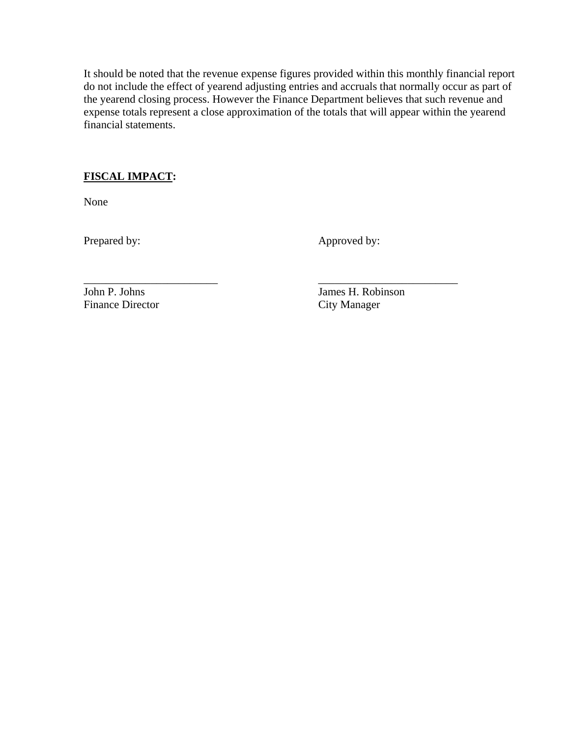It should be noted that the revenue expense figures provided within this monthly financial report do not include the effect of yearend adjusting entries and accruals that normally occur as part of the yearend closing process. However the Finance Department believes that such revenue and expense totals represent a close approximation of the totals that will appear within the yearend financial statements.

**FISCAL IMPACT:**

None

| Prepared by: | Approved by: |
|---|---|
| ________________________ | ________________________ |
| John P. Johns | James H. Robinson |
| Finance Director | City Manager |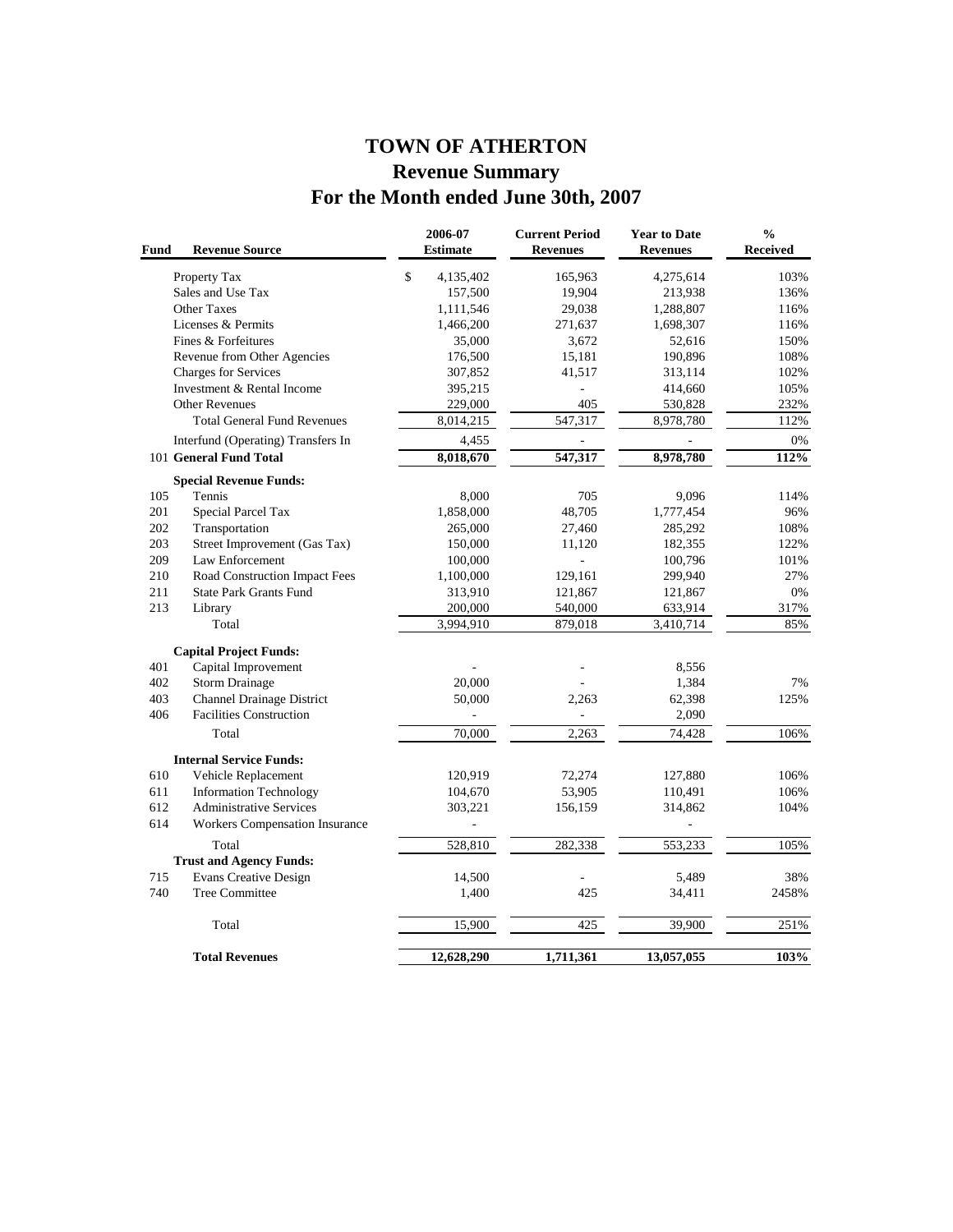# TOWN OF ATHERTON
## Revenue Summary
## For the Month ended June 30th, 2007

| Fund | Revenue Source | 2006-07 Estimate | Current Period Revenues | Year to Date Revenues | % Received |
|---|---|---|---|---|---|
| | Property Tax | $ 4,135,402 | 165,963 | 4,275,614 | 103% |
| | Sales and Use Tax | 157,500 | 19,904 | 213,938 | 136% |
| | Other Taxes | 1,111,546 | 29,038 | 1,288,807 | 116% |
| | Licenses & Permits | 1,466,200 | 271,637 | 1,698,307 | 116% |
| | Fines & Forfeitures | 35,000 | 3,672 | 52,616 | 150% |
| | Revenue from Other Agencies | 176,500 | 15,181 | 190,896 | 108% |
| | Charges for Services | 307,852 | 41,517 | 313,114 | 102% |
| | Investment & Rental Income | 395,215 | - | 414,660 | 105% |
| | Other Revenues | 229,000 | 405 | 530,828 | 232% |
| | Total General Fund Revenues | 8,014,215 | 547,317 | 8,978,780 | 112% |
| | Interfund (Operating) Transfers In | 4,455 | - | - | 0% |
| 101 | **General Fund Total** | **8,018,670** | **547,317** | **8,978,780** | **112%** |
| | **Special Revenue Funds:** | | | | |
| 105 | Tennis | 8,000 | 705 | 9,096 | 114% |
| 201 | Special Parcel Tax | 1,858,000 | 48,705 | 1,777,454 | 96% |
| 202 | Transportation | 265,000 | 27,460 | 285,292 | 108% |
| 203 | Street Improvement (Gas Tax) | 150,000 | 11,120 | 182,355 | 122% |
| 209 | Law Enforcement | 100,000 | - | 100,796 | 101% |
| 210 | Road Construction Impact Fees | 1,100,000 | 129,161 | 299,940 | 27% |
| 211 | State Park Grants Fund | 313,910 | 121,867 | 121,867 | 0% |
| 213 | Library | 200,000 | 540,000 | 633,914 | 317% |
| | Total | 3,994,910 | 879,018 | 3,410,714 | 85% |
| | **Capital Project Funds:** | | | | |
| 401 | Capital Improvement | - | - | 8,556 | |
| 402 | Storm Drainage | 20,000 | - | 1,384 | 7% |
| 403 | Channel Drainage District | 50,000 | 2,263 | 62,398 | 125% |
| 406 | Facilities Construction | - | - | 2,090 | |
| | Total | 70,000 | 2,263 | 74,428 | 106% |
| | **Internal Service Funds:** | | | | |
| 610 | Vehicle Replacement | 120,919 | 72,274 | 127,880 | 106% |
| 611 | Information Technology | 104,670 | 53,905 | 110,491 | 106% |
| 612 | Administrative Services | 303,221 | 156,159 | 314,862 | 104% |
| 614 | Workers Compensation Insurance | - | | - | |
| | Total | 528,810 | 282,338 | 553,233 | 105% |
| | **Trust and Agency Funds:** | | | | |
| 715 | Evans Creative Design | 14,500 | - | 5,489 | 38% |
| 740 | Tree Committee | 1,400 | 425 | 34,411 | 2458% |
| | Total | 15,900 | 425 | 39,900 | 251% |
| | **Total Revenues** | **12,628,290** | **1,711,361** | **13,057,055** | **103%** |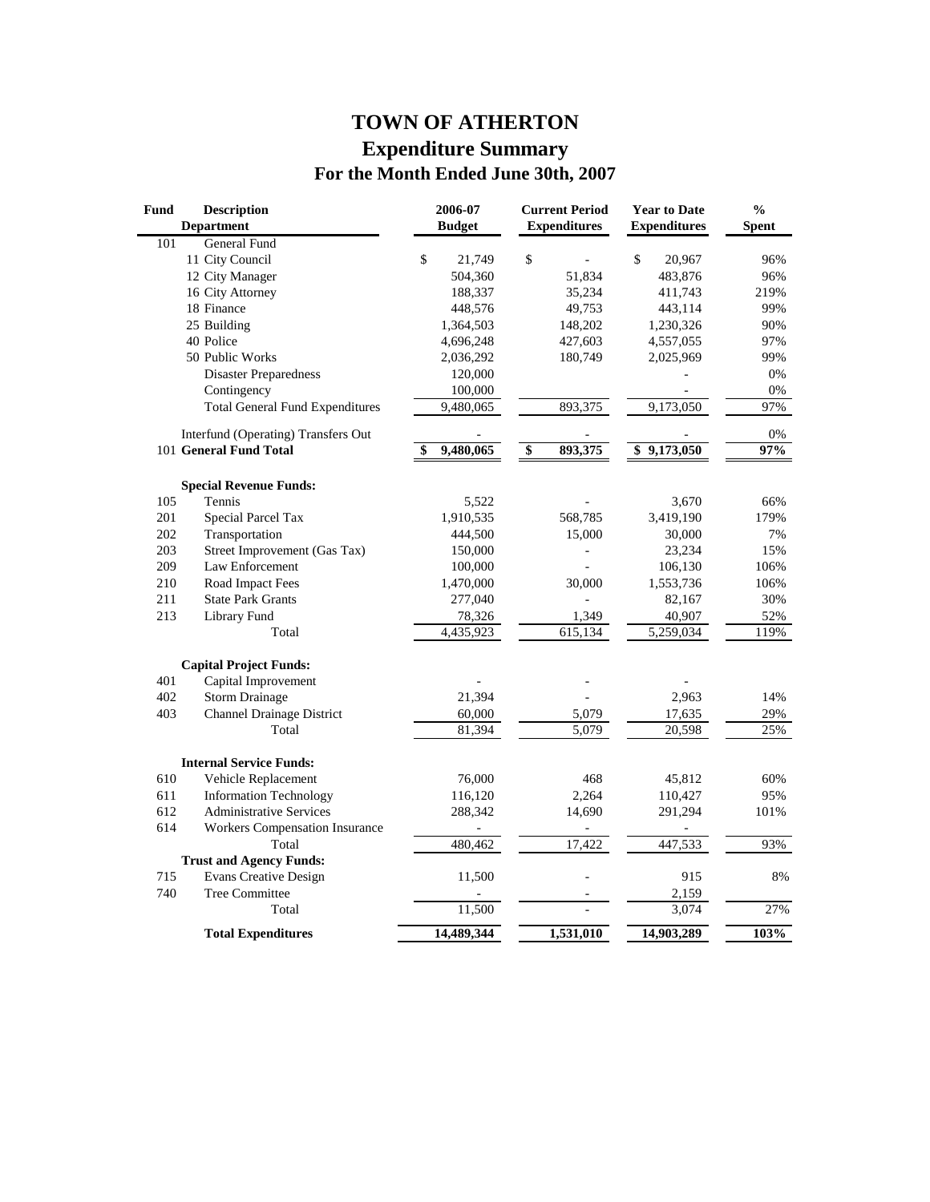# TOWN OF ATHERTON
## Expenditure Summary
### For the Month Ended June 30th, 2007

| Fund | Description / Department | 2006-07 Budget | Current Period Expenditures | Year to Date Expenditures | % Spent |
|---|---|---|---|---|---|
| 101 | General Fund | | | | |
| | 11 City Council | $ 21,749 | $ - | $ 20,967 | 96% |
| | 12 City Manager | 504,360 | 51,834 | 483,876 | 96% |
| | 16 City Attorney | 188,337 | 35,234 | 411,743 | 219% |
| | 18 Finance | 448,576 | 49,753 | 443,114 | 99% |
| | 25 Building | 1,364,503 | 148,202 | 1,230,326 | 90% |
| | 40 Police | 4,696,248 | 427,603 | 4,557,055 | 97% |
| | 50 Public Works | 2,036,292 | 180,749 | 2,025,969 | 99% |
| | Disaster Preparedness | 120,000 | | - | 0% |
| | Contingency | 100,000 | | - | 0% |
| | Total General Fund Expenditures | 9,480,065 | 893,375 | 9,173,050 | 97% |
| | Interfund (Operating) Transfers Out | - | - | - | 0% |
| 101 | **General Fund Total** | **$ 9,480,065** | **$ 893,375** | **$ 9,173,050** | **97%** |
| | **Special Revenue Funds:** | | | | |
| 105 | Tennis | 5,522 | - | 3,670 | 66% |
| 201 | Special Parcel Tax | 1,910,535 | 568,785 | 3,419,190 | 179% |
| 202 | Transportation | 444,500 | 15,000 | 30,000 | 7% |
| 203 | Street Improvement (Gas Tax) | 150,000 | - | 23,234 | 15% |
| 209 | Law Enforcement | 100,000 | - | 106,130 | 106% |
| 210 | Road Impact Fees | 1,470,000 | 30,000 | 1,553,736 | 106% |
| 211 | State Park Grants | 277,040 | - | 82,167 | 30% |
| 213 | Library Fund | 78,326 | 1,349 | 40,907 | 52% |
| | Total | 4,435,923 | 615,134 | 5,259,034 | 119% |
| | **Capital Project Funds:** | | | | |
| 401 | Capital Improvement | - | - | - | |
| 402 | Storm Drainage | 21,394 | - | 2,963 | 14% |
| 403 | Channel Drainage District | 60,000 | 5,079 | 17,635 | 29% |
| | Total | 81,394 | 5,079 | 20,598 | 25% |
| | **Internal Service Funds:** | | | | |
| 610 | Vehicle Replacement | 76,000 | 468 | 45,812 | 60% |
| 611 | Information Technology | 116,120 | 2,264 | 110,427 | 95% |
| 612 | Administrative Services | 288,342 | 14,690 | 291,294 | 101% |
| 614 | Workers Compensation Insurance | - | - | - | |
| | Total | 480,462 | 17,422 | 447,533 | 93% |
| | **Trust and Agency Funds:** | | | | |
| 715 | Evans Creative Design | 11,500 | - | 915 | 8% |
| 740 | Tree Committee | - | - | 2,159 | |
| | Total | 11,500 | - | 3,074 | 27% |
| | **Total Expenditures** | **14,489,344** | **1,531,010** | **14,903,289** | **103%** |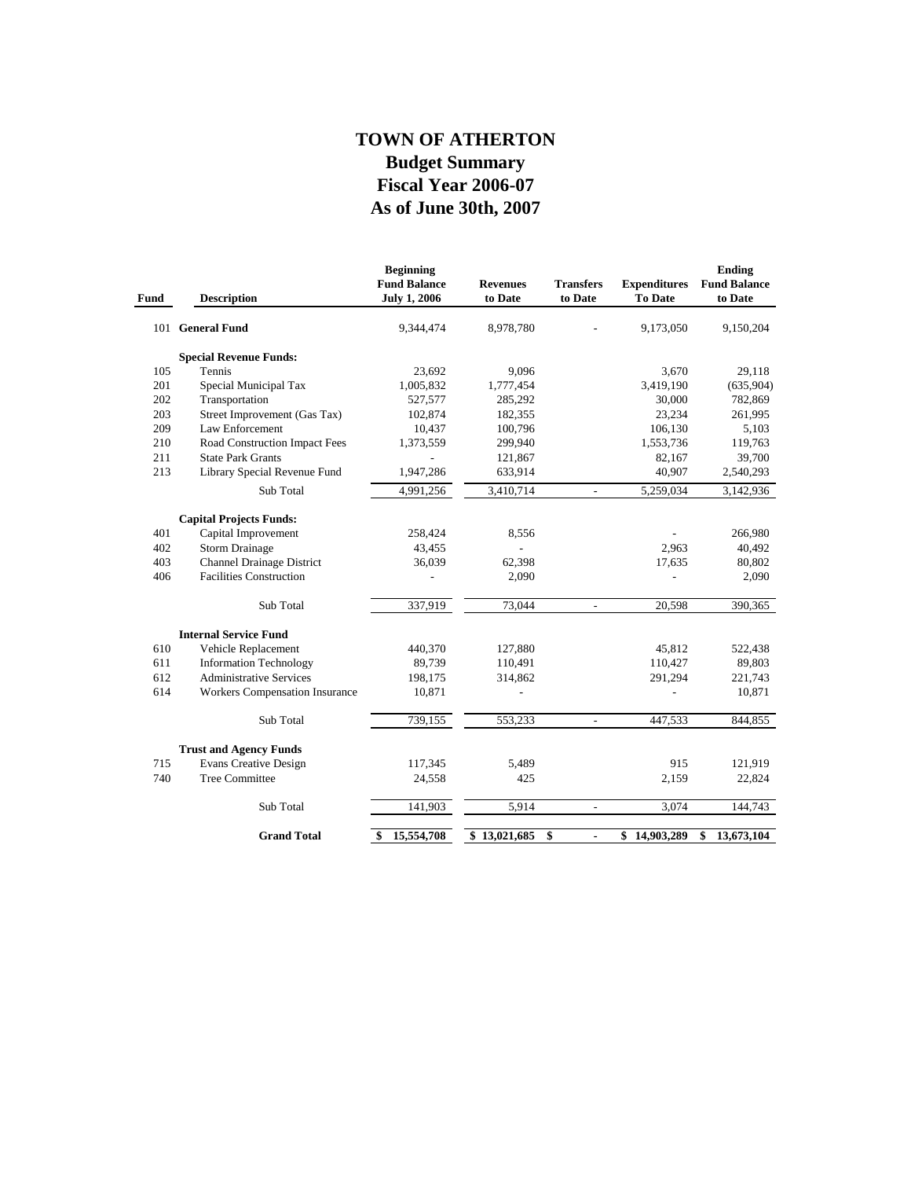# TOWN OF ATHERTON
## Budget Summary
## Fiscal Year 2006-07
## As of June 30th, 2007

| Fund | Description | Beginning Fund Balance July 1, 2006 | Revenues to Date | Transfers to Date | Expenditures To Date | Ending Fund Balance to Date |
|---|---|---|---|---|---|---|
| 101 | **General Fund** | 9,344,474 | 8,978,780 | - | 9,173,050 | 9,150,204 |
| | **Special Revenue Funds:** | | | | | |
| 105 | Tennis | 23,692 | 9,096 | | 3,670 | 29,118 |
| 201 | Special Municipal Tax | 1,005,832 | 1,777,454 | | 3,419,190 | (635,904) |
| 202 | Transportation | 527,577 | 285,292 | | 30,000 | 782,869 |
| 203 | Street Improvement (Gas Tax) | 102,874 | 182,355 | | 23,234 | 261,995 |
| 209 | Law Enforcement | 10,437 | 100,796 | | 106,130 | 5,103 |
| 210 | Road Construction Impact Fees | 1,373,559 | 299,940 | | 1,553,736 | 119,763 |
| 211 | State Park Grants | - | 121,867 | | 82,167 | 39,700 |
| 213 | Library Special Revenue Fund | 1,947,286 | 633,914 | | 40,907 | 2,540,293 |
| | Sub Total | 4,991,256 | 3,410,714 | - | 5,259,034 | 3,142,936 |
| | **Capital Projects Funds:** | | | | | |
| 401 | Capital Improvement | 258,424 | 8,556 | | - | 266,980 |
| 402 | Storm Drainage | 43,455 | - | | 2,963 | 40,492 |
| 403 | Channel Drainage District | 36,039 | 62,398 | | 17,635 | 80,802 |
| 406 | Facilities Construction | - | 2,090 | | - | 2,090 |
| | Sub Total | 337,919 | 73,044 | - | 20,598 | 390,365 |
| | **Internal Service Fund** | | | | | |
| 610 | Vehicle Replacement | 440,370 | 127,880 | | 45,812 | 522,438 |
| 611 | Information Technology | 89,739 | 110,491 | | 110,427 | 89,803 |
| 612 | Administrative Services | 198,175 | 314,862 | | 291,294 | 221,743 |
| 614 | Workers Compensation Insurance | 10,871 | - | | - | 10,871 |
| | Sub Total | 739,155 | 553,233 | - | 447,533 | 844,855 |
| | **Trust and Agency Funds** | | | | | |
| 715 | Evans Creative Design | 117,345 | 5,489 | | 915 | 121,919 |
| 740 | Tree Committee | 24,558 | 425 | | 2,159 | 22,824 |
| | Sub Total | 141,903 | 5,914 | - | 3,074 | 144,743 |
| | **Grand Total** | **$ 15,554,708** | **$ 13,021,685** | **$ -** | **$ 14,903,289** | **$ 13,673,104** |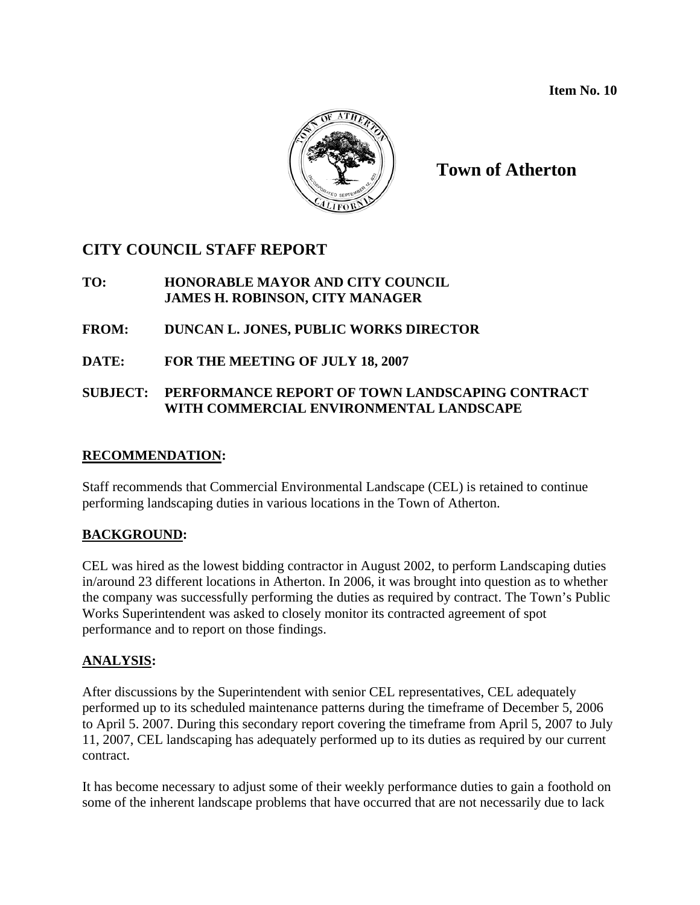**Item No. 10**

**Town of Atherton**

## CITY COUNCIL STAFF REPORT

**TO:** **HONORABLE MAYOR AND CITY COUNCIL**
**JAMES H. ROBINSON, CITY MANAGER**

**FROM:** **DUNCAN L. JONES, PUBLIC WORKS DIRECTOR**

**DATE:** **FOR THE MEETING OF JULY 18, 2007**

**SUBJECT:** **PERFORMANCE REPORT OF TOWN LANDSCAPING CONTRACT WITH COMMERCIAL ENVIRONMENTAL LANDSCAPE**

### RECOMMENDATION:

Staff recommends that Commercial Environmental Landscape (CEL) is retained to continue performing landscaping duties in various locations in the Town of Atherton.

### BACKGROUND:

CEL was hired as the lowest bidding contractor in August 2002, to perform Landscaping duties in/around 23 different locations in Atherton. In 2006, it was brought into question as to whether the company was successfully performing the duties as required by contract. The Town's Public Works Superintendent was asked to closely monitor its contracted agreement of spot performance and to report on those findings.

### ANALYSIS:

After discussions by the Superintendent with senior CEL representatives, CEL adequately performed up to its scheduled maintenance patterns during the timeframe of December 5, 2006 to April 5. 2007. During this secondary report covering the timeframe from April 5, 2007 to July 11, 2007, CEL landscaping has adequately performed up to its duties as required by our current contract.

It has become necessary to adjust some of their weekly performance duties to gain a foothold on some of the inherent landscape problems that have occurred that are not necessarily due to lack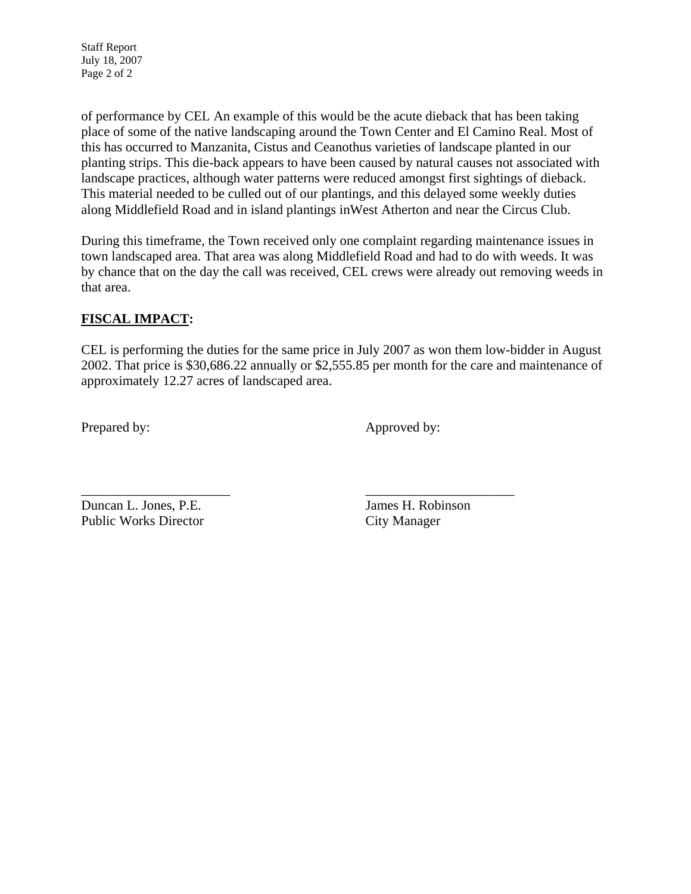of performance by CEL An example of this would be the acute dieback that has been taking place of some of the native landscaping around the Town Center and El Camino Real. Most of this has occurred to Manzanita, Cistus and Ceanothus varieties of landscape planted in our planting strips. This die-back appears to have been caused by natural causes not associated with landscape practices, although water patterns were reduced amongst first sightings of dieback. This material needed to be culled out of our plantings, and this delayed some weekly duties along Middlefield Road and in island plantings inWest Atherton and near the Circus Club.

During this timeframe, the Town received only one complaint regarding maintenance issues in town landscaped area. That area was along Middlefield Road and had to do with weeds. It was by chance that on the day the call was received, CEL crews were already out removing weeds in that area.

**FISCAL IMPACT:**

CEL is performing the duties for the same price in July 2007 as won them low-bidder in August 2002. That price is $30,686.22 annually or $2,555.85 per month for the care and maintenance of approximately 12.27 acres of landscaped area.

Prepared by:

______________________
Duncan L. Jones, P.E.
Public Works Director

Approved by:

______________________
James H. Robinson
City Manager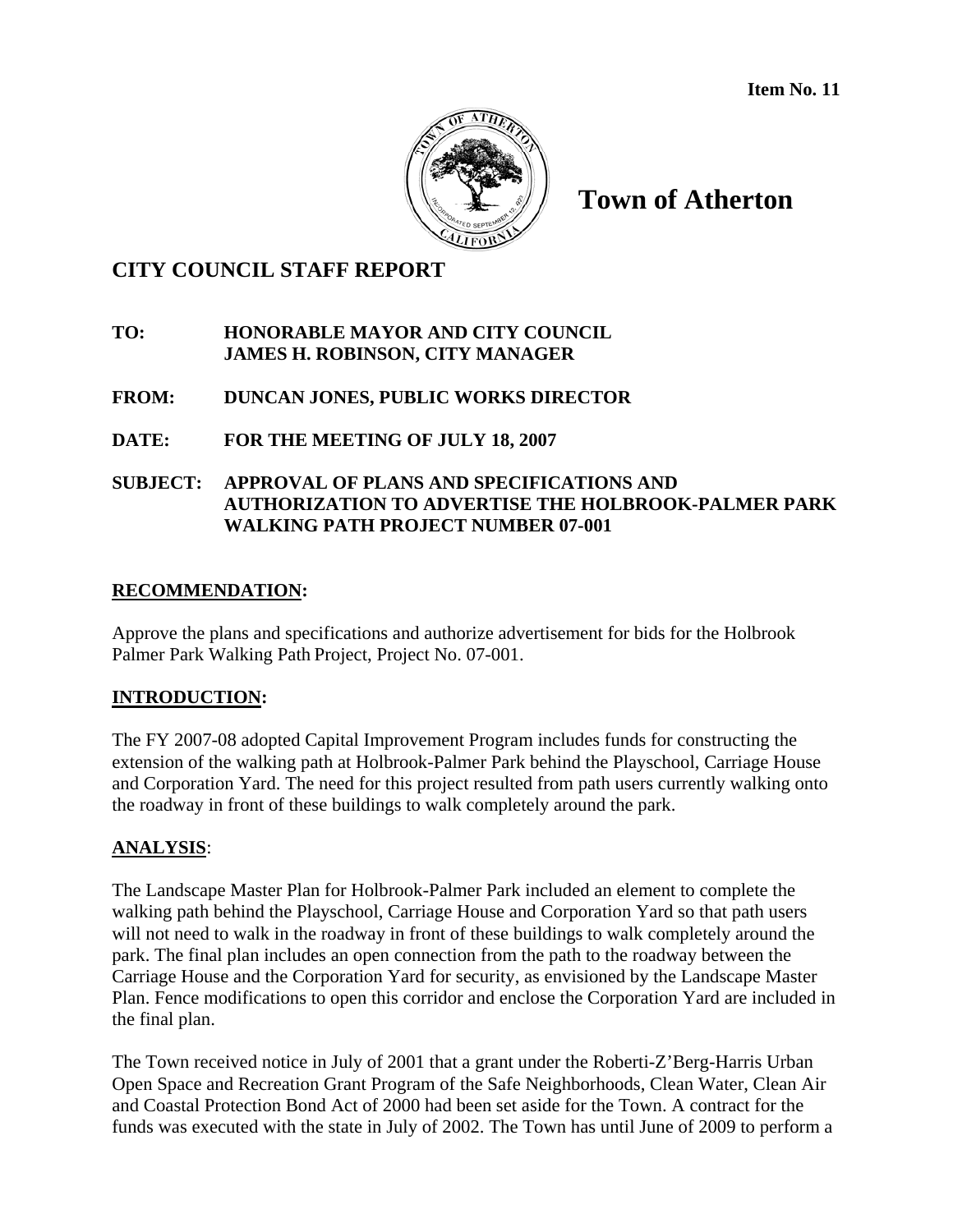**Item No. 11**

# Town of Atherton

## CITY COUNCIL STAFF REPORT

**TO:** HONORABLE MAYOR AND CITY COUNCIL
JAMES H. ROBINSON, CITY MANAGER

**FROM:** DUNCAN JONES, PUBLIC WORKS DIRECTOR

**DATE:** FOR THE MEETING OF JULY 18, 2007

**SUBJECT:** APPROVAL OF PLANS AND SPECIFICATIONS AND AUTHORIZATION TO ADVERTISE THE HOLBROOK-PALMER PARK WALKING PATH PROJECT NUMBER 07-001

### RECOMMENDATION:

Approve the plans and specifications and authorize advertisement for bids for the Holbrook Palmer Park Walking Path Project, Project No. 07-001.

### INTRODUCTION:

The FY 2007-08 adopted Capital Improvement Program includes funds for constructing the extension of the walking path at Holbrook-Palmer Park behind the Playschool, Carriage House and Corporation Yard. The need for this project resulted from path users currently walking onto the roadway in front of these buildings to walk completely around the park.

### ANALYSIS:

The Landscape Master Plan for Holbrook-Palmer Park included an element to complete the walking path behind the Playschool, Carriage House and Corporation Yard so that path users will not need to walk in the roadway in front of these buildings to walk completely around the park. The final plan includes an open connection from the path to the roadway between the Carriage House and the Corporation Yard for security, as envisioned by the Landscape Master Plan. Fence modifications to open this corridor and enclose the Corporation Yard are included in the final plan.

The Town received notice in July of 2001 that a grant under the Roberti-Z'Berg-Harris Urban Open Space and Recreation Grant Program of the Safe Neighborhoods, Clean Water, Clean Air and Coastal Protection Bond Act of 2000 had been set aside for the Town. A contract for the funds was executed with the state in July of 2002. The Town has until June of 2009 to perform a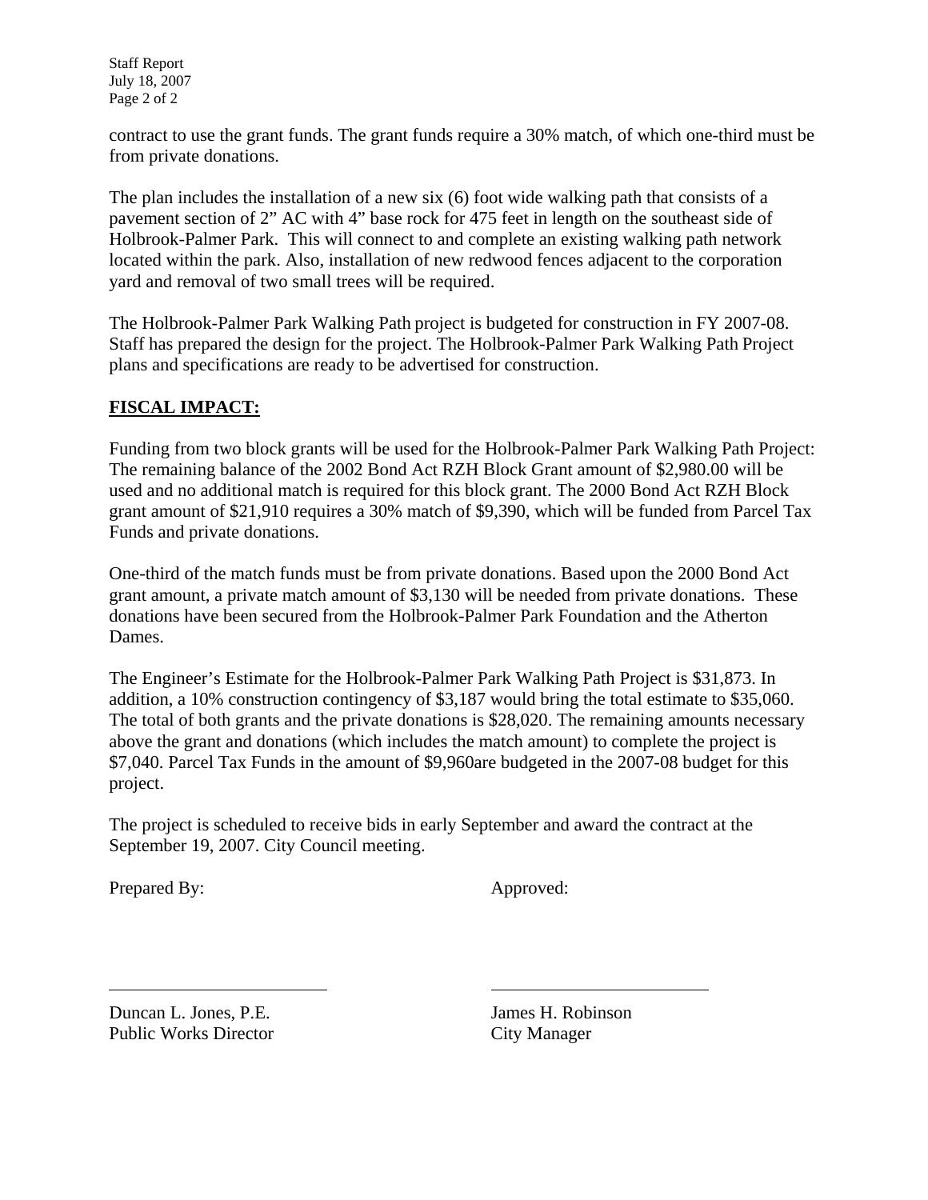contract to use the grant funds. The grant funds require a 30% match, of which one-third must be from private donations.

The plan includes the installation of a new six (6) foot wide walking path that consists of a pavement section of 2” AC with 4” base rock for 475 feet in length on the southeast side of Holbrook-Palmer Park. This will connect to and complete an existing walking path network located within the park. Also, installation of new redwood fences adjacent to the corporation yard and removal of two small trees will be required.

The Holbrook-Palmer Park Walking Path project is budgeted for construction in FY 2007-08. Staff has prepared the design for the project. The Holbrook-Palmer Park Walking Path Project plans and specifications are ready to be advertised for construction.

**FISCAL IMPACT:**

Funding from two block grants will be used for the Holbrook-Palmer Park Walking Path Project: The remaining balance of the 2002 Bond Act RZH Block Grant amount of $2,980.00 will be used and no additional match is required for this block grant. The 2000 Bond Act RZH Block grant amount of $21,910 requires a 30% match of $9,390, which will be funded from Parcel Tax Funds and private donations.

One-third of the match funds must be from private donations. Based upon the 2000 Bond Act grant amount, a private match amount of $3,130 will be needed from private donations. These donations have been secured from the Holbrook-Palmer Park Foundation and the Atherton Dames.

The Engineer’s Estimate for the Holbrook-Palmer Park Walking Path Project is $31,873. In addition, a 10% construction contingency of $3,187 would bring the total estimate to $35,060. The total of both grants and the private donations is $28,020. The remaining amounts necessary above the grant and donations (which includes the match amount) to complete the project is $7,040. Parcel Tax Funds in the amount of $9,960are budgeted in the 2007-08 budget for this project.

The project is scheduled to receive bids in early September and award the contract at the September 19, 2007. City Council meeting.

Prepared By:

Duncan L. Jones, P.E.
Public Works Director

Approved:

James H. Robinson
City Manager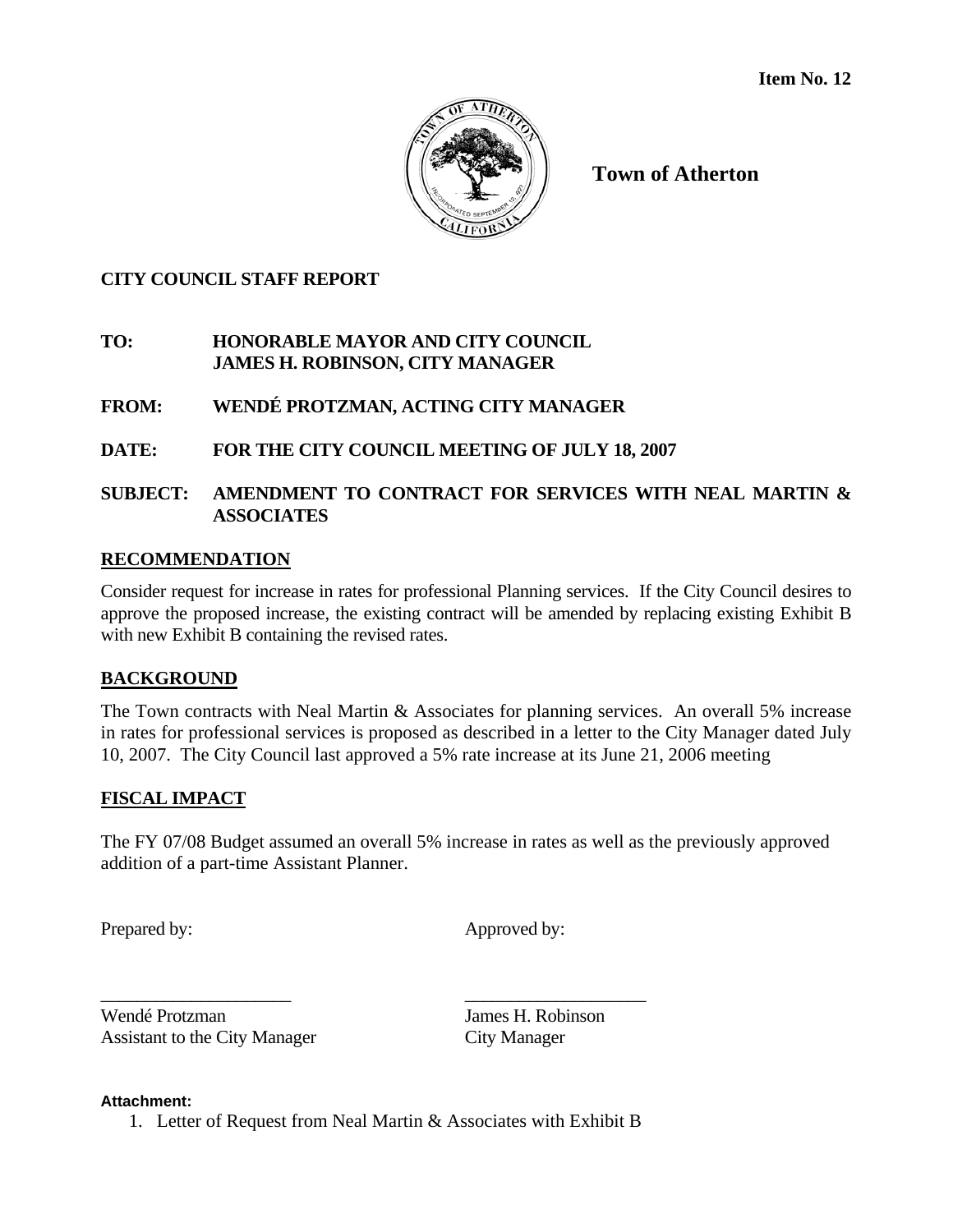**Item No. 12**

**Town of Atherton**

**CITY COUNCIL STAFF REPORT**

**TO:** **HONORABLE MAYOR AND CITY COUNCIL**
**JAMES H. ROBINSON, CITY MANAGER**

**FROM:** **WENDÉ PROTZMAN, ACTING CITY MANAGER**

**DATE:** **FOR THE CITY COUNCIL MEETING OF JULY 18, 2007**

**SUBJECT:** **AMENDMENT TO CONTRACT FOR SERVICES WITH NEAL MARTIN & ASSOCIATES**

## RECOMMENDATION

Consider request for increase in rates for professional Planning services. If the City Council desires to approve the proposed increase, the existing contract will be amended by replacing existing Exhibit B with new Exhibit B containing the revised rates.

## BACKGROUND

The Town contracts with Neal Martin & Associates for planning services. An overall 5% increase in rates for professional services is proposed as described in a letter to the City Manager dated July 10, 2007. The City Council last approved a 5% rate increase at its June 21, 2006 meeting

## FISCAL IMPACT

The FY 07/08 Budget assumed an overall 5% increase in rates as well as the previously approved addition of a part-time Assistant Planner.

| Prepared by: | Approved by: |
|---|---|
| _____________________ | ____________________ |
| Wendé Protzman | James H. Robinson |
| Assistant to the City Manager | City Manager |

**Attachment:**

1. Letter of Request from Neal Martin & Associates with Exhibit B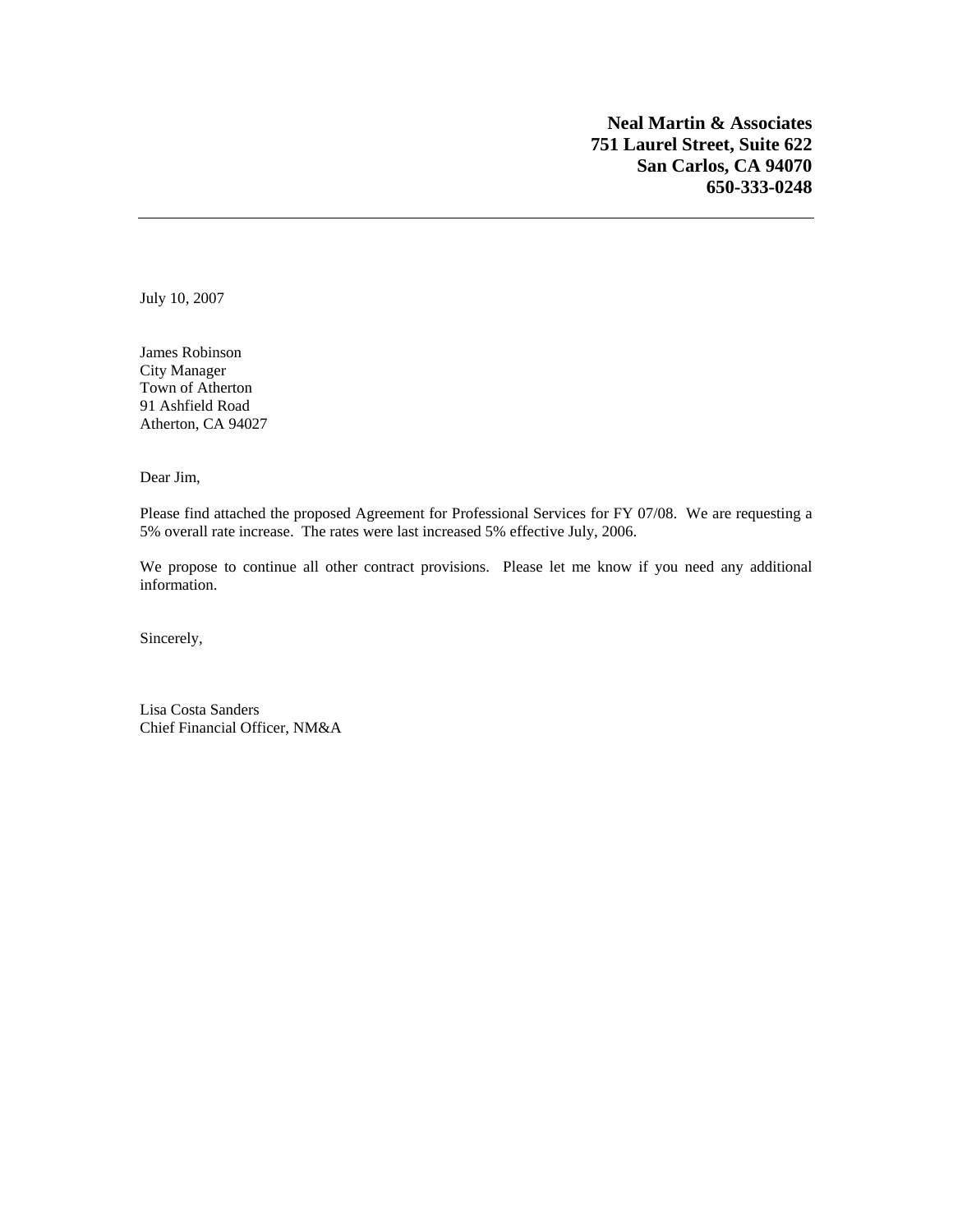**Neal Martin & Associates**
**751 Laurel Street, Suite 622**
**San Carlos, CA 94070**
**650-333-0248**

---

July 10, 2007

James Robinson
City Manager
Town of Atherton
91 Ashfield Road
Atherton, CA 94027

Dear Jim,

Please find attached the proposed Agreement for Professional Services for FY 07/08. We are requesting a 5% overall rate increase. The rates were last increased 5% effective July, 2006.

We propose to continue all other contract provisions. Please let me know if you need any additional information.

Sincerely,

Lisa Costa Sanders
Chief Financial Officer, NM&A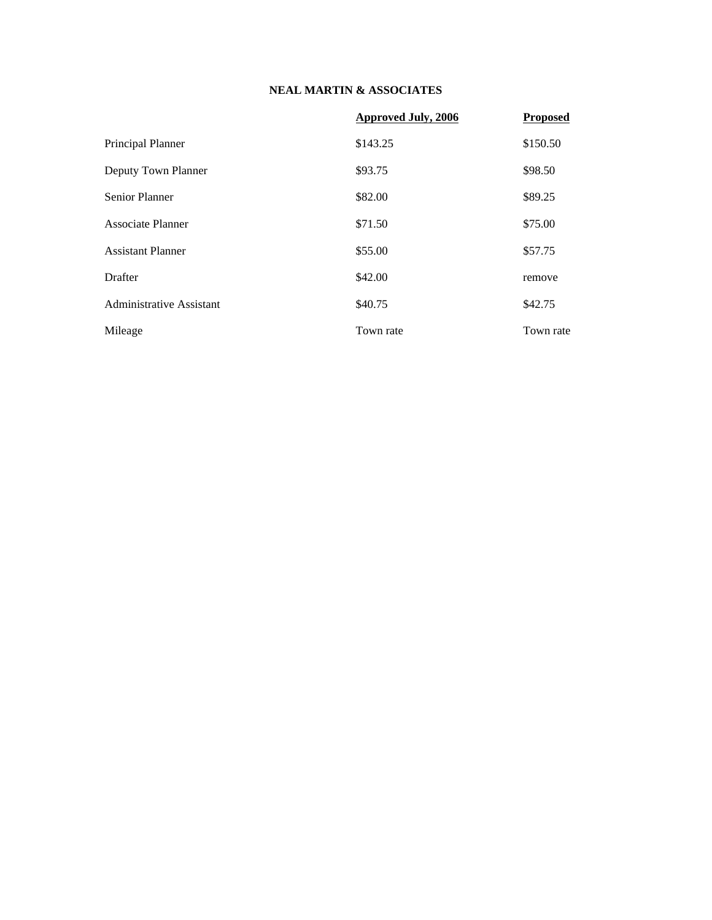**NEAL MARTIN & ASSOCIATES**

| | Approved July, 2006 | Proposed |
|---|---|---|
| Principal Planner | $143.25 | $150.50 |
| Deputy Town Planner | $93.75 | $98.50 |
| Senior Planner | $82.00 | $89.25 |
| Associate Planner | $71.50 | $75.00 |
| Assistant Planner | $55.00 | $57.75 |
| Drafter | $42.00 | remove |
| Administrative Assistant | $40.75 | $42.75 |
| Mileage | Town rate | Town rate |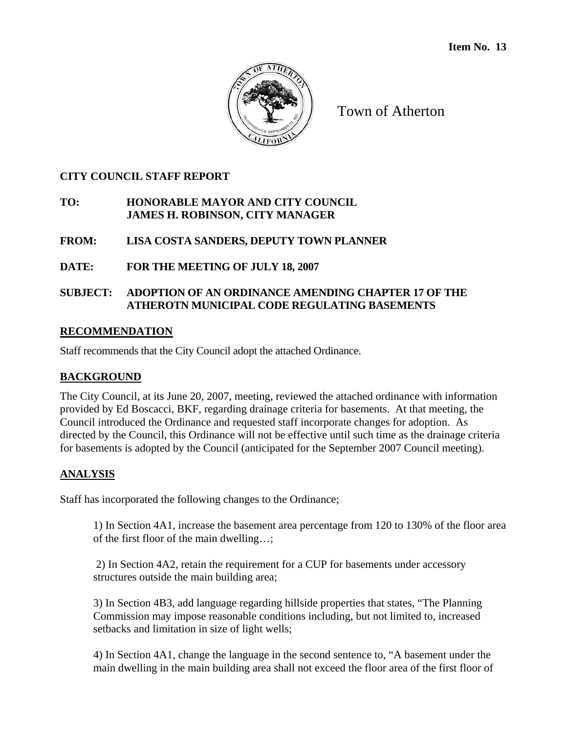**Item No. 13**

Town of Atherton

**CITY COUNCIL STAFF REPORT**

**TO:** **HONORABLE MAYOR AND CITY COUNCIL**
**JAMES H. ROBINSON, CITY MANAGER**

**FROM:** **LISA COSTA SANDERS, DEPUTY TOWN PLANNER**

**DATE:** **FOR THE MEETING OF JULY 18, 2007**

**SUBJECT:** **ADOPTION OF AN ORDINANCE AMENDING CHAPTER 17 OF THE ATHEROTN MUNICIPAL CODE REGULATING BASEMENTS**

## RECOMMENDATION

Staff recommends that the City Council adopt the attached Ordinance.

## BACKGROUND

The City Council, at its June 20, 2007, meeting, reviewed the attached ordinance with information provided by Ed Boscacci, BKF, regarding drainage criteria for basements. At that meeting, the Council introduced the Ordinance and requested staff incorporate changes for adoption. As directed by the Council, this Ordinance will not be effective until such time as the drainage criteria for basements is adopted by the Council (anticipated for the September 2007 Council meeting).

## ANALYSIS

Staff has incorporated the following changes to the Ordinance;

1) In Section 4A1, increase the basement area percentage from 120 to 130% of the floor area of the first floor of the main dwelling…;

2) In Section 4A2, retain the requirement for a CUP for basements under accessory structures outside the main building area;

3) In Section 4B3, add language regarding hillside properties that states, "The Planning Commission may impose reasonable conditions including, but not limited to, increased setbacks and limitation in size of light wells;

4) In Section 4A1, change the language in the second sentence to, "A basement under the main dwelling in the main building area shall not exceed the floor area of the first floor of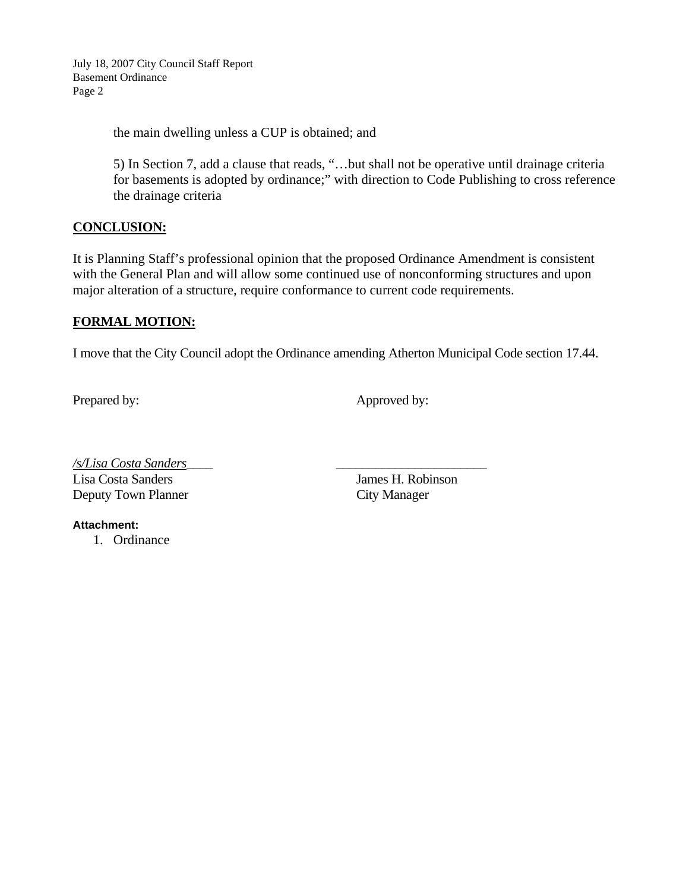the main dwelling unless a CUP is obtained; and

5) In Section 7, add a clause that reads, "…but shall not be operative until drainage criteria for basements is adopted by ordinance;" with direction to Code Publishing to cross reference the drainage criteria

## CONCLUSION:

It is Planning Staff's professional opinion that the proposed Ordinance Amendment is consistent with the General Plan and will allow some continued use of nonconforming structures and upon major alteration of a structure, require conformance to current code requirements.

## FORMAL MOTION:

I move that the City Council adopt the Ordinance amending Atherton Municipal Code section 17.44.

Prepared by: Approved by:

*/s/Lisa Costa Sanders*\_\_\_\_ \_\_\_\_\_\_\_\_\_\_\_\_\_\_\_\_\_\_\_\_\_\_\_

Lisa Costa Sanders
Deputy Town Planner

James H. Robinson
City Manager

**Attachment:**

1. Ordinance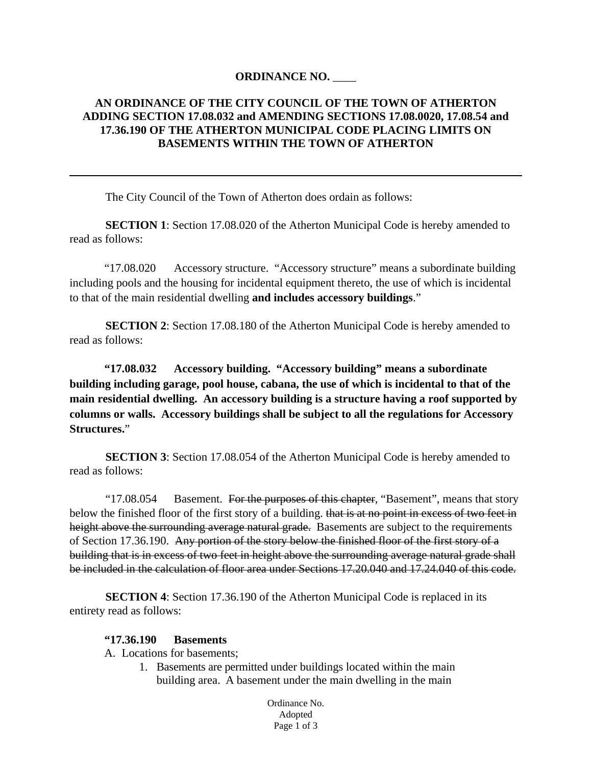**ORDINANCE NO. \_\_\_\_**

**AN ORDINANCE OF THE CITY COUNCIL OF THE TOWN OF ATHERTON ADDING SECTION 17.08.032 and AMENDING SECTIONS 17.08.0020, 17.08.54 and 17.36.190 OF THE ATHERTON MUNICIPAL CODE PLACING LIMITS ON BASEMENTS WITHIN THE TOWN OF ATHERTON**

---

The City Council of the Town of Atherton does ordain as follows:

**SECTION 1**: Section 17.08.020 of the Atherton Municipal Code is hereby amended to read as follows:

"17.08.020 Accessory structure. "Accessory structure" means a subordinate building including pools and the housing for incidental equipment thereto, the use of which is incidental to that of the main residential dwelling **and includes accessory buildings**."

**SECTION 2**: Section 17.08.180 of the Atherton Municipal Code is hereby amended to read as follows:

**"17.08.032 Accessory building. "Accessory building" means a subordinate building including garage, pool house, cabana, the use of which is incidental to that of the main residential dwelling. An accessory building is a structure having a roof supported by columns or walls. Accessory buildings shall be subject to all the regulations for Accessory Structures.**"

**SECTION 3**: Section 17.08.054 of the Atherton Municipal Code is hereby amended to read as follows:

"17.08.054 Basement. ~~For the purposes of this chapter~~, "Basement", means that story below the finished floor of the first story of a building. ~~that is at no point in excess of two feet in height above the surrounding average natural grade.~~ Basements are subject to the requirements of Section 17.36.190. ~~Any portion of the story below the finished floor of the first story of a building that is in excess of two feet in height above the surrounding average natural grade shall be included in the calculation of floor area under Sections 17.20.040 and 17.24.040 of this code.~~

**SECTION 4**: Section 17.36.190 of the Atherton Municipal Code is replaced in its entirety read as follows:

**"17.36.190 Basements**

A. Locations for basements;

1. Basements are permitted under buildings located within the main building area. A basement under the main dwelling in the main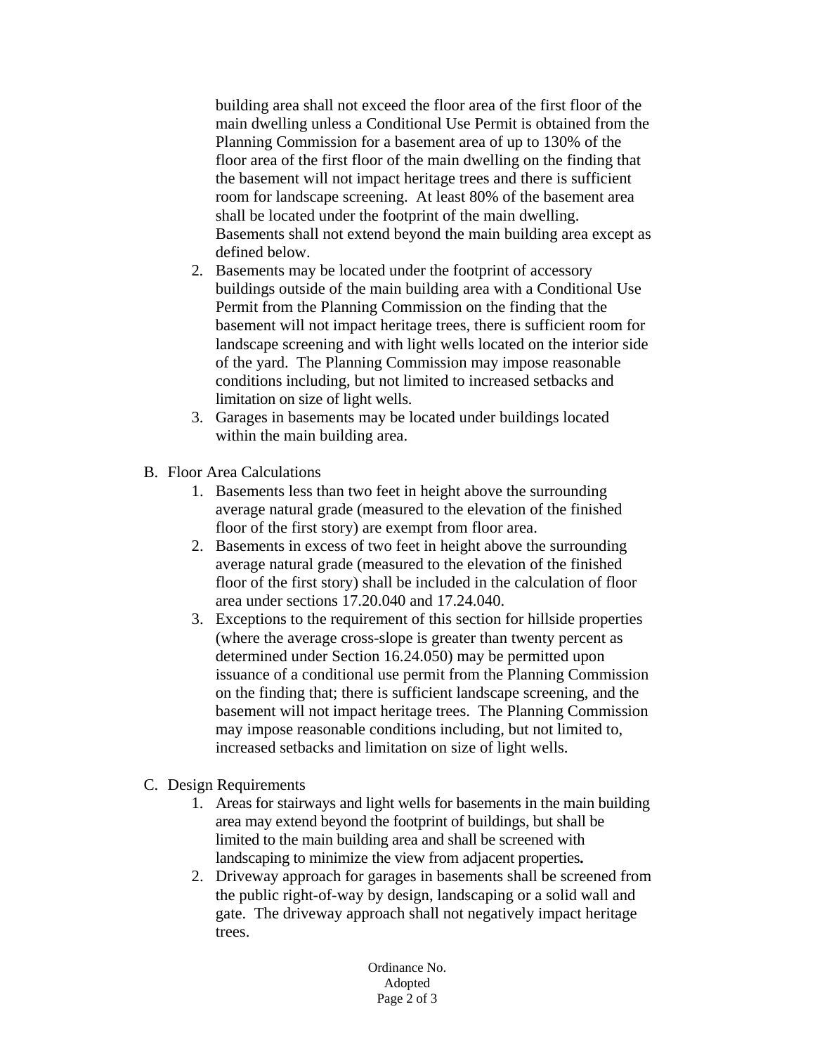building area shall not exceed the floor area of the first floor of the main dwelling unless a Conditional Use Permit is obtained from the Planning Commission for a basement area of up to 130% of the floor area of the first floor of the main dwelling on the finding that the basement will not impact heritage trees and there is sufficient room for landscape screening. At least 80% of the basement area shall be located under the footprint of the main dwelling. Basements shall not extend beyond the main building area except as defined below.

2. Basements may be located under the footprint of accessory buildings outside of the main building area with a Conditional Use Permit from the Planning Commission on the finding that the basement will not impact heritage trees, there is sufficient room for landscape screening and with light wells located on the interior side of the yard. The Planning Commission may impose reasonable conditions including, but not limited to increased setbacks and limitation on size of light wells.
3. Garages in basements may be located under buildings located within the main building area.

B. Floor Area Calculations

1. Basements less than two feet in height above the surrounding average natural grade (measured to the elevation of the finished floor of the first story) are exempt from floor area.
2. Basements in excess of two feet in height above the surrounding average natural grade (measured to the elevation of the finished floor of the first story) shall be included in the calculation of floor area under sections 17.20.040 and 17.24.040.
3. Exceptions to the requirement of this section for hillside properties (where the average cross-slope is greater than twenty percent as determined under Section 16.24.050) may be permitted upon issuance of a conditional use permit from the Planning Commission on the finding that; there is sufficient landscape screening, and the basement will not impact heritage trees. The Planning Commission may impose reasonable conditions including, but not limited to, increased setbacks and limitation on size of light wells.

C. Design Requirements

1. Areas for stairways and light wells for basements in the main building area may extend beyond the footprint of buildings, but shall be limited to the main building area and shall be screened with landscaping to minimize the view from adjacent properties**.**
2. Driveway approach for garages in basements shall be screened from the public right-of-way by design, landscaping or a solid wall and gate. The driveway approach shall not negatively impact heritage trees.

Ordinance No.
Adopted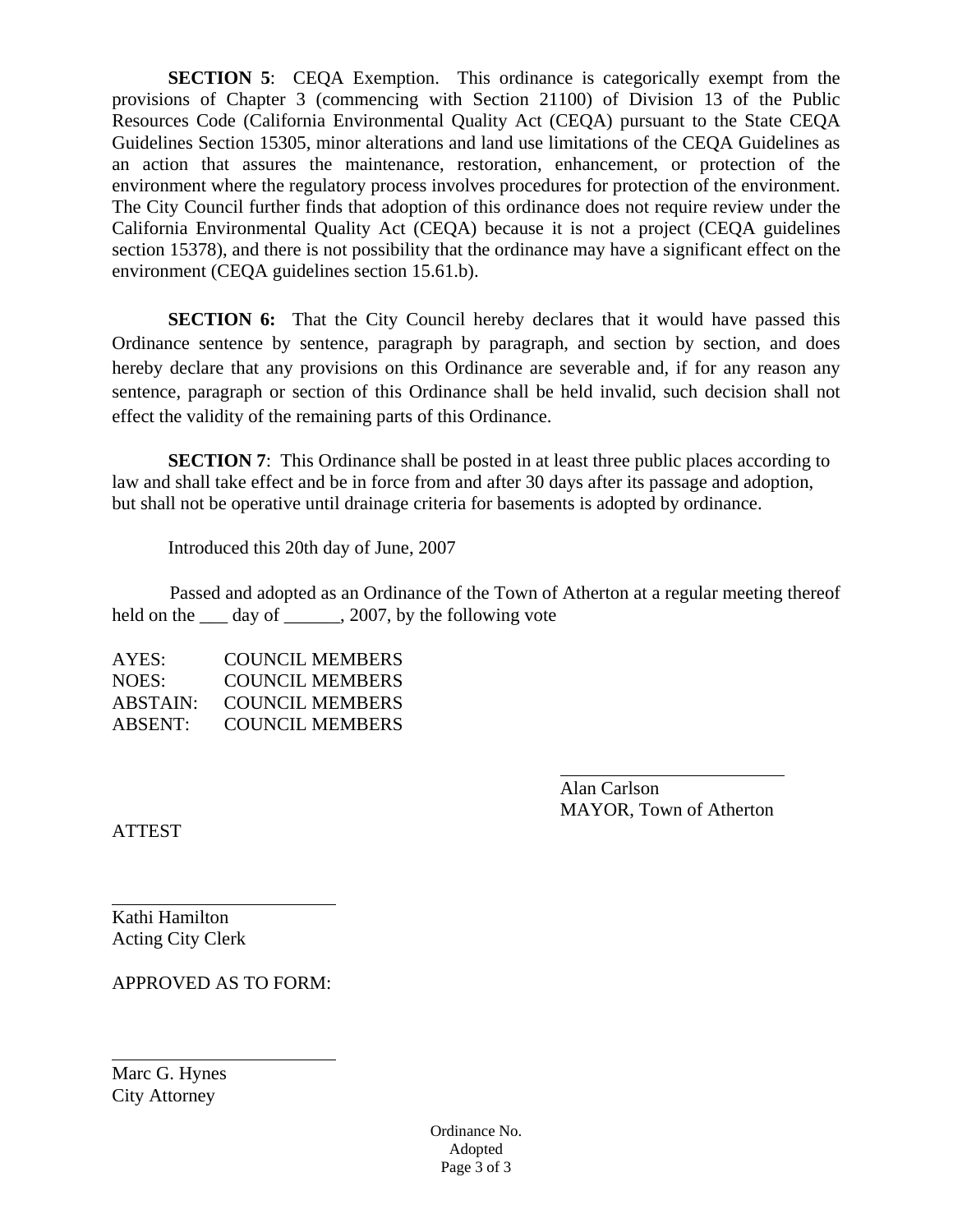**SECTION 5**: CEQA Exemption. This ordinance is categorically exempt from the provisions of Chapter 3 (commencing with Section 21100) of Division 13 of the Public Resources Code (California Environmental Quality Act (CEQA) pursuant to the State CEQA Guidelines Section 15305, minor alterations and land use limitations of the CEQA Guidelines as an action that assures the maintenance, restoration, enhancement, or protection of the environment where the regulatory process involves procedures for protection of the environment. The City Council further finds that adoption of this ordinance does not require review under the California Environmental Quality Act (CEQA) because it is not a project (CEQA guidelines section 15378), and there is not possibility that the ordinance may have a significant effect on the environment (CEQA guidelines section 15.61.b).

**SECTION 6:** That the City Council hereby declares that it would have passed this Ordinance sentence by sentence, paragraph by paragraph, and section by section, and does hereby declare that any provisions on this Ordinance are severable and, if for any reason any sentence, paragraph or section of this Ordinance shall be held invalid, such decision shall not effect the validity of the remaining parts of this Ordinance.

**SECTION 7**: This Ordinance shall be posted in at least three public places according to law and shall take effect and be in force from and after 30 days after its passage and adoption, but shall not be operative until drainage criteria for basements is adopted by ordinance.

Introduced this 20th day of June, 2007

Passed and adopted as an Ordinance of the Town of Atherton at a regular meeting thereof held on the ___ day of ______, 2007, by the following vote

AYES: COUNCIL MEMBERS
NOES: COUNCIL MEMBERS
ABSTAIN: COUNCIL MEMBERS
ABSENT: COUNCIL MEMBERS

_________________________
Alan Carlson
MAYOR, Town of Atherton

ATTEST

_________________________
Kathi Hamilton
Acting City Clerk

APPROVED AS TO FORM:

_________________________
Marc G. Hynes
City Attorney

Ordinance No.
Adopted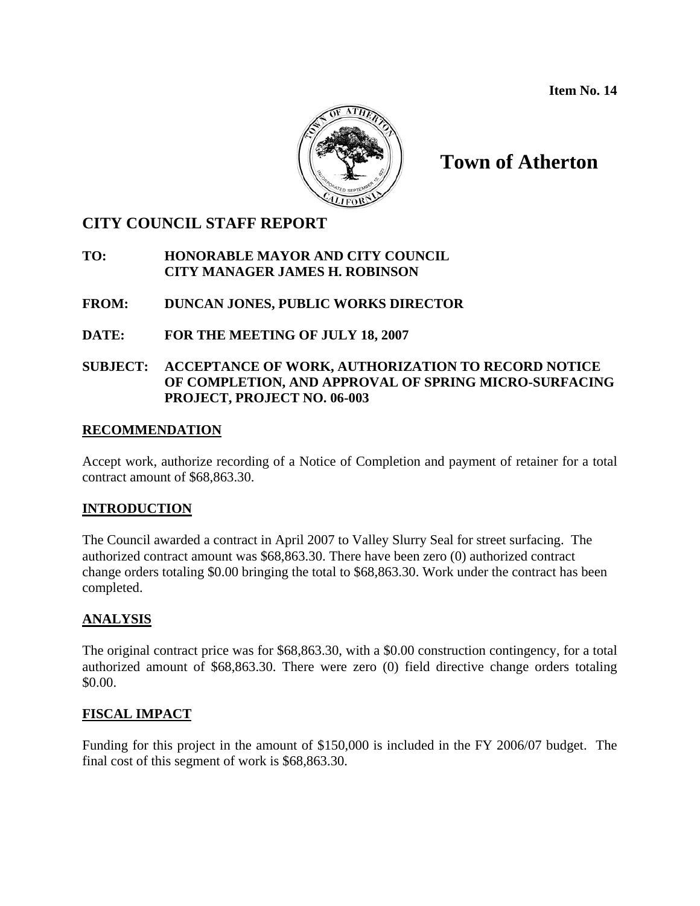Item No. 14

# Town of Atherton

## CITY COUNCIL STAFF REPORT

**TO:** **HONORABLE MAYOR AND CITY COUNCIL**
**CITY MANAGER JAMES H. ROBINSON**

**FROM:** **DUNCAN JONES, PUBLIC WORKS DIRECTOR**

**DATE:** **FOR THE MEETING OF JULY 18, 2007**

**SUBJECT:** **ACCEPTANCE OF WORK, AUTHORIZATION TO RECORD NOTICE OF COMPLETION, AND APPROVAL OF SPRING MICRO-SURFACING PROJECT, PROJECT NO. 06-003**

### RECOMMENDATION

Accept work, authorize recording of a Notice of Completion and payment of retainer for a total contract amount of $68,863.30.

### INTRODUCTION

The Council awarded a contract in April 2007 to Valley Slurry Seal for street surfacing. The authorized contract amount was $68,863.30. There have been zero (0) authorized contract change orders totaling $0.00 bringing the total to $68,863.30. Work under the contract has been completed.

### ANALYSIS

The original contract price was for $68,863.30, with a $0.00 construction contingency, for a total authorized amount of $68,863.30. There were zero (0) field directive change orders totaling $0.00.

### FISCAL IMPACT

Funding for this project in the amount of $150,000 is included in the FY 2006/07 budget. The final cost of this segment of work is $68,863.30.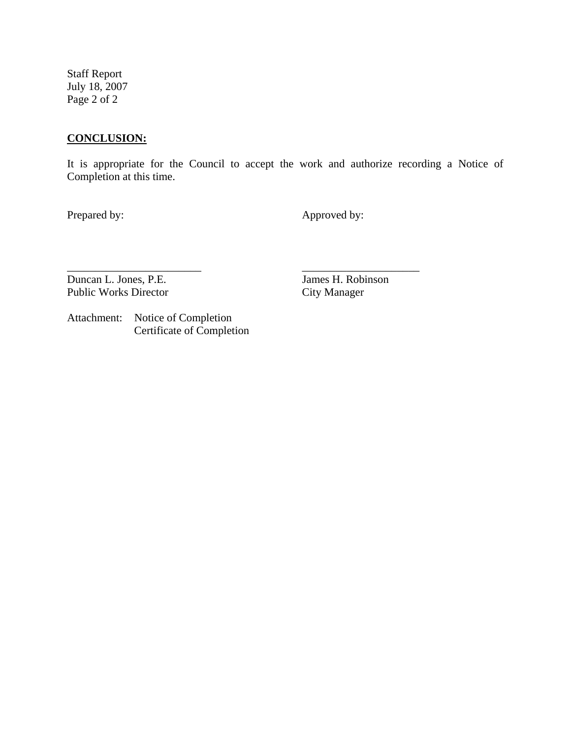**CONCLUSION:**

It is appropriate for the Council to accept the work and authorize recording a Notice of Completion at this time.

Prepared by: Approved by:

_________________________ _____________________

Duncan L. Jones, P.E.
Public Works Director

James H. Robinson
City Manager

Attachment: Notice of Completion
Certificate of Completion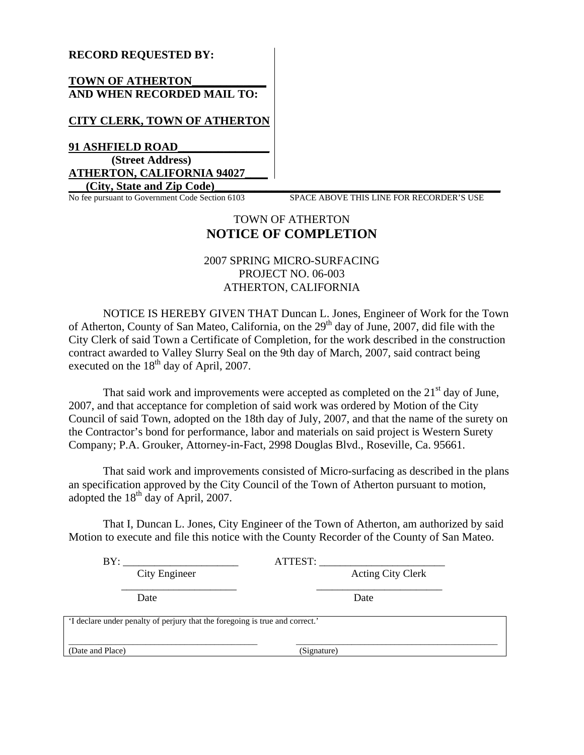**RECORD REQUESTED BY:**

**TOWN OF ATHERTON____________**
**AND WHEN RECORDED MAIL TO:**

**CITY CLERK, TOWN OF ATHERTON**

**91 ASHFIELD ROAD_______________**
**(Street Address)**
**ATHERTON, CALIFORNIA 94027____**
**(City, State and Zip Code)**

No fee pursuant to Government Code Section 6103 SPACE ABOVE THIS LINE FOR RECORDER'S USE

TOWN OF ATHERTON

# NOTICE OF COMPLETION

2007 SPRING MICRO-SURFACING
PROJECT NO. 06-003
ATHERTON, CALIFORNIA

NOTICE IS HEREBY GIVEN THAT Duncan L. Jones, Engineer of Work for the Town of Atherton, County of San Mateo, California, on the 29th day of June, 2007, did file with the City Clerk of said Town a Certificate of Completion, for the work described in the construction contract awarded to Valley Slurry Seal on the 9th day of March, 2007, said contract being executed on the 18th day of April, 2007.

That said work and improvements were accepted as completed on the 21st day of June, 2007, and that acceptance for completion of said work was ordered by Motion of the City Council of said Town, adopted on the 18th day of July, 2007, and that the name of the surety on the Contractor's bond for performance, labor and materials on said project is Western Surety Company; P.A. Grouker, Attorney-in-Fact, 2998 Douglas Blvd., Roseville, Ca. 95661.

That said work and improvements consisted of Micro-surfacing as described in the plans an specification approved by the City Council of the Town of Atherton pursuant to motion, adopted the 18th day of April, 2007.

That I, Duncan L. Jones, City Engineer of the Town of Atherton, am authorized by said Motion to execute and file this notice with the County Recorder of the County of San Mateo.

BY: ______________________ ATTEST: ________________________
City Engineer Acting City Clerk

______________________ ________________________
Date Date

'I declare under penalty of perjury that the foregoing is true and correct.'

_________________________________________ ____________________________________________
(Date and Place) (Signature)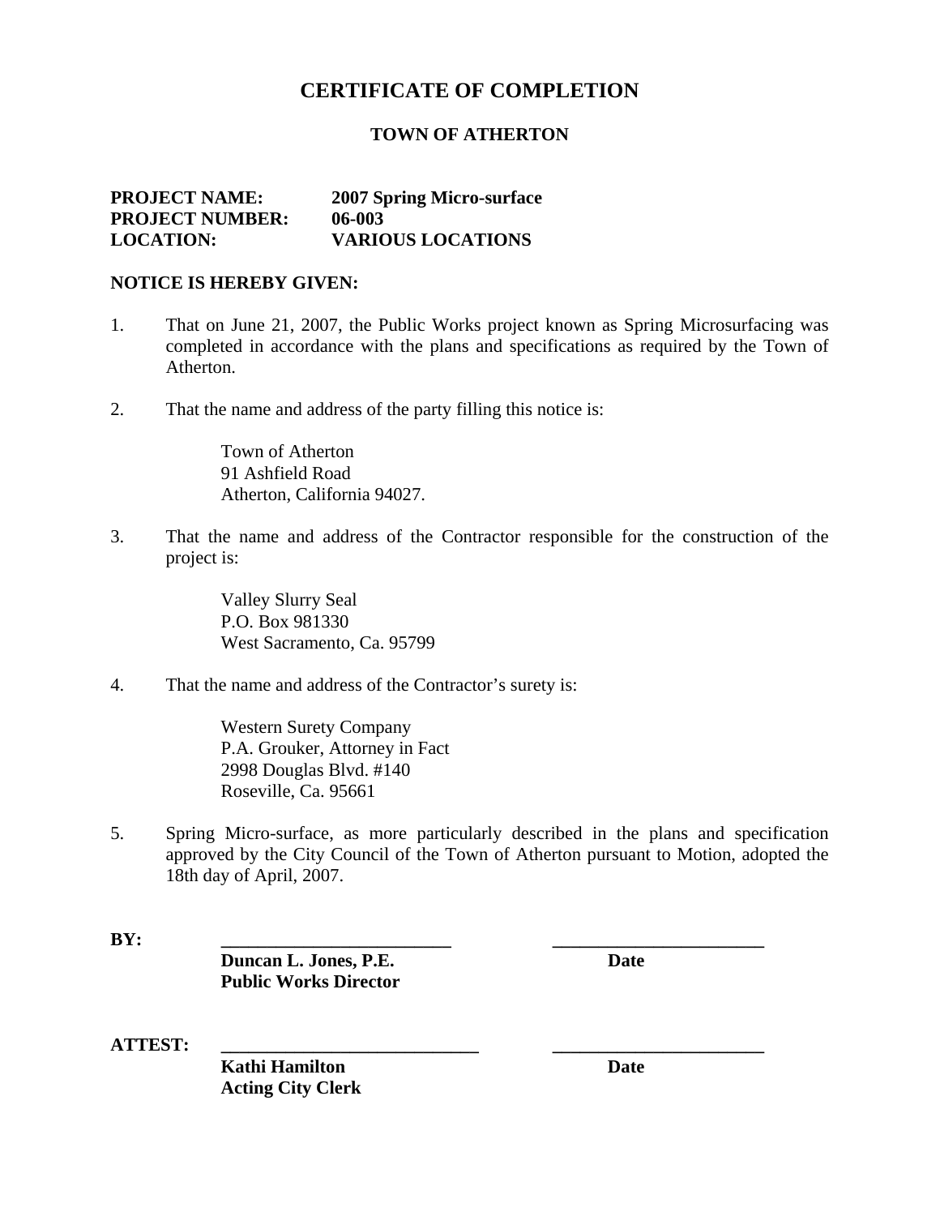# CERTIFICATE OF COMPLETION

## TOWN OF ATHERTON

**PROJECT NAME:** **2007 Spring Micro-surface**
**PROJECT NUMBER:** **06-003**
**LOCATION:** **VARIOUS LOCATIONS**

**NOTICE IS HEREBY GIVEN:**

1. That on June 21, 2007, the Public Works project known as Spring Microsurfacing was completed in accordance with the plans and specifications as required by the Town of Atherton.

2. That the name and address of the party filling this notice is:

   Town of Atherton
   91 Ashfield Road
   Atherton, California 94027.

3. That the name and address of the Contractor responsible for the construction of the project is:

   Valley Slurry Seal
   P.O. Box 981330
   West Sacramento, Ca. 95799

4. That the name and address of the Contractor's surety is:

   Western Surety Company
   P.A. Grouker, Attorney in Fact
   2998 Douglas Blvd. #140
   Roseville, Ca. 95661

5. Spring Micro-surface, as more particularly described in the plans and specification approved by the City Council of the Town of Atherton pursuant to Motion, adopted the 18th day of April, 2007.

**BY:** ____________________________ ________________________
**Duncan L. Jones, P.E.** **Date**
**Public Works Director**

**ATTEST:** ____________________________ ________________________
**Kathi Hamilton** **Date**
**Acting City Clerk**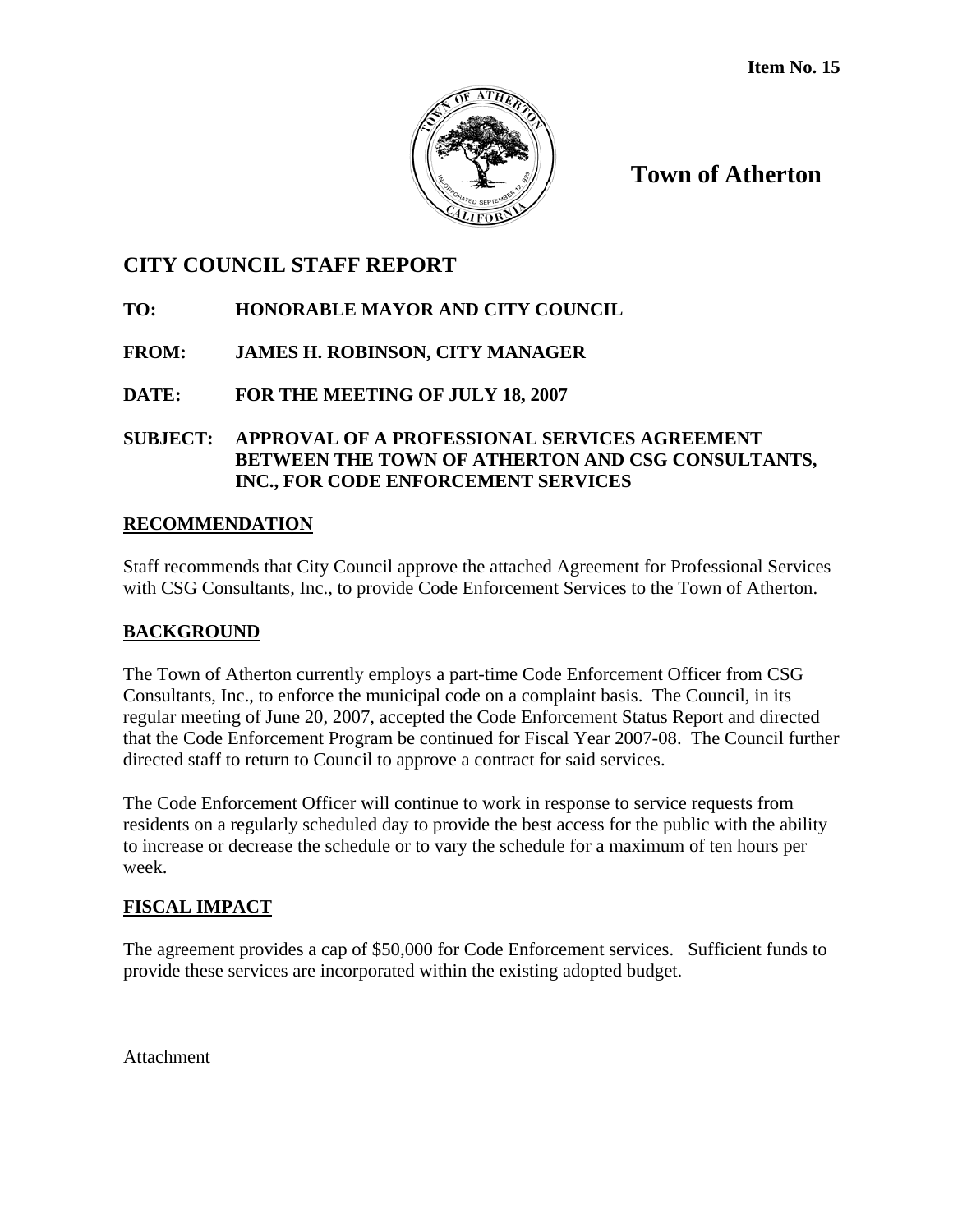**Item No. 15**

# Town of Atherton

## CITY COUNCIL STAFF REPORT

**TO:** HONORABLE MAYOR AND CITY COUNCIL

**FROM:** JAMES H. ROBINSON, CITY MANAGER

**DATE:** FOR THE MEETING OF JULY 18, 2007

**SUBJECT:** APPROVAL OF A PROFESSIONAL SERVICES AGREEMENT BETWEEN THE TOWN OF ATHERTON AND CSG CONSULTANTS, INC., FOR CODE ENFORCEMENT SERVICES

### RECOMMENDATION

Staff recommends that City Council approve the attached Agreement for Professional Services with CSG Consultants, Inc., to provide Code Enforcement Services to the Town of Atherton.

### BACKGROUND

The Town of Atherton currently employs a part-time Code Enforcement Officer from CSG Consultants, Inc., to enforce the municipal code on a complaint basis. The Council, in its regular meeting of June 20, 2007, accepted the Code Enforcement Status Report and directed that the Code Enforcement Program be continued for Fiscal Year 2007-08. The Council further directed staff to return to Council to approve a contract for said services.

The Code Enforcement Officer will continue to work in response to service requests from residents on a regularly scheduled day to provide the best access for the public with the ability to increase or decrease the schedule or to vary the schedule for a maximum of ten hours per week.

### FISCAL IMPACT

The agreement provides a cap of $50,000 for Code Enforcement services. Sufficient funds to provide these services are incorporated within the existing adopted budget.

Attachment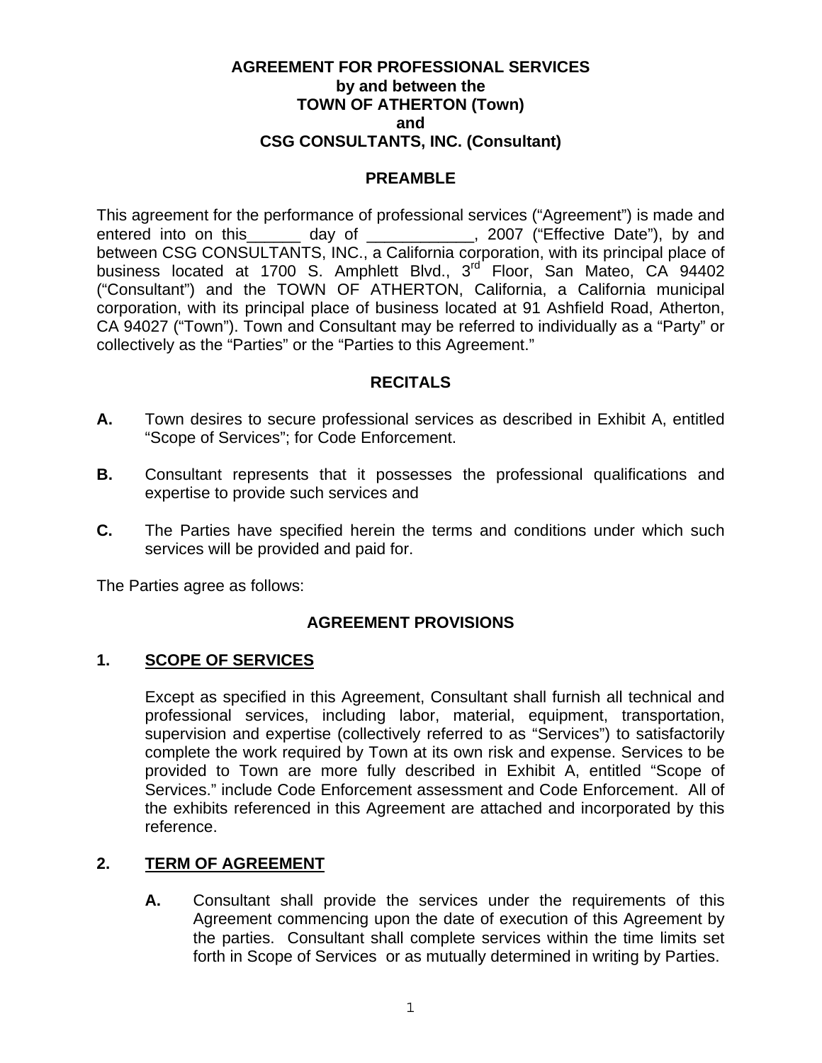**AGREEMENT FOR PROFESSIONAL SERVICES**
**by and between the**
**TOWN OF ATHERTON (Town)**
**and**
**CSG CONSULTANTS, INC. (Consultant)**

## PREAMBLE

This agreement for the performance of professional services ("Agreement") is made and entered into on this______ day of ____________, 2007 ("Effective Date"), by and between CSG CONSULTANTS, INC., a California corporation, with its principal place of business located at 1700 S. Amphlett Blvd., 3rd Floor, San Mateo, CA 94402 ("Consultant") and the TOWN OF ATHERTON, California, a California municipal corporation, with its principal place of business located at 91 Ashfield Road, Atherton, CA 94027 ("Town"). Town and Consultant may be referred to individually as a "Party" or collectively as the "Parties" or the "Parties to this Agreement."

## RECITALS

**A.** Town desires to secure professional services as described in Exhibit A, entitled "Scope of Services"; for Code Enforcement.

**B.** Consultant represents that it possesses the professional qualifications and expertise to provide such services and

**C.** The Parties have specified herein the terms and conditions under which such services will be provided and paid for.

The Parties agree as follows:

## AGREEMENT PROVISIONS

### 1. SCOPE OF SERVICES

Except as specified in this Agreement, Consultant shall furnish all technical and professional services, including labor, material, equipment, transportation, supervision and expertise (collectively referred to as "Services") to satisfactorily complete the work required by Town at its own risk and expense. Services to be provided to Town are more fully described in Exhibit A, entitled "Scope of Services." include Code Enforcement assessment and Code Enforcement. All of the exhibits referenced in this Agreement are attached and incorporated by this reference.

### 2. TERM OF AGREEMENT

**A.** Consultant shall provide the services under the requirements of this Agreement commencing upon the date of execution of this Agreement by the parties. Consultant shall complete services within the time limits set forth in Scope of Services or as mutually determined in writing by Parties.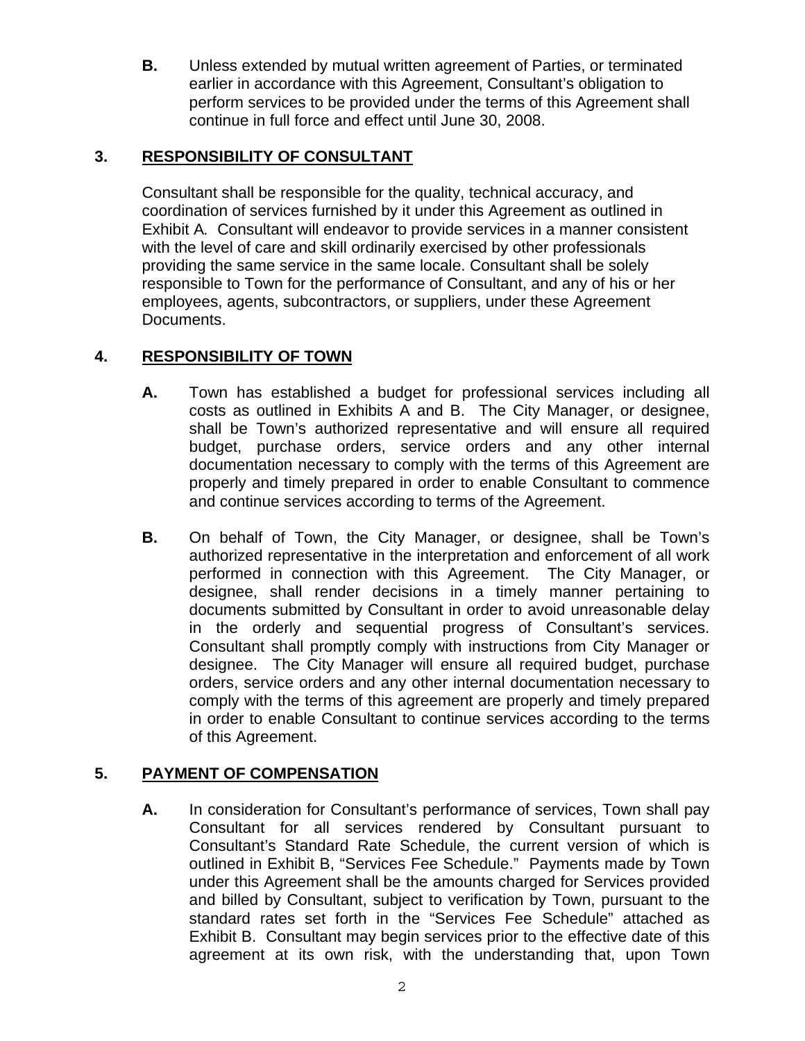**B.** Unless extended by mutual written agreement of Parties, or terminated earlier in accordance with this Agreement, Consultant's obligation to perform services to be provided under the terms of this Agreement shall continue in full force and effect until June 30, 2008.

## 3. RESPONSIBILITY OF CONSULTANT

Consultant shall be responsible for the quality, technical accuracy, and coordination of services furnished by it under this Agreement as outlined in Exhibit A. Consultant will endeavor to provide services in a manner consistent with the level of care and skill ordinarily exercised by other professionals providing the same service in the same locale. Consultant shall be solely responsible to Town for the performance of Consultant, and any of his or her employees, agents, subcontractors, or suppliers, under these Agreement Documents.

## 4. RESPONSIBILITY OF TOWN

**A.** Town has established a budget for professional services including all costs as outlined in Exhibits A and B. The City Manager, or designee, shall be Town's authorized representative and will ensure all required budget, purchase orders, service orders and any other internal documentation necessary to comply with the terms of this Agreement are properly and timely prepared in order to enable Consultant to commence and continue services according to terms of the Agreement.

**B.** On behalf of Town, the City Manager, or designee, shall be Town's authorized representative in the interpretation and enforcement of all work performed in connection with this Agreement. The City Manager, or designee, shall render decisions in a timely manner pertaining to documents submitted by Consultant in order to avoid unreasonable delay in the orderly and sequential progress of Consultant's services. Consultant shall promptly comply with instructions from City Manager or designee. The City Manager will ensure all required budget, purchase orders, service orders and any other internal documentation necessary to comply with the terms of this agreement are properly and timely prepared in order to enable Consultant to continue services according to the terms of this Agreement.

## 5. PAYMENT OF COMPENSATION

**A.** In consideration for Consultant's performance of services, Town shall pay Consultant for all services rendered by Consultant pursuant to Consultant's Standard Rate Schedule, the current version of which is outlined in Exhibit B, "Services Fee Schedule." Payments made by Town under this Agreement shall be the amounts charged for Services provided and billed by Consultant, subject to verification by Town, pursuant to the standard rates set forth in the "Services Fee Schedule" attached as Exhibit B. Consultant may begin services prior to the effective date of this agreement at its own risk, with the understanding that, upon Town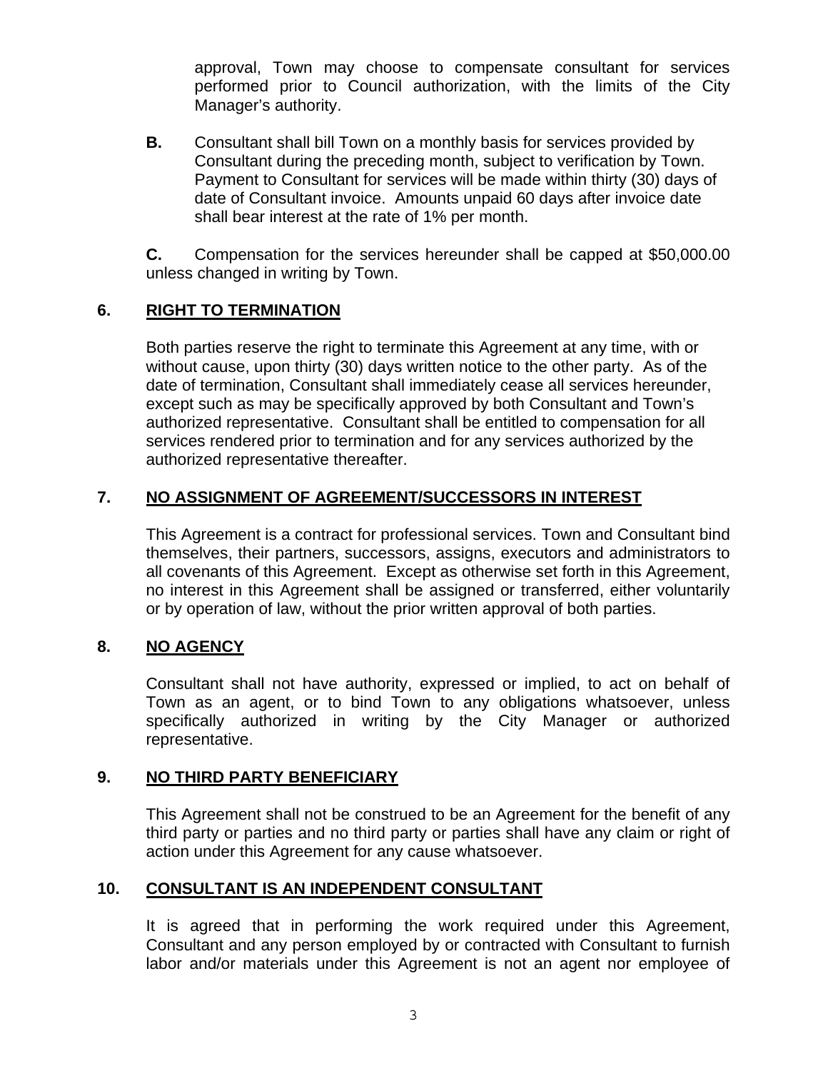approval, Town may choose to compensate consultant for services performed prior to Council authorization, with the limits of the City Manager's authority.

**B.** Consultant shall bill Town on a monthly basis for services provided by Consultant during the preceding month, subject to verification by Town. Payment to Consultant for services will be made within thirty (30) days of date of Consultant invoice. Amounts unpaid 60 days after invoice date shall bear interest at the rate of 1% per month.

**C.** Compensation for the services hereunder shall be capped at $50,000.00 unless changed in writing by Town.

## 6. RIGHT TO TERMINATION

Both parties reserve the right to terminate this Agreement at any time, with or without cause, upon thirty (30) days written notice to the other party. As of the date of termination, Consultant shall immediately cease all services hereunder, except such as may be specifically approved by both Consultant and Town's authorized representative. Consultant shall be entitled to compensation for all services rendered prior to termination and for any services authorized by the authorized representative thereafter.

## 7. NO ASSIGNMENT OF AGREEMENT/SUCCESSORS IN INTEREST

This Agreement is a contract for professional services. Town and Consultant bind themselves, their partners, successors, assigns, executors and administrators to all covenants of this Agreement. Except as otherwise set forth in this Agreement, no interest in this Agreement shall be assigned or transferred, either voluntarily or by operation of law, without the prior written approval of both parties.

## 8. NO AGENCY

Consultant shall not have authority, expressed or implied, to act on behalf of Town as an agent, or to bind Town to any obligations whatsoever, unless specifically authorized in writing by the City Manager or authorized representative.

## 9. NO THIRD PARTY BENEFICIARY

This Agreement shall not be construed to be an Agreement for the benefit of any third party or parties and no third party or parties shall have any claim or right of action under this Agreement for any cause whatsoever.

## 10. CONSULTANT IS AN INDEPENDENT CONSULTANT

It is agreed that in performing the work required under this Agreement, Consultant and any person employed by or contracted with Consultant to furnish labor and/or materials under this Agreement is not an agent nor employee of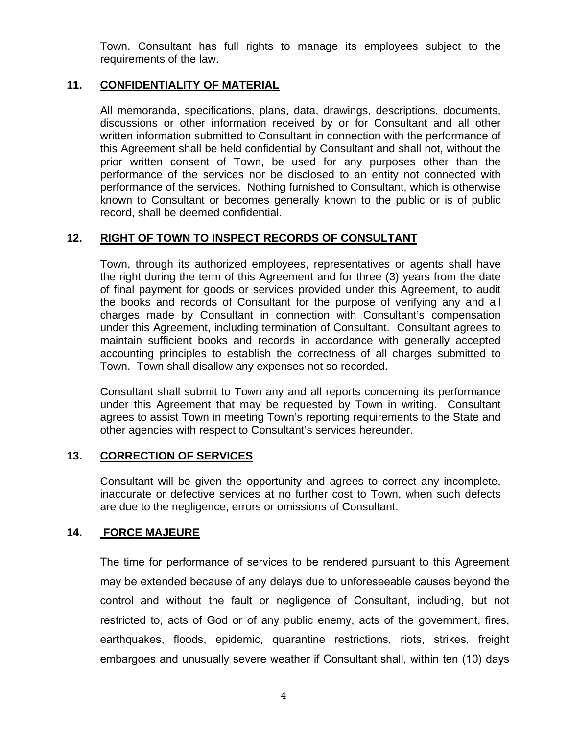Town. Consultant has full rights to manage its employees subject to the requirements of the law.

## 11. CONFIDENTIALITY OF MATERIAL

All memoranda, specifications, plans, data, drawings, descriptions, documents, discussions or other information received by or for Consultant and all other written information submitted to Consultant in connection with the performance of this Agreement shall be held confidential by Consultant and shall not, without the prior written consent of Town, be used for any purposes other than the performance of the services nor be disclosed to an entity not connected with performance of the services. Nothing furnished to Consultant, which is otherwise known to Consultant or becomes generally known to the public or is of public record, shall be deemed confidential.

## 12. RIGHT OF TOWN TO INSPECT RECORDS OF CONSULTANT

Town, through its authorized employees, representatives or agents shall have the right during the term of this Agreement and for three (3) years from the date of final payment for goods or services provided under this Agreement, to audit the books and records of Consultant for the purpose of verifying any and all charges made by Consultant in connection with Consultant's compensation under this Agreement, including termination of Consultant. Consultant agrees to maintain sufficient books and records in accordance with generally accepted accounting principles to establish the correctness of all charges submitted to Town. Town shall disallow any expenses not so recorded.

Consultant shall submit to Town any and all reports concerning its performance under this Agreement that may be requested by Town in writing. Consultant agrees to assist Town in meeting Town's reporting requirements to the State and other agencies with respect to Consultant's services hereunder.

## 13. CORRECTION OF SERVICES

Consultant will be given the opportunity and agrees to correct any incomplete, inaccurate or defective services at no further cost to Town, when such defects are due to the negligence, errors or omissions of Consultant.

## 14. FORCE MAJEURE

The time for performance of services to be rendered pursuant to this Agreement may be extended because of any delays due to unforeseeable causes beyond the control and without the fault or negligence of Consultant, including, but not restricted to, acts of God or of any public enemy, acts of the government, fires, earthquakes, floods, epidemic, quarantine restrictions, riots, strikes, freight embargoes and unusually severe weather if Consultant shall, within ten (10) days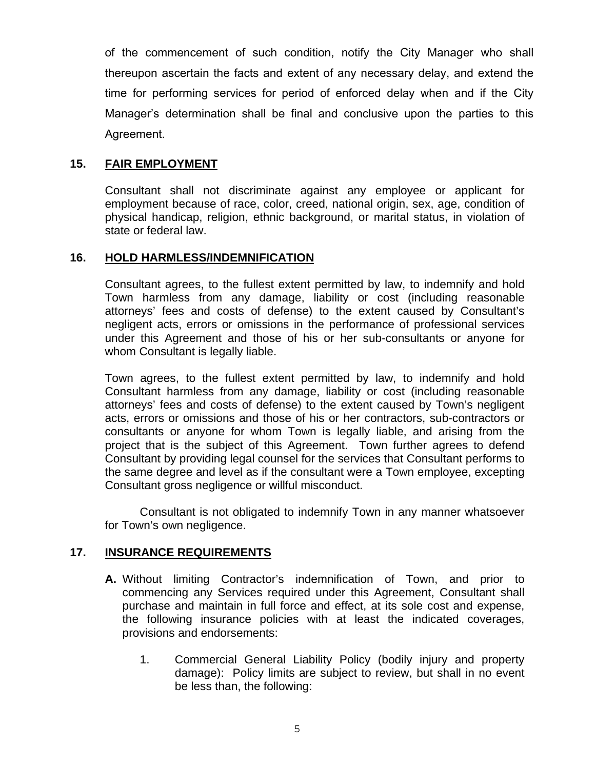of the commencement of such condition, notify the City Manager who shall thereupon ascertain the facts and extent of any necessary delay, and extend the time for performing services for period of enforced delay when and if the City Manager's determination shall be final and conclusive upon the parties to this Agreement.

## 15. FAIR EMPLOYMENT

Consultant shall not discriminate against any employee or applicant for employment because of race, color, creed, national origin, sex, age, condition of physical handicap, religion, ethnic background, or marital status, in violation of state or federal law.

## 16. HOLD HARMLESS/INDEMNIFICATION

Consultant agrees, to the fullest extent permitted by law, to indemnify and hold Town harmless from any damage, liability or cost (including reasonable attorneys' fees and costs of defense) to the extent caused by Consultant's negligent acts, errors or omissions in the performance of professional services under this Agreement and those of his or her sub-consultants or anyone for whom Consultant is legally liable.

Town agrees, to the fullest extent permitted by law, to indemnify and hold Consultant harmless from any damage, liability or cost (including reasonable attorneys' fees and costs of defense) to the extent caused by Town's negligent acts, errors or omissions and those of his or her contractors, sub-contractors or consultants or anyone for whom Town is legally liable, and arising from the project that is the subject of this Agreement. Town further agrees to defend Consultant by providing legal counsel for the services that Consultant performs to the same degree and level as if the consultant were a Town employee, excepting Consultant gross negligence or willful misconduct.

Consultant is not obligated to indemnify Town in any manner whatsoever for Town's own negligence.

## 17. INSURANCE REQUIREMENTS

**A.** Without limiting Contractor's indemnification of Town, and prior to commencing any Services required under this Agreement, Consultant shall purchase and maintain in full force and effect, at its sole cost and expense, the following insurance policies with at least the indicated coverages, provisions and endorsements:

1. Commercial General Liability Policy (bodily injury and property damage): Policy limits are subject to review, but shall in no event be less than, the following: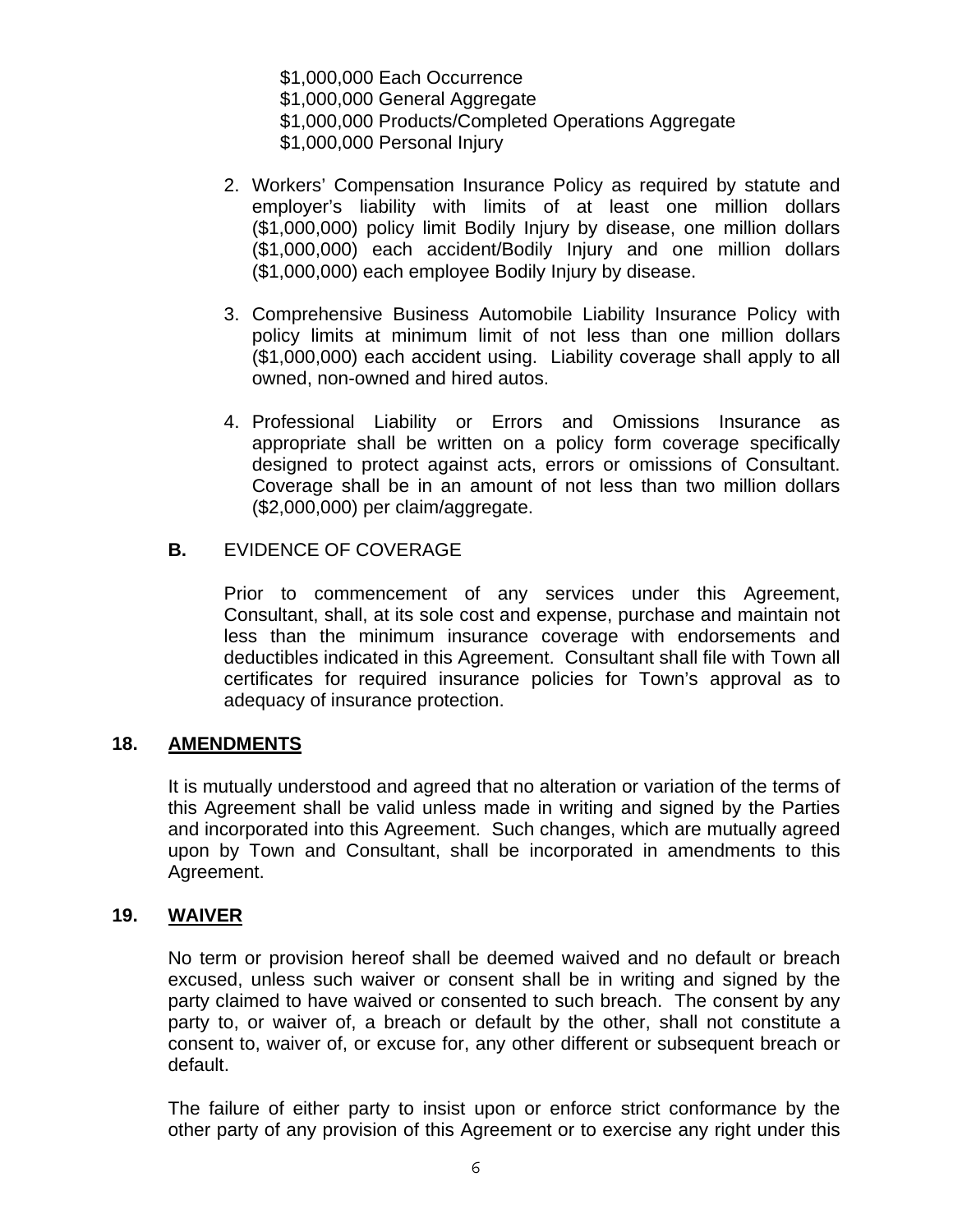$1,000,000 Each Occurrence
$1,000,000 General Aggregate
$1,000,000 Products/Completed Operations Aggregate
$1,000,000 Personal Injury

2. Workers' Compensation Insurance Policy as required by statute and employer's liability with limits of at least one million dollars ($1,000,000) policy limit Bodily Injury by disease, one million dollars ($1,000,000) each accident/Bodily Injury and one million dollars ($1,000,000) each employee Bodily Injury by disease.

3. Comprehensive Business Automobile Liability Insurance Policy with policy limits at minimum limit of not less than one million dollars ($1,000,000) each accident using. Liability coverage shall apply to all owned, non-owned and hired autos.

4. Professional Liability or Errors and Omissions Insurance as appropriate shall be written on a policy form coverage specifically designed to protect against acts, errors or omissions of Consultant. Coverage shall be in an amount of not less than two million dollars ($2,000,000) per claim/aggregate.

**B.** EVIDENCE OF COVERAGE

Prior to commencement of any services under this Agreement, Consultant, shall, at its sole cost and expense, purchase and maintain not less than the minimum insurance coverage with endorsements and deductibles indicated in this Agreement. Consultant shall file with Town all certificates for required insurance policies for Town's approval as to adequacy of insurance protection.

## 18. AMENDMENTS

It is mutually understood and agreed that no alteration or variation of the terms of this Agreement shall be valid unless made in writing and signed by the Parties and incorporated into this Agreement. Such changes, which are mutually agreed upon by Town and Consultant, shall be incorporated in amendments to this Agreement.

## 19. WAIVER

No term or provision hereof shall be deemed waived and no default or breach excused, unless such waiver or consent shall be in writing and signed by the party claimed to have waived or consented to such breach. The consent by any party to, or waiver of, a breach or default by the other, shall not constitute a consent to, waiver of, or excuse for, any other different or subsequent breach or default.

The failure of either party to insist upon or enforce strict conformance by the other party of any provision of this Agreement or to exercise any right under this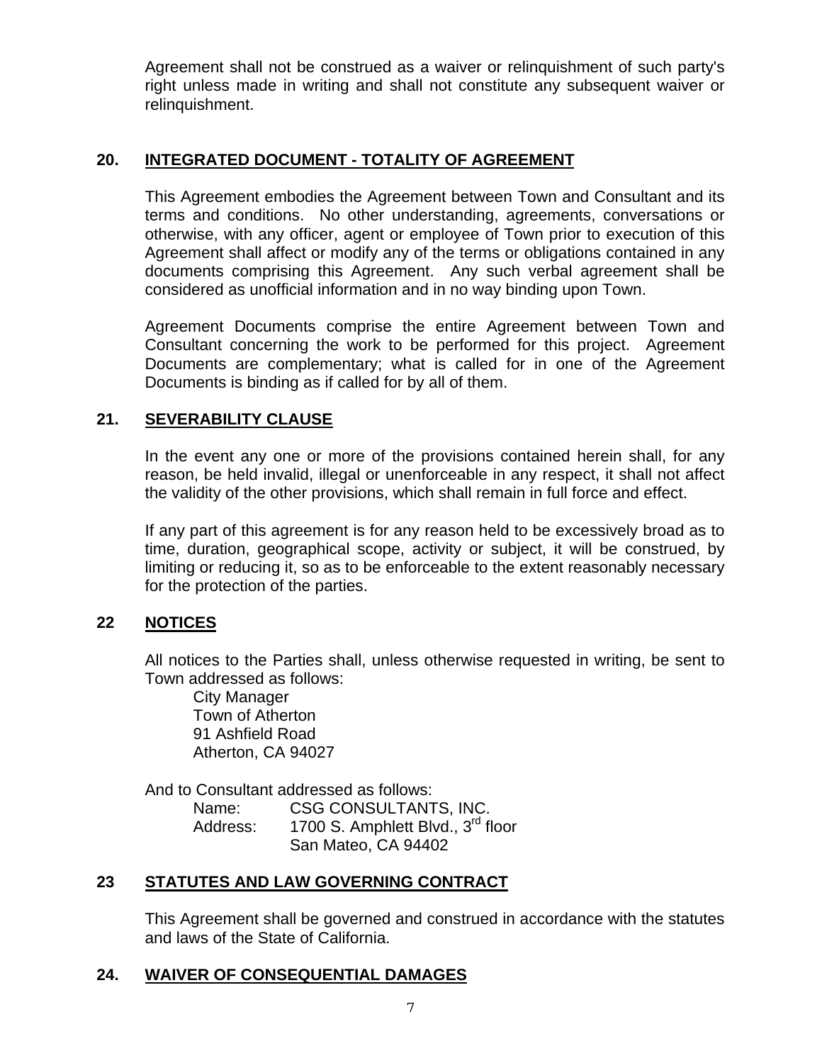Agreement shall not be construed as a waiver or relinquishment of such party's right unless made in writing and shall not constitute any subsequent waiver or relinquishment.

## 20. INTEGRATED DOCUMENT - TOTALITY OF AGREEMENT

This Agreement embodies the Agreement between Town and Consultant and its terms and conditions. No other understanding, agreements, conversations or otherwise, with any officer, agent or employee of Town prior to execution of this Agreement shall affect or modify any of the terms or obligations contained in any documents comprising this Agreement. Any such verbal agreement shall be considered as unofficial information and in no way binding upon Town.

Agreement Documents comprise the entire Agreement between Town and Consultant concerning the work to be performed for this project. Agreement Documents are complementary; what is called for in one of the Agreement Documents is binding as if called for by all of them.

## 21. SEVERABILITY CLAUSE

In the event any one or more of the provisions contained herein shall, for any reason, be held invalid, illegal or unenforceable in any respect, it shall not affect the validity of the other provisions, which shall remain in full force and effect.

If any part of this agreement is for any reason held to be excessively broad as to time, duration, geographical scope, activity or subject, it will be construed, by limiting or reducing it, so as to be enforceable to the extent reasonably necessary for the protection of the parties.

## 22 NOTICES

All notices to the Parties shall, unless otherwise requested in writing, be sent to Town addressed as follows:

City Manager
Town of Atherton
91 Ashfield Road
Atherton, CA 94027

And to Consultant addressed as follows:

Name: CSG CONSULTANTS, INC.
Address: 1700 S. Amphlett Blvd., 3rd floor
San Mateo, CA 94402

## 23 STATUTES AND LAW GOVERNING CONTRACT

This Agreement shall be governed and construed in accordance with the statutes and laws of the State of California.

## 24. WAIVER OF CONSEQUENTIAL DAMAGES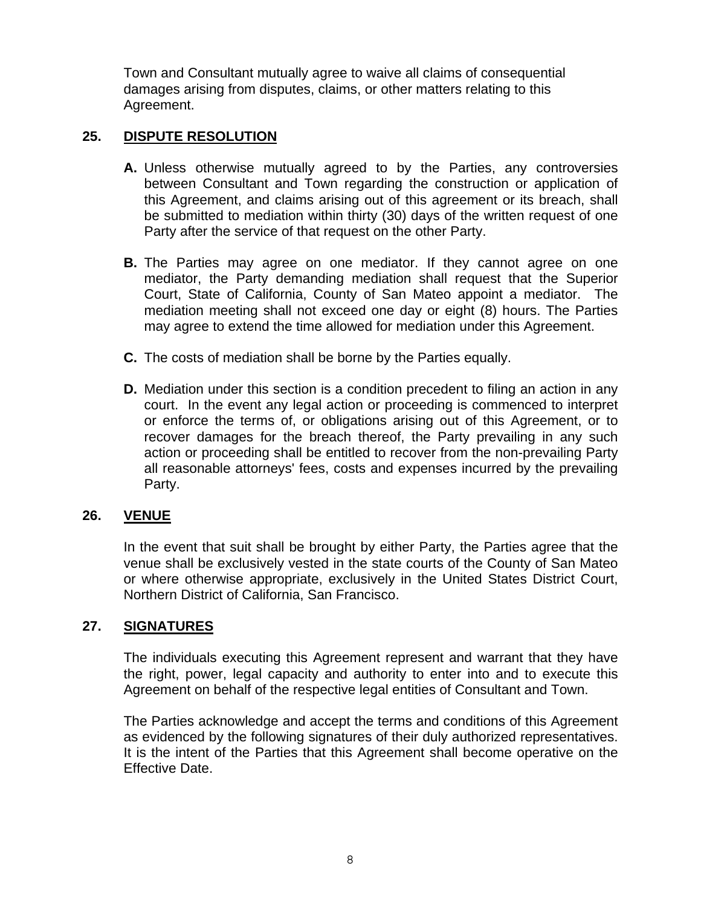Town and Consultant mutually agree to waive all claims of consequential damages arising from disputes, claims, or other matters relating to this Agreement.

## 25. DISPUTE RESOLUTION

**A.** Unless otherwise mutually agreed to by the Parties, any controversies between Consultant and Town regarding the construction or application of this Agreement, and claims arising out of this agreement or its breach, shall be submitted to mediation within thirty (30) days of the written request of one Party after the service of that request on the other Party.

**B.** The Parties may agree on one mediator. If they cannot agree on one mediator, the Party demanding mediation shall request that the Superior Court, State of California, County of San Mateo appoint a mediator. The mediation meeting shall not exceed one day or eight (8) hours. The Parties may agree to extend the time allowed for mediation under this Agreement.

**C.** The costs of mediation shall be borne by the Parties equally.

**D.** Mediation under this section is a condition precedent to filing an action in any court. In the event any legal action or proceeding is commenced to interpret or enforce the terms of, or obligations arising out of this Agreement, or to recover damages for the breach thereof, the Party prevailing in any such action or proceeding shall be entitled to recover from the non-prevailing Party all reasonable attorneys' fees, costs and expenses incurred by the prevailing Party.

## 26. VENUE

In the event that suit shall be brought by either Party, the Parties agree that the venue shall be exclusively vested in the state courts of the County of San Mateo or where otherwise appropriate, exclusively in the United States District Court, Northern District of California, San Francisco.

## 27. SIGNATURES

The individuals executing this Agreement represent and warrant that they have the right, power, legal capacity and authority to enter into and to execute this Agreement on behalf of the respective legal entities of Consultant and Town.

The Parties acknowledge and accept the terms and conditions of this Agreement as evidenced by the following signatures of their duly authorized representatives. It is the intent of the Parties that this Agreement shall become operative on the Effective Date.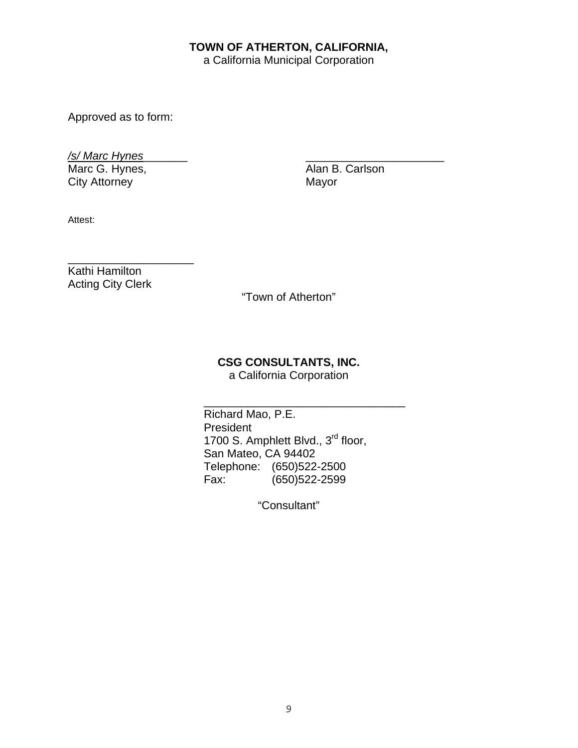**TOWN OF ATHERTON, CALIFORNIA,**
a California Municipal Corporation

Approved as to form:

*/s/ Marc Hynes*________
Marc G. Hynes,
City Attorney

_______________________
Alan B. Carlson
Mayor

Attest:

_____________________
Kathi Hamilton
Acting City Clerk

"Town of Atherton"

**CSG CONSULTANTS, INC.**
a California Corporation

_________________________________
Richard Mao, P.E.
President
1700 S. Amphlett Blvd., 3rd floor,
San Mateo, CA 94402
Telephone: (650)522-2500
Fax: (650)522-2599

"Consultant"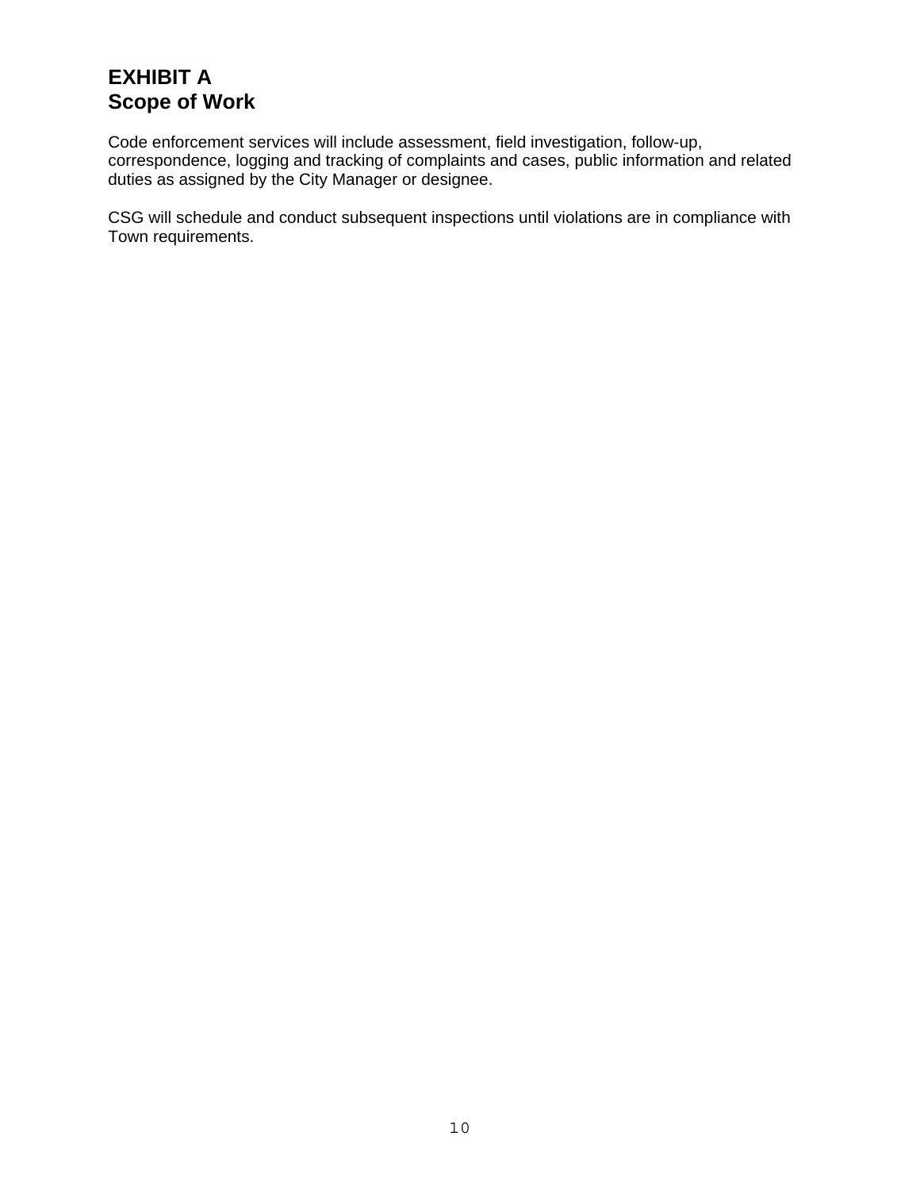# EXHIBIT A
# Scope of Work

Code enforcement services will include assessment, field investigation, follow-up, correspondence, logging and tracking of complaints and cases, public information and related duties as assigned by the City Manager or designee.

CSG will schedule and conduct subsequent inspections until violations are in compliance with Town requirements.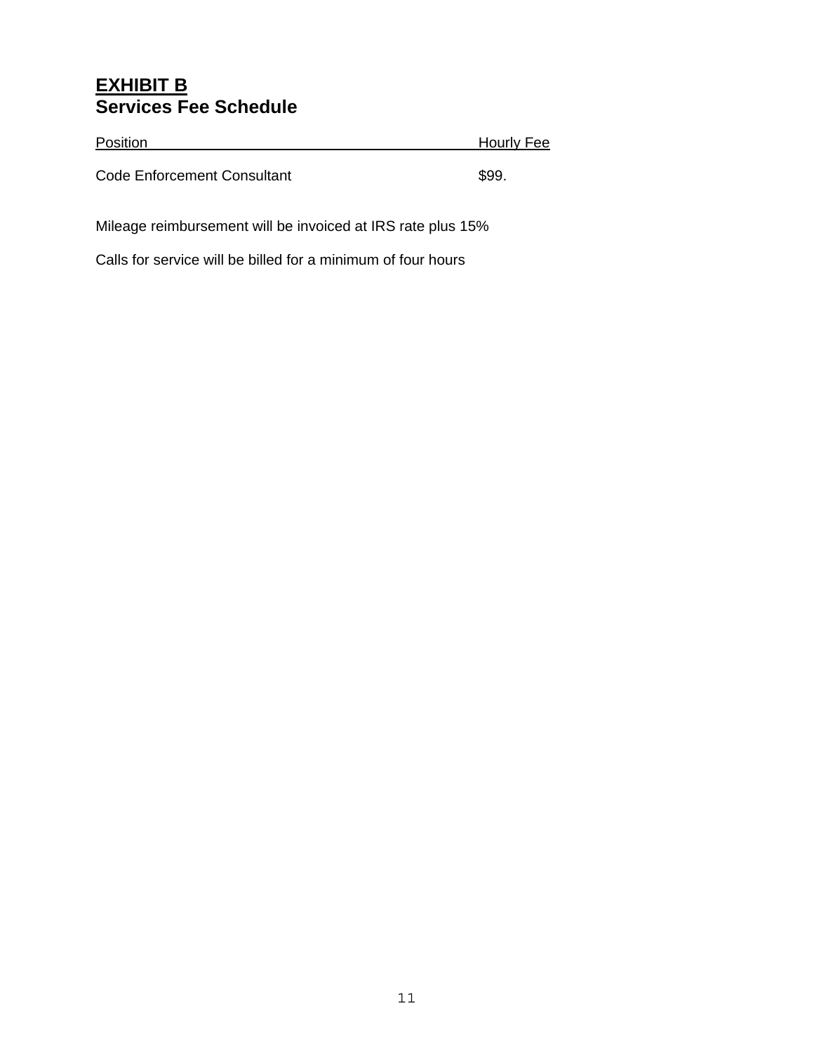# EXHIBIT B
## Services Fee Schedule

| Position | Hourly Fee |
| --- | --- |
| Code Enforcement Consultant | $99. |

Mileage reimbursement will be invoiced at IRS rate plus 15%

Calls for service will be billed for a minimum of four hours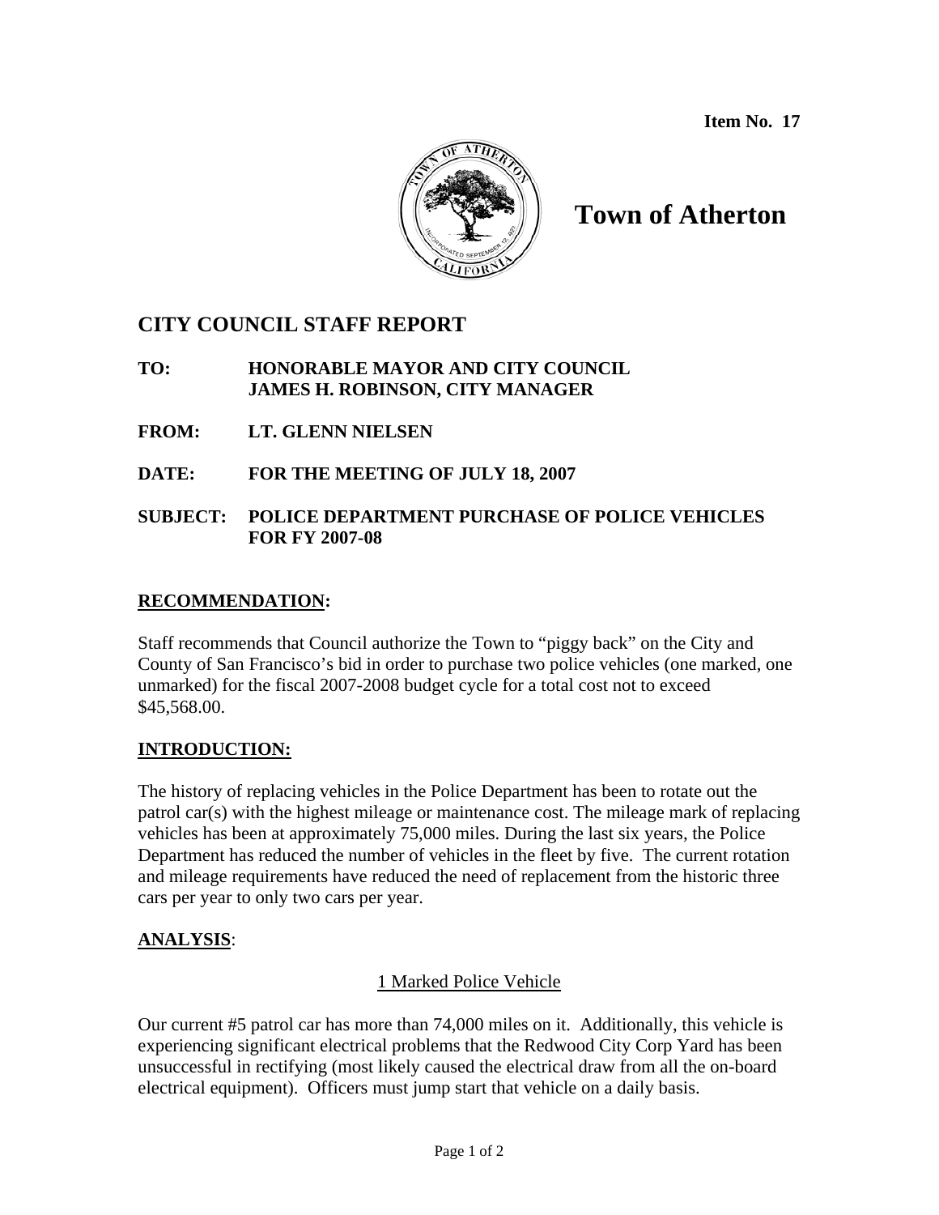Item No. 17

# Town of Atherton

## CITY COUNCIL STAFF REPORT

**TO:** **HONORABLE MAYOR AND CITY COUNCIL**
**JAMES H. ROBINSON, CITY MANAGER**

**FROM:** **LT. GLENN NIELSEN**

**DATE:** **FOR THE MEETING OF JULY 18, 2007**

**SUBJECT:** **POLICE DEPARTMENT PURCHASE OF POLICE VEHICLES FOR FY 2007-08**

### RECOMMENDATION:

Staff recommends that Council authorize the Town to "piggy back" on the City and County of San Francisco's bid in order to purchase two police vehicles (one marked, one unmarked) for the fiscal 2007-2008 budget cycle for a total cost not to exceed $45,568.00.

### INTRODUCTION:

The history of replacing vehicles in the Police Department has been to rotate out the patrol car(s) with the highest mileage or maintenance cost. The mileage mark of replacing vehicles has been at approximately 75,000 miles. During the last six years, the Police Department has reduced the number of vehicles in the fleet by five. The current rotation and mileage requirements have reduced the need of replacement from the historic three cars per year to only two cars per year.

### ANALYSIS:

1 Marked Police Vehicle

Our current #5 patrol car has more than 74,000 miles on it. Additionally, this vehicle is experiencing significant electrical problems that the Redwood City Corp Yard has been unsuccessful in rectifying (most likely caused the electrical draw from all the on-board electrical equipment). Officers must jump start that vehicle on a daily basis.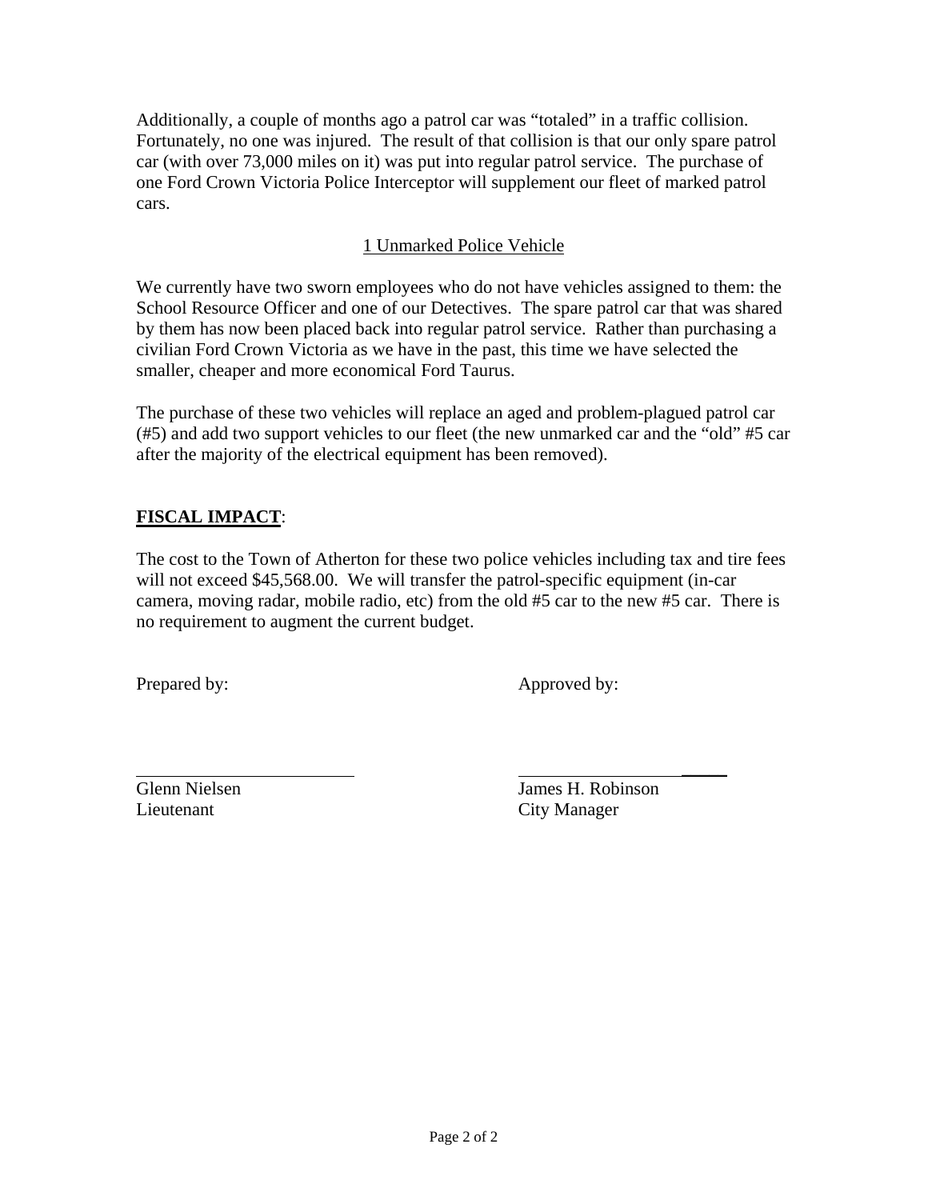Additionally, a couple of months ago a patrol car was "totaled" in a traffic collision. Fortunately, no one was injured. The result of that collision is that our only spare patrol car (with over 73,000 miles on it) was put into regular patrol service. The purchase of one Ford Crown Victoria Police Interceptor will supplement our fleet of marked patrol cars.

<u>1 Unmarked Police Vehicle</u>

We currently have two sworn employees who do not have vehicles assigned to them: the School Resource Officer and one of our Detectives. The spare patrol car that was shared by them has now been placed back into regular patrol service. Rather than purchasing a civilian Ford Crown Victoria as we have in the past, this time we have selected the smaller, cheaper and more economical Ford Taurus.

The purchase of these two vehicles will replace an aged and problem-plagued patrol car (#5) and add two support vehicles to our fleet (the new unmarked car and the "old" #5 car after the majority of the electrical equipment has been removed).

**FISCAL IMPACT**:

The cost to the Town of Atherton for these two police vehicles including tax and tire fees will not exceed $45,568.00. We will transfer the patrol-specific equipment (in-car camera, moving radar, mobile radio, etc) from the old #5 car to the new #5 car. There is no requirement to augment the current budget.

Prepared by: Approved by:

Glenn Nielsen
Lieutenant

James H. Robinson
City Manager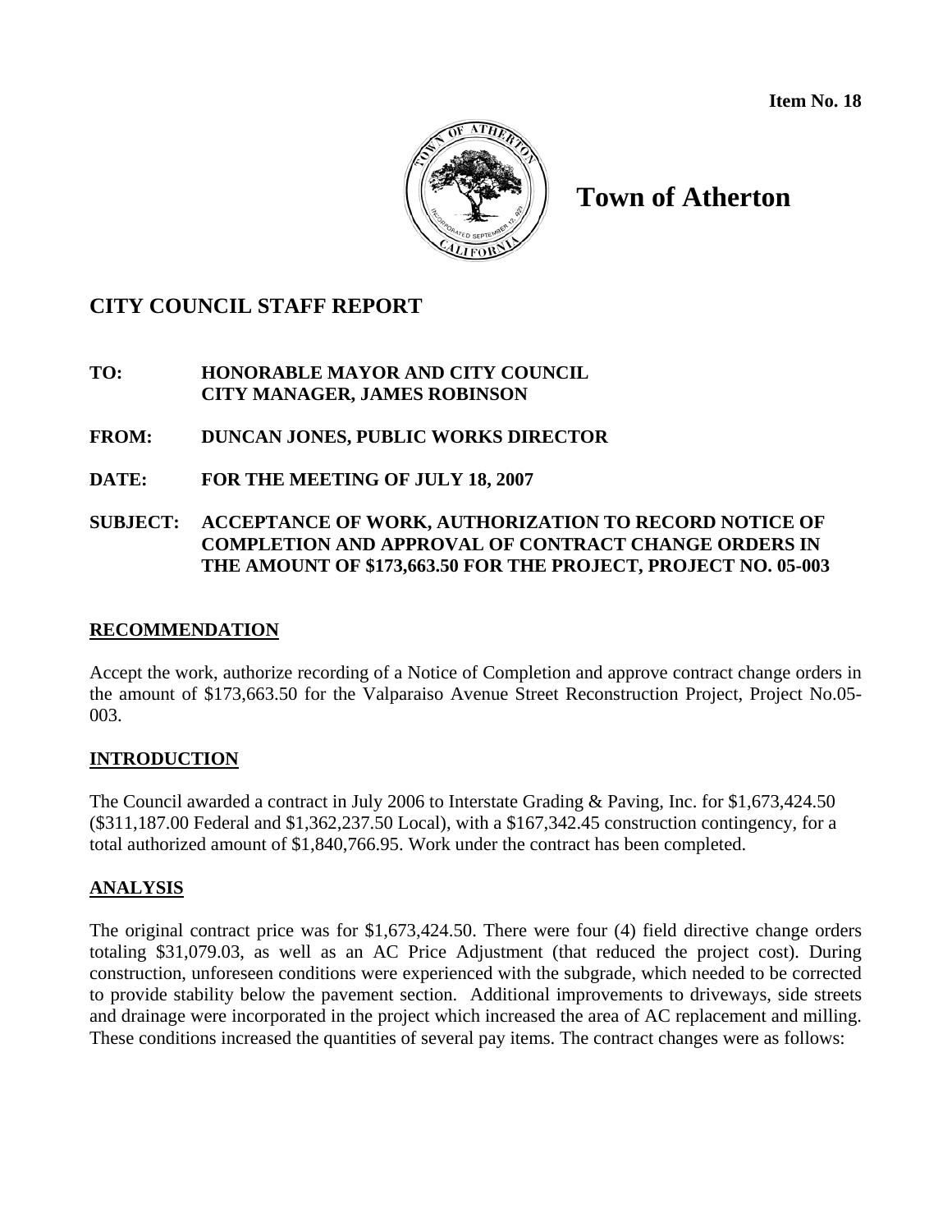**Item No. 18**

# Town of Atherton

## CITY COUNCIL STAFF REPORT

**TO:** **HONORABLE MAYOR AND CITY COUNCIL**
**CITY MANAGER, JAMES ROBINSON**

**FROM:** **DUNCAN JONES, PUBLIC WORKS DIRECTOR**

**DATE:** **FOR THE MEETING OF JULY 18, 2007**

**SUBJECT:** **ACCEPTANCE OF WORK, AUTHORIZATION TO RECORD NOTICE OF COMPLETION AND APPROVAL OF CONTRACT CHANGE ORDERS IN THE AMOUNT OF $173,663.50 FOR THE PROJECT, PROJECT NO. 05-003**

### RECOMMENDATION

Accept the work, authorize recording of a Notice of Completion and approve contract change orders in the amount of $173,663.50 for the Valparaiso Avenue Street Reconstruction Project, Project No.05-003.

### INTRODUCTION

The Council awarded a contract in July 2006 to Interstate Grading & Paving, Inc. for $1,673,424.50 ($311,187.00 Federal and $1,362,237.50 Local), with a $167,342.45 construction contingency, for a total authorized amount of $1,840,766.95. Work under the contract has been completed.

### ANALYSIS

The original contract price was for $1,673,424.50. There were four (4) field directive change orders totaling $31,079.03, as well as an AC Price Adjustment (that reduced the project cost). During construction, unforeseen conditions were experienced with the subgrade, which needed to be corrected to provide stability below the pavement section. Additional improvements to driveways, side streets and drainage were incorporated in the project which increased the area of AC replacement and milling. These conditions increased the quantities of several pay items. The contract changes were as follows: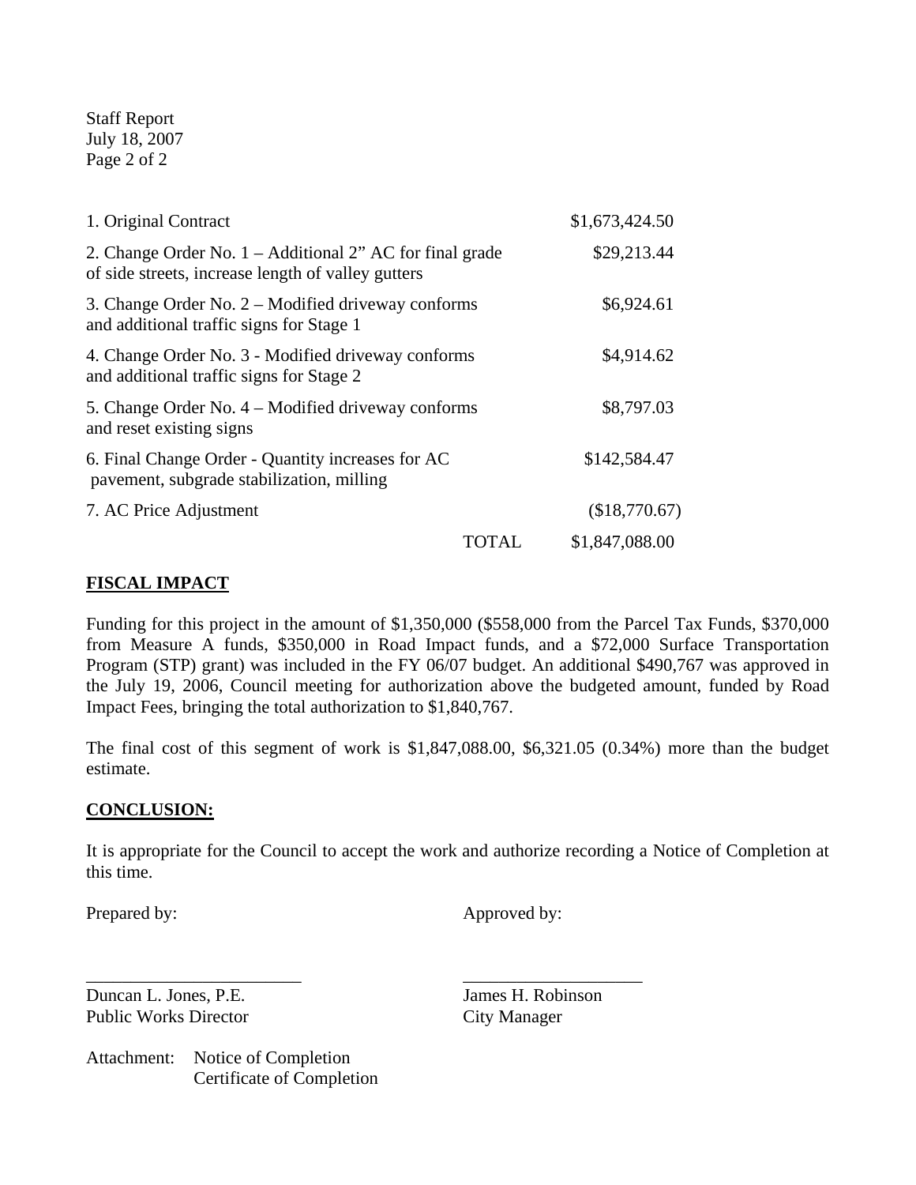Staff Report
July 18, 2007

| | | |
|---|---|---|
| 1. Original Contract | | $1,673,424.50 |
| 2. Change Order No. 1 – Additional 2" AC for final grade of side streets, increase length of valley gutters | | $29,213.44 |
| 3. Change Order No. 2 – Modified driveway conforms and additional traffic signs for Stage 1 | | $6,924.61 |
| 4. Change Order No. 3 - Modified driveway conforms and additional traffic signs for Stage 2 | | $4,914.62 |
| 5. Change Order No. 4 – Modified driveway conforms and reset existing signs | | $8,797.03 |
| 6. Final Change Order - Quantity increases for AC pavement, subgrade stabilization, milling | | $142,584.47 |
| 7. AC Price Adjustment | | ($18,770.67) |
| | TOTAL | $1,847,088.00 |

**FISCAL IMPACT**

Funding for this project in the amount of $1,350,000 ($558,000 from the Parcel Tax Funds, $370,000 from Measure A funds, $350,000 in Road Impact funds, and a $72,000 Surface Transportation Program (STP) grant) was included in the FY 06/07 budget. An additional $490,767 was approved in the July 19, 2006, Council meeting for authorization above the budgeted amount, funded by Road Impact Fees, bringing the total authorization to $1,840,767.

The final cost of this segment of work is $1,847,088.00, $6,321.05 (0.34%) more than the budget estimate.

**CONCLUSION:**

It is appropriate for the Council to accept the work and authorize recording a Notice of Completion at this time.

Prepared by: Approved by:

________________________ ____________________

Duncan L. Jones, P.E.
Public Works Director

James H. Robinson
City Manager

Attachment: Notice of Completion
Certificate of Completion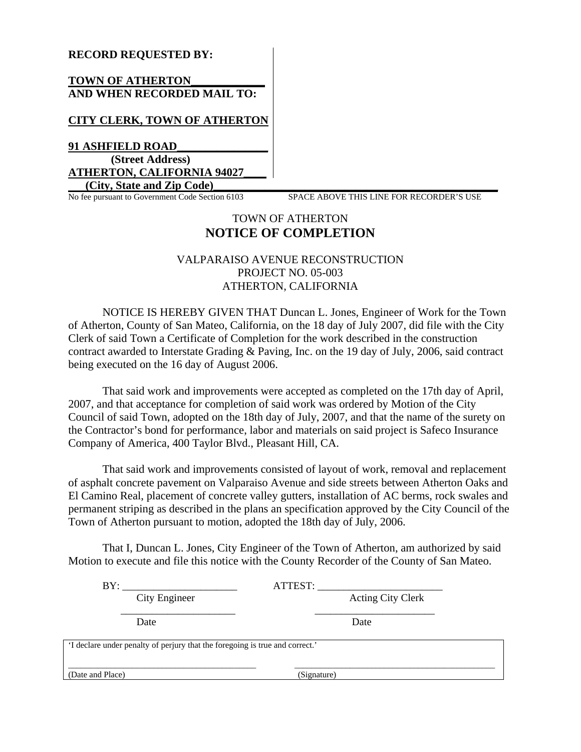**RECORD REQUESTED BY:**

**TOWN OF ATHERTON**
**AND WHEN RECORDED MAIL TO:**

**CITY CLERK, TOWN OF ATHERTON**

**91 ASHFIELD ROAD**
**(Street Address)**
**ATHERTON, CALIFORNIA 94027**
**(City, State and Zip Code)**

No fee pursuant to Government Code Section 6103 SPACE ABOVE THIS LINE FOR RECORDER'S USE

TOWN OF ATHERTON

# NOTICE OF COMPLETION

VALPARAISO AVENUE RECONSTRUCTION
PROJECT NO. 05-003
ATHERTON, CALIFORNIA

NOTICE IS HEREBY GIVEN THAT Duncan L. Jones, Engineer of Work for the Town of Atherton, County of San Mateo, California, on the 18 day of July 2007, did file with the City Clerk of said Town a Certificate of Completion for the work described in the construction contract awarded to Interstate Grading & Paving, Inc. on the 19 day of July, 2006, said contract being executed on the 16 day of August 2006.

That said work and improvements were accepted as completed on the 17th day of April, 2007, and that acceptance for completion of said work was ordered by Motion of the City Council of said Town, adopted on the 18th day of July, 2007, and that the name of the surety on the Contractor's bond for performance, labor and materials on said project is Safeco Insurance Company of America, 400 Taylor Blvd., Pleasant Hill, CA.

That said work and improvements consisted of layout of work, removal and replacement of asphalt concrete pavement on Valparaiso Avenue and side streets between Atherton Oaks and El Camino Real, placement of concrete valley gutters, installation of AC berms, rock swales and permanent striping as described in the plans an specification approved by the City Council of the Town of Atherton pursuant to motion, adopted the 18th day of July, 2006.

That I, Duncan L. Jones, City Engineer of the Town of Atherton, am authorized by said Motion to execute and file this notice with the County Recorder of the County of San Mateo.

BY: ______________________ ATTEST: ______________________
City Engineer Acting City Clerk

______________________ ______________________
Date Date

'I declare under penalty of perjury that the foregoing is true and correct.'

______________________ ______________________
(Date and Place) (Signature)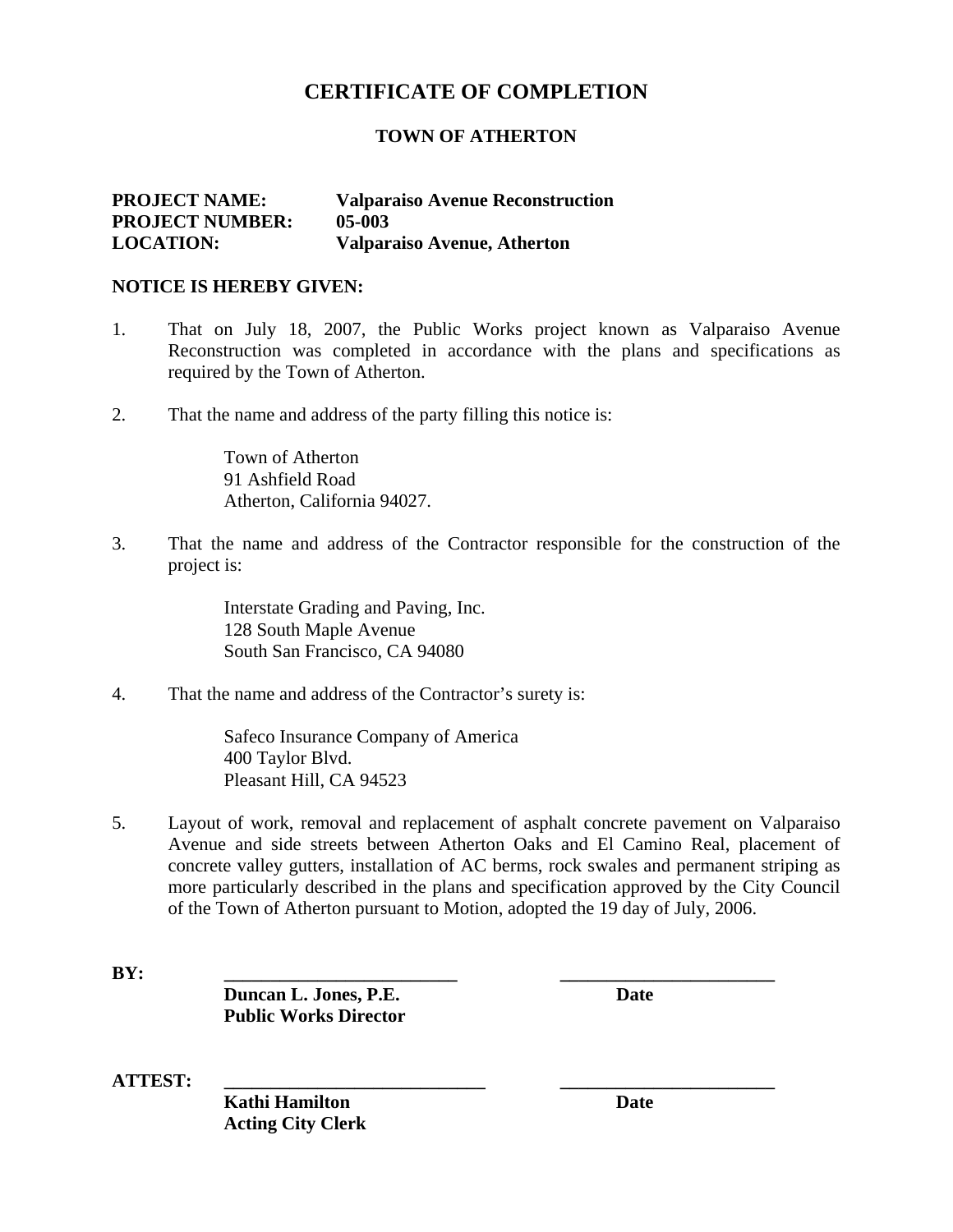# CERTIFICATE OF COMPLETION

## TOWN OF ATHERTON

**PROJECT NAME:** **Valparaiso Avenue Reconstruction**
**PROJECT NUMBER:** **05-003**
**LOCATION:** **Valparaiso Avenue, Atherton**

**NOTICE IS HEREBY GIVEN:**

1. That on July 18, 2007, the Public Works project known as Valparaiso Avenue Reconstruction was completed in accordance with the plans and specifications as required by the Town of Atherton.

2. That the name and address of the party filling this notice is:

   Town of Atherton
   91 Ashfield Road
   Atherton, California 94027.

3. That the name and address of the Contractor responsible for the construction of the project is:

   Interstate Grading and Paving, Inc.
   128 South Maple Avenue
   South San Francisco, CA 94080

4. That the name and address of the Contractor's surety is:

   Safeco Insurance Company of America
   400 Taylor Blvd.
   Pleasant Hill, CA 94523

5. Layout of work, removal and replacement of asphalt concrete pavement on Valparaiso Avenue and side streets between Atherton Oaks and El Camino Real, placement of concrete valley gutters, installation of AC berms, rock swales and permanent striping as more particularly described in the plans and specification approved by the City Council of the Town of Atherton pursuant to Motion, adopted the 19 day of July, 2006.

**BY:** ______________________________ ______________________________
**Duncan L. Jones, P.E.** **Date**
**Public Works Director**

**ATTEST:** ______________________________ ______________________________
**Kathi Hamilton** **Date**
**Acting City Clerk**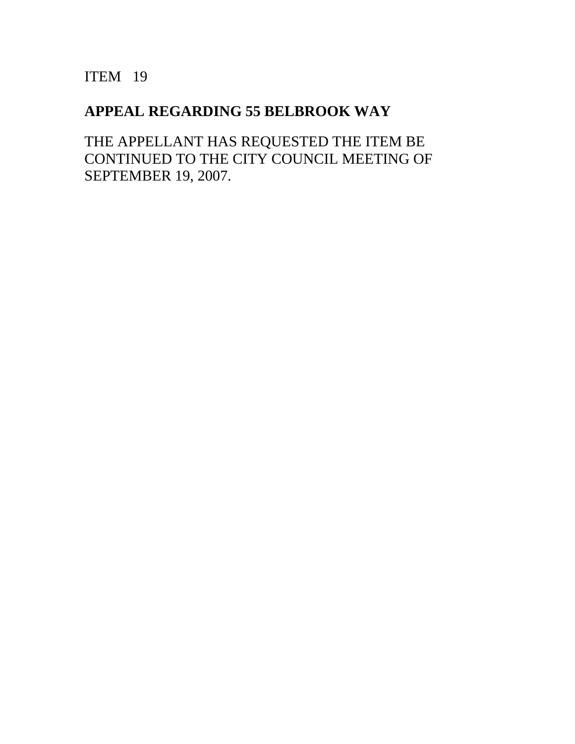ITEM 19

**APPEAL REGARDING 55 BELBROOK WAY**

THE APPELLANT HAS REQUESTED THE ITEM BE CONTINUED TO THE CITY COUNCIL MEETING OF SEPTEMBER 19, 2007.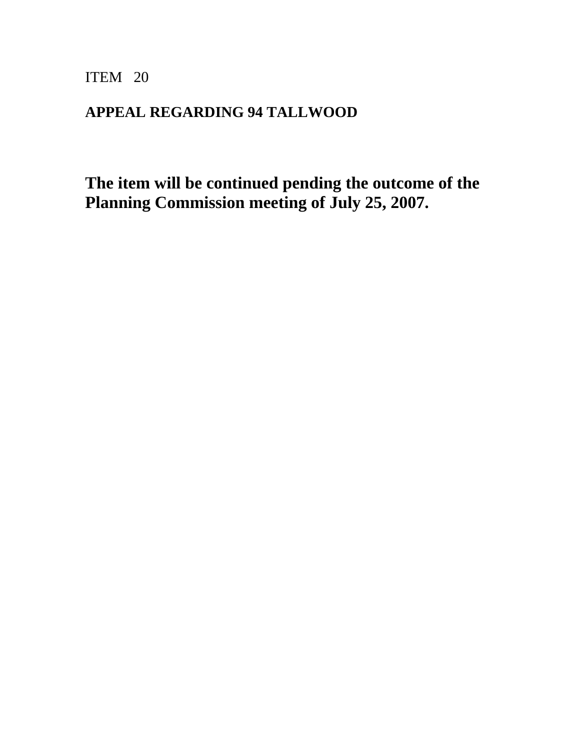ITEM 20

**APPEAL REGARDING 94 TALLWOOD**

**The item will be continued pending the outcome of the Planning Commission meeting of July 25, 2007.**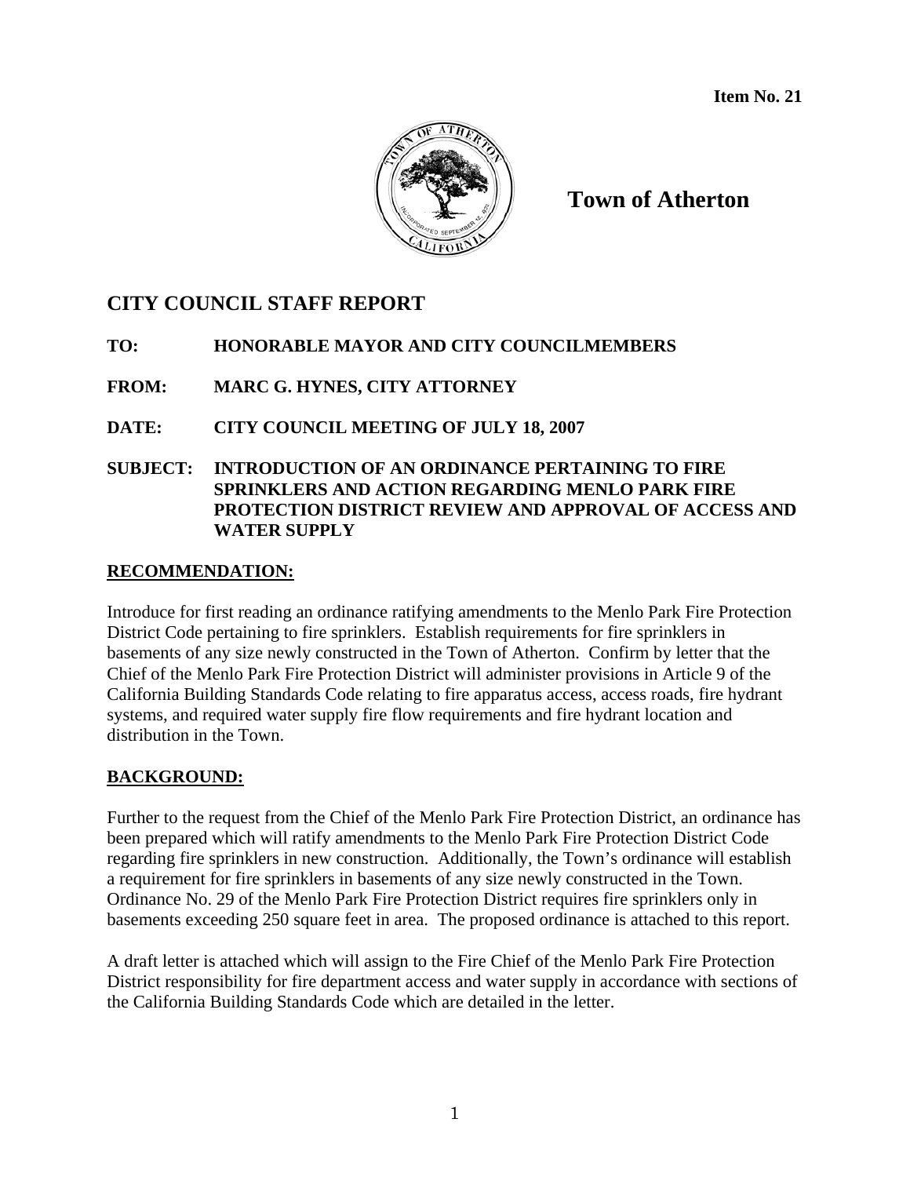**Item No. 21**

**Town of Atherton**

## CITY COUNCIL STAFF REPORT

**TO:** **HONORABLE MAYOR AND CITY COUNCILMEMBERS**

**FROM:** **MARC G. HYNES, CITY ATTORNEY**

**DATE:** **CITY COUNCIL MEETING OF JULY 18, 2007**

**SUBJECT:** **INTRODUCTION OF AN ORDINANCE PERTAINING TO FIRE SPRINKLERS AND ACTION REGARDING MENLO PARK FIRE PROTECTION DISTRICT REVIEW AND APPROVAL OF ACCESS AND WATER SUPPLY**

### RECOMMENDATION:

Introduce for first reading an ordinance ratifying amendments to the Menlo Park Fire Protection District Code pertaining to fire sprinklers. Establish requirements for fire sprinklers in basements of any size newly constructed in the Town of Atherton. Confirm by letter that the Chief of the Menlo Park Fire Protection District will administer provisions in Article 9 of the California Building Standards Code relating to fire apparatus access, access roads, fire hydrant systems, and required water supply fire flow requirements and fire hydrant location and distribution in the Town.

### BACKGROUND:

Further to the request from the Chief of the Menlo Park Fire Protection District, an ordinance has been prepared which will ratify amendments to the Menlo Park Fire Protection District Code regarding fire sprinklers in new construction. Additionally, the Town's ordinance will establish a requirement for fire sprinklers in basements of any size newly constructed in the Town. Ordinance No. 29 of the Menlo Park Fire Protection District requires fire sprinklers only in basements exceeding 250 square feet in area. The proposed ordinance is attached to this report.

A draft letter is attached which will assign to the Fire Chief of the Menlo Park Fire Protection District responsibility for fire department access and water supply in accordance with sections of the California Building Standards Code which are detailed in the letter.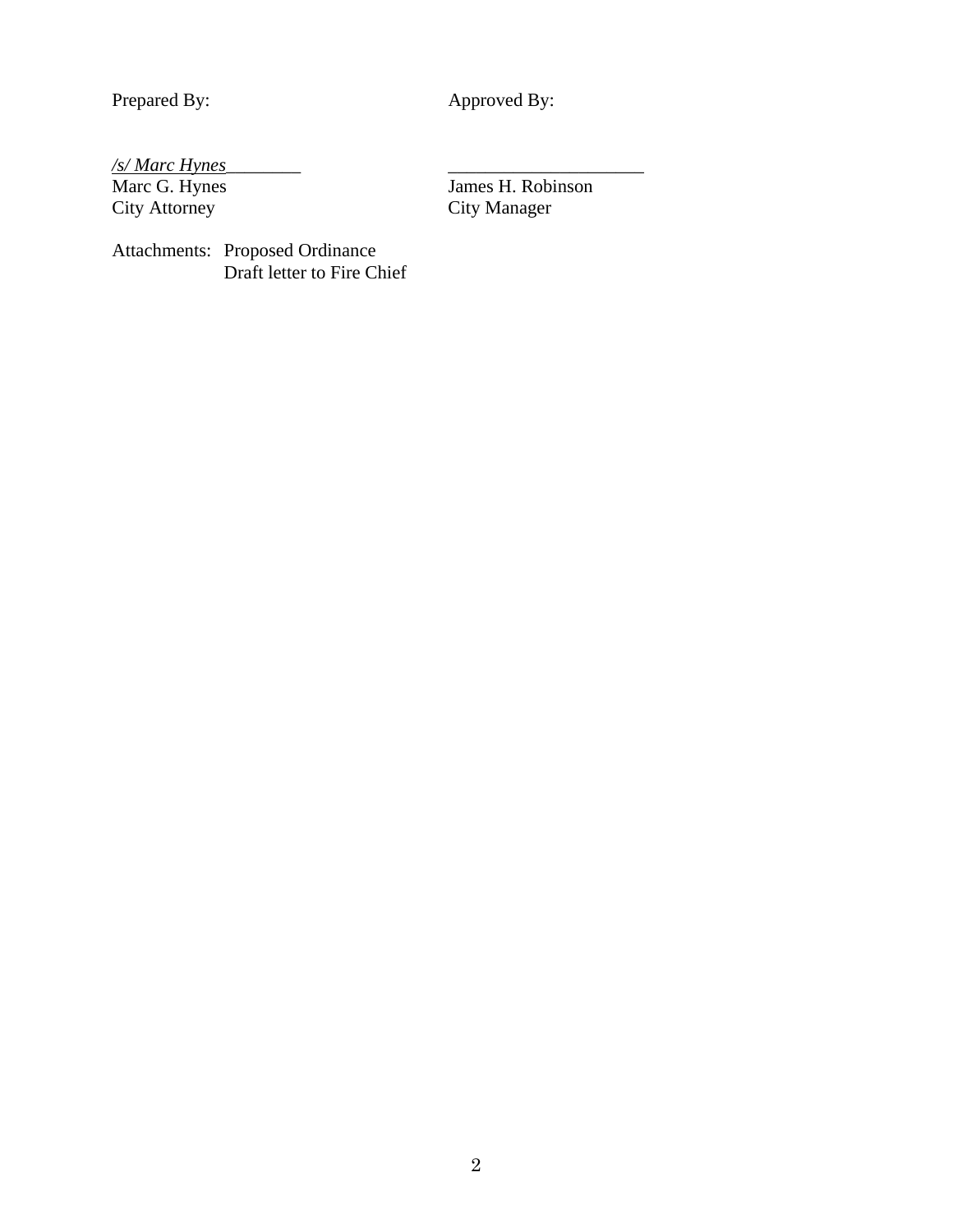Prepared By: Approved By:

*/s/ Marc Hynes*________ _____________________

Marc G. Hynes James H. Robinson
City Attorney City Manager

Attachments: Proposed Ordinance
Draft letter to Fire Chief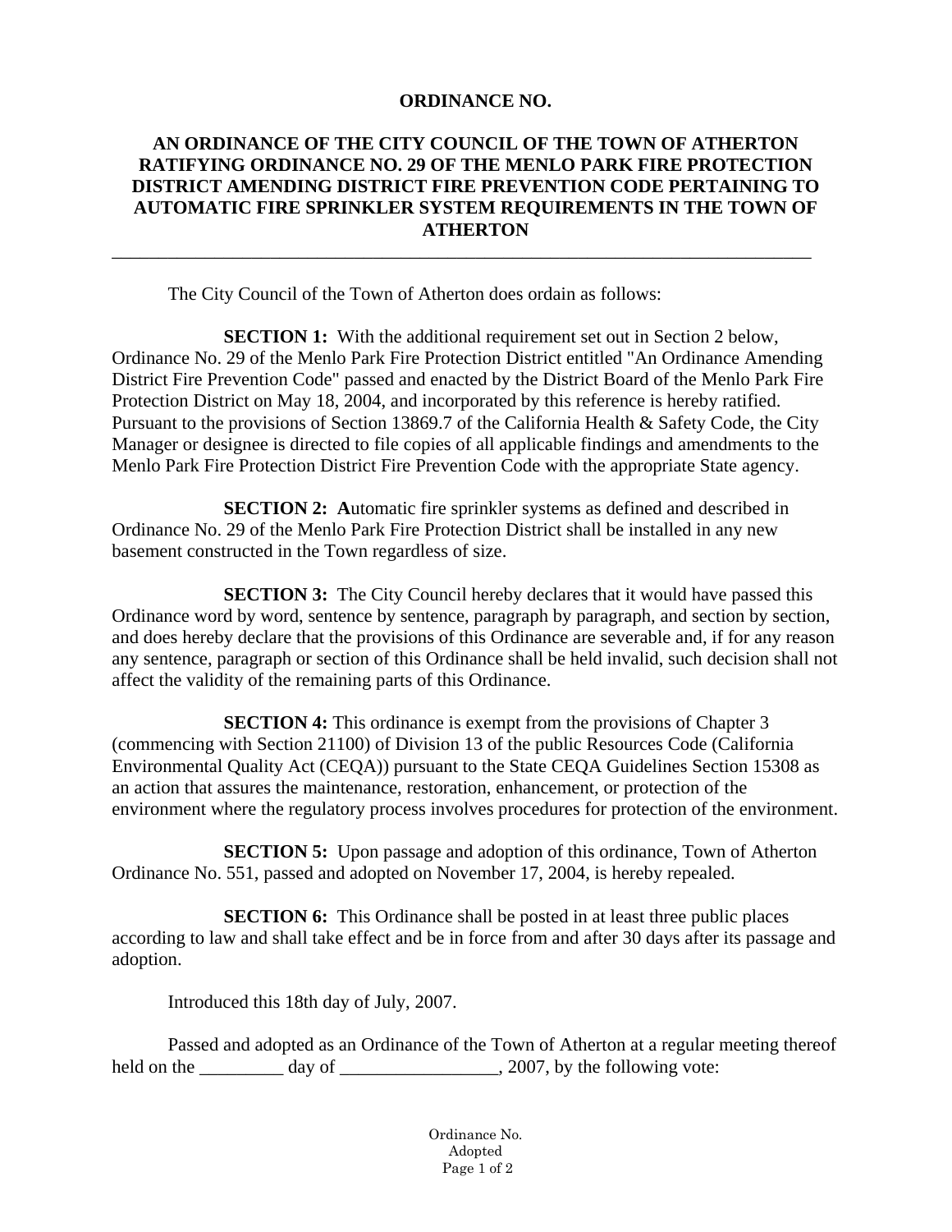**ORDINANCE NO.**

**AN ORDINANCE OF THE CITY COUNCIL OF THE TOWN OF ATHERTON RATIFYING ORDINANCE NO. 29 OF THE MENLO PARK FIRE PROTECTION DISTRICT AMENDING DISTRICT FIRE PREVENTION CODE PERTAINING TO AUTOMATIC FIRE SPRINKLER SYSTEM REQUIREMENTS IN THE TOWN OF ATHERTON**

---

The City Council of the Town of Atherton does ordain as follows:

**SECTION 1:** With the additional requirement set out in Section 2 below, Ordinance No. 29 of the Menlo Park Fire Protection District entitled "An Ordinance Amending District Fire Prevention Code" passed and enacted by the District Board of the Menlo Park Fire Protection District on May 18, 2004, and incorporated by this reference is hereby ratified. Pursuant to the provisions of Section 13869.7 of the California Health & Safety Code, the City Manager or designee is directed to file copies of all applicable findings and amendments to the Menlo Park Fire Protection District Fire Prevention Code with the appropriate State agency.

**SECTION 2: A**utomatic fire sprinkler systems as defined and described in Ordinance No. 29 of the Menlo Park Fire Protection District shall be installed in any new basement constructed in the Town regardless of size.

**SECTION 3:** The City Council hereby declares that it would have passed this Ordinance word by word, sentence by sentence, paragraph by paragraph, and section by section, and does hereby declare that the provisions of this Ordinance are severable and, if for any reason any sentence, paragraph or section of this Ordinance shall be held invalid, such decision shall not affect the validity of the remaining parts of this Ordinance.

**SECTION 4:** This ordinance is exempt from the provisions of Chapter 3 (commencing with Section 21100) of Division 13 of the public Resources Code (California Environmental Quality Act (CEQA)) pursuant to the State CEQA Guidelines Section 15308 as an action that assures the maintenance, restoration, enhancement, or protection of the environment where the regulatory process involves procedures for protection of the environment.

**SECTION 5:** Upon passage and adoption of this ordinance, Town of Atherton Ordinance No. 551, passed and adopted on November 17, 2004, is hereby repealed.

**SECTION 6:** This Ordinance shall be posted in at least three public places according to law and shall take effect and be in force from and after 30 days after its passage and adoption.

Introduced this 18th day of July, 2007.

Passed and adopted as an Ordinance of the Town of Atherton at a regular meeting thereof held on the _________ day of _________________, 2007, by the following vote:

Ordinance No.
Adopted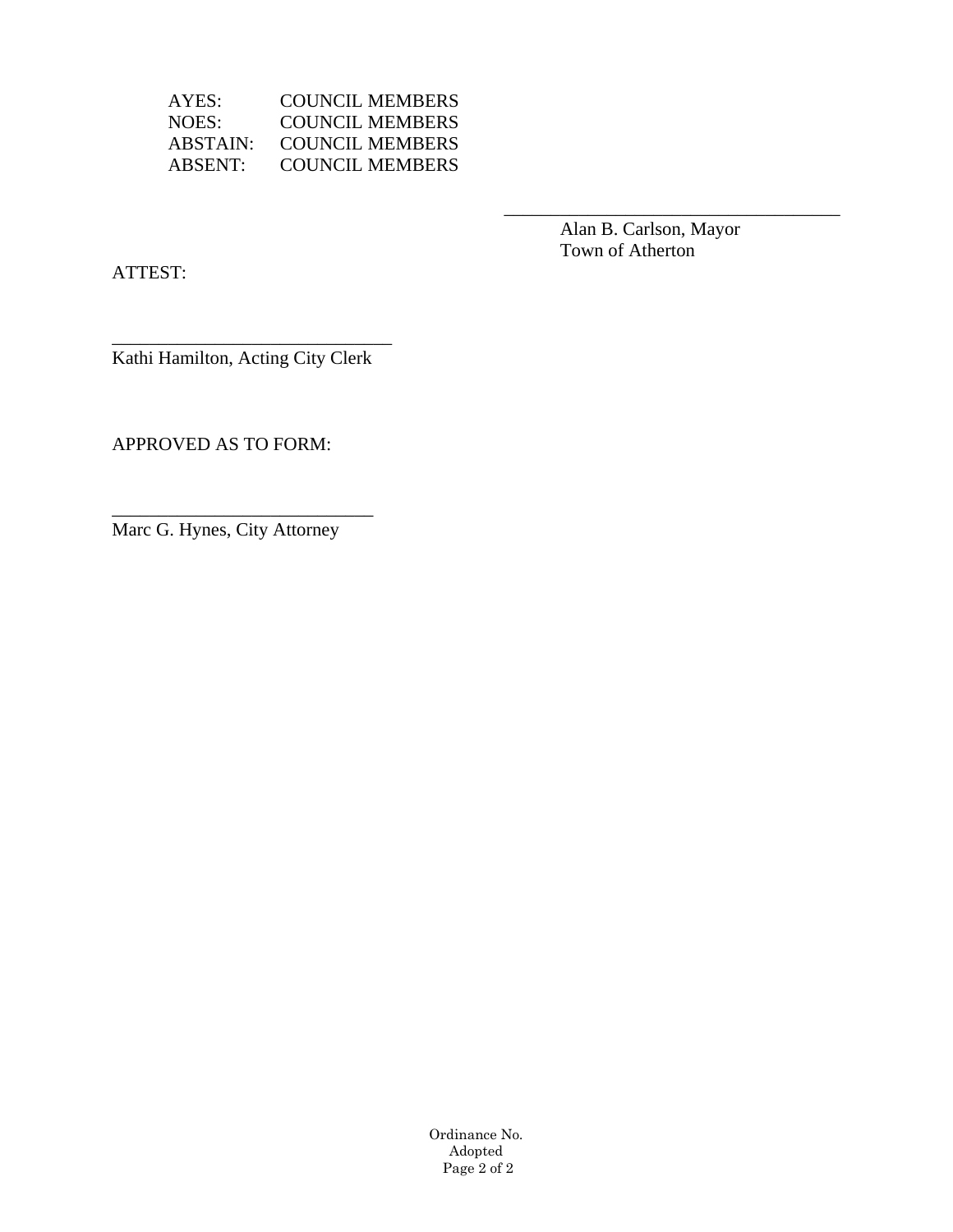AYES: COUNCIL MEMBERS
NOES: COUNCIL MEMBERS
ABSTAIN: COUNCIL MEMBERS
ABSENT: COUNCIL MEMBERS

\_\_\_\_\_\_\_\_\_\_\_\_\_\_\_\_\_\_\_\_\_\_\_\_\_\_\_\_\_\_\_\_\_\_\_
Alan B. Carlson, Mayor
Town of Atherton

ATTEST:

\_\_\_\_\_\_\_\_\_\_\_\_\_\_\_\_\_\_\_\_\_\_\_\_\_\_\_\_\_
Kathi Hamilton, Acting City Clerk

APPROVED AS TO FORM:

\_\_\_\_\_\_\_\_\_\_\_\_\_\_\_\_\_\_\_\_\_\_\_\_\_\_\_
Marc G. Hynes, City Attorney

Ordinance No.
Adopted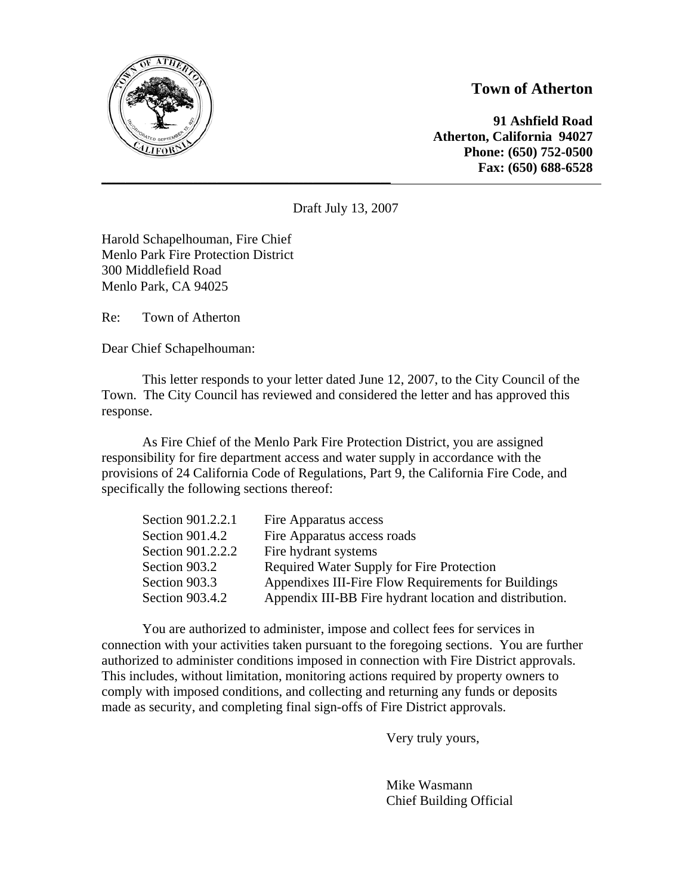**Town of Atherton**

**91 Ashfield Road**
**Atherton, California 94027**
**Phone: (650) 752-0500**
**Fax: (650) 688-6528**

---

Draft July 13, 2007

Harold Schapelhouman, Fire Chief
Menlo Park Fire Protection District
300 Middlefield Road
Menlo Park, CA 94025

Re: Town of Atherton

Dear Chief Schapelhouman:

This letter responds to your letter dated June 12, 2007, to the City Council of the Town. The City Council has reviewed and considered the letter and has approved this response.

As Fire Chief of the Menlo Park Fire Protection District, you are assigned responsibility for fire department access and water supply in accordance with the provisions of 24 California Code of Regulations, Part 9, the California Fire Code, and specifically the following sections thereof:

| | |
|---|---|
| Section 901.2.2.1 | Fire Apparatus access |
| Section 901.4.2 | Fire Apparatus access roads |
| Section 901.2.2.2 | Fire hydrant systems |
| Section 903.2 | Required Water Supply for Fire Protection |
| Section 903.3 | Appendixes III-Fire Flow Requirements for Buildings |
| Section 903.4.2 | Appendix III-BB Fire hydrant location and distribution. |

You are authorized to administer, impose and collect fees for services in connection with your activities taken pursuant to the foregoing sections. You are further authorized to administer conditions imposed in connection with Fire District approvals. This includes, without limitation, monitoring actions required by property owners to comply with imposed conditions, and collecting and returning any funds or deposits made as security, and completing final sign-offs of Fire District approvals.

Very truly yours,

Mike Wasmann
Chief Building Official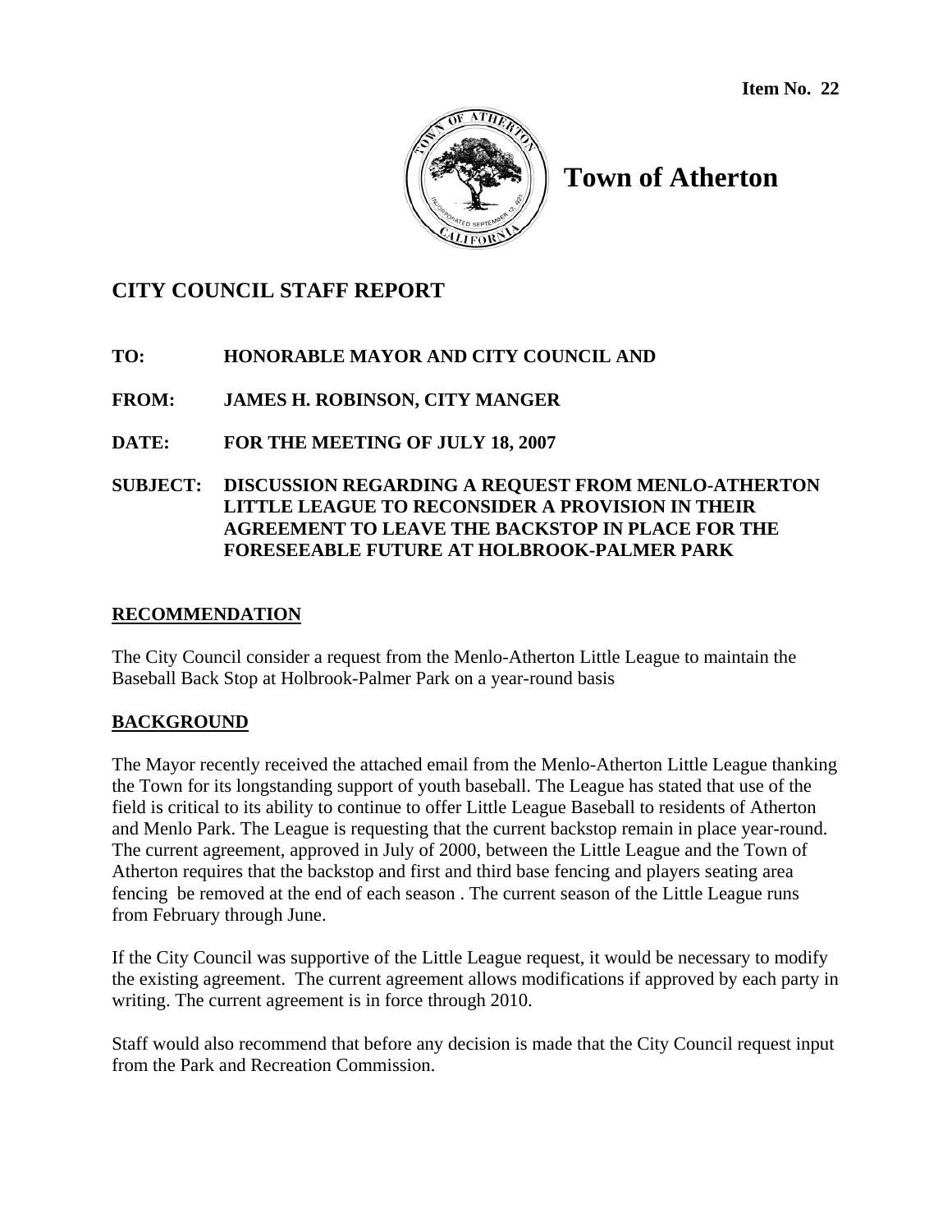**Item No. 22**

# Town of Atherton

## CITY COUNCIL STAFF REPORT

**TO:** HONORABLE MAYOR AND CITY COUNCIL AND

**FROM:** JAMES H. ROBINSON, CITY MANGER

**DATE:** FOR THE MEETING OF JULY 18, 2007

**SUBJECT:** DISCUSSION REGARDING A REQUEST FROM MENLO-ATHERTON LITTLE LEAGUE TO RECONSIDER A PROVISION IN THEIR AGREEMENT TO LEAVE THE BACKSTOP IN PLACE FOR THE FORESEEABLE FUTURE AT HOLBROOK-PALMER PARK

### RECOMMENDATION

The City Council consider a request from the Menlo-Atherton Little League to maintain the Baseball Back Stop at Holbrook-Palmer Park on a year-round basis

### BACKGROUND

The Mayor recently received the attached email from the Menlo-Atherton Little League thanking the Town for its longstanding support of youth baseball. The League has stated that use of the field is critical to its ability to continue to offer Little League Baseball to residents of Atherton and Menlo Park. The League is requesting that the current backstop remain in place year-round. The current agreement, approved in July of 2000, between the Little League and the Town of Atherton requires that the backstop and first and third base fencing and players seating area fencing be removed at the end of each season . The current season of the Little League runs from February through June.

If the City Council was supportive of the Little League request, it would be necessary to modify the existing agreement. The current agreement allows modifications if approved by each party in writing. The current agreement is in force through 2010.

Staff would also recommend that before any decision is made that the City Council request input from the Park and Recreation Commission.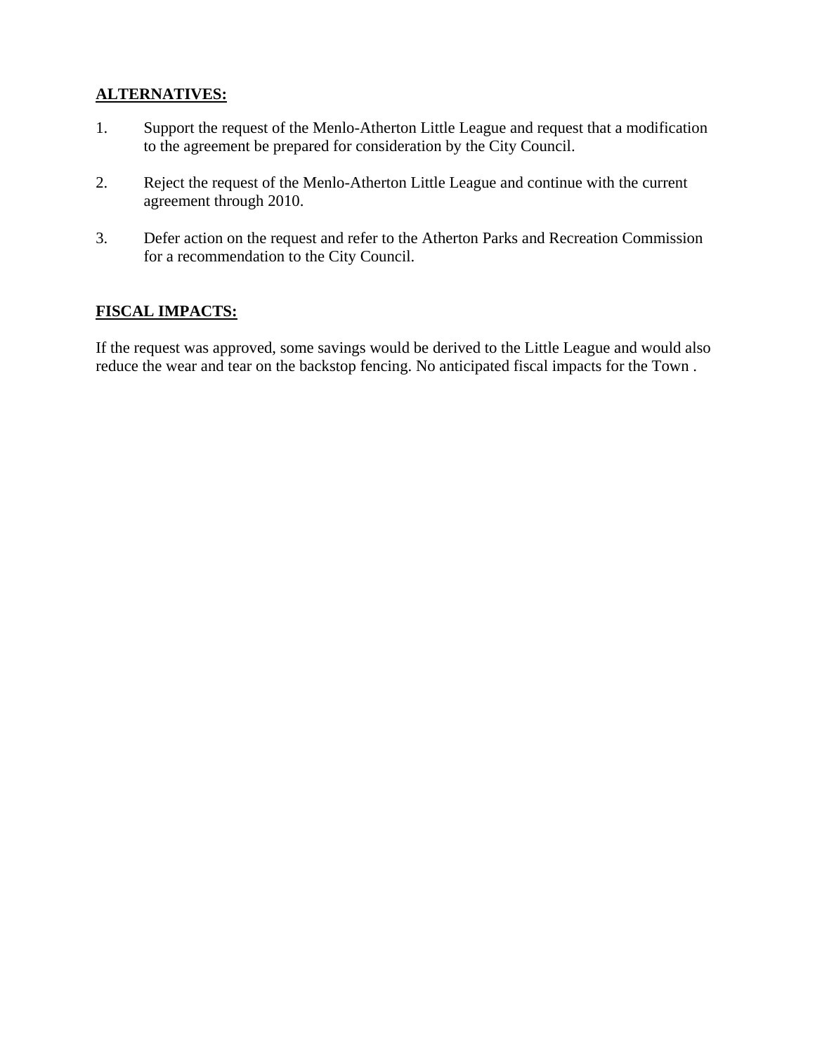**ALTERNATIVES:**

1. Support the request of the Menlo-Atherton Little League and request that a modification to the agreement be prepared for consideration by the City Council.

2. Reject the request of the Menlo-Atherton Little League and continue with the current agreement through 2010.

3. Defer action on the request and refer to the Atherton Parks and Recreation Commission for a recommendation to the City Council.

**FISCAL IMPACTS:**

If the request was approved, some savings would be derived to the Little League and would also reduce the wear and tear on the backstop fencing. No anticipated fiscal impacts for the Town .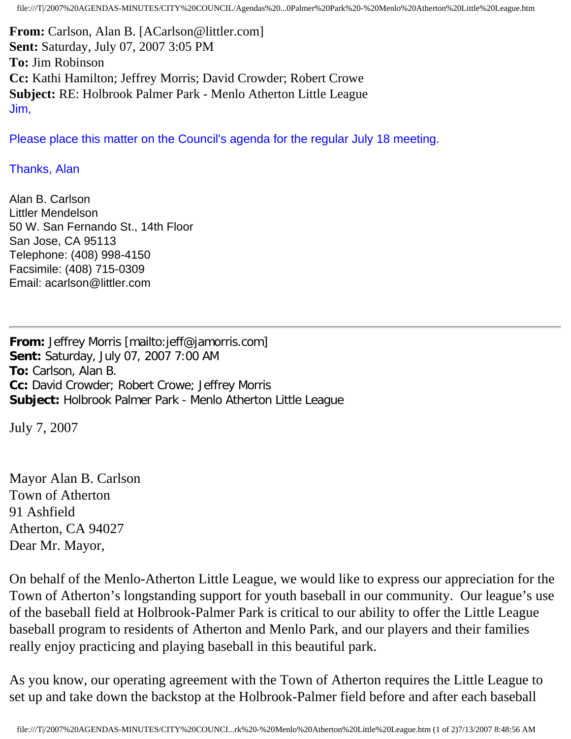**From:** Carlson, Alan B. [ACarlson@littler.com]
**Sent:** Saturday, July 07, 2007 3:05 PM
**To:** Jim Robinson
**Cc:** Kathi Hamilton; Jeffrey Morris; David Crowder; Robert Crowe
**Subject:** RE: Holbrook Palmer Park - Menlo Atherton Little League

Jim,

Please place this matter on the Council's agenda for the regular July 18 meeting.

Thanks, Alan

Alan B. Carlson
Littler Mendelson
50 W. San Fernando St., 14th Floor
San Jose, CA 95113
Telephone: (408) 998-4150
Facsimile: (408) 715-0309
Email: acarlson@littler.com

---

**From:** Jeffrey Morris [mailto:jeff@jamorris.com]
**Sent:** Saturday, July 07, 2007 7:00 AM
**To:** Carlson, Alan B.
**Cc:** David Crowder; Robert Crowe; Jeffrey Morris
**Subject:** Holbrook Palmer Park - Menlo Atherton Little League

July 7, 2007

Mayor Alan B. Carlson
Town of Atherton
91 Ashfield
Atherton, CA 94027
Dear Mr. Mayor,

On behalf of the Menlo-Atherton Little League, we would like to express our appreciation for the Town of Atherton's longstanding support for youth baseball in our community. Our league's use of the baseball field at Holbrook-Palmer Park is critical to our ability to offer the Little League baseball program to residents of Atherton and Menlo Park, and our players and their families really enjoy practicing and playing baseball in this beautiful park.

As you know, our operating agreement with the Town of Atherton requires the Little League to set up and take down the backstop at the Holbrook-Palmer field before and after each baseball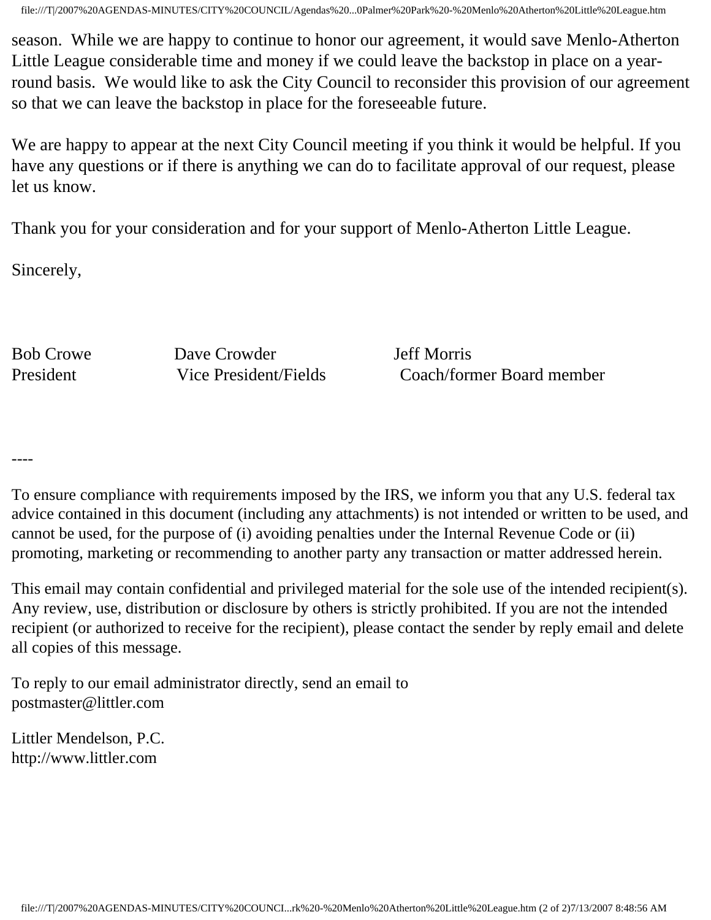season. While we are happy to continue to honor our agreement, it would save Menlo-Atherton Little League considerable time and money if we could leave the backstop in place on a year-round basis. We would like to ask the City Council to reconsider this provision of our agreement so that we can leave the backstop in place for the foreseeable future.

We are happy to appear at the next City Council meeting if you think it would be helpful. If you have any questions or if there is anything we can do to facilitate approval of our request, please let us know.

Thank you for your consideration and for your support of Menlo-Atherton Little League.

Sincerely,

| Bob Crowe | Dave Crowder | Jeff Morris |
|---|---|---|
| President | Vice President/Fields | Coach/former Board member |

----

To ensure compliance with requirements imposed by the IRS, we inform you that any U.S. federal tax advice contained in this document (including any attachments) is not intended or written to be used, and cannot be used, for the purpose of (i) avoiding penalties under the Internal Revenue Code or (ii) promoting, marketing or recommending to another party any transaction or matter addressed herein.

This email may contain confidential and privileged material for the sole use of the intended recipient(s). Any review, use, distribution or disclosure by others is strictly prohibited. If you are not the intended recipient (or authorized to receive for the recipient), please contact the sender by reply email and delete all copies of this message.

To reply to our email administrator directly, send an email to postmaster@littler.com

Littler Mendelson, P.C.
http://www.littler.com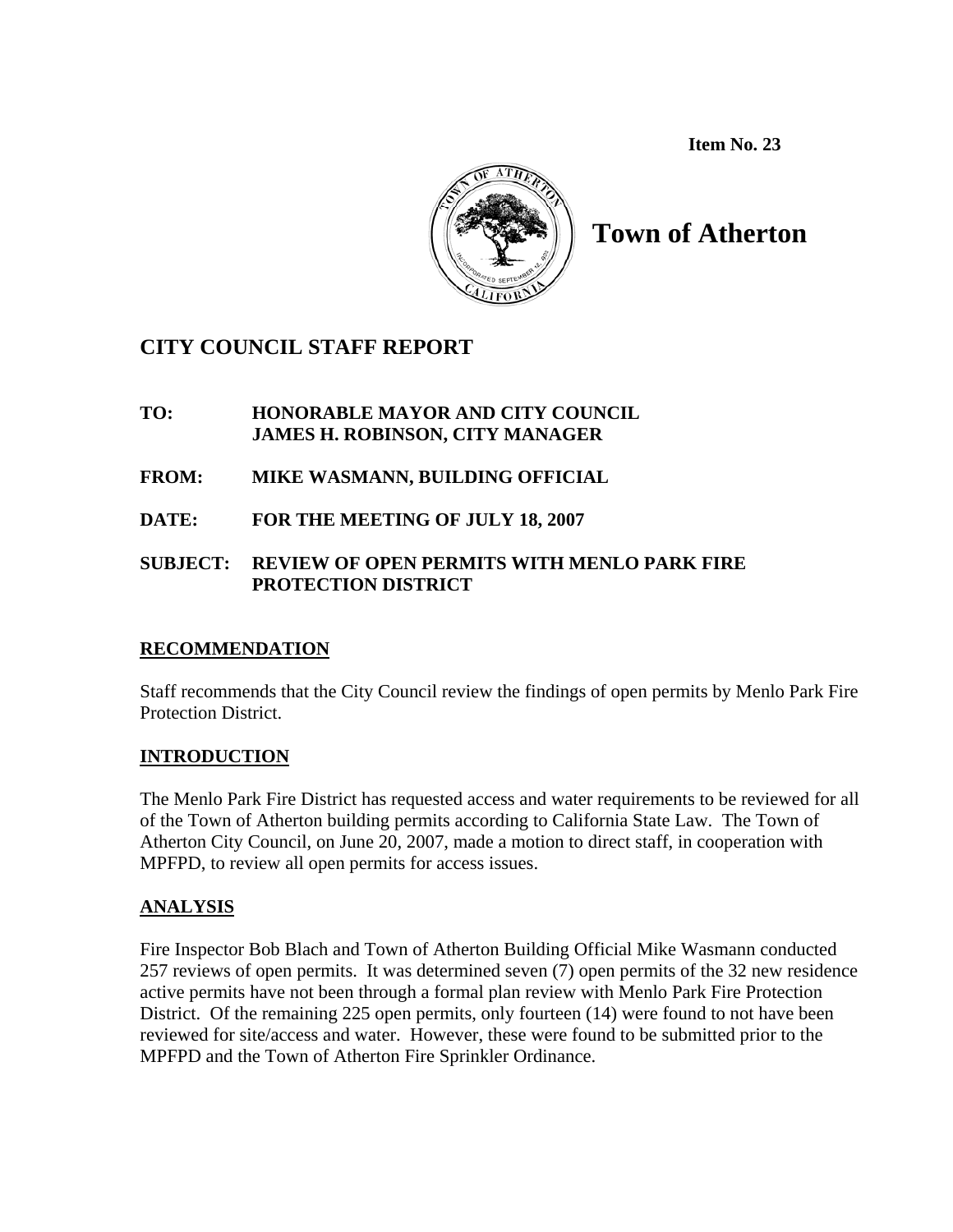**Item No. 23**

# Town of Atherton

## CITY COUNCIL STAFF REPORT

**TO:** **HONORABLE MAYOR AND CITY COUNCIL**
**JAMES H. ROBINSON, CITY MANAGER**

**FROM:** **MIKE WASMANN, BUILDING OFFICIAL**

**DATE:** **FOR THE MEETING OF JULY 18, 2007**

**SUBJECT:** **REVIEW OF OPEN PERMITS WITH MENLO PARK FIRE PROTECTION DISTRICT**

### RECOMMENDATION

Staff recommends that the City Council review the findings of open permits by Menlo Park Fire Protection District.

### INTRODUCTION

The Menlo Park Fire District has requested access and water requirements to be reviewed for all of the Town of Atherton building permits according to California State Law. The Town of Atherton City Council, on June 20, 2007, made a motion to direct staff, in cooperation with MPFPD, to review all open permits for access issues.

### ANALYSIS

Fire Inspector Bob Blach and Town of Atherton Building Official Mike Wasmann conducted 257 reviews of open permits. It was determined seven (7) open permits of the 32 new residence active permits have not been through a formal plan review with Menlo Park Fire Protection District. Of the remaining 225 open permits, only fourteen (14) were found to not have been reviewed for site/access and water. However, these were found to be submitted prior to the MPFPD and the Town of Atherton Fire Sprinkler Ordinance.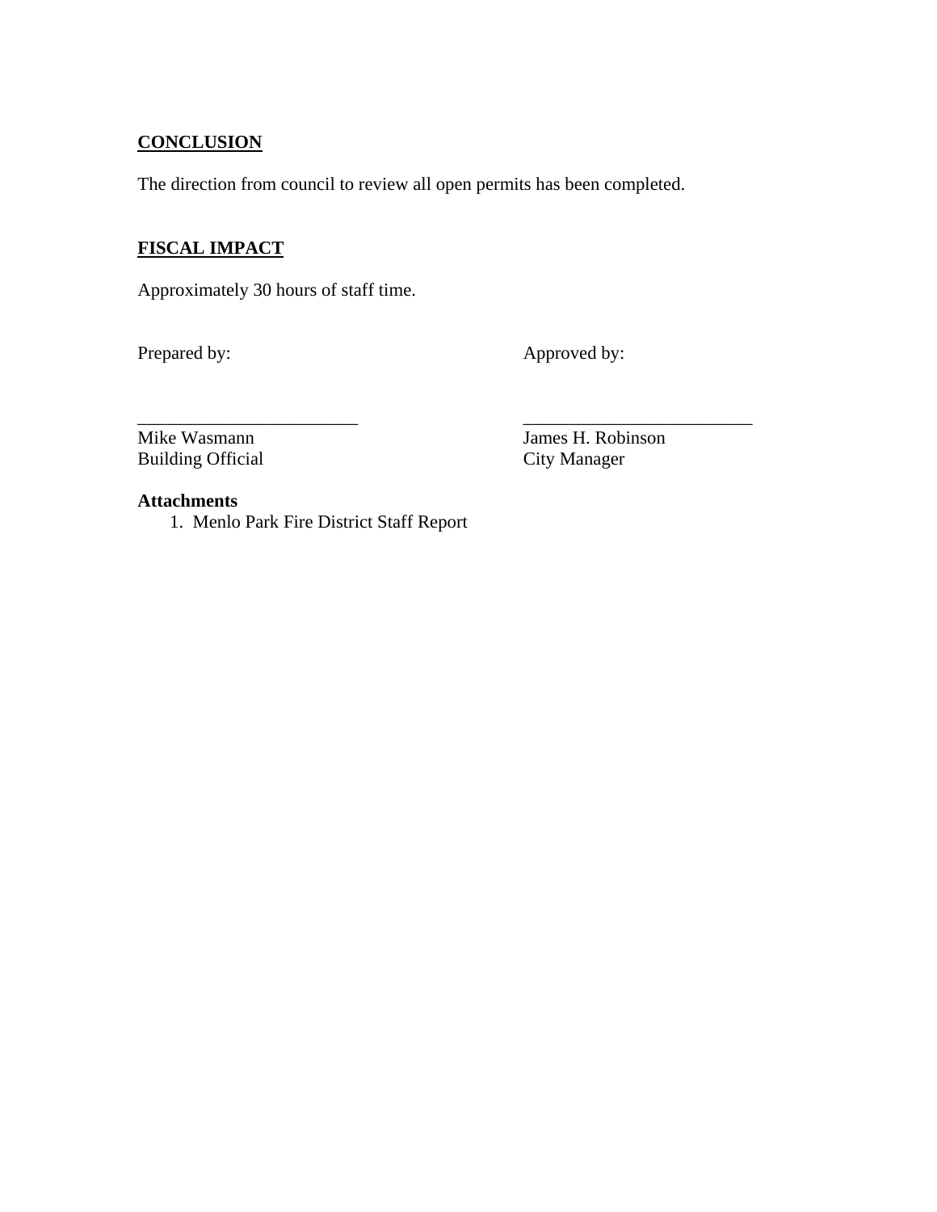**CONCLUSION**

The direction from council to review all open permits has been completed.

**FISCAL IMPACT**

Approximately 30 hours of staff time.

| Prepared by: | Approved by: |
|---|---|
| ________________________ | ________________________ |
| Mike Wasmann | James H. Robinson |
| Building Official | City Manager |

**Attachments**

1. Menlo Park Fire District Staff Report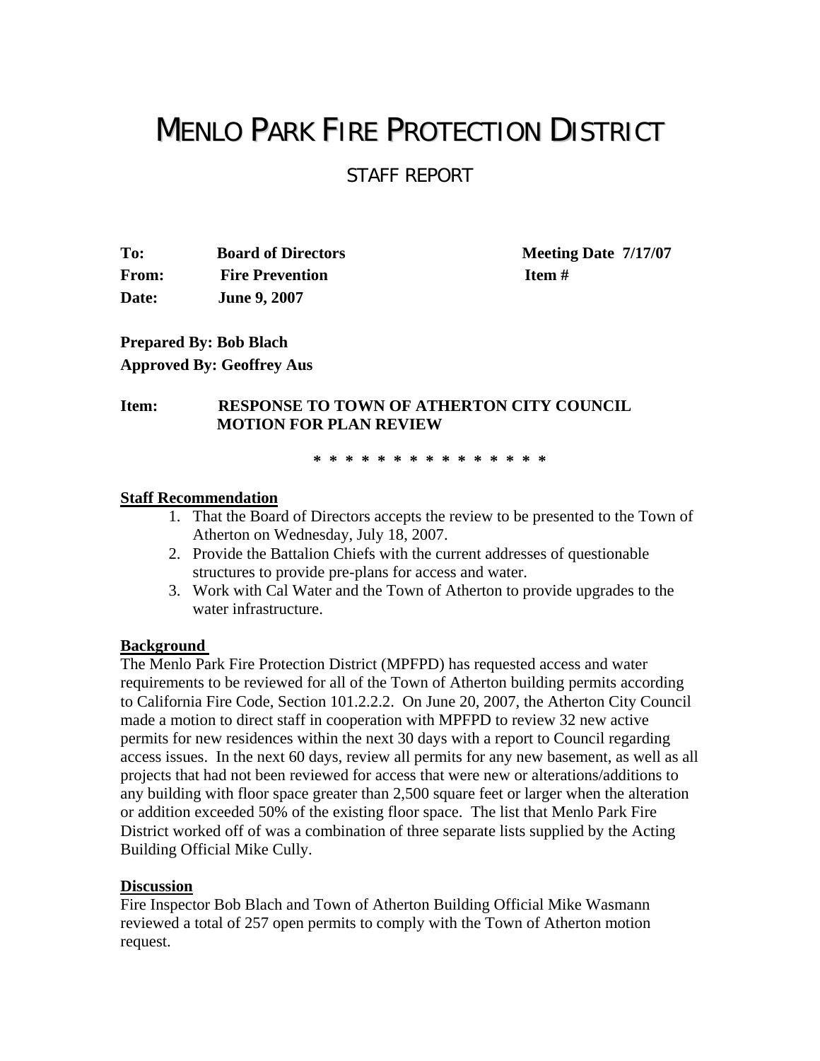# MENLO PARK FIRE PROTECTION DISTRICT

## STAFF REPORT

| | | |
|---|---|---|
| **To:** | **Board of Directors** | **Meeting Date 7/17/07** |
| **From:** | **Fire Prevention** | **Item #** |
| **Date:** | **June 9, 2007** | |

**Prepared By: Bob Blach**
**Approved By: Geoffrey Aus**

**Item: RESPONSE TO TOWN OF ATHERTON CITY COUNCIL MOTION FOR PLAN REVIEW**

\* \* \* \* \* \* \* \* \* \* \* \* \* \* \*

### Staff Recommendation

1. That the Board of Directors accepts the review to be presented to the Town of Atherton on Wednesday, July 18, 2007.
2. Provide the Battalion Chiefs with the current addresses of questionable structures to provide pre-plans for access and water.
3. Work with Cal Water and the Town of Atherton to provide upgrades to the water infrastructure.

### Background

The Menlo Park Fire Protection District (MPFPD) has requested access and water requirements to be reviewed for all of the Town of Atherton building permits according to California Fire Code, Section 101.2.2.2. On June 20, 2007, the Atherton City Council made a motion to direct staff in cooperation with MPFPD to review 32 new active permits for new residences within the next 30 days with a report to Council regarding access issues. In the next 60 days, review all permits for any new basement, as well as all projects that had not been reviewed for access that were new or alterations/additions to any building with floor space greater than 2,500 square feet or larger when the alteration or addition exceeded 50% of the existing floor space. The list that Menlo Park Fire District worked off of was a combination of three separate lists supplied by the Acting Building Official Mike Cully.

### Discussion

Fire Inspector Bob Blach and Town of Atherton Building Official Mike Wasmann reviewed a total of 257 open permits to comply with the Town of Atherton motion request.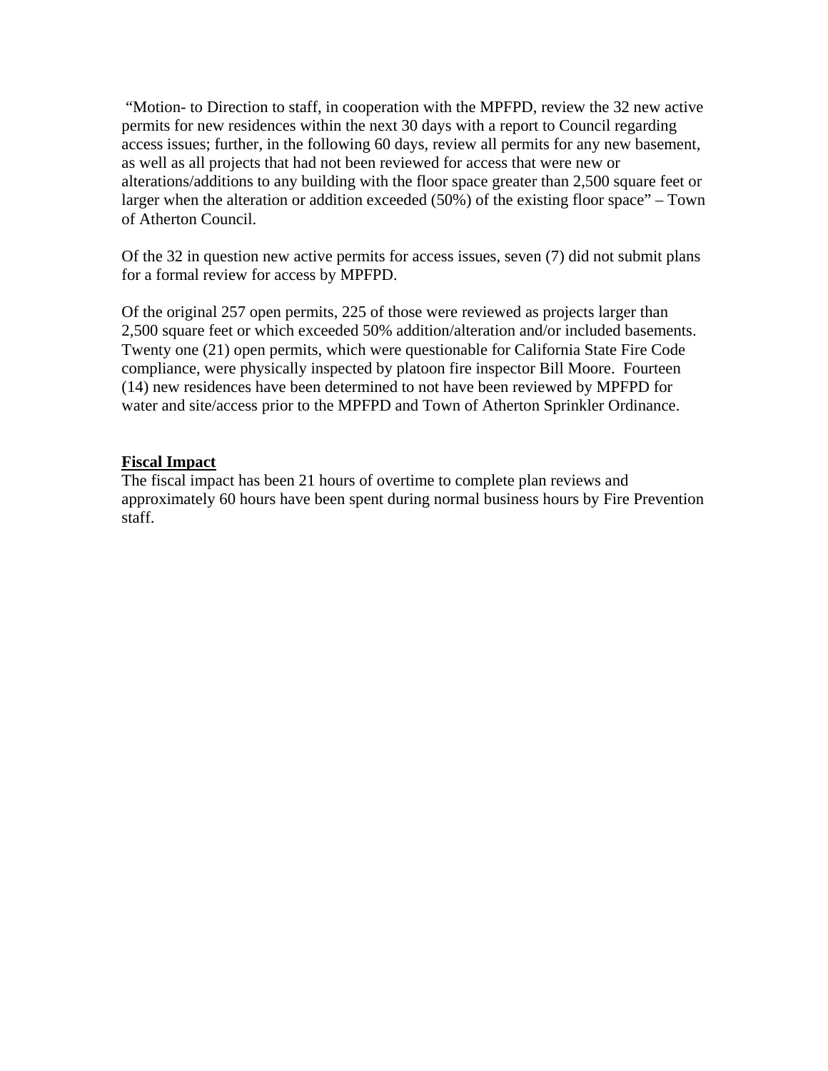"Motion- to Direction to staff, in cooperation with the MPFPD, review the 32 new active permits for new residences within the next 30 days with a report to Council regarding access issues; further, in the following 60 days, review all permits for any new basement, as well as all projects that had not been reviewed for access that were new or alterations/additions to any building with the floor space greater than 2,500 square feet or larger when the alteration or addition exceeded (50%) of the existing floor space" – Town of Atherton Council.

Of the 32 in question new active permits for access issues, seven (7) did not submit plans for a formal review for access by MPFPD.

Of the original 257 open permits, 225 of those were reviewed as projects larger than 2,500 square feet or which exceeded 50% addition/alteration and/or included basements. Twenty one (21) open permits, which were questionable for California State Fire Code compliance, were physically inspected by platoon fire inspector Bill Moore. Fourteen (14) new residences have been determined to not have been reviewed by MPFPD for water and site/access prior to the MPFPD and Town of Atherton Sprinkler Ordinance.

**Fiscal Impact**

The fiscal impact has been 21 hours of overtime to complete plan reviews and approximately 60 hours have been spent during normal business hours by Fire Prevention staff.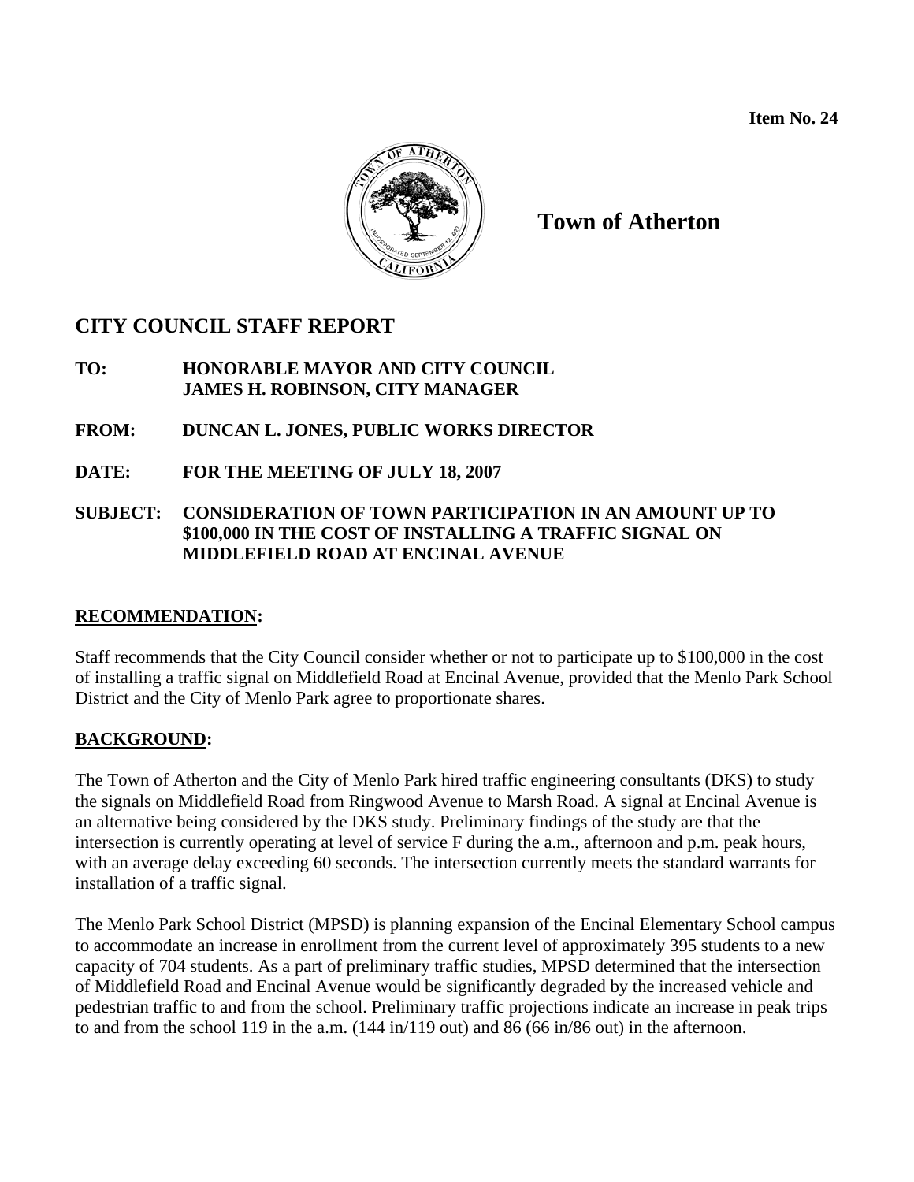**Item No. 24**

**Town of Atherton**

## CITY COUNCIL STAFF REPORT

**TO:** **HONORABLE MAYOR AND CITY COUNCIL**
**JAMES H. ROBINSON, CITY MANAGER**

**FROM:** **DUNCAN L. JONES, PUBLIC WORKS DIRECTOR**

**DATE:** **FOR THE MEETING OF JULY 18, 2007**

**SUBJECT:** **CONSIDERATION OF TOWN PARTICIPATION IN AN AMOUNT UP TO $100,000 IN THE COST OF INSTALLING A TRAFFIC SIGNAL ON MIDDLEFIELD ROAD AT ENCINAL AVENUE**

**RECOMMENDATION:**

Staff recommends that the City Council consider whether or not to participate up to $100,000 in the cost of installing a traffic signal on Middlefield Road at Encinal Avenue, provided that the Menlo Park School District and the City of Menlo Park agree to proportionate shares.

**BACKGROUND:**

The Town of Atherton and the City of Menlo Park hired traffic engineering consultants (DKS) to study the signals on Middlefield Road from Ringwood Avenue to Marsh Road. A signal at Encinal Avenue is an alternative being considered by the DKS study. Preliminary findings of the study are that the intersection is currently operating at level of service F during the a.m., afternoon and p.m. peak hours, with an average delay exceeding 60 seconds. The intersection currently meets the standard warrants for installation of a traffic signal.

The Menlo Park School District (MPSD) is planning expansion of the Encinal Elementary School campus to accommodate an increase in enrollment from the current level of approximately 395 students to a new capacity of 704 students. As a part of preliminary traffic studies, MPSD determined that the intersection of Middlefield Road and Encinal Avenue would be significantly degraded by the increased vehicle and pedestrian traffic to and from the school. Preliminary traffic projections indicate an increase in peak trips to and from the school 119 in the a.m. (144 in/119 out) and 86 (66 in/86 out) in the afternoon.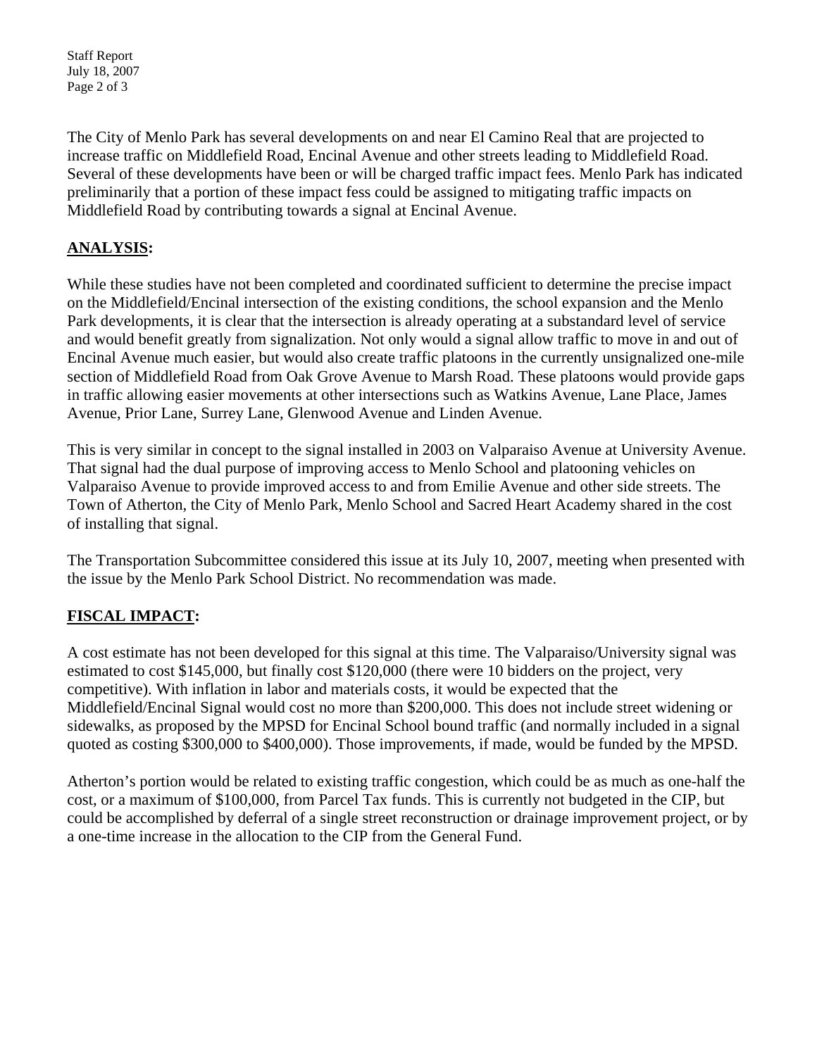The City of Menlo Park has several developments on and near El Camino Real that are projected to increase traffic on Middlefield Road, Encinal Avenue and other streets leading to Middlefield Road. Several of these developments have been or will be charged traffic impact fees. Menlo Park has indicated preliminarily that a portion of these impact fess could be assigned to mitigating traffic impacts on Middlefield Road by contributing towards a signal at Encinal Avenue.

## ANALYSIS:

While these studies have not been completed and coordinated sufficient to determine the precise impact on the Middlefield/Encinal intersection of the existing conditions, the school expansion and the Menlo Park developments, it is clear that the intersection is already operating at a substandard level of service and would benefit greatly from signalization. Not only would a signal allow traffic to move in and out of Encinal Avenue much easier, but would also create traffic platoons in the currently unsignalized one-mile section of Middlefield Road from Oak Grove Avenue to Marsh Road. These platoons would provide gaps in traffic allowing easier movements at other intersections such as Watkins Avenue, Lane Place, James Avenue, Prior Lane, Surrey Lane, Glenwood Avenue and Linden Avenue.

This is very similar in concept to the signal installed in 2003 on Valparaiso Avenue at University Avenue. That signal had the dual purpose of improving access to Menlo School and platooning vehicles on Valparaiso Avenue to provide improved access to and from Emilie Avenue and other side streets. The Town of Atherton, the City of Menlo Park, Menlo School and Sacred Heart Academy shared in the cost of installing that signal.

The Transportation Subcommittee considered this issue at its July 10, 2007, meeting when presented with the issue by the Menlo Park School District. No recommendation was made.

## FISCAL IMPACT:

A cost estimate has not been developed for this signal at this time. The Valparaiso/University signal was estimated to cost $145,000, but finally cost $120,000 (there were 10 bidders on the project, very competitive). With inflation in labor and materials costs, it would be expected that the Middlefield/Encinal Signal would cost no more than $200,000. This does not include street widening or sidewalks, as proposed by the MPSD for Encinal School bound traffic (and normally included in a signal quoted as costing $300,000 to $400,000). Those improvements, if made, would be funded by the MPSD.

Atherton's portion would be related to existing traffic congestion, which could be as much as one-half the cost, or a maximum of $100,000, from Parcel Tax funds. This is currently not budgeted in the CIP, but could be accomplished by deferral of a single street reconstruction or drainage improvement project, or by a one-time increase in the allocation to the CIP from the General Fund.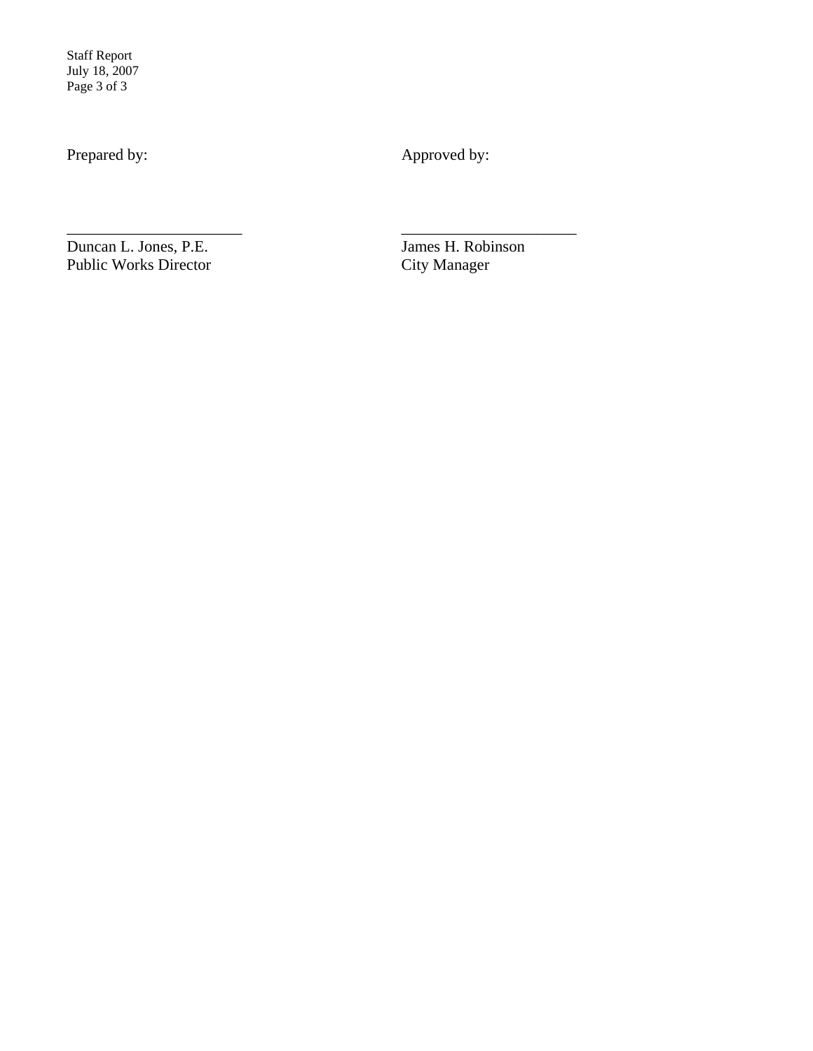Prepared by:

\_\_\_\_\_\_\_\_\_\_\_\_\_\_\_\_\_\_\_\_\_\_
Duncan L. Jones, P.E.
Public Works Director

Approved by:

\_\_\_\_\_\_\_\_\_\_\_\_\_\_\_\_\_\_\_\_\_\_
James H. Robinson
City Manager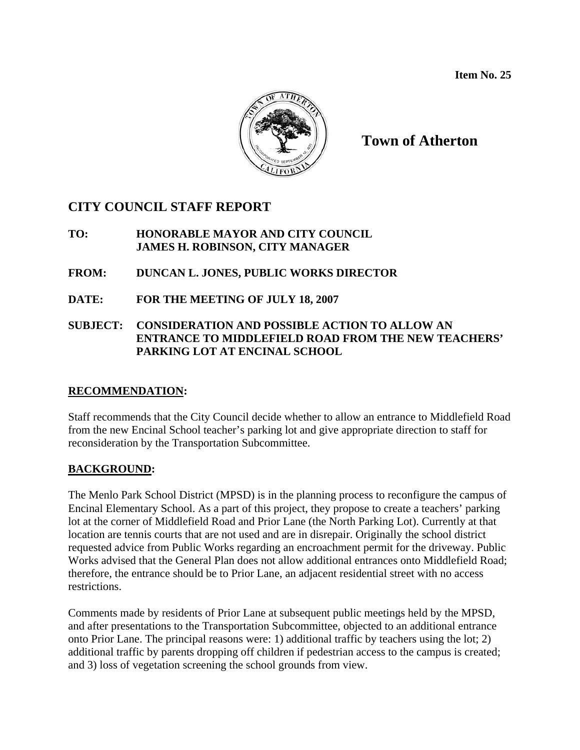Item No. 25

# Town of Atherton

## CITY COUNCIL STAFF REPORT

**TO: HONORABLE MAYOR AND CITY COUNCIL**
**JAMES H. ROBINSON, CITY MANAGER**

**FROM: DUNCAN L. JONES, PUBLIC WORKS DIRECTOR**

**DATE: FOR THE MEETING OF JULY 18, 2007**

**SUBJECT: CONSIDERATION AND POSSIBLE ACTION TO ALLOW AN ENTRANCE TO MIDDLEFIELD ROAD FROM THE NEW TEACHERS' PARKING LOT AT ENCINAL SCHOOL**

### RECOMMENDATION:

Staff recommends that the City Council decide whether to allow an entrance to Middlefield Road from the new Encinal School teacher's parking lot and give appropriate direction to staff for reconsideration by the Transportation Subcommittee.

### BACKGROUND:

The Menlo Park School District (MPSD) is in the planning process to reconfigure the campus of Encinal Elementary School. As a part of this project, they propose to create a teachers' parking lot at the corner of Middlefield Road and Prior Lane (the North Parking Lot). Currently at that location are tennis courts that are not used and are in disrepair. Originally the school district requested advice from Public Works regarding an encroachment permit for the driveway. Public Works advised that the General Plan does not allow additional entrances onto Middlefield Road; therefore, the entrance should be to Prior Lane, an adjacent residential street with no access restrictions.

Comments made by residents of Prior Lane at subsequent public meetings held by the MPSD, and after presentations to the Transportation Subcommittee, objected to an additional entrance onto Prior Lane. The principal reasons were: 1) additional traffic by teachers using the lot; 2) additional traffic by parents dropping off children if pedestrian access to the campus is created; and 3) loss of vegetation screening the school grounds from view.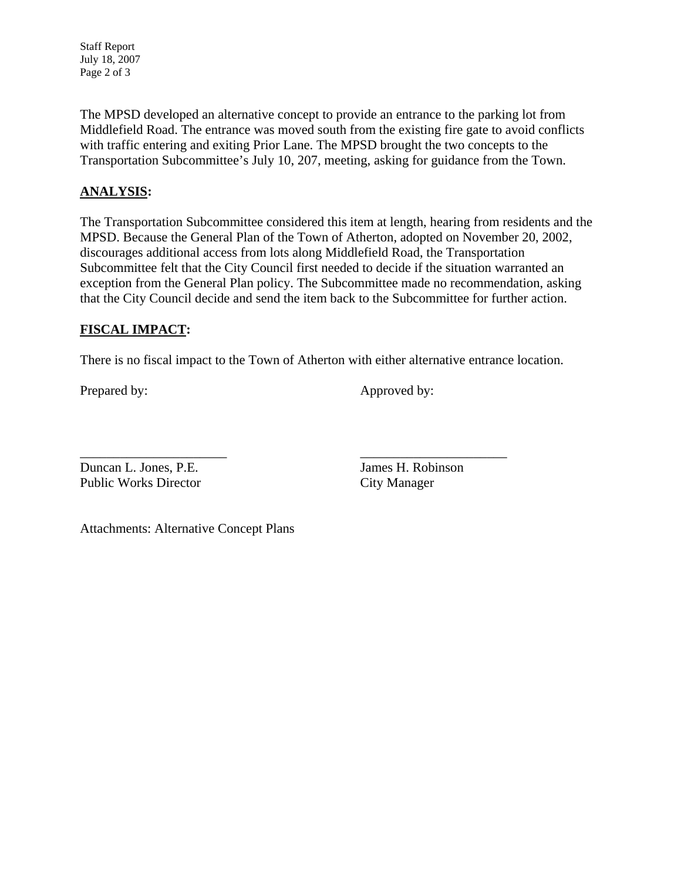The MPSD developed an alternative concept to provide an entrance to the parking lot from Middlefield Road. The entrance was moved south from the existing fire gate to avoid conflicts with traffic entering and exiting Prior Lane. The MPSD brought the two concepts to the Transportation Subcommittee's July 10, 207, meeting, asking for guidance from the Town.

## ANALYSIS:

The Transportation Subcommittee considered this item at length, hearing from residents and the MPSD. Because the General Plan of the Town of Atherton, adopted on November 20, 2002, discourages additional access from lots along Middlefield Road, the Transportation Subcommittee felt that the City Council first needed to decide if the situation warranted an exception from the General Plan policy. The Subcommittee made no recommendation, asking that the City Council decide and send the item back to the Subcommittee for further action.

## FISCAL IMPACT:

There is no fiscal impact to the Town of Atherton with either alternative entrance location.

Prepared by:

______________________

Duncan L. Jones, P.E.
Public Works Director

Approved by:

______________________

James H. Robinson
City Manager

Attachments: Alternative Concept Plans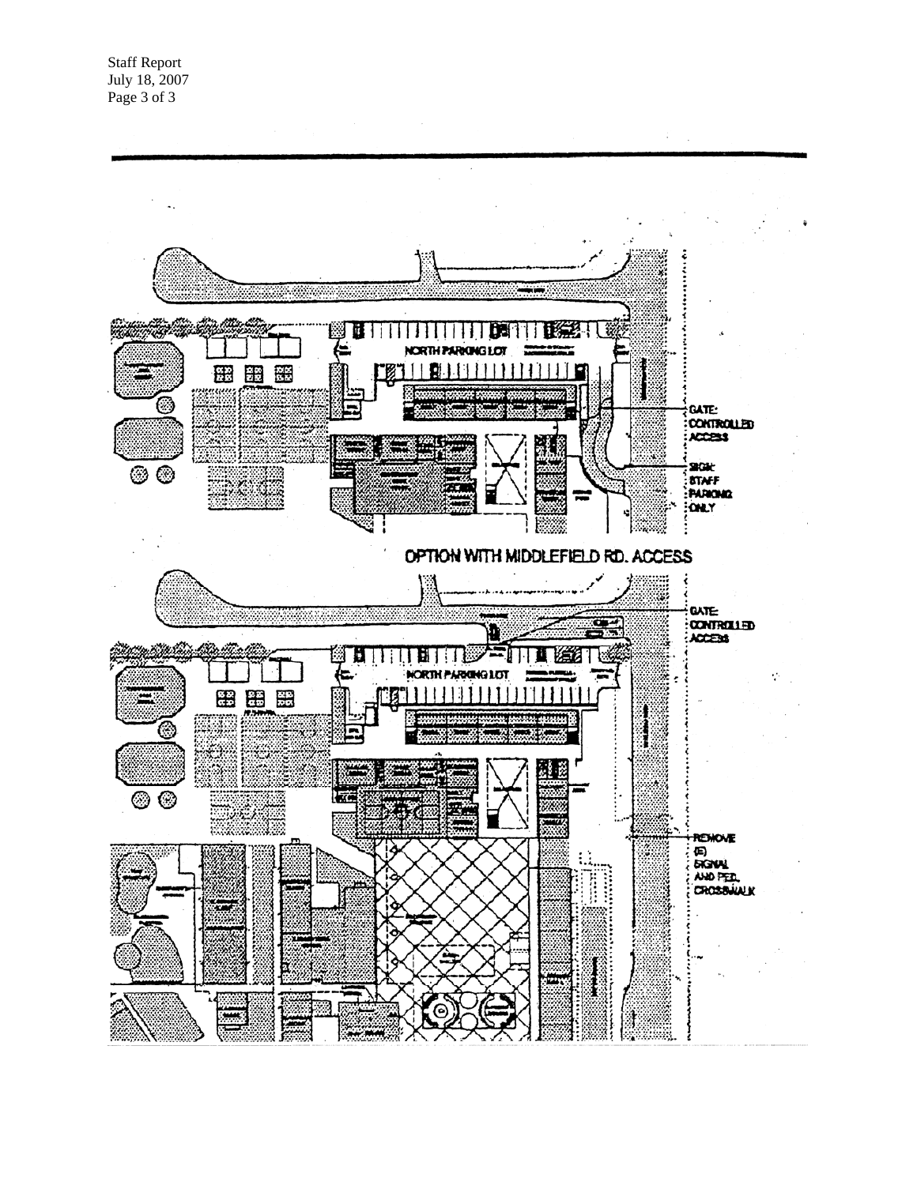NORTH PARKING LOT

GATE: CONTROLLED ACCESS

SIGN: STAFF PARKING ONLY

OPTION WITH MIDDLEFIELD RD. ACCESS

NORTH PARKING LOT

GATE: CONTROLLED ACCESS

REMOVE (E) SIGNAL AND PED. CROSSWALK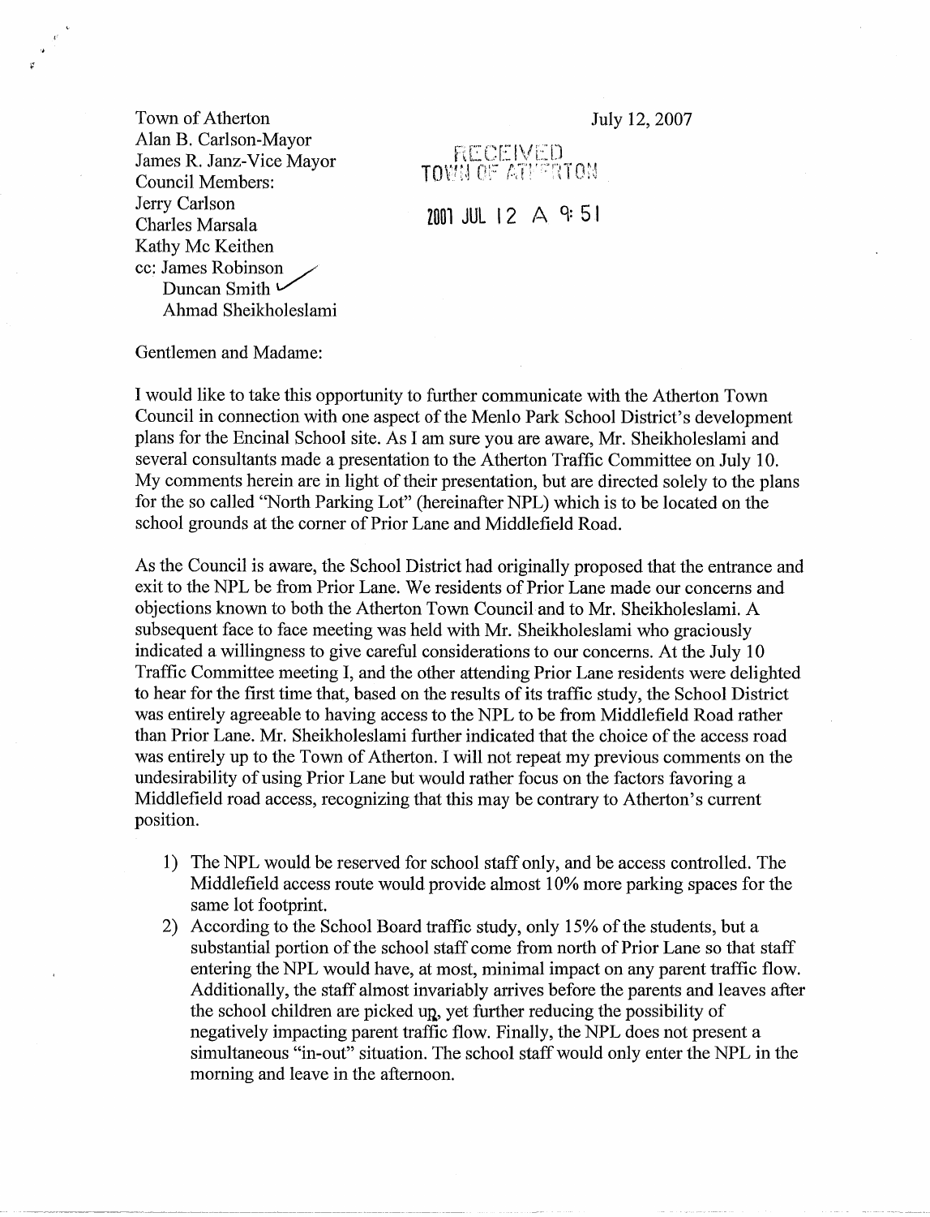Town of Atherton
Alan B. Carlson-Mayor
James R. Janz-Vice Mayor
Council Members:
Jerry Carlson
Charles Marsala
Kathy Mc Keithen
cc: James Robinson
Duncan Smith
Ahmad Sheikholeslami

July 12, 2007

RECEIVED
TOWN OF ATHERTON
2007 JUL 12 A 9:51

Gentlemen and Madame:

I would like to take this opportunity to further communicate with the Atherton Town Council in connection with one aspect of the Menlo Park School District's development plans for the Encinal School site. As I am sure you are aware, Mr. Sheikholeslami and several consultants made a presentation to the Atherton Traffic Committee on July 10. My comments herein are in light of their presentation, but are directed solely to the plans for the so called "North Parking Lot" (hereinafter NPL) which is to be located on the school grounds at the corner of Prior Lane and Middlefield Road.

As the Council is aware, the School District had originally proposed that the entrance and exit to the NPL be from Prior Lane. We residents of Prior Lane made our concerns and objections known to both the Atherton Town Council and to Mr. Sheikholeslami. A subsequent face to face meeting was held with Mr. Sheikholeslami who graciously indicated a willingness to give careful considerations to our concerns. At the July 10 Traffic Committee meeting I, and the other attending Prior Lane residents were delighted to hear for the first time that, based on the results of its traffic study, the School District was entirely agreeable to having access to the NPL to be from Middlefield Road rather than Prior Lane. Mr. Sheikholeslami further indicated that the choice of the access road was entirely up to the Town of Atherton. I will not repeat my previous comments on the undesirability of using Prior Lane but would rather focus on the factors favoring a Middlefield road access, recognizing that this may be contrary to Atherton's current position.

1) The NPL would be reserved for school staff only, and be access controlled. The Middlefield access route would provide almost 10% more parking spaces for the same lot footprint.
2) According to the School Board traffic study, only 15% of the students, but a substantial portion of the school staff come from north of Prior Lane so that staff entering the NPL would have, at most, minimal impact on any parent traffic flow. Additionally, the staff almost invariably arrives before the parents and leaves after the school children are picked up, yet further reducing the possibility of negatively impacting parent traffic flow. Finally, the NPL does not present a simultaneous "in-out" situation. The school staff would only enter the NPL in the morning and leave in the afternoon.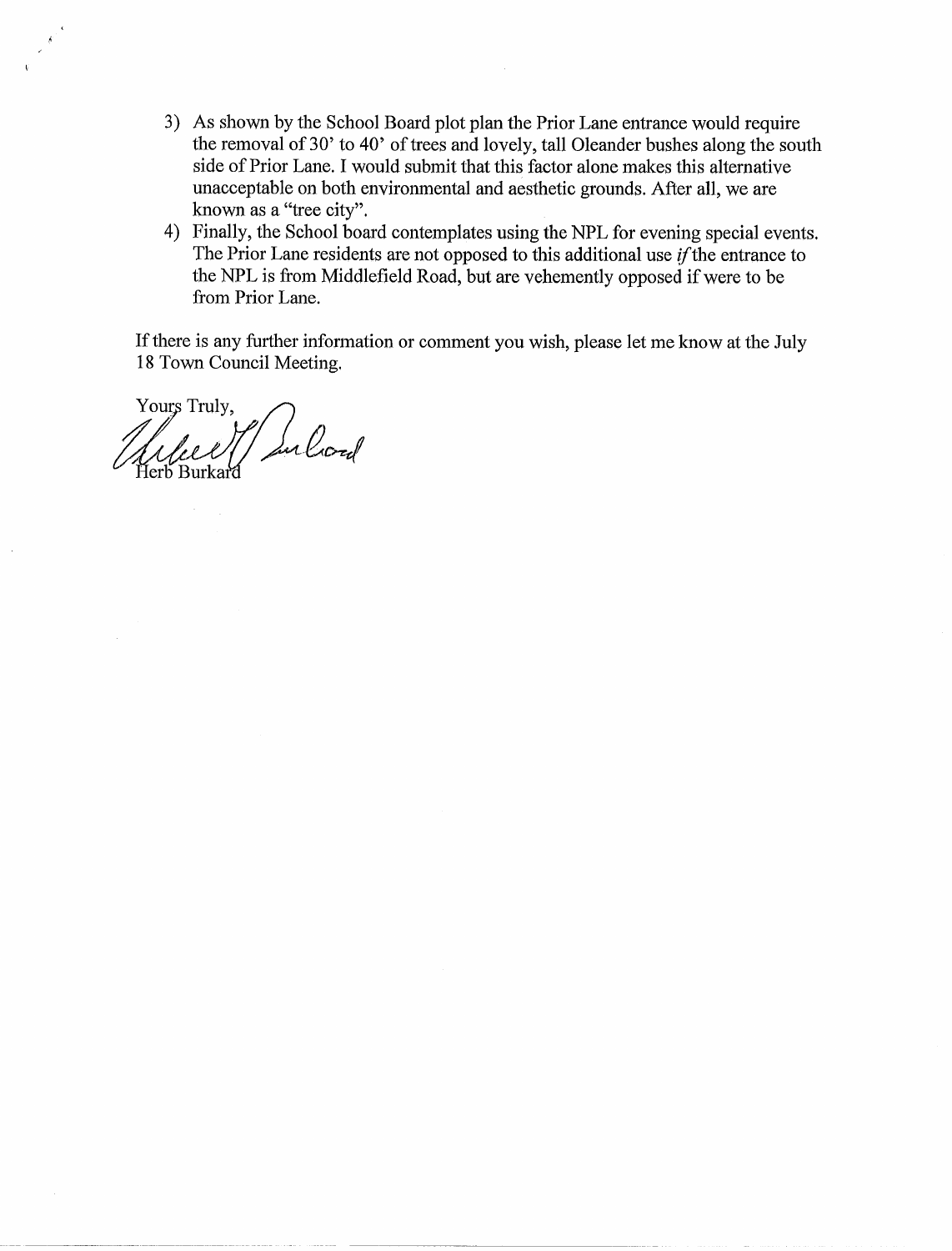3) As shown by the School Board plot plan the Prior Lane entrance would require the removal of 30' to 40' of trees and lovely, tall Oleander bushes along the south side of Prior Lane. I would submit that this factor alone makes this alternative unacceptable on both environmental and aesthetic grounds. After all, we are known as a "tree city".
4) Finally, the School board contemplates using the NPL for evening special events. The Prior Lane residents are not opposed to this additional use *if* the entrance to the NPL is from Middlefield Road, but are vehemently opposed if were to be from Prior Lane.

If there is any further information or comment you wish, please let me know at the July 18 Town Council Meeting.

Yours Truly,

Herb Burkard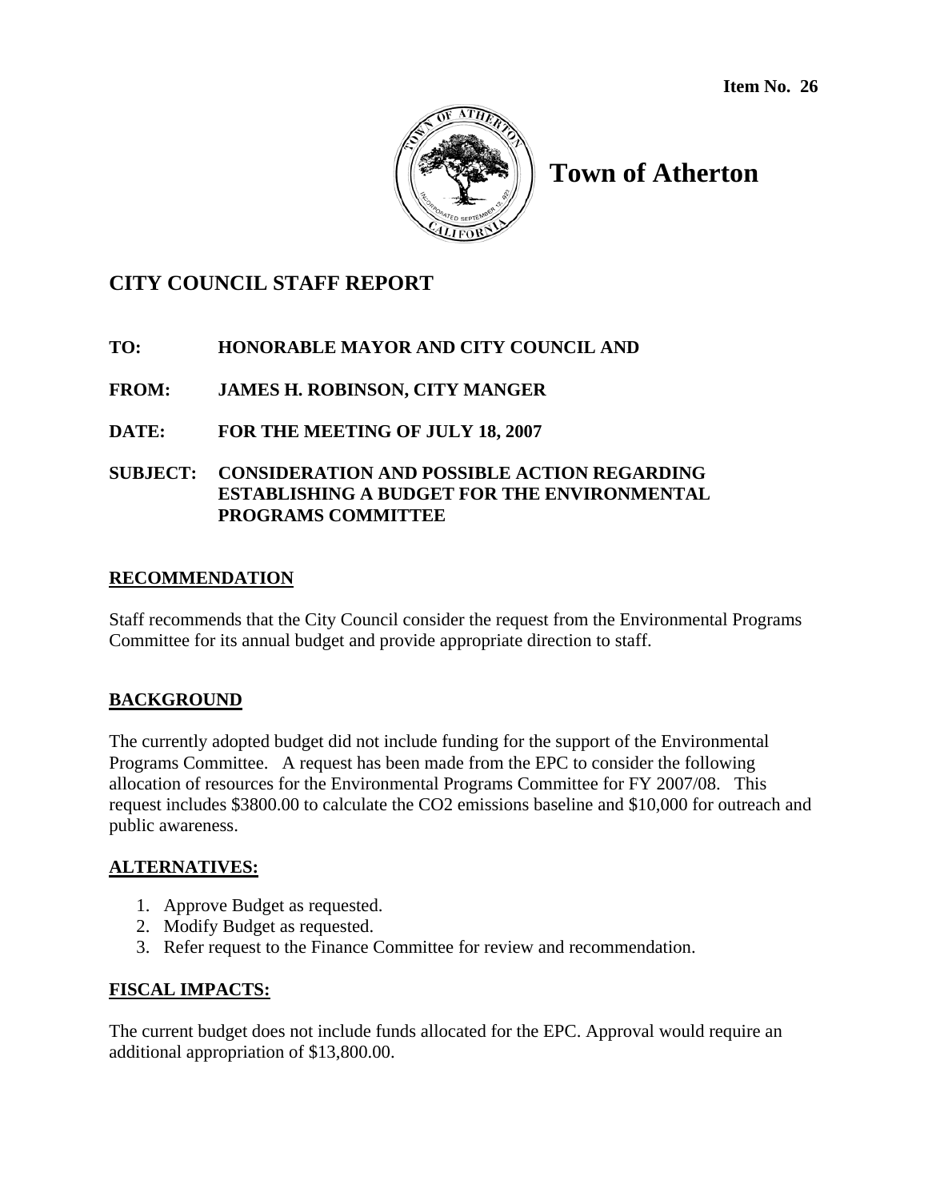Item No. 26

# Town of Atherton

## CITY COUNCIL STAFF REPORT

**TO:** HONORABLE MAYOR AND CITY COUNCIL AND

**FROM:** JAMES H. ROBINSON, CITY MANGER

**DATE:** FOR THE MEETING OF JULY 18, 2007

**SUBJECT:** CONSIDERATION AND POSSIBLE ACTION REGARDING ESTABLISHING A BUDGET FOR THE ENVIRONMENTAL PROGRAMS COMMITTEE

### RECOMMENDATION

Staff recommends that the City Council consider the request from the Environmental Programs Committee for its annual budget and provide appropriate direction to staff.

### BACKGROUND

The currently adopted budget did not include funding for the support of the Environmental Programs Committee. A request has been made from the EPC to consider the following allocation of resources for the Environmental Programs Committee for FY 2007/08. This request includes $3800.00 to calculate the CO2 emissions baseline and $10,000 for outreach and public awareness.

### ALTERNATIVES:

1. Approve Budget as requested.
2. Modify Budget as requested.
3. Refer request to the Finance Committee for review and recommendation.

### FISCAL IMPACTS:

The current budget does not include funds allocated for the EPC. Approval would require an additional appropriation of $13,800.00.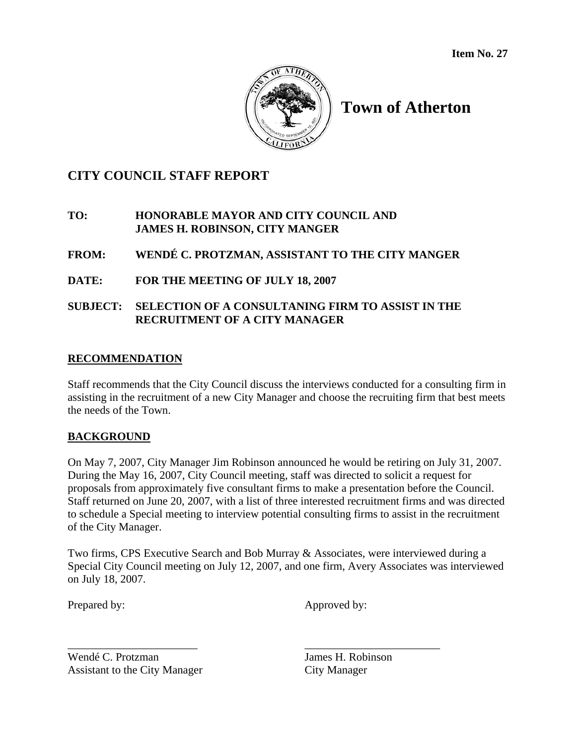Item No. 27

# Town of Atherton

## CITY COUNCIL STAFF REPORT

**TO:** **HONORABLE MAYOR AND CITY COUNCIL AND JAMES H. ROBINSON, CITY MANGER**

**FROM:** **WENDÉ C. PROTZMAN, ASSISTANT TO THE CITY MANGER**

**DATE:** **FOR THE MEETING OF JULY 18, 2007**

**SUBJECT:** **SELECTION OF A CONSULTANING FIRM TO ASSIST IN THE RECRUITMENT OF A CITY MANAGER**

### RECOMMENDATION

Staff recommends that the City Council discuss the interviews conducted for a consulting firm in assisting in the recruitment of a new City Manager and choose the recruiting firm that best meets the needs of the Town.

### BACKGROUND

On May 7, 2007, City Manager Jim Robinson announced he would be retiring on July 31, 2007. During the May 16, 2007, City Council meeting, staff was directed to solicit a request for proposals from approximately five consultant firms to make a presentation before the Council. Staff returned on June 20, 2007, with a list of three interested recruitment firms and was directed to schedule a Special meeting to interview potential consulting firms to assist in the recruitment of the City Manager.

Two firms, CPS Executive Search and Bob Murray & Associates, were interviewed during a Special City Council meeting on July 12, 2007, and one firm, Avery Associates was interviewed on July 18, 2007.

Prepared by:

Wendé C. Protzman
Assistant to the City Manager

Approved by:

James H. Robinson
City Manager